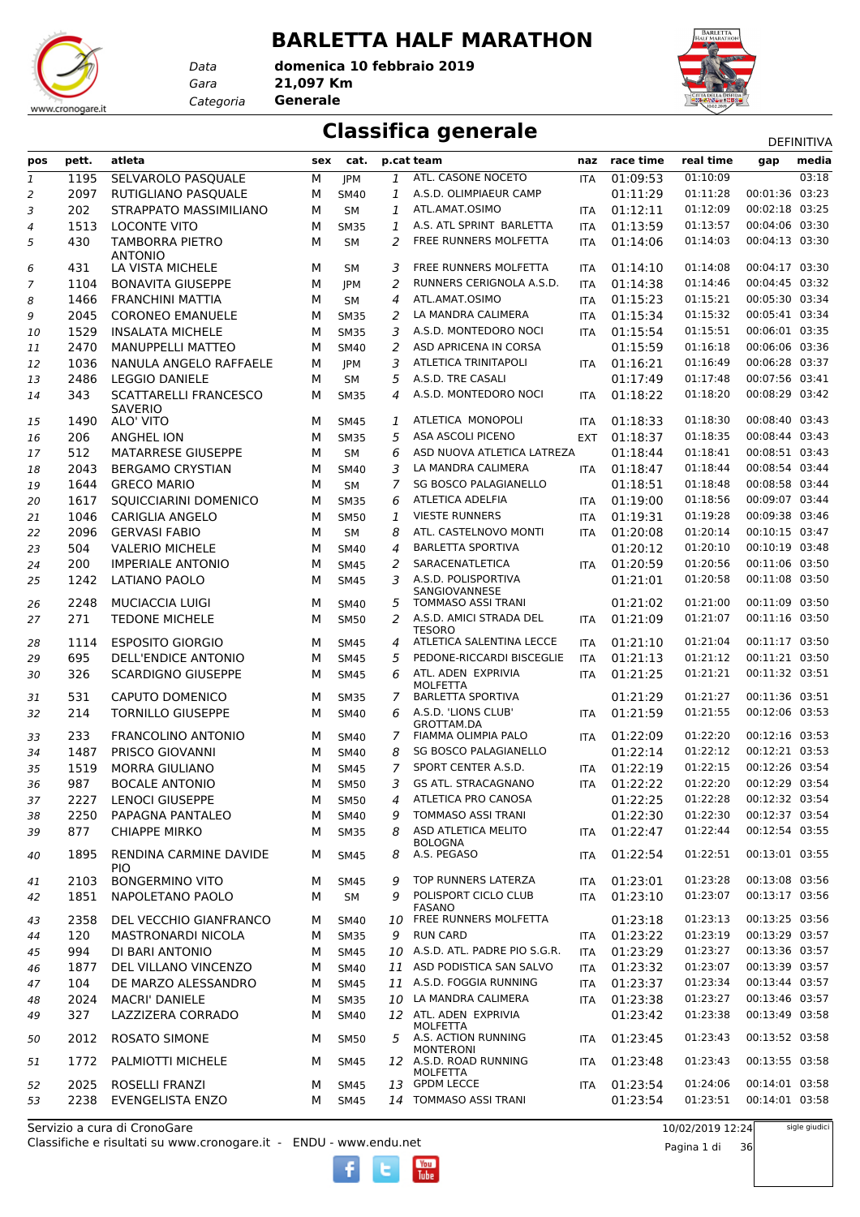# BARLETTA HALF MARATHON

Data **domenica 10 febbraio 2019**
Gara **21,097 Km**
Categoria **Generale**

## Classifica generale

DEFINITIVA

| pos | pett. | atleta | sex | cat. | p.cat | team | naz | race time | real time | gap | media |
|---|---|---|---|---|---|---|---|---|---|---|---|
| 1 | 1195 | SELVAROLO PASQUALE | M | JPM | 1 | ATL. CASONE NOCETO | ITA | 01:09:53 | 01:10:09 | | 03:18 |
| 2 | 2097 | RUTIGLIANO PASQUALE | M | SM40 | 1 | A.S.D. OLIMPIAEUR CAMP | | 01:11:29 | 01:11:28 | 00:01:36 | 03:23 |
| 3 | 202 | STRAPPATO MASSIMILIANO | M | SM | 1 | ATL.AMAT.OSIMO | ITA | 01:12:11 | 01:12:09 | 00:02:18 | 03:25 |
| 4 | 1513 | LOCONTE VITO | M | SM35 | 1 | A.S. ATL SPRINT BARLETTA | ITA | 01:13:59 | 01:13:57 | 00:04:06 | 03:30 |
| 5 | 430 | TAMBORRA PIETRO ANTONIO | M | SM | 2 | FREE RUNNERS MOLFETTA | ITA | 01:14:06 | 01:14:03 | 00:04:13 | 03:30 |
| 6 | 431 | LA VISTA MICHELE | M | SM | 3 | FREE RUNNERS MOLFETTA | ITA | 01:14:10 | 01:14:08 | 00:04:17 | 03:30 |
| 7 | 1104 | BONAVITA GIUSEPPE | M | JPM | 2 | RUNNERS CERIGNOLA A.S.D. | ITA | 01:14:38 | 01:14:46 | 00:04:45 | 03:32 |
| 8 | 1466 | FRANCHINI MATTIA | M | SM | 4 | ATL.AMAT.OSIMO | ITA | 01:15:23 | 01:15:21 | 00:05:30 | 03:34 |
| 9 | 2045 | CORONEO EMANUELE | M | SM35 | 2 | LA MANDRA CALIMERA | ITA | 01:15:34 | 01:15:32 | 00:05:41 | 03:34 |
| 10 | 1529 | INSALATA MICHELE | M | SM35 | 3 | A.S.D. MONTEDORO NOCI | ITA | 01:15:54 | 01:15:51 | 00:06:01 | 03:35 |
| 11 | 2470 | MANUPPELLI MATTEO | M | SM40 | 2 | ASD APRICENA IN CORSA | | 01:15:59 | 01:16:18 | 00:06:06 | 03:36 |
| 12 | 1036 | NANULA ANGELO RAFFAELE | M | JPM | 3 | ATLETICA TRINITAPOLI | ITA | 01:16:21 | 01:16:49 | 00:06:28 | 03:37 |
| 13 | 2486 | LEGGIO DANIELE | M | SM | 5 | A.S.D. TRE CASALI | | 01:17:49 | 01:17:48 | 00:07:56 | 03:41 |
| 14 | 343 | SCATTARELLI FRANCESCO SAVERIO | M | SM35 | 4 | A.S.D. MONTEDORO NOCI | ITA | 01:18:22 | 01:18:20 | 00:08:29 | 03:42 |
| 15 | 1490 | ALO' VITO | M | SM45 | 1 | ATLETICA MONOPOLI | ITA | 01:18:33 | 01:18:30 | 00:08:40 | 03:43 |
| 16 | 206 | ANGHEL ION | M | SM35 | 5 | ASA ASCOLI PICENO | EXT | 01:18:37 | 01:18:35 | 00:08:44 | 03:43 |
| 17 | 512 | MATARRESE GIUSEPPE | M | SM | 6 | ASD NUOVA ATLETICA LATREZA | | 01:18:44 | 01:18:41 | 00:08:51 | 03:43 |
| 18 | 2043 | BERGAMO CRYSTIAN | M | SM40 | 3 | LA MANDRA CALIMERA | ITA | 01:18:47 | 01:18:44 | 00:08:54 | 03:44 |
| 19 | 1644 | GRECO MARIO | M | SM | 7 | SG BOSCO PALAGIANELLO | | 01:18:51 | 01:18:48 | 00:08:58 | 03:44 |
| 20 | 1617 | SQUICCIARINI DOMENICO | M | SM35 | 6 | ATLETICA ADELFIA | ITA | 01:19:00 | 01:18:56 | 00:09:07 | 03:44 |
| 21 | 1046 | CARIGLIA ANGELO | M | SM50 | 1 | VIESTE RUNNERS | ITA | 01:19:31 | 01:19:28 | 00:09:38 | 03:46 |
| 22 | 2096 | GERVASI FABIO | M | SM | 8 | ATL. CASTELNOVO MONTI | ITA | 01:20:08 | 01:20:14 | 00:10:15 | 03:47 |
| 23 | 504 | VALERIO MICHELE | M | SM40 | 4 | BARLETTA SPORTIVA | | 01:20:12 | 01:20:10 | 00:10:19 | 03:48 |
| 24 | 200 | IMPERIALE ANTONIO | M | SM45 | 2 | SARACENATLETICA | ITA | 01:20:59 | 01:20:56 | 00:11:06 | 03:50 |
| 25 | 1242 | LATIANO PAOLO | M | SM45 | 3 | A.S.D. POLISPORTIVA SANGIOVANNESE | | 01:21:01 | 01:20:58 | 00:11:08 | 03:50 |
| 26 | 2248 | MUCIACCIA LUIGI | M | SM40 | 5 | TOMMASO ASSI TRANI | | 01:21:02 | 01:21:00 | 00:11:09 | 03:50 |
| 27 | 271 | TEDONE MICHELE | M | SM50 | 2 | A.S.D. AMICI STRADA DEL TESORO | ITA | 01:21:09 | 01:21:07 | 00:11:16 | 03:50 |
| 28 | 1114 | ESPOSITO GIORGIO | M | SM45 | 4 | ATLETICA SALENTINA LECCE | ITA | 01:21:10 | 01:21:04 | 00:11:17 | 03:50 |
| 29 | 695 | DELL'ENDICE ANTONIO | M | SM45 | 5 | PEDONE-RICCARDI BISCEGLIE | ITA | 01:21:13 | 01:21:12 | 00:11:21 | 03:50 |
| 30 | 326 | SCARDIGNO GIUSEPPE | M | SM45 | 6 | ATL. ADEN EXPRIVIA MOLFETTA | ITA | 01:21:25 | 01:21:21 | 00:11:32 | 03:51 |
| 31 | 531 | CAPUTO DOMENICO | M | SM35 | 7 | BARLETTA SPORTIVA | | 01:21:29 | 01:21:27 | 00:11:36 | 03:51 |
| 32 | 214 | TORNILLO GIUSEPPE | M | SM40 | 6 | A.S.D. 'LIONS CLUB' GROTTAM.DA | ITA | 01:21:59 | 01:21:55 | 00:12:06 | 03:53 |
| 33 | 233 | FRANCOLINO ANTONIO | M | SM40 | 7 | FIAMMA OLIMPIA PALO | ITA | 01:22:09 | 01:22:20 | 00:12:16 | 03:53 |
| 34 | 1487 | PRISCO GIOVANNI | M | SM40 | 8 | SG BOSCO PALAGIANELLO | | 01:22:14 | 01:22:12 | 00:12:21 | 03:53 |
| 35 | 1519 | MORRA GIULIANO | M | SM45 | 7 | SPORT CENTER A.S.D. | ITA | 01:22:19 | 01:22:15 | 00:12:26 | 03:54 |
| 36 | 987 | BOCALE ANTONIO | M | SM50 | 3 | GS ATL. STRACAGNANO | ITA | 01:22:22 | 01:22:20 | 00:12:29 | 03:54 |
| 37 | 2227 | LENOCI GIUSEPPE | M | SM50 | 4 | ATLETICA PRO CANOSA | | 01:22:25 | 01:22:28 | 00:12:32 | 03:54 |
| 38 | 2250 | PAPAGNA PANTALEO | M | SM40 | 9 | TOMMASO ASSI TRANI | | 01:22:30 | 01:22:30 | 00:12:37 | 03:54 |
| 39 | 877 | CHIAPPE MIRKO | M | SM35 | 8 | ASD ATLETICA MELITO BOLOGNA | ITA | 01:22:47 | 01:22:44 | 00:12:54 | 03:55 |
| 40 | 1895 | RENDINA CARMINE DAVIDE PIO | M | SM45 | 8 | A.S. PEGASO | ITA | 01:22:54 | 01:22:51 | 00:13:01 | 03:55 |
| 41 | 2103 | BONGERMINO VITO | M | SM45 | 9 | TOP RUNNERS LATERZA | ITA | 01:23:01 | 01:23:28 | 00:13:08 | 03:56 |
| 42 | 1851 | NAPOLETANO PAOLO | M | SM | 9 | POLISPORT CICLO CLUB FASANO | ITA | 01:23:10 | 01:23:07 | 00:13:17 | 03:56 |
| 43 | 2358 | DEL VECCHIO GIANFRANCO | M | SM40 | 10 | FREE RUNNERS MOLFETTA | | 01:23:18 | 01:23:13 | 00:13:25 | 03:56 |
| 44 | 120 | MASTRONARDI NICOLA | M | SM35 | 9 | RUN CARD | ITA | 01:23:22 | 01:23:19 | 00:13:29 | 03:57 |
| 45 | 994 | DI BARI ANTONIO | M | SM45 | 10 | A.S.D. ATL. PADRE PIO S.G.R. | ITA | 01:23:29 | 01:23:27 | 00:13:36 | 03:57 |
| 46 | 1877 | DEL VILLANO VINCENZO | M | SM40 | 11 | ASD PODISTICA SAN SALVO | ITA | 01:23:32 | 01:23:07 | 00:13:39 | 03:57 |
| 47 | 104 | DE MARZO ALESSANDRO | M | SM45 | 11 | A.S.D. FOGGIA RUNNING | ITA | 01:23:37 | 01:23:34 | 00:13:44 | 03:57 |
| 48 | 2024 | MACRI' DANIELE | M | SM35 | 10 | LA MANDRA CALIMERA | ITA | 01:23:38 | 01:23:27 | 00:13:46 | 03:57 |
| 49 | 327 | LAZZIZERA CORRADO | M | SM40 | 12 | ATL. ADEN EXPRIVIA MOLFETTA | | 01:23:42 | 01:23:38 | 00:13:49 | 03:58 |
| 50 | 2012 | ROSATO SIMONE | M | SM50 | 5 | A.S. ACTION RUNNING MONTERONI | ITA | 01:23:45 | 01:23:43 | 00:13:52 | 03:58 |
| 51 | 1772 | PALMIOTTI MICHELE | M | SM45 | 12 | A.S.D. ROAD RUNNING MOLFETTA | ITA | 01:23:48 | 01:23:43 | 00:13:55 | 03:58 |
| 52 | 2025 | ROSELLI FRANZI | M | SM45 | 13 | GPDM LECCE | ITA | 01:23:54 | 01:24:06 | 00:14:01 | 03:58 |
| 53 | 2238 | EVENGELISTA ENZO | M | SM45 | 14 | TOMMASO ASSI TRANI | | 01:23:54 | 01:23:51 | 00:14:01 | 03:58 |

Servizio a cura di CronoGare
Classifiche e risultati su www.cronogare.it - ENDU - www.endu.net

10/02/2019 12:24

sigle giudici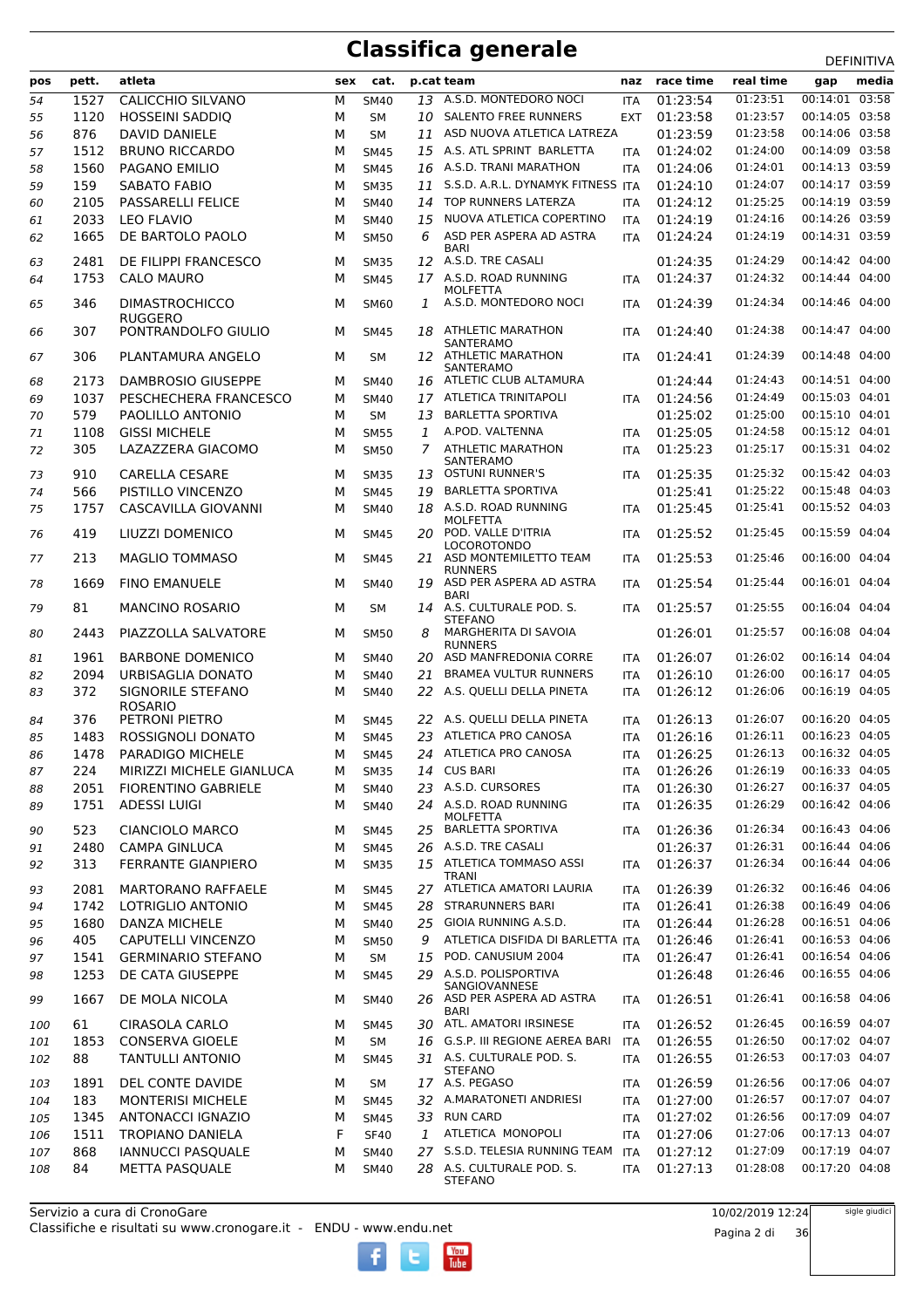# Classifica generale

DEFINITIVA

| pos | pett. | atleta | sex | cat. | p.cat | team | naz | race time | real time | gap | media |
|---|---|---|---|---|---|---|---|---|---|---|---|
| 54 | 1527 | CALICCHIO SILVANO | M | SM40 | 13 | A.S.D. MONTEDORO NOCI | ITA | 01:23:54 | 01:23:51 | 00:14:01 | 03:58 |
| 55 | 1120 | HOSSEINI SADDIQ | M | SM | 10 | SALENTO FREE RUNNERS | EXT | 01:23:58 | 01:23:57 | 00:14:05 | 03:58 |
| 56 | 876 | DAVID DANIELE | M | SM | 11 | ASD NUOVA ATLETICA LATREZA | | 01:23:59 | 01:23:58 | 00:14:06 | 03:58 |
| 57 | 1512 | BRUNO RICCARDO | M | SM45 | 15 | A.S. ATL SPRINT BARLETTA | ITA | 01:24:02 | 01:24:00 | 00:14:09 | 03:58 |
| 58 | 1560 | PAGANO EMILIO | M | SM45 | 16 | A.S.D. TRANI MARATHON | ITA | 01:24:06 | 01:24:01 | 00:14:13 | 03:59 |
| 59 | 159 | SABATO FABIO | M | SM35 | 11 | S.S.D. A.R.L. DYNAMYK FITNESS | ITA | 01:24:10 | 01:24:07 | 00:14:17 | 03:59 |
| 60 | 2105 | PASSARELLI FELICE | M | SM40 | 14 | TOP RUNNERS LATERZA | ITA | 01:24:12 | 01:25:25 | 00:14:19 | 03:59 |
| 61 | 2033 | LEO FLAVIO | M | SM40 | 15 | NUOVA ATLETICA COPERTINO | ITA | 01:24:19 | 01:24:16 | 00:14:26 | 03:59 |
| 62 | 1665 | DE BARTOLO PAOLO | M | SM50 | 6 | ASD PER ASPERA AD ASTRA BARI | ITA | 01:24:24 | 01:24:19 | 00:14:31 | 03:59 |
| 63 | 2481 | DE FILIPPI FRANCESCO | M | SM35 | 12 | A.S.D. TRE CASALI | | 01:24:35 | 01:24:29 | 00:14:42 | 04:00 |
| 64 | 1753 | CALO MAURO | M | SM45 | 17 | A.S.D. ROAD RUNNING MOLFETTA | ITA | 01:24:37 | 01:24:32 | 00:14:44 | 04:00 |
| 65 | 346 | DIMASTROCHICCO RUGGERO | M | SM60 | 1 | A.S.D. MONTEDORO NOCI | ITA | 01:24:39 | 01:24:34 | 00:14:46 | 04:00 |
| 66 | 307 | PONTRANDOLFO GIULIO | M | SM45 | 18 | ATHLETIC MARATHON SANTERAMO | ITA | 01:24:40 | 01:24:38 | 00:14:47 | 04:00 |
| 67 | 306 | PLANTAMURA ANGELO | M | SM | 12 | ATHLETIC MARATHON SANTERAMO | ITA | 01:24:41 | 01:24:39 | 00:14:48 | 04:00 |
| 68 | 2173 | DAMBROSIO GIUSEPPE | M | SM40 | 16 | ATLETIC CLUB ALTAMURA | | 01:24:44 | 01:24:43 | 00:14:51 | 04:00 |
| 69 | 1037 | PESCHECHERA FRANCESCO | M | SM40 | 17 | ATLETICA TRINITAPOLI | ITA | 01:24:56 | 01:24:49 | 00:15:03 | 04:01 |
| 70 | 579 | PAOLILLO ANTONIO | M | SM | 13 | BARLETTA SPORTIVA | | 01:25:02 | 01:25:00 | 00:15:10 | 04:01 |
| 71 | 1108 | GISSI MICHELE | M | SM55 | 1 | A.POD. VALTENNA | ITA | 01:25:05 | 01:24:58 | 00:15:12 | 04:01 |
| 72 | 305 | LAZAZZERA GIACOMO | M | SM50 | 7 | ATHLETIC MARATHON SANTERAMO | ITA | 01:25:23 | 01:25:17 | 00:15:31 | 04:02 |
| 73 | 910 | CARELLA CESARE | M | SM35 | 13 | OSTUNI RUNNER'S | ITA | 01:25:35 | 01:25:32 | 00:15:42 | 04:03 |
| 74 | 566 | PISTILLO VINCENZO | M | SM45 | 19 | BARLETTA SPORTIVA | | 01:25:41 | 01:25:22 | 00:15:48 | 04:03 |
| 75 | 1757 | CASCAVILLA GIOVANNI | M | SM40 | 18 | A.S.D. ROAD RUNNING MOLFETTA | ITA | 01:25:45 | 01:25:41 | 00:15:52 | 04:03 |
| 76 | 419 | LIUZZI DOMENICO | M | SM45 | 20 | POD. VALLE D'ITRIA LOCOROTONDO | ITA | 01:25:52 | 01:25:45 | 00:15:59 | 04:04 |
| 77 | 213 | MAGLIO TOMMASO | M | SM45 | 21 | ASD MONTEMILETTO TEAM RUNNERS | ITA | 01:25:53 | 01:25:46 | 00:16:00 | 04:04 |
| 78 | 1669 | FINO EMANUELE | M | SM40 | 19 | ASD PER ASPERA AD ASTRA BARI | ITA | 01:25:54 | 01:25:44 | 00:16:01 | 04:04 |
| 79 | 81 | MANCINO ROSARIO | M | SM | 14 | A.S. CULTURALE POD. S. STEFANO | ITA | 01:25:57 | 01:25:55 | 00:16:04 | 04:04 |
| 80 | 2443 | PIAZZOLLA SALVATORE | M | SM50 | 8 | MARGHERITA DI SAVOIA RUNNERS | | 01:26:01 | 01:25:57 | 00:16:08 | 04:04 |
| 81 | 1961 | BARBONE DOMENICO | M | SM40 | 20 | ASD MANFREDONIA CORRE | ITA | 01:26:07 | 01:26:02 | 00:16:14 | 04:04 |
| 82 | 2094 | URBISAGLIA DONATO | M | SM40 | 21 | BRAMEA VULTUR RUNNERS | ITA | 01:26:10 | 01:26:00 | 00:16:17 | 04:05 |
| 83 | 372 | SIGNORILE STEFANO ROSARIO | M | SM40 | 22 | A.S. QUELLI DELLA PINETA | ITA | 01:26:12 | 01:26:06 | 00:16:19 | 04:05 |
| 84 | 376 | PETRONI PIETRO | M | SM45 | 22 | A.S. QUELLI DELLA PINETA | ITA | 01:26:13 | 01:26:07 | 00:16:20 | 04:05 |
| 85 | 1483 | ROSSIGNOLI DONATO | M | SM45 | 23 | ATLETICA PRO CANOSA | ITA | 01:26:16 | 01:26:11 | 00:16:23 | 04:05 |
| 86 | 1478 | PARADIGO MICHELE | M | SM45 | 24 | ATLETICA PRO CANOSA | ITA | 01:26:25 | 01:26:13 | 00:16:32 | 04:05 |
| 87 | 224 | MIRIZZI MICHELE GIANLUCA | M | SM35 | 14 | CUS BARI | ITA | 01:26:26 | 01:26:19 | 00:16:33 | 04:05 |
| 88 | 2051 | FIORENTINO GABRIELE | M | SM40 | 23 | A.S.D. CURSORES | ITA | 01:26:30 | 01:26:27 | 00:16:37 | 04:05 |
| 89 | 1751 | ADESSI LUIGI | M | SM40 | 24 | A.S.D. ROAD RUNNING MOLFETTA | ITA | 01:26:35 | 01:26:29 | 00:16:42 | 04:06 |
| 90 | 523 | CIANCIOLO MARCO | M | SM45 | 25 | BARLETTA SPORTIVA | ITA | 01:26:36 | 01:26:34 | 00:16:43 | 04:06 |
| 91 | 2480 | CAMPA GINLUCA | M | SM45 | 26 | A.S.D. TRE CASALI | | 01:26:37 | 01:26:31 | 00:16:44 | 04:06 |
| 92 | 313 | FERRANTE GIANPIERO | M | SM35 | 15 | ATLETICA TOMMASO ASSI TRANI | ITA | 01:26:37 | 01:26:34 | 00:16:44 | 04:06 |
| 93 | 2081 | MARTORANO RAFFAELE | M | SM45 | 27 | ATLETICA AMATORI LAURIA | ITA | 01:26:39 | 01:26:32 | 00:16:46 | 04:06 |
| 94 | 1742 | LOTRIGLIO ANTONIO | M | SM45 | 28 | STRARUNNERS BARI | ITA | 01:26:41 | 01:26:38 | 00:16:49 | 04:06 |
| 95 | 1680 | DANZA MICHELE | M | SM40 | 25 | GIOIA RUNNING A.S.D. | ITA | 01:26:44 | 01:26:28 | 00:16:51 | 04:06 |
| 96 | 405 | CAPUTELLI VINCENZO | M | SM50 | 9 | ATLETICA DISFIDA DI BARLETTA | ITA | 01:26:46 | 01:26:41 | 00:16:53 | 04:06 |
| 97 | 1541 | GERMINARIO STEFANO | M | SM | 15 | POD. CANUSIUM 2004 | ITA | 01:26:47 | 01:26:41 | 00:16:54 | 04:06 |
| 98 | 1253 | DE CATA GIUSEPPE | M | SM45 | 29 | A.S.D. POLISPORTIVA SANGIOVANNESE | | 01:26:48 | 01:26:46 | 00:16:55 | 04:06 |
| 99 | 1667 | DE MOLA NICOLA | M | SM40 | 26 | ASD PER ASPERA AD ASTRA BARI | ITA | 01:26:51 | 01:26:41 | 00:16:58 | 04:06 |
| 100 | 61 | CIRASOLA CARLO | M | SM45 | 30 | ATL. AMATORI IRSINESE | ITA | 01:26:52 | 01:26:45 | 00:16:59 | 04:07 |
| 101 | 1853 | CONSERVA GIOELE | M | SM | 16 | G.S.P. III REGIONE AEREA BARI | ITA | 01:26:55 | 01:26:50 | 00:17:02 | 04:07 |
| 102 | 88 | TANTULLI ANTONIO | M | SM45 | 31 | A.S. CULTURALE POD. S. STEFANO | ITA | 01:26:55 | 01:26:53 | 00:17:03 | 04:07 |
| 103 | 1891 | DEL CONTE DAVIDE | M | SM | 17 | A.S. PEGASO | ITA | 01:26:59 | 01:26:56 | 00:17:06 | 04:07 |
| 104 | 183 | MONTERISI MICHELE | M | SM45 | 32 | A.MARATONETI ANDRIESI | ITA | 01:27:00 | 01:26:57 | 00:17:07 | 04:07 |
| 105 | 1345 | ANTONACCI IGNAZIO | M | SM45 | 33 | RUN CARD | ITA | 01:27:02 | 01:26:56 | 00:17:09 | 04:07 |
| 106 | 1511 | TROPIANO DANIELA | F | SF40 | 1 | ATLETICA MONOPOLI | ITA | 01:27:06 | 01:27:06 | 00:17:13 | 04:07 |
| 107 | 868 | IANNUCCI PASQUALE | M | SM40 | 27 | S.S.D. TELESIA RUNNING TEAM | ITA | 01:27:12 | 01:27:09 | 00:17:19 | 04:07 |
| 108 | 84 | METTA PASQUALE | M | SM40 | 28 | A.S. CULTURALE POD. S. STEFANO | ITA | 01:27:13 | 01:28:08 | 00:17:20 | 04:08 |

Servizio a cura di CronoGare
Classifiche e risultati su www.cronogare.it - ENDU - www.endu.net

10/02/2019 12:24

sigle giudici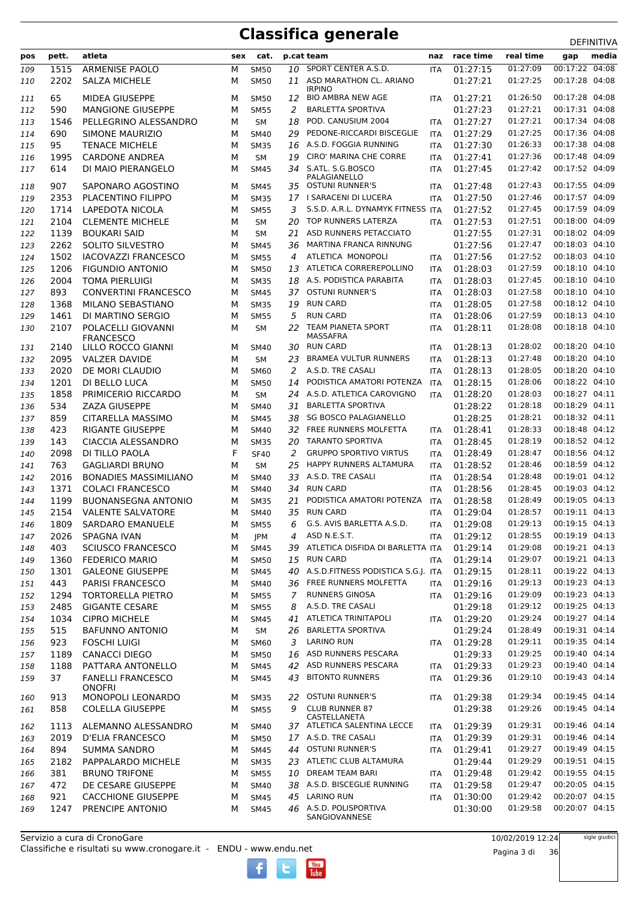# Classifica generale

DEFINITIVA

| pos | pett. | atleta | sex | cat. | p.cat | team | naz | race time | real time | gap | media |
|---|---|---|---|---|---|---|---|---|---|---|---|
| 109 | 1515 | ARMENISE PAOLO | M | SM50 | 10 | SPORT CENTER A.S.D. | ITA | 01:27:15 | 01:27:09 | 00:17:22 | 04:08 |
| 110 | 2202 | SALZA MICHELE | M | SM50 | 11 | ASD MARATHON CL. ARIANO IRPINO | | 01:27:21 | 01:27:25 | 00:17:28 | 04:08 |
| 111 | 65 | MIDEA GIUSEPPE | M | SM50 | 12 | BIO AMBRA NEW AGE | ITA | 01:27:21 | 01:26:50 | 00:17:28 | 04:08 |
| 112 | 590 | MANGIONE GIUSEPPE | M | SM55 | 2 | BARLETTA SPORTIVA | | 01:27:23 | 01:27:21 | 00:17:31 | 04:08 |
| 113 | 1546 | PELLEGRINO ALESSANDRO | M | SM | 18 | POD. CANUSIUM 2004 | ITA | 01:27:27 | 01:27:21 | 00:17:34 | 04:08 |
| 114 | 690 | SIMONE MAURIZIO | M | SM40 | 29 | PEDONE-RICCARDI BISCEGLIE | ITA | 01:27:29 | 01:27:25 | 00:17:36 | 04:08 |
| 115 | 95 | TENACE MICHELE | M | SM35 | 16 | A.S.D. FOGGIA RUNNING | ITA | 01:27:30 | 01:26:33 | 00:17:38 | 04:08 |
| 116 | 1995 | CARDONE ANDREA | M | SM | 19 | CIRO' MARINA CHE CORRE | ITA | 01:27:41 | 01:27:36 | 00:17:48 | 04:09 |
| 117 | 614 | DI MAIO PIERANGELO | M | SM45 | 34 | S.ATL. S.G.BOSCO PALAGIANELLO | ITA | 01:27:45 | 01:27:42 | 00:17:52 | 04:09 |
| 118 | 907 | SAPONARO AGOSTINO | M | SM45 | 35 | OSTUNI RUNNER'S | ITA | 01:27:48 | 01:27:43 | 00:17:55 | 04:09 |
| 119 | 2353 | PLACENTINO FILIPPO | M | SM35 | 17 | I SARACENI DI LUCERA | ITA | 01:27:50 | 01:27:46 | 00:17:57 | 04:09 |
| 120 | 1714 | LAPEDOTA NICOLA | M | SM55 | 3 | S.S.D. A.R.L. DYNAMYK FITNESS | ITA | 01:27:52 | 01:27:45 | 00:17:59 | 04:09 |
| 121 | 2104 | CLEMENTE MICHELE | M | SM | 20 | TOP RUNNERS LATERZA | ITA | 01:27:53 | 01:27:51 | 00:18:00 | 04:09 |
| 122 | 1139 | BOUKARI SAID | M | SM | 21 | ASD RUNNERS PETACCIATO | | 01:27:55 | 01:27:31 | 00:18:02 | 04:09 |
| 123 | 2262 | SOLITO SILVESTRO | M | SM45 | 36 | MARTINA FRANCA RINNUNG | | 01:27:56 | 01:27:47 | 00:18:03 | 04:10 |
| 124 | 1502 | IACOVAZZI FRANCESCO | M | SM55 | 4 | ATLETICA MONOPOLI | ITA | 01:27:56 | 01:27:52 | 00:18:03 | 04:10 |
| 125 | 1206 | FIGUNDIO ANTONIO | M | SM50 | 13 | ATLETICA CORREREPOLLINO | ITA | 01:28:03 | 01:27:59 | 00:18:10 | 04:10 |
| 126 | 2004 | TOMA PIERLUIGI | M | SM35 | 18 | A.S. PODISTICA PARABITA | ITA | 01:28:03 | 01:27:45 | 00:18:10 | 04:10 |
| 127 | 893 | CONVERTINI FRANCESCO | M | SM45 | 37 | OSTUNI RUNNER'S | ITA | 01:28:03 | 01:27:58 | 00:18:10 | 04:10 |
| 128 | 1368 | MILANO SEBASTIANO | M | SM35 | 19 | RUN CARD | ITA | 01:28:05 | 01:27:58 | 00:18:12 | 04:10 |
| 129 | 1461 | DI MARTINO SERGIO | M | SM55 | 5 | RUN CARD | ITA | 01:28:06 | 01:27:59 | 00:18:13 | 04:10 |
| 130 | 2107 | POLACELLI GIOVANNI FRANCESCO | M | SM | 22 | TEAM PIANETA SPORT MASSAFRA | ITA | 01:28:11 | 01:28:08 | 00:18:18 | 04:10 |
| 131 | 2140 | LILLO ROCCO GIANNI | M | SM40 | 30 | RUN CARD | ITA | 01:28:13 | 01:28:02 | 00:18:20 | 04:10 |
| 132 | 2095 | VALZER DAVIDE | M | SM | 23 | BRAMEA VULTUR RUNNERS | ITA | 01:28:13 | 01:27:48 | 00:18:20 | 04:10 |
| 133 | 2020 | DE MORI CLAUDIO | M | SM60 | 2 | A.S.D. TRE CASALI | ITA | 01:28:13 | 01:28:05 | 00:18:20 | 04:10 |
| 134 | 1201 | DI BELLO LUCA | M | SM50 | 14 | PODISTICA AMATORI POTENZA | ITA | 01:28:15 | 01:28:06 | 00:18:22 | 04:10 |
| 135 | 1858 | PRIMICERIO RICCARDO | M | SM | 24 | A.S.D. ATLETICA CAROVIGNO | ITA | 01:28:20 | 01:28:03 | 00:18:27 | 04:11 |
| 136 | 534 | ZAZA GIUSEPPE | M | SM40 | 31 | BARLETTA SPORTIVA | | 01:28:22 | 01:28:18 | 00:18:29 | 04:11 |
| 137 | 859 | CITARELLA MASSIMO | M | SM45 | 38 | SG BOSCO PALAGIANELLO | | 01:28:25 | 01:28:21 | 00:18:32 | 04:11 |
| 138 | 423 | RIGANTE GIUSEPPE | M | SM40 | 32 | FREE RUNNERS MOLFETTA | ITA | 01:28:41 | 01:28:33 | 00:18:48 | 04:12 |
| 139 | 143 | CIACCIA ALESSANDRO | M | SM35 | 20 | TARANTO SPORTIVA | ITA | 01:28:45 | 01:28:19 | 00:18:52 | 04:12 |
| 140 | 2098 | DI TILLO PAOLA | F | SF40 | 2 | GRUPPO SPORTIVO VIRTUS | ITA | 01:28:49 | 01:28:47 | 00:18:56 | 04:12 |
| 141 | 763 | GAGLIARDI BRUNO | M | SM | 25 | HAPPY RUNNERS ALTAMURA | ITA | 01:28:52 | 01:28:46 | 00:18:59 | 04:12 |
| 142 | 2016 | BONADIES MASSIMILIANO | M | SM40 | 33 | A.S.D. TRE CASALI | ITA | 01:28:54 | 01:28:48 | 00:19:01 | 04:12 |
| 143 | 1371 | COLACI FRANCESCO | M | SM40 | 34 | RUN CARD | ITA | 01:28:56 | 01:28:45 | 00:19:03 | 04:12 |
| 144 | 1199 | BUONANSEGNA ANTONIO | M | SM35 | 21 | PODISTICA AMATORI POTENZA | ITA | 01:28:58 | 01:28:49 | 00:19:05 | 04:13 |
| 145 | 2154 | VALENTE SALVATORE | M | SM40 | 35 | RUN CARD | ITA | 01:29:04 | 01:28:57 | 00:19:11 | 04:13 |
| 146 | 1809 | SARDARO EMANUELE | M | SM55 | 6 | G.S. AVIS BARLETTA A.S.D. | ITA | 01:29:08 | 01:29:13 | 00:19:15 | 04:13 |
| 147 | 2026 | SPAGNA IVAN | M | JPM | 4 | ASD N.E.S.T. | ITA | 01:29:12 | 01:28:55 | 00:19:19 | 04:13 |
| 148 | 403 | SCIUSCO FRANCESCO | M | SM45 | 39 | ATLETICA DISFIDA DI BARLETTA | ITA | 01:29:14 | 01:29:08 | 00:19:21 | 04:13 |
| 149 | 1360 | FEDERICO MARIO | M | SM50 | 15 | RUN CARD | ITA | 01:29:14 | 01:29:07 | 00:19:21 | 04:13 |
| 150 | 1301 | GALEONE GIUSEPPE | M | SM45 | 40 | A.S.D.FITNESS PODISTICA S.G.J. | ITA | 01:29:15 | 01:28:11 | 00:19:22 | 04:13 |
| 151 | 443 | PARISI FRANCESCO | M | SM40 | 36 | FREE RUNNERS MOLFETTA | ITA | 01:29:16 | 01:29:13 | 00:19:23 | 04:13 |
| 152 | 1294 | TORTORELLA PIETRO | M | SM55 | 7 | RUNNERS GINOSA | ITA | 01:29:16 | 01:29:09 | 00:19:23 | 04:13 |
| 153 | 2485 | GIGANTE CESARE | M | SM55 | 8 | A.S.D. TRE CASALI | | 01:29:18 | 01:29:12 | 00:19:25 | 04:13 |
| 154 | 1034 | CIPRO MICHELE | M | SM45 | 41 | ATLETICA TRINITAPOLI | ITA | 01:29:20 | 01:29:24 | 00:19:27 | 04:14 |
| 155 | 515 | BAFUNNO ANTONIO | M | SM | 26 | BARLETTA SPORTIVA | | 01:29:24 | 01:28:49 | 00:19:31 | 04:14 |
| 156 | 923 | FOSCHI LUIGI | M | SM60 | 3 | LARINO RUN | ITA | 01:29:28 | 01:29:11 | 00:19:35 | 04:14 |
| 157 | 1189 | CANACCI DIEGO | M | SM50 | 16 | ASD RUNNERS PESCARA | | 01:29:33 | 01:29:25 | 00:19:40 | 04:14 |
| 158 | 1188 | PATTARA ANTONELLO | M | SM45 | 42 | ASD RUNNERS PESCARA | ITA | 01:29:33 | 01:29:23 | 00:19:40 | 04:14 |
| 159 | 37 | FANELLI FRANCESCO ONOFRI | M | SM45 | 43 | BITONTO RUNNERS | ITA | 01:29:36 | 01:29:10 | 00:19:43 | 04:14 |
| 160 | 913 | MONOPOLI LEONARDO | M | SM35 | 22 | OSTUNI RUNNER'S | ITA | 01:29:38 | 01:29:34 | 00:19:45 | 04:14 |
| 161 | 858 | COLELLA GIUSEPPE | M | SM55 | 9 | CLUB RUNNER 87 CASTELLANETA | | 01:29:38 | 01:29:26 | 00:19:45 | 04:14 |
| 162 | 1113 | ALEMANNO ALESSANDRO | M | SM40 | 37 | ATLETICA SALENTINA LECCE | ITA | 01:29:39 | 01:29:31 | 00:19:46 | 04:14 |
| 163 | 2019 | D'ELIA FRANCESCO | M | SM50 | 17 | A.S.D. TRE CASALI | ITA | 01:29:39 | 01:29:31 | 00:19:46 | 04:14 |
| 164 | 894 | SUMMA SANDRO | M | SM45 | 44 | OSTUNI RUNNER'S | ITA | 01:29:41 | 01:29:27 | 00:19:49 | 04:15 |
| 165 | 2182 | PAPPALARDO MICHELE | M | SM35 | 23 | ATLETIC CLUB ALTAMURA | | 01:29:44 | 01:29:29 | 00:19:51 | 04:15 |
| 166 | 381 | BRUNO TRIFONE | M | SM55 | 10 | DREAM TEAM BARI | ITA | 01:29:48 | 01:29:42 | 00:19:55 | 04:15 |
| 167 | 472 | DE CESARE GIUSEPPE | M | SM40 | 38 | A.S.D. BISCEGLIE RUNNING | ITA | 01:29:58 | 01:29:47 | 00:20:05 | 04:15 |
| 168 | 921 | CACCHIONE GIUSEPPE | M | SM45 | 45 | LARINO RUN | ITA | 01:30:00 | 01:29:42 | 00:20:07 | 04:15 |
| 169 | 1247 | PRENCIPE ANTONIO | M | SM45 | 46 | A.S.D. POLISPORTIVA SANGIOVANNESE | | 01:30:00 | 01:29:58 | 00:20:07 | 04:15 |

Servizio a cura di CronoGare
Classifiche e risultati su www.cronogare.it - ENDU - www.endu.net

10/02/2019 12:24

sigle giudici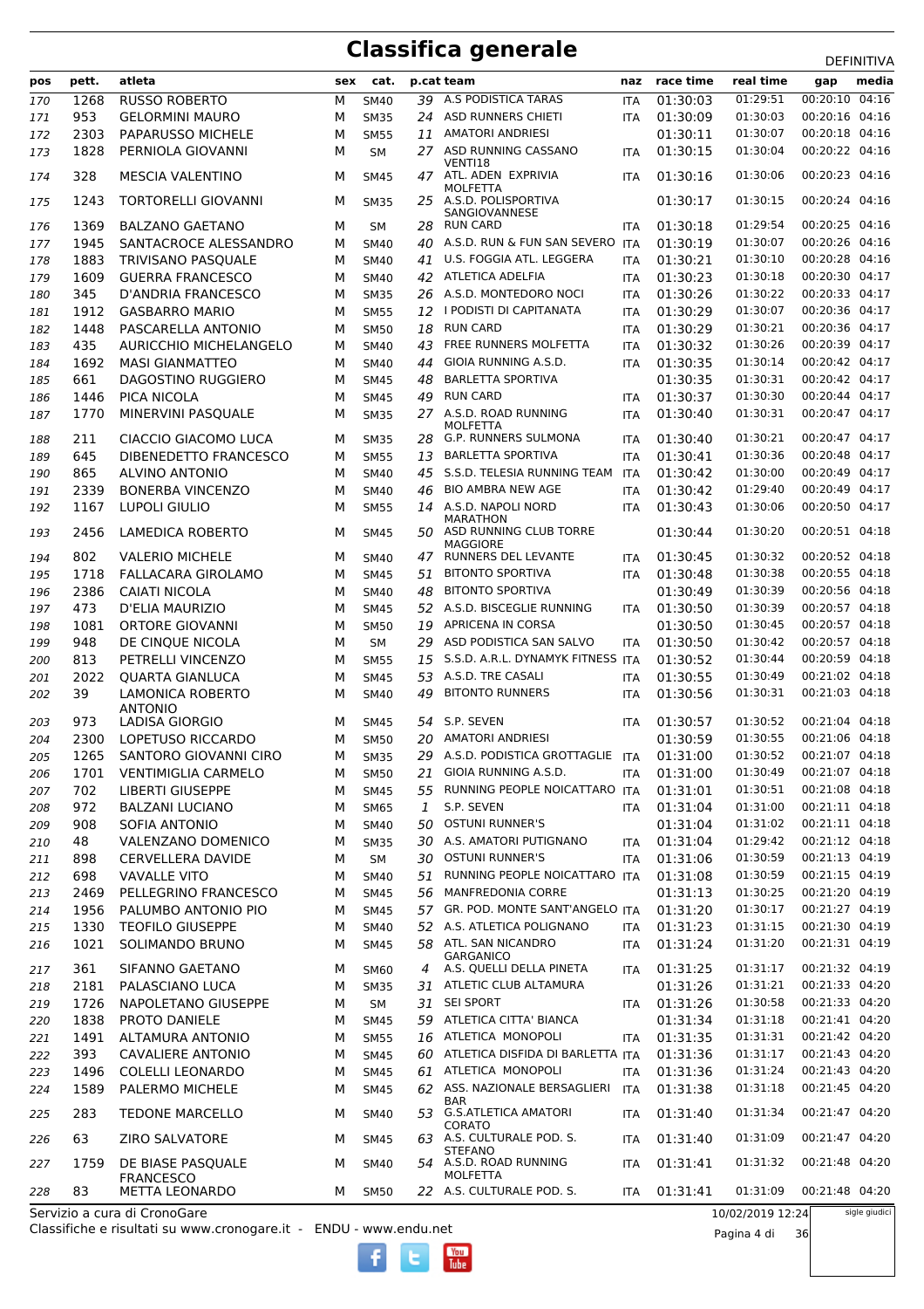# Classifica generale

DEFINITIVA

| pos | pett. | atleta | sex | cat. | p.cat | team | naz | race time | real time | gap | media |
|---|---|---|---|---|---|---|---|---|---|---|---|
| 170 | 1268 | RUSSO ROBERTO | M | SM40 | 39 | A.S PODISTICA TARAS | ITA | 01:30:03 | 01:29:51 | 00:20:10 | 04:16 |
| 171 | 953 | GELORMINI MAURO | M | SM35 | 24 | ASD RUNNERS CHIETI | ITA | 01:30:09 | 01:30:03 | 00:20:16 | 04:16 |
| 172 | 2303 | PAPARUSSO MICHELE | M | SM55 | 11 | AMATORI ANDRIESI | | 01:30:11 | 01:30:07 | 00:20:18 | 04:16 |
| 173 | 1828 | PERNIOLA GIOVANNI | M | SM | 27 | ASD RUNNING CASSANO VENTI18 | ITA | 01:30:15 | 01:30:04 | 00:20:22 | 04:16 |
| 174 | 328 | MESCIA VALENTINO | M | SM45 | 47 | ATL. ADEN EXPRIVIA MOLFETTA | ITA | 01:30:16 | 01:30:06 | 00:20:23 | 04:16 |
| 175 | 1243 | TORTORELLI GIOVANNI | M | SM35 | 25 | A.S.D. POLISPORTIVA SANGIOVANNESE | | 01:30:17 | 01:30:15 | 00:20:24 | 04:16 |
| 176 | 1369 | BALZANO GAETANO | M | SM | 28 | RUN CARD | ITA | 01:30:18 | 01:29:54 | 00:20:25 | 04:16 |
| 177 | 1945 | SANTACROCE ALESSANDRO | M | SM40 | 40 | A.S.D. RUN & FUN SAN SEVERO | ITA | 01:30:19 | 01:30:07 | 00:20:26 | 04:16 |
| 178 | 1883 | TRIVISANO PASQUALE | M | SM40 | 41 | U.S. FOGGIA ATL. LEGGERA | ITA | 01:30:21 | 01:30:10 | 00:20:28 | 04:16 |
| 179 | 1609 | GUERRA FRANCESCO | M | SM40 | 42 | ATLETICA ADELFIA | ITA | 01:30:23 | 01:30:18 | 00:20:30 | 04:17 |
| 180 | 345 | D'ANDRIA FRANCESCO | M | SM35 | 26 | A.S.D. MONTEDORO NOCI | ITA | 01:30:26 | 01:30:22 | 00:20:33 | 04:17 |
| 181 | 1912 | GASBARRO MARIO | M | SM55 | 12 | I PODISTI DI CAPITANATA | ITA | 01:30:29 | 01:30:07 | 00:20:36 | 04:17 |
| 182 | 1448 | PASCARELLA ANTONIO | M | SM50 | 18 | RUN CARD | ITA | 01:30:29 | 01:30:21 | 00:20:36 | 04:17 |
| 183 | 435 | AURICCHIO MICHELANGELO | M | SM40 | 43 | FREE RUNNERS MOLFETTA | ITA | 01:30:32 | 01:30:26 | 00:20:39 | 04:17 |
| 184 | 1692 | MASI GIANMATTEO | M | SM40 | 44 | GIOIA RUNNING A.S.D. | ITA | 01:30:35 | 01:30:14 | 00:20:42 | 04:17 |
| 185 | 661 | DAGOSTINO RUGGIERO | M | SM45 | 48 | BARLETTA SPORTIVA | | 01:30:35 | 01:30:31 | 00:20:42 | 04:17 |
| 186 | 1446 | PICA NICOLA | M | SM45 | 49 | RUN CARD | ITA | 01:30:37 | 01:30:30 | 00:20:44 | 04:17 |
| 187 | 1770 | MINERVINI PASQUALE | M | SM35 | 27 | A.S.D. ROAD RUNNING MOLFETTA | ITA | 01:30:40 | 01:30:31 | 00:20:47 | 04:17 |
| 188 | 211 | CIACCIO GIACOMO LUCA | M | SM35 | 28 | G.P. RUNNERS SULMONA | ITA | 01:30:40 | 01:30:21 | 00:20:47 | 04:17 |
| 189 | 645 | DIBENEDETTO FRANCESCO | M | SM55 | 13 | BARLETTA SPORTIVA | ITA | 01:30:41 | 01:30:36 | 00:20:48 | 04:17 |
| 190 | 865 | ALVINO ANTONIO | M | SM40 | 45 | S.S.D. TELESIA RUNNING TEAM | ITA | 01:30:42 | 01:30:00 | 00:20:49 | 04:17 |
| 191 | 2339 | BONERBA VINCENZO | M | SM40 | 46 | BIO AMBRA NEW AGE | ITA | 01:30:42 | 01:29:40 | 00:20:49 | 04:17 |
| 192 | 1167 | LUPOLI GIULIO | M | SM55 | 14 | A.S.D. NAPOLI NORD MARATHON | ITA | 01:30:43 | 01:30:06 | 00:20:50 | 04:17 |
| 193 | 2456 | LAMEDICA ROBERTO | M | SM45 | 50 | ASD RUNNING CLUB TORRE MAGGIORE | | 01:30:44 | 01:30:20 | 00:20:51 | 04:18 |
| 194 | 802 | VALERIO MICHELE | M | SM40 | 47 | RUNNERS DEL LEVANTE | ITA | 01:30:45 | 01:30:32 | 00:20:52 | 04:18 |
| 195 | 1718 | FALLACARA GIROLAMO | M | SM45 | 51 | BITONTO SPORTIVA | ITA | 01:30:48 | 01:30:38 | 00:20:55 | 04:18 |
| 196 | 2386 | CAIATI NICOLA | M | SM40 | 48 | BITONTO SPORTIVA | | 01:30:49 | 01:30:39 | 00:20:56 | 04:18 |
| 197 | 473 | D'ELIA MAURIZIO | M | SM45 | 52 | A.S.D. BISCEGLIE RUNNING | ITA | 01:30:50 | 01:30:39 | 00:20:57 | 04:18 |
| 198 | 1081 | ORTORE GIOVANNI | M | SM50 | 19 | APRICENA IN CORSA | | 01:30:50 | 01:30:45 | 00:20:57 | 04:18 |
| 199 | 948 | DE CINQUE NICOLA | M | SM | 29 | ASD PODISTICA SAN SALVO | ITA | 01:30:50 | 01:30:42 | 00:20:57 | 04:18 |
| 200 | 813 | PETRELLI VINCENZO | M | SM55 | 15 | S.S.D. A.R.L. DYNAMYK FITNESS | ITA | 01:30:52 | 01:30:44 | 00:20:59 | 04:18 |
| 201 | 2022 | QUARTA GIANLUCA | M | SM45 | 53 | A.S.D. TRE CASALI | ITA | 01:30:55 | 01:30:49 | 00:21:02 | 04:18 |
| 202 | 39 | LAMONICA ROBERTO ANTONIO | M | SM40 | 49 | BITONTO RUNNERS | ITA | 01:30:56 | 01:30:31 | 00:21:03 | 04:18 |
| 203 | 973 | LADISA GIORGIO | M | SM45 | 54 | S.P. SEVEN | ITA | 01:30:57 | 01:30:52 | 00:21:04 | 04:18 |
| 204 | 2300 | LOPETUSO RICCARDO | M | SM50 | 20 | AMATORI ANDRIESI | | 01:30:59 | 01:30:55 | 00:21:06 | 04:18 |
| 205 | 1265 | SANTORO GIOVANNI CIRO | M | SM35 | 29 | A.S.D. PODISTICA GROTTAGLIE | ITA | 01:31:00 | 01:30:52 | 00:21:07 | 04:18 |
| 206 | 1701 | VENTIMIGLIA CARMELO | M | SM50 | 21 | GIOIA RUNNING A.S.D. | ITA | 01:31:00 | 01:30:49 | 00:21:07 | 04:18 |
| 207 | 702 | LIBERTI GIUSEPPE | M | SM45 | 55 | RUNNING PEOPLE NOICATTARO | ITA | 01:31:01 | 01:30:51 | 00:21:08 | 04:18 |
| 208 | 972 | BALZANI LUCIANO | M | SM65 | 1 | S.P. SEVEN | ITA | 01:31:04 | 01:31:00 | 00:21:11 | 04:18 |
| 209 | 908 | SOFIA ANTONIO | M | SM40 | 50 | OSTUNI RUNNER'S | | 01:31:04 | 01:31:02 | 00:21:11 | 04:18 |
| 210 | 48 | VALENZANO DOMENICO | M | SM35 | 30 | A.S. AMATORI PUTIGNANO | ITA | 01:31:04 | 01:29:42 | 00:21:12 | 04:18 |
| 211 | 898 | CERVELLERA DAVIDE | M | SM | 30 | OSTUNI RUNNER'S | ITA | 01:31:06 | 01:30:59 | 00:21:13 | 04:19 |
| 212 | 698 | VAVALLE VITO | M | SM40 | 51 | RUNNING PEOPLE NOICATTARO | ITA | 01:31:08 | 01:30:59 | 00:21:15 | 04:19 |
| 213 | 2469 | PELLEGRINO FRANCESCO | M | SM45 | 56 | MANFREDONIA CORRE | | 01:31:13 | 01:30:25 | 00:21:20 | 04:19 |
| 214 | 1956 | PALUMBO ANTONIO PIO | M | SM45 | 57 | GR. POD. MONTE SANT'ANGELO | ITA | 01:31:20 | 01:30:17 | 00:21:27 | 04:19 |
| 215 | 1330 | TEOFILO GIUSEPPE | M | SM40 | 52 | A.S. ATLETICA POLIGNANO | ITA | 01:31:23 | 01:31:15 | 00:21:30 | 04:19 |
| 216 | 1021 | SOLIMANDO BRUNO | M | SM45 | 58 | ATL. SAN NICANDRO GARGANICO | ITA | 01:31:24 | 01:31:20 | 00:21:31 | 04:19 |
| 217 | 361 | SIFANNO GAETANO | M | SM60 | 4 | A.S. QUELLI DELLA PINETA | ITA | 01:31:25 | 01:31:17 | 00:21:32 | 04:19 |
| 218 | 2181 | PALASCIANO LUCA | M | SM35 | 31 | ATLETIC CLUB ALTAMURA | | 01:31:26 | 01:31:21 | 00:21:33 | 04:20 |
| 219 | 1726 | NAPOLETANO GIUSEPPE | M | SM | 31 | SEI SPORT | ITA | 01:31:26 | 01:30:58 | 00:21:33 | 04:20 |
| 220 | 1838 | PROTO DANIELE | M | SM45 | 59 | ATLETICA CITTA' BIANCA | | 01:31:34 | 01:31:18 | 00:21:41 | 04:20 |
| 221 | 1491 | ALTAMURA ANTONIO | M | SM55 | 16 | ATLETICA MONOPOLI | ITA | 01:31:35 | 01:31:31 | 00:21:42 | 04:20 |
| 222 | 393 | CAVALIERE ANTONIO | M | SM45 | 60 | ATLETICA DISFIDA DI BARLETTA | ITA | 01:31:36 | 01:31:17 | 00:21:43 | 04:20 |
| 223 | 1496 | COLELLI LEONARDO | M | SM45 | 61 | ATLETICA MONOPOLI | ITA | 01:31:36 | 01:31:24 | 00:21:43 | 04:20 |
| 224 | 1589 | PALERMO MICHELE | M | SM45 | 62 | ASS. NAZIONALE BERSAGLIERI BAR | ITA | 01:31:38 | 01:31:18 | 00:21:45 | 04:20 |
| 225 | 283 | TEDONE MARCELLO | M | SM40 | 53 | G.S.ATLETICA AMATORI CORATO | ITA | 01:31:40 | 01:31:34 | 00:21:47 | 04:20 |
| 226 | 63 | ZIRO SALVATORE | M | SM45 | 63 | A.S. CULTURALE POD. S. STEFANO | ITA | 01:31:40 | 01:31:09 | 00:21:47 | 04:20 |
| 227 | 1759 | DE BIASE PASQUALE FRANCESCO | M | SM40 | 54 | A.S.D. ROAD RUNNING MOLFETTA | ITA | 01:31:41 | 01:31:32 | 00:21:48 | 04:20 |
| 228 | 83 | METTA LEONARDO | M | SM50 | 22 | A.S. CULTURALE POD. S. | ITA | 01:31:41 | 01:31:09 | 00:21:48 | 04:20 |

Servizio a cura di CronoGare

Classifiche e risultati su www.cronogare.it - ENDU - www.endu.net

10/02/2019 12:24

sigle giudici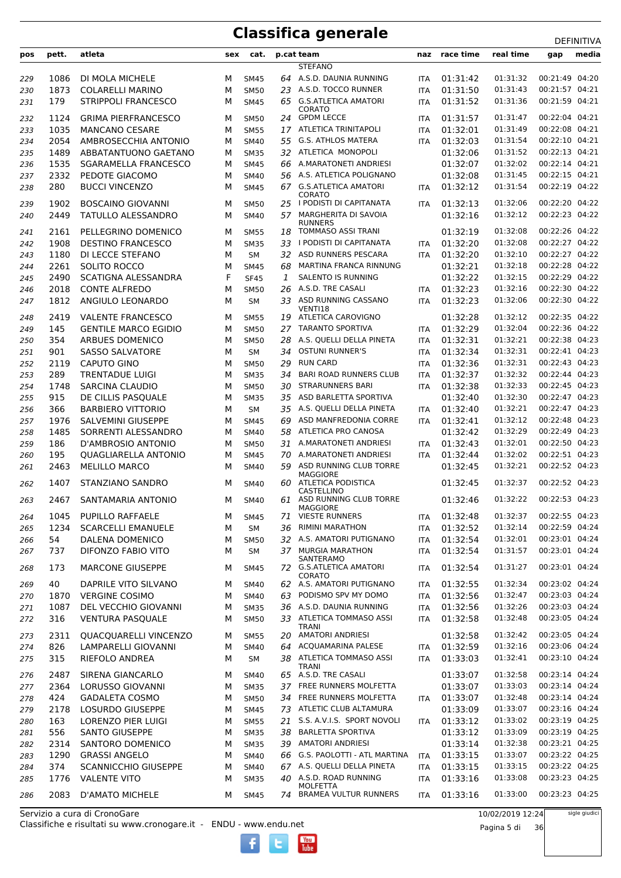# Classifica generale

DEFINITIVA

| pos | pett. | atleta | sex | cat. | p.cat | team | naz | race time | real time | gap | media |
|---|---|---|---|---|---|---|---|---|---|---|---|
| | | | | | | STEFANO | | | | | |
| 229 | 1086 | DI MOLA MICHELE | M | SM45 | 64 | A.S.D. DAUNIA RUNNING | ITA | 01:31:42 | 01:31:32 | 00:21:49 | 04:20 |
| 230 | 1873 | COLARELLI MARINO | M | SM50 | 23 | A.S.D. TOCCO RUNNER | ITA | 01:31:50 | 01:31:43 | 00:21:57 | 04:21 |
| 231 | 179 | STRIPPOLI FRANCESCO | M | SM45 | 65 | G.S.ATLETICA AMATORI CORATO | ITA | 01:31:52 | 01:31:36 | 00:21:59 | 04:21 |
| 232 | 1124 | GRIMA PIERFRANCESCO | M | SM50 | 24 | GPDM LECCE | ITA | 01:31:57 | 01:31:47 | 00:22:04 | 04:21 |
| 233 | 1035 | MANCANO CESARE | M | SM55 | 17 | ATLETICA TRINITAPOLI | ITA | 01:32:01 | 01:31:49 | 00:22:08 | 04:21 |
| 234 | 2054 | AMBROSECCHIA ANTONIO | M | SM40 | 55 | G.S. ATHLOS MATERA | ITA | 01:32:03 | 01:31:54 | 00:22:10 | 04:21 |
| 235 | 1489 | ABBATANTUONO GAETANO | M | SM35 | 32 | ATLETICA MONOPOLI | | 01:32:06 | 01:31:52 | 00:22:13 | 04:21 |
| 236 | 1535 | SGARAMELLA FRANCESCO | M | SM45 | 66 | A.MARATONETI ANDRIESI | | 01:32:07 | 01:32:02 | 00:22:14 | 04:21 |
| 237 | 2332 | PEDOTE GIACOMO | M | SM40 | 56 | A.S. ATLETICA POLIGNANO | | 01:32:08 | 01:31:45 | 00:22:15 | 04:21 |
| 238 | 280 | BUCCI VINCENZO | M | SM45 | 67 | G.S.ATLETICA AMATORI CORATO | ITA | 01:32:12 | 01:31:54 | 00:22:19 | 04:22 |
| 239 | 1902 | BOSCAINO GIOVANNI | M | SM50 | 25 | I PODISTI DI CAPITANATA | ITA | 01:32:13 | 01:32:06 | 00:22:20 | 04:22 |
| 240 | 2449 | TATULLO ALESSANDRO | M | SM40 | 57 | MARGHERITA DI SAVOIA RUNNERS | | 01:32:16 | 01:32:12 | 00:22:23 | 04:22 |
| 241 | 2161 | PELLEGRINO DOMENICO | M | SM55 | 18 | TOMMASO ASSI TRANI | | 01:32:19 | 01:32:08 | 00:22:26 | 04:22 |
| 242 | 1908 | DESTINO FRANCESCO | M | SM35 | 33 | I PODISTI DI CAPITANATA | ITA | 01:32:20 | 01:32:08 | 00:22:27 | 04:22 |
| 243 | 1180 | DI LECCE STEFANO | M | SM | 32 | ASD RUNNERS PESCARA | ITA | 01:32:20 | 01:32:10 | 00:22:27 | 04:22 |
| 244 | 2261 | SOLITO ROCCO | M | SM45 | 68 | MARTINA FRANCA RINNUNG | | 01:32:21 | 01:32:18 | 00:22:28 | 04:22 |
| 245 | 2490 | SCATIGNA ALESSANDRA | F | SF45 | 1 | SALENTO IS RUNNING | | 01:32:22 | 01:32:15 | 00:22:29 | 04:22 |
| 246 | 2018 | CONTE ALFREDO | M | SM50 | 26 | A.S.D. TRE CASALI | ITA | 01:32:23 | 01:32:16 | 00:22:30 | 04:22 |
| 247 | 1812 | ANGIULO LEONARDO | M | SM | 33 | ASD RUNNING CASSANO VENTI18 | ITA | 01:32:23 | 01:32:06 | 00:22:30 | 04:22 |
| 248 | 2419 | VALENTE FRANCESCO | M | SM55 | 19 | ATLETICA CAROVIGNO | | 01:32:28 | 01:32:12 | 00:22:35 | 04:22 |
| 249 | 145 | GENTILE MARCO EGIDIO | M | SM50 | 27 | TARANTO SPORTIVA | ITA | 01:32:29 | 01:32:04 | 00:22:36 | 04:22 |
| 250 | 354 | ARBUES DOMENICO | M | SM50 | 28 | A.S. QUELLI DELLA PINETA | ITA | 01:32:31 | 01:32:21 | 00:22:38 | 04:23 |
| 251 | 901 | SASSO SALVATORE | M | SM | 34 | OSTUNI RUNNER'S | ITA | 01:32:34 | 01:32:31 | 00:22:41 | 04:23 |
| 252 | 2119 | CAPUTO GINO | M | SM50 | 29 | RUN CARD | ITA | 01:32:36 | 01:32:31 | 00:22:43 | 04:23 |
| 253 | 289 | TRENTADUE LUIGI | M | SM35 | 34 | BARI ROAD RUNNERS CLUB | ITA | 01:32:37 | 01:32:32 | 00:22:44 | 04:23 |
| 254 | 1748 | SARCINA CLAUDIO | M | SM50 | 30 | STRARUNNERS BARI | ITA | 01:32:38 | 01:32:33 | 00:22:45 | 04:23 |
| 255 | 915 | DE CILLIS PASQUALE | M | SM35 | 35 | ASD BARLETTA SPORTIVA | | 01:32:40 | 01:32:30 | 00:22:47 | 04:23 |
| 256 | 366 | BARBIERO VITTORIO | M | SM | 35 | A.S. QUELLI DELLA PINETA | ITA | 01:32:40 | 01:32:21 | 00:22:47 | 04:23 |
| 257 | 1976 | SALVEMINI GIUSEPPE | M | SM45 | 69 | ASD MANFREDONIA CORRE | ITA | 01:32:41 | 01:32:12 | 00:22:48 | 04:23 |
| 258 | 1485 | SORRENTI ALESSANDRO | M | SM40 | 58 | ATLETICA PRO CANOSA | | 01:32:42 | 01:32:29 | 00:22:49 | 04:23 |
| 259 | 186 | D'AMBROSIO ANTONIO | M | SM50 | 31 | A.MARATONETI ANDRIESI | ITA | 01:32:43 | 01:32:01 | 00:22:50 | 04:23 |
| 260 | 195 | QUAGLIARELLA ANTONIO | M | SM45 | 70 | A.MARATONETI ANDRIESI | ITA | 01:32:44 | 01:32:02 | 00:22:51 | 04:23 |
| 261 | 2463 | MELILLO MARCO | M | SM40 | 59 | ASD RUNNING CLUB TORRE MAGGIORE | | 01:32:45 | 01:32:21 | 00:22:52 | 04:23 |
| 262 | 1407 | STANZIANO SANDRO | M | SM40 | 60 | ATLETICA PODISTICA CASTELLINO | | 01:32:45 | 01:32:37 | 00:22:52 | 04:23 |
| 263 | 2467 | SANTAMARIA ANTONIO | M | SM40 | 61 | ASD RUNNING CLUB TORRE MAGGIORE | | 01:32:46 | 01:32:22 | 00:22:53 | 04:23 |
| 264 | 1045 | PUPILLO RAFFAELE | M | SM45 | 71 | VIESTE RUNNERS | ITA | 01:32:48 | 01:32:37 | 00:22:55 | 04:23 |
| 265 | 1234 | SCARCELLI EMANUELE | M | SM | 36 | RIMINI MARATHON | ITA | 01:32:52 | 01:32:14 | 00:22:59 | 04:24 |
| 266 | 54 | DALENA DOMENICO | M | SM50 | 32 | A.S. AMATORI PUTIGNANO | ITA | 01:32:54 | 01:32:01 | 00:23:01 | 04:24 |
| 267 | 737 | DIFONZO FABIO VITO | M | SM | 37 | MURGIA MARATHON SANTERAMO | ITA | 01:32:54 | 01:31:57 | 00:23:01 | 04:24 |
| 268 | 173 | MARCONE GIUSEPPE | M | SM45 | 72 | G.S.ATLETICA AMATORI CORATO | ITA | 01:32:54 | 01:31:27 | 00:23:01 | 04:24 |
| 269 | 40 | DAPRILE VITO SILVANO | M | SM40 | 62 | A.S. AMATORI PUTIGNANO | ITA | 01:32:55 | 01:32:34 | 00:23:02 | 04:24 |
| 270 | 1870 | VERGINE COSIMO | M | SM40 | 63 | PODISMO SPV MY DOMO | ITA | 01:32:56 | 01:32:47 | 00:23:03 | 04:24 |
| 271 | 1087 | DEL VECCHIO GIOVANNI | M | SM35 | 36 | A.S.D. DAUNIA RUNNING | ITA | 01:32:56 | 01:32:26 | 00:23:03 | 04:24 |
| 272 | 316 | VENTURA PASQUALE | M | SM50 | 33 | ATLETICA TOMMASO ASSI TRANI | ITA | 01:32:58 | 01:32:48 | 00:23:05 | 04:24 |
| 273 | 2311 | QUACQUARELLI VINCENZO | M | SM55 | 20 | AMATORI ANDRIESI | | 01:32:58 | 01:32:42 | 00:23:05 | 04:24 |
| 274 | 826 | LAMPARELLI GIOVANNI | M | SM40 | 64 | ACQUAMARINA PALESE | ITA | 01:32:59 | 01:32:16 | 00:23:06 | 04:24 |
| 275 | 315 | RIEFOLO ANDREA | M | SM | 38 | ATLETICA TOMMASO ASSI TRANI | ITA | 01:33:03 | 01:32:41 | 00:23:10 | 04:24 |
| 276 | 2487 | SIRENA GIANCARLO | M | SM40 | 65 | A.S.D. TRE CASALI | | 01:33:07 | 01:32:58 | 00:23:14 | 04:24 |
| 277 | 2364 | LORUSSO GIOVANNI | M | SM35 | 37 | FREE RUNNERS MOLFETTA | | 01:33:07 | 01:33:03 | 00:23:14 | 04:24 |
| 278 | 424 | GADALETA COSMO | M | SM50 | 34 | FREE RUNNERS MOLFETTA | ITA | 01:33:07 | 01:32:48 | 00:23:14 | 04:24 |
| 279 | 2178 | LOSURDO GIUSEPPE | M | SM45 | 73 | ATLETIC CLUB ALTAMURA | | 01:33:09 | 01:33:07 | 00:23:16 | 04:24 |
| 280 | 163 | LORENZO PIER LUIGI | M | SM55 | 21 | S.S. A.V.I.S. SPORT NOVOLI | ITA | 01:33:12 | 01:33:02 | 00:23:19 | 04:25 |
| 281 | 556 | SANTO GIUSEPPE | M | SM35 | 38 | BARLETTA SPORTIVA | | 01:33:12 | 01:33:09 | 00:23:19 | 04:25 |
| 282 | 2314 | SANTORO DOMENICO | M | SM35 | 39 | AMATORI ANDRIESI | | 01:33:14 | 01:32:38 | 00:23:21 | 04:25 |
| 283 | 1290 | GRASSI ANGELO | M | SM40 | 66 | G.S. PAOLOTTI - ATL MARTINA | ITA | 01:33:15 | 01:33:07 | 00:23:22 | 04:25 |
| 284 | 374 | SCANNICCHIO GIUSEPPE | M | SM40 | 67 | A.S. QUELLI DELLA PINETA | ITA | 01:33:15 | 01:33:15 | 00:23:22 | 04:25 |
| 285 | 1776 | VALENTE VITO | M | SM35 | 40 | A.S.D. ROAD RUNNING MOLFETTA | ITA | 01:33:16 | 01:33:08 | 00:23:23 | 04:25 |
| 286 | 2083 | D'AMATO MICHELE | M | SM45 | 74 | BRAMEA VULTUR RUNNERS | ITA | 01:33:16 | 01:33:00 | 00:23:23 | 04:25 |

Servizio a cura di CronoGare
Classifiche e risultati su www.cronogare.it - ENDU - www.endu.net

10/02/2019 12:24

sigle giudici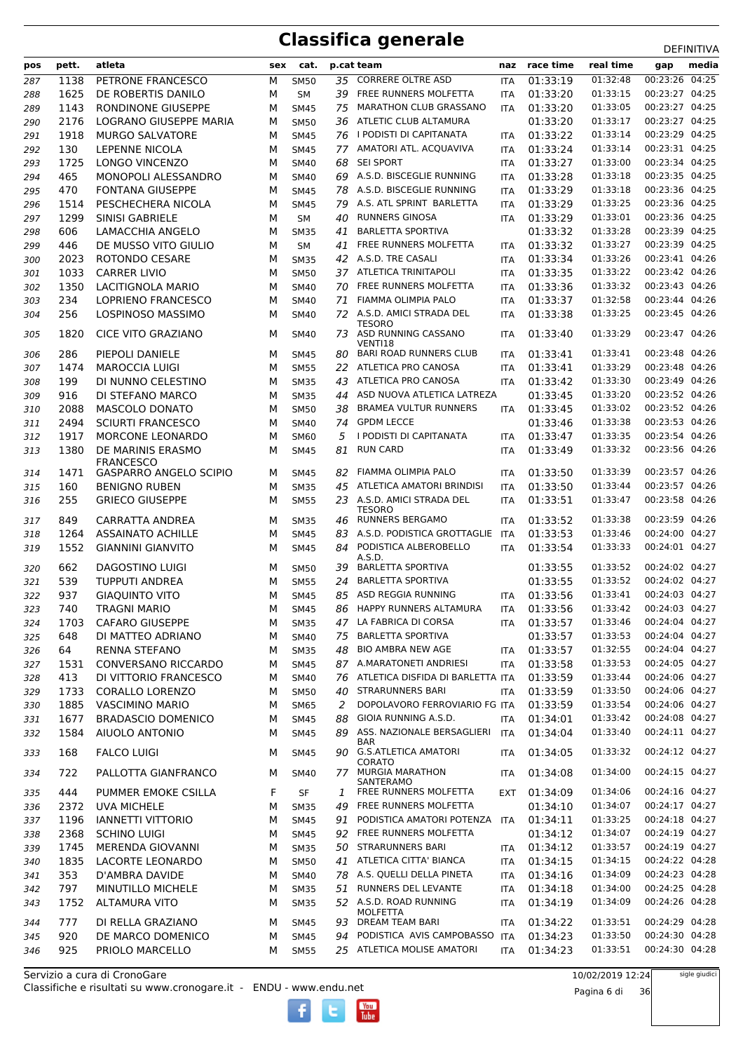# Classifica generale

DEFINITIVA

| pos | pett. | atleta | sex | cat. | p.cat | team | naz | race time | real time | gap | media |
|---|---|---|---|---|---|---|---|---|---|---|---|
| 287 | 1138 | PETRONE FRANCESCO | M | SM50 | 35 | CORRERE OLTRE ASD | ITA | 01:33:19 | 01:32:48 | 00:23:26 | 04:25 |
| 288 | 1625 | DE ROBERTIS DANILO | M | SM | 39 | FREE RUNNERS MOLFETTA | ITA | 01:33:20 | 01:33:15 | 00:23:27 | 04:25 |
| 289 | 1143 | RONDINONE GIUSEPPE | M | SM45 | 75 | MARATHON CLUB GRASSANO | ITA | 01:33:20 | 01:33:05 | 00:23:27 | 04:25 |
| 290 | 2176 | LOGRANO GIUSEPPE MARIA | M | SM50 | 36 | ATLETIC CLUB ALTAMURA | | 01:33:20 | 01:33:17 | 00:23:27 | 04:25 |
| 291 | 1918 | MURGO SALVATORE | M | SM45 | 76 | I PODISTI DI CAPITANATA | ITA | 01:33:22 | 01:33:14 | 00:23:29 | 04:25 |
| 292 | 130 | LEPENNE NICOLA | M | SM45 | 77 | AMATORI ATL. ACQUAVIVA | ITA | 01:33:24 | 01:33:14 | 00:23:31 | 04:25 |
| 293 | 1725 | LONGO VINCENZO | M | SM40 | 68 | SEI SPORT | ITA | 01:33:27 | 01:33:00 | 00:23:34 | 04:25 |
| 294 | 465 | MONOPOLI ALESSANDRO | M | SM40 | 69 | A.S.D. BISCEGLIE RUNNING | ITA | 01:33:28 | 01:33:18 | 00:23:35 | 04:25 |
| 295 | 470 | FONTANA GIUSEPPE | M | SM45 | 78 | A.S.D. BISCEGLIE RUNNING | ITA | 01:33:29 | 01:33:18 | 00:23:36 | 04:25 |
| 296 | 1514 | PESCHECHERA NICOLA | M | SM45 | 79 | A.S. ATL SPRINT BARLETTA | ITA | 01:33:29 | 01:33:25 | 00:23:36 | 04:25 |
| 297 | 1299 | SINISI GABRIELE | M | SM | 40 | RUNNERS GINOSA | ITA | 01:33:29 | 01:33:01 | 00:23:36 | 04:25 |
| 298 | 606 | LAMACCHIA ANGELO | M | SM35 | 41 | BARLETTA SPORTIVA | | 01:33:32 | 01:33:28 | 00:23:39 | 04:25 |
| 299 | 446 | DE MUSSO VITO GIULIO | M | SM | 41 | FREE RUNNERS MOLFETTA | ITA | 01:33:32 | 01:33:27 | 00:23:39 | 04:25 |
| 300 | 2023 | ROTONDO CESARE | M | SM35 | 42 | A.S.D. TRE CASALI | ITA | 01:33:34 | 01:33:26 | 00:23:41 | 04:26 |
| 301 | 1033 | CARRER LIVIO | M | SM50 | 37 | ATLETICA TRINITAPOLI | ITA | 01:33:35 | 01:33:22 | 00:23:42 | 04:26 |
| 302 | 1350 | LACITIGNOLA MARIO | M | SM40 | 70 | FREE RUNNERS MOLFETTA | ITA | 01:33:36 | 01:33:32 | 00:23:43 | 04:26 |
| 303 | 234 | LOPRIENO FRANCESCO | M | SM40 | 71 | FIAMMA OLIMPIA PALO | ITA | 01:33:37 | 01:32:58 | 00:23:44 | 04:26 |
| 304 | 256 | LOSPINOSO MASSIMO | M | SM40 | 72 | A.S.D. AMICI STRADA DEL TESORO | ITA | 01:33:38 | 01:33:25 | 00:23:45 | 04:26 |
| 305 | 1820 | CICE VITO GRAZIANO | M | SM40 | 73 | ASD RUNNING CASSANO VENTI18 | ITA | 01:33:40 | 01:33:29 | 00:23:47 | 04:26 |
| 306 | 286 | PIEPOLI DANIELE | M | SM45 | 80 | BARI ROAD RUNNERS CLUB | ITA | 01:33:41 | 01:33:41 | 00:23:48 | 04:26 |
| 307 | 1474 | MAROCCIA LUIGI | M | SM55 | 22 | ATLETICA PRO CANOSA | ITA | 01:33:41 | 01:33:29 | 00:23:48 | 04:26 |
| 308 | 199 | DI NUNNO CELESTINO | M | SM35 | 43 | ATLETICA PRO CANOSA | ITA | 01:33:42 | 01:33:30 | 00:23:49 | 04:26 |
| 309 | 916 | DI STEFANO MARCO | M | SM35 | 44 | ASD NUOVA ATLETICA LATREZA | | 01:33:45 | 01:33:20 | 00:23:52 | 04:26 |
| 310 | 2088 | MASCOLO DONATO | M | SM50 | 38 | BRAMEA VULTUR RUNNERS | ITA | 01:33:45 | 01:33:02 | 00:23:52 | 04:26 |
| 311 | 2494 | SCIURTI FRANCESCO | M | SM40 | 74 | GPDM LECCE | | 01:33:46 | 01:33:38 | 00:23:53 | 04:26 |
| 312 | 1917 | MORCONE LEONARDO | M | SM60 | 5 | I PODISTI DI CAPITANATA | ITA | 01:33:47 | 01:33:35 | 00:23:54 | 04:26 |
| 313 | 1380 | DE MARINIS ERASMO FRANCESCO | M | SM45 | 81 | RUN CARD | ITA | 01:33:49 | 01:33:32 | 00:23:56 | 04:26 |
| 314 | 1471 | GASPARRO ANGELO SCIPIO | M | SM45 | 82 | FIAMMA OLIMPIA PALO | ITA | 01:33:50 | 01:33:39 | 00:23:57 | 04:26 |
| 315 | 160 | BENIGNO RUBEN | M | SM35 | 45 | ATLETICA AMATORI BRINDISI | ITA | 01:33:50 | 01:33:44 | 00:23:57 | 04:26 |
| 316 | 255 | GRIECO GIUSEPPE | M | SM55 | 23 | A.S.D. AMICI STRADA DEL TESORO | ITA | 01:33:51 | 01:33:47 | 00:23:58 | 04:26 |
| 317 | 849 | CARRATTA ANDREA | M | SM35 | 46 | RUNNERS BERGAMO | ITA | 01:33:52 | 01:33:38 | 00:23:59 | 04:26 |
| 318 | 1264 | ASSAINATO ACHILLE | M | SM45 | 83 | A.S.D. PODISTICA GROTTAGLIE | ITA | 01:33:53 | 01:33:46 | 00:24:00 | 04:27 |
| 319 | 1552 | GIANNINI GIANVITO | M | SM45 | 84 | PODISTICA ALBEROBELLO A.S.D. | ITA | 01:33:54 | 01:33:33 | 00:24:01 | 04:27 |
| 320 | 662 | DAGOSTINO LUIGI | M | SM50 | 39 | BARLETTA SPORTIVA | | 01:33:55 | 01:33:52 | 00:24:02 | 04:27 |
| 321 | 539 | TUPPUTI ANDREA | M | SM55 | 24 | BARLETTA SPORTIVA | | 01:33:55 | 01:33:52 | 00:24:02 | 04:27 |
| 322 | 937 | GIAQUINTO VITO | M | SM45 | 85 | ASD REGGIA RUNNING | ITA | 01:33:56 | 01:33:41 | 00:24:03 | 04:27 |
| 323 | 740 | TRAGNI MARIO | M | SM45 | 86 | HAPPY RUNNERS ALTAMURA | ITA | 01:33:56 | 01:33:42 | 00:24:03 | 04:27 |
| 324 | 1703 | CAFARO GIUSEPPE | M | SM35 | 47 | LA FABRICA DI CORSA | ITA | 01:33:57 | 01:33:46 | 00:24:04 | 04:27 |
| 325 | 648 | DI MATTEO ADRIANO | M | SM40 | 75 | BARLETTA SPORTIVA | | 01:33:57 | 01:33:53 | 00:24:04 | 04:27 |
| 326 | 64 | RENNA STEFANO | M | SM35 | 48 | BIO AMBRA NEW AGE | ITA | 01:33:57 | 01:32:55 | 00:24:04 | 04:27 |
| 327 | 1531 | CONVERSANO RICCARDO | M | SM45 | 87 | A.MARATONETI ANDRIESI | ITA | 01:33:58 | 01:33:53 | 00:24:05 | 04:27 |
| 328 | 413 | DI VITTORIO FRANCESCO | M | SM40 | 76 | ATLETICA DISFIDA DI BARLETTA | ITA | 01:33:59 | 01:33:44 | 00:24:06 | 04:27 |
| 329 | 1733 | CORALLO LORENZO | M | SM50 | 40 | STRARUNNERS BARI | ITA | 01:33:59 | 01:33:50 | 00:24:06 | 04:27 |
| 330 | 1885 | VASCIMINO MARIO | M | SM65 | 2 | DOPOLAVORO FERROVIARIO FG | ITA | 01:33:59 | 01:33:54 | 00:24:06 | 04:27 |
| 331 | 1677 | BRADASCIO DOMENICO | M | SM45 | 88 | GIOIA RUNNING A.S.D. | ITA | 01:34:01 | 01:33:42 | 00:24:08 | 04:27 |
| 332 | 1584 | AIUOLO ANTONIO | M | SM45 | 89 | ASS. NAZIONALE BERSAGLIERI BAR | ITA | 01:34:04 | 01:33:40 | 00:24:11 | 04:27 |
| 333 | 168 | FALCO LUIGI | M | SM45 | 90 | G.S.ATLETICA AMATORI CORATO | ITA | 01:34:05 | 01:33:32 | 00:24:12 | 04:27 |
| 334 | 722 | PALLOTTA GIANFRANCO | M | SM40 | 77 | MURGIA MARATHON SANTERAMO | ITA | 01:34:08 | 01:34:00 | 00:24:15 | 04:27 |
| 335 | 444 | PUMMER EMOKE CSILLA | F | SF | 1 | FREE RUNNERS MOLFETTA | EXT | 01:34:09 | 01:34:06 | 00:24:16 | 04:27 |
| 336 | 2372 | UVA MICHELE | M | SM35 | 49 | FREE RUNNERS MOLFETTA | | 01:34:10 | 01:34:07 | 00:24:17 | 04:27 |
| 337 | 1196 | IANNETTI VITTORIO | M | SM45 | 91 | PODISTICA AMATORI POTENZA | ITA | 01:34:11 | 01:33:25 | 00:24:18 | 04:27 |
| 338 | 2368 | SCHINO LUIGI | M | SM45 | 92 | FREE RUNNERS MOLFETTA | | 01:34:12 | 01:34:07 | 00:24:19 | 04:27 |
| 339 | 1745 | MERENDA GIOVANNI | M | SM35 | 50 | STRARUNNERS BARI | ITA | 01:34:12 | 01:33:57 | 00:24:19 | 04:27 |
| 340 | 1835 | LACORTE LEONARDO | M | SM50 | 41 | ATLETICA CITTA' BIANCA | ITA | 01:34:15 | 01:34:15 | 00:24:22 | 04:28 |
| 341 | 353 | D'AMBRA DAVIDE | M | SM40 | 78 | A.S. QUELLI DELLA PINETA | ITA | 01:34:16 | 01:34:09 | 00:24:23 | 04:28 |
| 342 | 797 | MINUTILLO MICHELE | M | SM35 | 51 | RUNNERS DEL LEVANTE | ITA | 01:34:18 | 01:34:00 | 00:24:25 | 04:28 |
| 343 | 1752 | ALTAMURA VITO | M | SM35 | 52 | A.S.D. ROAD RUNNING MOLFETTA | ITA | 01:34:19 | 01:34:09 | 00:24:26 | 04:28 |
| 344 | 777 | DI RELLA GRAZIANO | M | SM45 | 93 | DREAM TEAM BARI | ITA | 01:34:22 | 01:33:51 | 00:24:29 | 04:28 |
| 345 | 920 | DE MARCO DOMENICO | M | SM45 | 94 | PODISTICA AVIS CAMPOBASSO | ITA | 01:34:23 | 01:33:50 | 00:24:30 | 04:28 |
| 346 | 925 | PRIOLO MARCELLO | M | SM55 | 25 | ATLETICA MOLISE AMATORI | ITA | 01:34:23 | 01:33:51 | 00:24:30 | 04:28 |

Servizio a cura di CronoGare
Classifiche e risultati su www.cronogare.it - ENDU - www.endu.net

10/02/2019 12:24

sigle giudici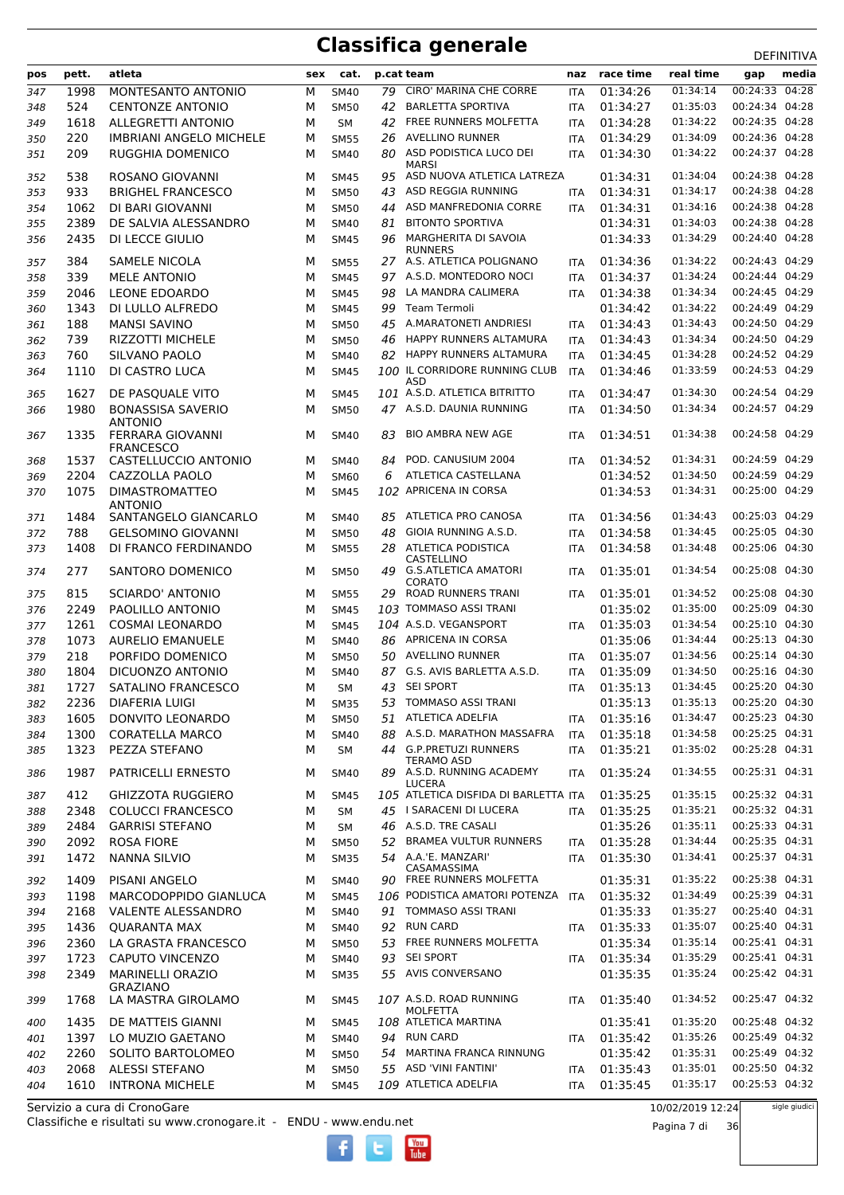# Classifica generale

DEFINITIVA

| pos | pett. | atleta | sex | cat. | p.cat | team | naz | race time | real time | gap | media |
|---|---|---|---|---|---|---|---|---|---|---|---|
| 347 | 1998 | MONTESANTO ANTONIO | M | SM40 | 79 | CIRO' MARINA CHE CORRE | ITA | 01:34:26 | 01:34:14 | 00:24:33 | 04:28 |
| 348 | 524 | CENTONZE ANTONIO | M | SM50 | 42 | BARLETTA SPORTIVA | ITA | 01:34:27 | 01:35:03 | 00:24:34 | 04:28 |
| 349 | 1618 | ALLEGRETTI ANTONIO | M | SM | 42 | FREE RUNNERS MOLFETTA | ITA | 01:34:28 | 01:34:22 | 00:24:35 | 04:28 |
| 350 | 220 | IMBRIANI ANGELO MICHELE | M | SM55 | 26 | AVELLINO RUNNER | ITA | 01:34:29 | 01:34:09 | 00:24:36 | 04:28 |
| 351 | 209 | RUGGHIA DOMENICO | M | SM40 | 80 | ASD PODISTICA LUCO DEI MARSI | ITA | 01:34:30 | 01:34:22 | 00:24:37 | 04:28 |
| 352 | 538 | ROSANO GIOVANNI | M | SM45 | 95 | ASD NUOVA ATLETICA LATREZA | | 01:34:31 | 01:34:04 | 00:24:38 | 04:28 |
| 353 | 933 | BRIGHEL FRANCESCO | M | SM50 | 43 | ASD REGGIA RUNNING | ITA | 01:34:31 | 01:34:17 | 00:24:38 | 04:28 |
| 354 | 1062 | DI BARI GIOVANNI | M | SM50 | 44 | ASD MANFREDONIA CORRE | ITA | 01:34:31 | 01:34:16 | 00:24:38 | 04:28 |
| 355 | 2389 | DE SALVIA ALESSANDRO | M | SM40 | 81 | BITONTO SPORTIVA | | 01:34:31 | 01:34:03 | 00:24:38 | 04:28 |
| 356 | 2435 | DI LECCE GIULIO | M | SM45 | 96 | MARGHERITA DI SAVOIA RUNNERS | | 01:34:33 | 01:34:29 | 00:24:40 | 04:28 |
| 357 | 384 | SAMELE NICOLA | M | SM55 | 27 | A.S. ATLETICA POLIGNANO | ITA | 01:34:36 | 01:34:22 | 00:24:43 | 04:29 |
| 358 | 339 | MELE ANTONIO | M | SM45 | 97 | A.S.D. MONTEDORO NOCI | ITA | 01:34:37 | 01:34:24 | 00:24:44 | 04:29 |
| 359 | 2046 | LEONE EDOARDO | M | SM45 | 98 | LA MANDRA CALIMERA | ITA | 01:34:38 | 01:34:34 | 00:24:45 | 04:29 |
| 360 | 1343 | DI LULLO ALFREDO | M | SM45 | 99 | Team Termoli | | 01:34:42 | 01:34:22 | 00:24:49 | 04:29 |
| 361 | 188 | MANSI SAVINO | M | SM50 | 45 | A.MARATONETI ANDRIESI | ITA | 01:34:43 | 01:34:43 | 00:24:50 | 04:29 |
| 362 | 739 | RIZZOTTI MICHELE | M | SM50 | 46 | HAPPY RUNNERS ALTAMURA | ITA | 01:34:43 | 01:34:34 | 00:24:50 | 04:29 |
| 363 | 760 | SILVANO PAOLO | M | SM40 | 82 | HAPPY RUNNERS ALTAMURA | ITA | 01:34:45 | 01:34:28 | 00:24:52 | 04:29 |
| 364 | 1110 | DI CASTRO LUCA | M | SM45 | 100 | IL CORRIDORE RUNNING CLUB ASD | ITA | 01:34:46 | 01:33:59 | 00:24:53 | 04:29 |
| 365 | 1627 | DE PASQUALE VITO | M | SM45 | 101 | A.S.D. ATLETICA BITRITTO | ITA | 01:34:47 | 01:34:30 | 00:24:54 | 04:29 |
| 366 | 1980 | BONASSISA SAVERIO ANTONIO | M | SM50 | 47 | A.S.D. DAUNIA RUNNING | ITA | 01:34:50 | 01:34:34 | 00:24:57 | 04:29 |
| 367 | 1335 | FERRARA GIOVANNI FRANCESCO | M | SM40 | 83 | BIO AMBRA NEW AGE | ITA | 01:34:51 | 01:34:38 | 00:24:58 | 04:29 |
| 368 | 1537 | CASTELLUCCIO ANTONIO | M | SM40 | 84 | POD. CANUSIUM 2004 | ITA | 01:34:52 | 01:34:31 | 00:24:59 | 04:29 |
| 369 | 2204 | CAZZOLLA PAOLO | M | SM60 | 6 | ATLETICA CASTELLANA | | 01:34:52 | 01:34:50 | 00:24:59 | 04:29 |
| 370 | 1075 | DIMASTROMATTEO ANTONIO | M | SM45 | 102 | APRICENA IN CORSA | | 01:34:53 | 01:34:31 | 00:25:00 | 04:29 |
| 371 | 1484 | SANTANGELO GIANCARLO | M | SM40 | 85 | ATLETICA PRO CANOSA | ITA | 01:34:56 | 01:34:43 | 00:25:03 | 04:29 |
| 372 | 788 | GELSOMINO GIOVANNI | M | SM50 | 48 | GIOIA RUNNING A.S.D. | ITA | 01:34:58 | 01:34:45 | 00:25:05 | 04:30 |
| 373 | 1408 | DI FRANCO FERDINANDO | M | SM55 | 28 | ATLETICA PODISTICA CASTELLINO | ITA | 01:34:58 | 01:34:48 | 00:25:06 | 04:30 |
| 374 | 277 | SANTORO DOMENICO | M | SM50 | 49 | G.S.ATLETICA AMATORI CORATO | ITA | 01:35:01 | 01:34:54 | 00:25:08 | 04:30 |
| 375 | 815 | SCIARDO' ANTONIO | M | SM55 | 29 | ROAD RUNNERS TRANI | ITA | 01:35:01 | 01:34:52 | 00:25:08 | 04:30 |
| 376 | 2249 | PAOLILLO ANTONIO | M | SM45 | 103 | TOMMASO ASSI TRANI | | 01:35:02 | 01:35:00 | 00:25:09 | 04:30 |
| 377 | 1261 | COSMAI LEONARDO | M | SM45 | 104 | A.S.D. VEGANSPORT | ITA | 01:35:03 | 01:34:54 | 00:25:10 | 04:30 |
| 378 | 1073 | AURELIO EMANUELE | M | SM40 | 86 | APRICENA IN CORSA | | 01:35:06 | 01:34:44 | 00:25:13 | 04:30 |
| 379 | 218 | PORFIDO DOMENICO | M | SM50 | 50 | AVELLINO RUNNER | ITA | 01:35:07 | 01:34:56 | 00:25:14 | 04:30 |
| 380 | 1804 | DICUONZO ANTONIO | M | SM40 | 87 | G.S. AVIS BARLETTA A.S.D. | ITA | 01:35:09 | 01:34:50 | 00:25:16 | 04:30 |
| 381 | 1727 | SATALINO FRANCESCO | M | SM | 43 | SEI SPORT | ITA | 01:35:13 | 01:34:45 | 00:25:20 | 04:30 |
| 382 | 2236 | DIAFERIA LUIGI | M | SM35 | 53 | TOMMASO ASSI TRANI | | 01:35:13 | 01:35:13 | 00:25:20 | 04:30 |
| 383 | 1605 | DONVITO LEONARDO | M | SM50 | 51 | ATLETICA ADELFIA | ITA | 01:35:16 | 01:34:47 | 00:25:23 | 04:30 |
| 384 | 1300 | CORATELLA MARCO | M | SM40 | 88 | A.S.D. MARATHON MASSAFRA | ITA | 01:35:18 | 01:34:58 | 00:25:25 | 04:31 |
| 385 | 1323 | PEZZA STEFANO | M | SM | 44 | G.P.PRETUZI RUNNERS TERAMO ASD | ITA | 01:35:21 | 01:35:02 | 00:25:28 | 04:31 |
| 386 | 1987 | PATRICELLI ERNESTO | M | SM40 | 89 | A.S.D. RUNNING ACADEMY LUCERA | ITA | 01:35:24 | 01:34:55 | 00:25:31 | 04:31 |
| 387 | 412 | GHIZZOTA RUGGIERO | M | SM45 | 105 | ATLETICA DISFIDA DI BARLETTA | ITA | 01:35:25 | 01:35:15 | 00:25:32 | 04:31 |
| 388 | 2348 | COLUCCI FRANCESCO | M | SM | 45 | I SARACENI DI LUCERA | ITA | 01:35:25 | 01:35:21 | 00:25:32 | 04:31 |
| 389 | 2484 | GARRISI STEFANO | M | SM | 46 | A.S.D. TRE CASALI | | 01:35:26 | 01:35:11 | 00:25:33 | 04:31 |
| 390 | 2092 | ROSA FIORE | M | SM50 | 52 | BRAMEA VULTUR RUNNERS | ITA | 01:35:28 | 01:34:44 | 00:25:35 | 04:31 |
| 391 | 1472 | NANNA SILVIO | M | SM35 | 54 | A.A.'E. MANZARI' CASAMASSIMA | ITA | 01:35:30 | 01:34:41 | 00:25:37 | 04:31 |
| 392 | 1409 | PISANI ANGELO | M | SM40 | 90 | FREE RUNNERS MOLFETTA | | 01:35:31 | 01:35:22 | 00:25:38 | 04:31 |
| 393 | 1198 | MARCODOPPIDO GIANLUCA | M | SM45 | 106 | PODISTICA AMATORI POTENZA | ITA | 01:35:32 | 01:34:49 | 00:25:39 | 04:31 |
| 394 | 2168 | VALENTE ALESSANDRO | M | SM40 | 91 | TOMMASO ASSI TRANI | | 01:35:33 | 01:35:27 | 00:25:40 | 04:31 |
| 395 | 1436 | QUARANTA MAX | M | SM40 | 92 | RUN CARD | ITA | 01:35:33 | 01:35:07 | 00:25:40 | 04:31 |
| 396 | 2360 | LA GRASTA FRANCESCO | M | SM50 | 53 | FREE RUNNERS MOLFETTA | | 01:35:34 | 01:35:14 | 00:25:41 | 04:31 |
| 397 | 1723 | CAPUTO VINCENZO | M | SM40 | 93 | SEI SPORT | ITA | 01:35:34 | 01:35:29 | 00:25:41 | 04:31 |
| 398 | 2349 | MARINELLI ORAZIO GRAZIANO | M | SM35 | 55 | AVIS CONVERSANO | | 01:35:35 | 01:35:24 | 00:25:42 | 04:31 |
| 399 | 1768 | LA MASTRA GIROLAMO | M | SM45 | 107 | A.S.D. ROAD RUNNING MOLFETTA | ITA | 01:35:40 | 01:34:52 | 00:25:47 | 04:32 |
| 400 | 1435 | DE MATTEIS GIANNI | M | SM45 | 108 | ATLETICA MARTINA | | 01:35:41 | 01:35:20 | 00:25:48 | 04:32 |
| 401 | 1397 | LO MUZIO GAETANO | M | SM40 | 94 | RUN CARD | ITA | 01:35:42 | 01:35:26 | 00:25:49 | 04:32 |
| 402 | 2260 | SOLITO BARTOLOMEO | M | SM50 | 54 | MARTINA FRANCA RINNUNG | | 01:35:42 | 01:35:31 | 00:25:49 | 04:32 |
| 403 | 2068 | ALESSI STEFANO | M | SM50 | 55 | ASD 'VINI FANTINI' | ITA | 01:35:43 | 01:35:01 | 00:25:50 | 04:32 |
| 404 | 1610 | INTRONA MICHELE | M | SM45 | 109 | ATLETICA ADELFIA | ITA | 01:35:45 | 01:35:17 | 00:25:53 | 04:32 |

Servizio a cura di CronoGare
Classifiche e risultati su www.cronogare.it - ENDU - www.endu.net

10/02/2019 12:24

sigle giudici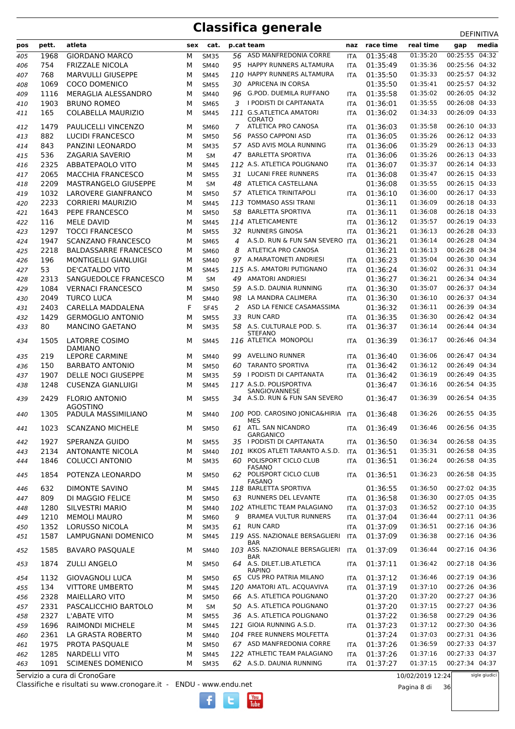# Classifica generale

DEFINITIVA

| pos | pett. | atleta | sex | cat. | p.cat | team | naz | race time | real time | gap | media |
|---|---|---|---|---|---|---|---|---|---|---|---|
| 405 | 1968 | GIORDANO MARCO | M | SM35 | 56 | ASD MANFREDONIA CORRE | ITA | 01:35:48 | 01:35:20 | 00:25:55 | 04:32 |
| 406 | 754 | FRIZZALE NICOLA | M | SM40 | 95 | HAPPY RUNNERS ALTAMURA | ITA | 01:35:49 | 01:35:36 | 00:25:56 | 04:32 |
| 407 | 768 | MARVULLI GIUSEPPE | M | SM45 | 110 | HAPPY RUNNERS ALTAMURA | ITA | 01:35:50 | 01:35:33 | 00:25:57 | 04:32 |
| 408 | 1069 | COCO DOMENICO | M | SM55 | 30 | APRICENA IN CORSA | | 01:35:50 | 01:35:41 | 00:25:57 | 04:32 |
| 409 | 1116 | MERAGLIA ALESSANDRO | M | SM40 | 96 | G.POD. DUEMILA RUFFANO | ITA | 01:35:58 | 01:35:02 | 00:26:05 | 04:32 |
| 410 | 1903 | BRUNO ROMEO | M | SM65 | 3 | I PODISTI DI CAPITANATA | ITA | 01:36:01 | 01:35:55 | 00:26:08 | 04:33 |
| 411 | 165 | COLABELLA MAURIZIO | M | SM45 | 111 | G.S.ATLETICA AMATORI CORATO | ITA | 01:36:02 | 01:34:33 | 00:26:09 | 04:33 |
| 412 | 1479 | PAULICELLI VINCENZO | M | SM60 | 7 | ATLETICA PRO CANOSA | ITA | 01:36:03 | 01:35:58 | 00:26:10 | 04:33 |
| 413 | 882 | LUCIDI FRANCESCO | M | SM50 | 56 | PASSO CAPPONI ASD | ITA | 01:36:05 | 01:35:26 | 00:26:12 | 04:33 |
| 414 | 843 | PANZINI LEONARDO | M | SM35 | 57 | ASD AVIS MOLA RUNNING | ITA | 01:36:06 | 01:35:29 | 00:26:13 | 04:33 |
| 415 | 536 | ZAGARIA SAVERIO | M | SM | 47 | BARLETTA SPORTIVA | ITA | 01:36:06 | 01:35:26 | 00:26:13 | 04:33 |
| 416 | 2325 | ABBATEPAOLO VITO | M | SM45 | 112 | A.S. ATLETICA POLIGNANO | ITA | 01:36:07 | 01:35:37 | 00:26:14 | 04:33 |
| 417 | 2065 | MACCHIA FRANCESCO | M | SM55 | 31 | LUCANI FREE RUNNERS | ITA | 01:36:08 | 01:35:47 | 00:26:15 | 04:33 |
| 418 | 2209 | MASTRANGELO GIUSEPPE | M | SM | 48 | ATLETICA CASTELLANA | | 01:36:08 | 01:35:55 | 00:26:15 | 04:33 |
| 419 | 1032 | LAROVERE GIANFRANCO | M | SM50 | 57 | ATLETICA TRINITAPOLI | ITA | 01:36:10 | 01:36:00 | 00:26:17 | 04:33 |
| 420 | 2233 | CORRIERI MAURIZIO | M | SM45 | 113 | TOMMASO ASSI TRANI | | 01:36:11 | 01:36:09 | 00:26:18 | 04:33 |
| 421 | 1643 | PEPE FRANCESCO | M | SM50 | 58 | BARLETTA SPORTIVA | ITA | 01:36:11 | 01:36:08 | 00:26:18 | 04:33 |
| 422 | 116 | MELE DAVID | M | SM45 | 114 | ATLETICAMENTE | ITA | 01:36:12 | 01:35:57 | 00:26:19 | 04:33 |
| 423 | 1297 | TOCCI FRANCESCO | M | SM55 | 32 | RUNNERS GINOSA | ITA | 01:36:21 | 01:36:13 | 00:26:28 | 04:33 |
| 424 | 1947 | SCANZANO FRANCESCO | M | SM65 | 4 | A.S.D. RUN & FUN SAN SEVERO | ITA | 01:36:21 | 01:36:14 | 00:26:28 | 04:34 |
| 425 | 2218 | BALDASSARRE FRANCESCO | M | SM60 | 8 | ATLETICA PRO CANOSA | | 01:36:21 | 01:36:13 | 00:26:28 | 04:34 |
| 426 | 196 | MONTIGELLI GIANLUIGI | M | SM40 | 97 | A.MARATONETI ANDRIESI | ITA | 01:36:23 | 01:35:04 | 00:26:30 | 04:34 |
| 427 | 53 | DE'CATALDO VITO | M | SM45 | 115 | A.S. AMATORI PUTIGNANO | ITA | 01:36:24 | 01:36:02 | 00:26:31 | 04:34 |
| 428 | 2313 | SANGUEDOLCE FRANCESCO | M | SM | 49 | AMATORI ANDRIESI | | 01:36:27 | 01:36:21 | 00:26:34 | 04:34 |
| 429 | 1084 | VERNACI FRANCESCO | M | SM50 | 59 | A.S.D. DAUNIA RUNNING | ITA | 01:36:30 | 01:35:07 | 00:26:37 | 04:34 |
| 430 | 2049 | TURCO LUCA | M | SM40 | 98 | LA MANDRA CALIMERA | ITA | 01:36:30 | 01:36:10 | 00:26:37 | 04:34 |
| 431 | 2403 | CARELLA MADDALENA | F | SF45 | 2 | ASD LA FENICE CASAMASSIMA | | 01:36:32 | 01:36:11 | 00:26:39 | 04:34 |
| 432 | 1429 | GERMOGLIO ANTONIO | M | SM55 | 33 | RUN CARD | ITA | 01:36:35 | 01:36:30 | 00:26:42 | 04:34 |
| 433 | 80 | MANCINO GAETANO | M | SM35 | 58 | A.S. CULTURALE POD. S. STEFANO | ITA | 01:36:37 | 01:36:14 | 00:26:44 | 04:34 |
| 434 | 1505 | LATORRE COSIMO DAMIANO | M | SM45 | 116 | ATLETICA MONOPOLI | ITA | 01:36:39 | 01:36:17 | 00:26:46 | 04:34 |
| 435 | 219 | LEPORE CARMINE | M | SM40 | 99 | AVELLINO RUNNER | ITA | 01:36:40 | 01:36:06 | 00:26:47 | 04:34 |
| 436 | 150 | BARBATO ANTONIO | M | SM50 | 60 | TARANTO SPORTIVA | ITA | 01:36:42 | 01:36:12 | 00:26:49 | 04:34 |
| 437 | 1907 | DELLE NOCI GIUSEPPE | M | SM35 | 59 | I PODISTI DI CAPITANATA | ITA | 01:36:42 | 01:36:19 | 00:26:49 | 04:35 |
| 438 | 1248 | CUSENZA GIANLUIGI | M | SM45 | 117 | A.S.D. POLISPORTIVA SANGIOVANNESE | | 01:36:47 | 01:36:16 | 00:26:54 | 04:35 |
| 439 | 2429 | FLORIO ANTONIO AGOSTINO | M | SM55 | 34 | A.S.D. RUN & FUN SAN SEVERO | | 01:36:47 | 01:36:39 | 00:26:54 | 04:35 |
| 440 | 1305 | PADULA MASSIMILIANO | M | SM40 | 100 | POD. CAROSINO JONICA&HIRIA MES | ITA | 01:36:48 | 01:36:26 | 00:26:55 | 04:35 |
| 441 | 1023 | SCANZANO MICHELE | M | SM50 | 61 | ATL. SAN NICANDRO GARGANICO | ITA | 01:36:49 | 01:36:46 | 00:26:56 | 04:35 |
| 442 | 1927 | SPERANZA GUIDO | M | SM55 | 35 | I PODISTI DI CAPITANATA | ITA | 01:36:50 | 01:36:34 | 00:26:58 | 04:35 |
| 443 | 2134 | ANTONANTE NICOLA | M | SM40 | 101 | IKKOS ATLETI TARANTO A.S.D. | ITA | 01:36:51 | 01:35:31 | 00:26:58 | 04:35 |
| 444 | 1846 | COLUCCI ANTONIO | M | SM35 | 60 | POLISPORT CICLO CLUB FASANO | ITA | 01:36:51 | 01:36:24 | 00:26:58 | 04:35 |
| 445 | 1854 | POTENZA LEONARDO | M | SM50 | 62 | POLISPORT CICLO CLUB FASANO | ITA | 01:36:51 | 01:36:23 | 00:26:58 | 04:35 |
| 446 | 632 | DIMONTE SAVINO | M | SM45 | 118 | BARLETTA SPORTIVA | | 01:36:55 | 01:36:50 | 00:27:02 | 04:35 |
| 447 | 809 | DI MAGGIO FELICE | M | SM50 | 63 | RUNNERS DEL LEVANTE | ITA | 01:36:58 | 01:36:30 | 00:27:05 | 04:35 |
| 448 | 1280 | SILVESTRI MARIO | M | SM40 | 102 | ATHLETIC TEAM PALAGIANO | ITA | 01:37:03 | 01:36:52 | 00:27:10 | 04:35 |
| 449 | 1210 | MEMOLI MAURO | M | SM60 | 9 | BRAMEA VULTUR RUNNERS | ITA | 01:37:04 | 01:36:44 | 00:27:11 | 04:36 |
| 450 | 1352 | LORUSSO NICOLA | M | SM35 | 61 | RUN CARD | ITA | 01:37:09 | 01:36:51 | 00:27:16 | 04:36 |
| 451 | 1587 | LAMPUGNANI DOMENICO | M | SM45 | 119 | ASS. NAZIONALE BERSAGLIERI BAR | ITA | 01:37:09 | 01:36:38 | 00:27:16 | 04:36 |
| 452 | 1585 | BAVARO PASQUALE | M | SM40 | 103 | ASS. NAZIONALE BERSAGLIERI BAR | ITA | 01:37:09 | 01:36:44 | 00:27:16 | 04:36 |
| 453 | 1874 | ZULLI ANGELO | M | SM50 | 64 | A.S. DILET.LIB.ATLETICA RAPINO | ITA | 01:37:11 | 01:36:42 | 00:27:18 | 04:36 |
| 454 | 1132 | GIOVAGNOLI LUCA | M | SM50 | 65 | CUS PRO PATRIA MILANO | ITA | 01:37:12 | 01:36:46 | 00:27:19 | 04:36 |
| 455 | 134 | VITTORE UMBERTO | M | SM45 | 120 | AMATORI ATL. ACQUAVIVA | ITA | 01:37:19 | 01:37:10 | 00:27:26 | 04:36 |
| 456 | 2328 | MAIELLARO VITO | M | SM50 | 66 | A.S. ATLETICA POLIGNANO | | 01:37:20 | 01:37:20 | 00:27:27 | 04:36 |
| 457 | 2331 | PASCALICCHIO BARTOLO | M | SM | 50 | A.S. ATLETICA POLIGNANO | | 01:37:20 | 01:37:15 | 00:27:27 | 04:36 |
| 458 | 2327 | L'ABATE VITO | M | SM55 | 36 | A.S. ATLETICA POLIGNANO | | 01:37:22 | 01:36:58 | 00:27:29 | 04:36 |
| 459 | 1696 | RAIMONDI MICHELE | M | SM45 | 121 | GIOIA RUNNING A.S.D. | ITA | 01:37:23 | 01:37:12 | 00:27:30 | 04:36 |
| 460 | 2361 | LA GRASTA ROBERTO | M | SM40 | 104 | FREE RUNNERS MOLFETTA | | 01:37:24 | 01:37:03 | 00:27:31 | 04:36 |
| 461 | 1975 | PROTA PASQUALE | M | SM50 | 67 | ASD MANFREDONIA CORRE | ITA | 01:37:26 | 01:36:59 | 00:27:33 | 04:37 |
| 462 | 1285 | NARDELLI VITO | M | SM45 | 122 | ATHLETIC TEAM PALAGIANO | ITA | 01:37:26 | 01:37:16 | 00:27:33 | 04:37 |
| 463 | 1091 | SCIMENES DOMENICO | M | SM35 | 62 | A.S.D. DAUNIA RUNNING | ITA | 01:37:27 | 01:37:15 | 00:27:34 | 04:37 |

Servizio a cura di CronoGare
Classifiche e risultati su www.cronogare.it - ENDU - www.endu.net

10/02/2019 12:24

sigle giudici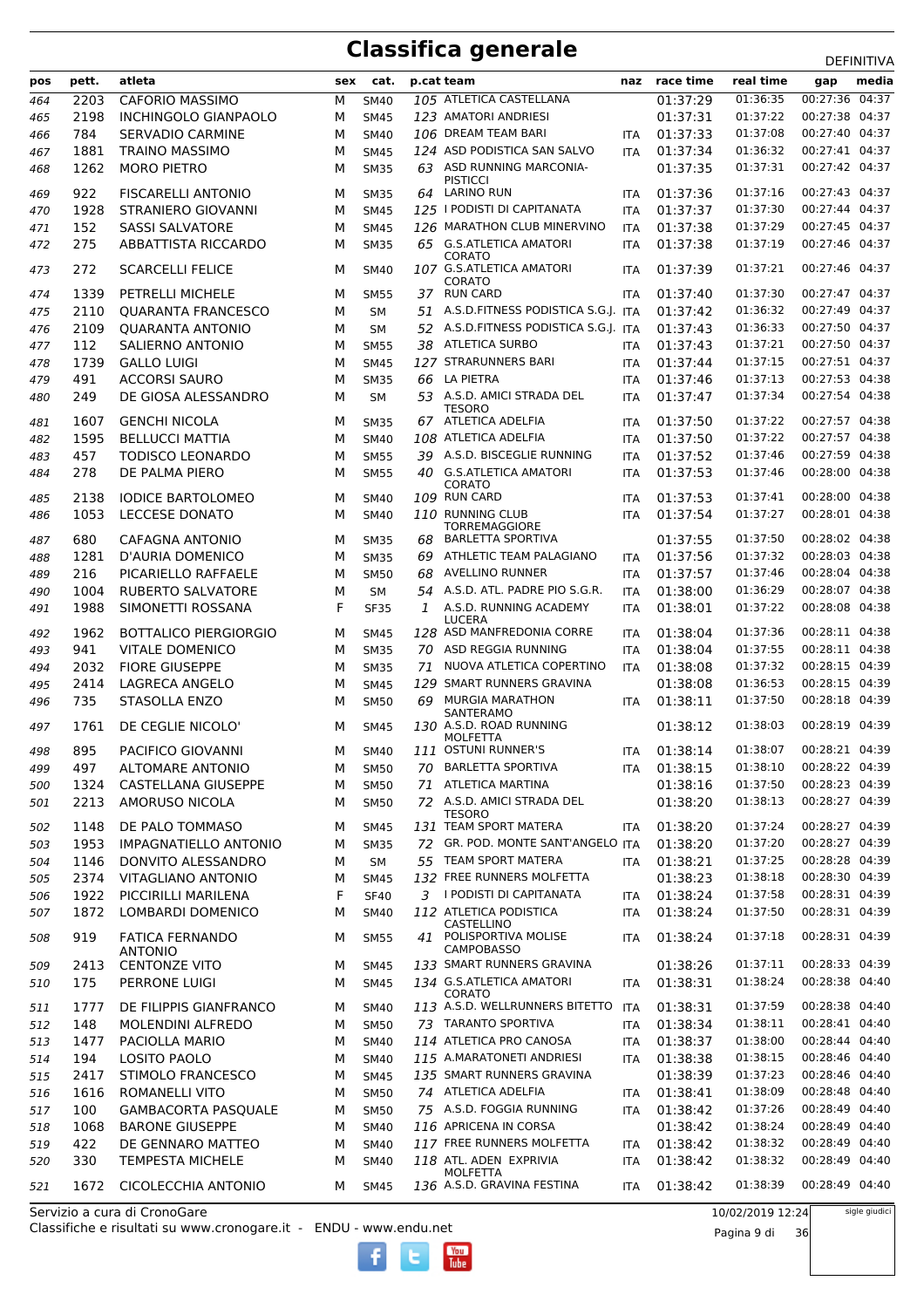# Classifica generale

DEFINITIVA

| pos | pett. | atleta | sex | cat. | p.cat | team | naz | race time | real time | gap | media |
|---|---|---|---|---|---|---|---|---|---|---|---|
| 464 | 2203 | CAFORIO MASSIMO | M | SM40 | 105 | ATLETICA CASTELLANA | | 01:37:29 | 01:36:35 | 00:27:36 | 04:37 |
| 465 | 2198 | INCHINGOLO GIANPAOLO | M | SM45 | 123 | AMATORI ANDRIESI | | 01:37:31 | 01:37:22 | 00:27:38 | 04:37 |
| 466 | 784 | SERVADIO CARMINE | M | SM40 | 106 | DREAM TEAM BARI | ITA | 01:37:33 | 01:37:08 | 00:27:40 | 04:37 |
| 467 | 1881 | TRAINO MASSIMO | M | SM45 | 124 | ASD PODISTICA SAN SALVO | ITA | 01:37:34 | 01:36:32 | 00:27:41 | 04:37 |
| 468 | 1262 | MORO PIETRO | M | SM35 | 63 | ASD RUNNING MARCONIA-PISTICCI | | 01:37:35 | 01:37:31 | 00:27:42 | 04:37 |
| 469 | 922 | FISCARELLI ANTONIO | M | SM35 | 64 | LARINO RUN | ITA | 01:37:36 | 01:37:16 | 00:27:43 | 04:37 |
| 470 | 1928 | STRANIERO GIOVANNI | M | SM45 | 125 | I PODISTI DI CAPITANATA | ITA | 01:37:37 | 01:37:30 | 00:27:44 | 04:37 |
| 471 | 152 | SASSI SALVATORE | M | SM45 | 126 | MARATHON CLUB MINERVINO | ITA | 01:37:38 | 01:37:29 | 00:27:45 | 04:37 |
| 472 | 275 | ABBATTISTA RICCARDO | M | SM35 | 65 | G.S.ATLETICA AMATORI CORATO | ITA | 01:37:38 | 01:37:19 | 00:27:46 | 04:37 |
| 473 | 272 | SCARCELLI FELICE | M | SM40 | 107 | G.S.ATLETICA AMATORI CORATO | ITA | 01:37:39 | 01:37:21 | 00:27:46 | 04:37 |
| 474 | 1339 | PETRELLI MICHELE | M | SM55 | 37 | RUN CARD | ITA | 01:37:40 | 01:37:30 | 00:27:47 | 04:37 |
| 475 | 2110 | QUARANTA FRANCESCO | M | SM | 51 | A.S.D.FITNESS PODISTICA S.G.J. | ITA | 01:37:42 | 01:36:32 | 00:27:49 | 04:37 |
| 476 | 2109 | QUARANTA ANTONIO | M | SM | 52 | A.S.D.FITNESS PODISTICA S.G.J. | ITA | 01:37:43 | 01:36:33 | 00:27:50 | 04:37 |
| 477 | 112 | SALIERNO ANTONIO | M | SM55 | 38 | ATLETICA SURBO | ITA | 01:37:43 | 01:37:21 | 00:27:50 | 04:37 |
| 478 | 1739 | GALLO LUIGI | M | SM45 | 127 | STRARUNNERS BARI | ITA | 01:37:44 | 01:37:15 | 00:27:51 | 04:37 |
| 479 | 491 | ACCORSI SAURO | M | SM35 | 66 | LA PIETRA | ITA | 01:37:46 | 01:37:13 | 00:27:53 | 04:38 |
| 480 | 249 | DE GIOSA ALESSANDRO | M | SM | 53 | A.S.D. AMICI STRADA DEL TESORO | ITA | 01:37:47 | 01:37:34 | 00:27:54 | 04:38 |
| 481 | 1607 | GENCHI NICOLA | M | SM35 | 67 | ATLETICA ADELFIA | ITA | 01:37:50 | 01:37:22 | 00:27:57 | 04:38 |
| 482 | 1595 | BELLUCCI MATTIA | M | SM40 | 108 | ATLETICA ADELFIA | ITA | 01:37:50 | 01:37:22 | 00:27:57 | 04:38 |
| 483 | 457 | TODISCO LEONARDO | M | SM55 | 39 | A.S.D. BISCEGLIE RUNNING | ITA | 01:37:52 | 01:37:46 | 00:27:59 | 04:38 |
| 484 | 278 | DE PALMA PIERO | M | SM55 | 40 | G.S.ATLETICA AMATORI CORATO | ITA | 01:37:53 | 01:37:46 | 00:28:00 | 04:38 |
| 485 | 2138 | IODICE BARTOLOMEO | M | SM40 | 109 | RUN CARD | ITA | 01:37:53 | 01:37:41 | 00:28:00 | 04:38 |
| 486 | 1053 | LECCESE DONATO | M | SM40 | 110 | RUNNING CLUB TORREMAGGIORE | ITA | 01:37:54 | 01:37:27 | 00:28:01 | 04:38 |
| 487 | 680 | CAFAGNA ANTONIO | M | SM35 | 68 | BARLETTA SPORTIVA | | 01:37:55 | 01:37:50 | 00:28:02 | 04:38 |
| 488 | 1281 | D'AURIA DOMENICO | M | SM35 | 69 | ATHLETIC TEAM PALAGIANO | ITA | 01:37:56 | 01:37:32 | 00:28:03 | 04:38 |
| 489 | 216 | PICARIELLO RAFFAELE | M | SM50 | 68 | AVELLINO RUNNER | ITA | 01:37:57 | 01:37:46 | 00:28:04 | 04:38 |
| 490 | 1004 | RUBERTO SALVATORE | M | SM | 54 | A.S.D. ATL. PADRE PIO S.G.R. | ITA | 01:38:00 | 01:36:29 | 00:28:07 | 04:38 |
| 491 | 1988 | SIMONETTI ROSSANA | F | SF35 | 1 | A.S.D. RUNNING ACADEMY LUCERA | ITA | 01:38:01 | 01:37:22 | 00:28:08 | 04:38 |
| 492 | 1962 | BOTTALICO PIERGIORGIO | M | SM45 | 128 | ASD MANFREDONIA CORRE | ITA | 01:38:04 | 01:37:36 | 00:28:11 | 04:38 |
| 493 | 941 | VITALE DOMENICO | M | SM35 | 70 | ASD REGGIA RUNNING | ITA | 01:38:04 | 01:37:55 | 00:28:11 | 04:38 |
| 494 | 2032 | FIORE GIUSEPPE | M | SM35 | 71 | NUOVA ATLETICA COPERTINO | ITA | 01:38:08 | 01:37:32 | 00:28:15 | 04:39 |
| 495 | 2414 | LAGRECA ANGELO | M | SM45 | 129 | SMART RUNNERS GRAVINA | | 01:38:08 | 01:36:53 | 00:28:15 | 04:39 |
| 496 | 735 | STASOLLA ENZO | M | SM50 | 69 | MURGIA MARATHON SANTERAMO | ITA | 01:38:11 | 01:37:50 | 00:28:18 | 04:39 |
| 497 | 1761 | DE CEGLIE NICOLO' | M | SM45 | 130 | A.S.D. ROAD RUNNING MOLFETTA | | 01:38:12 | 01:38:03 | 00:28:19 | 04:39 |
| 498 | 895 | PACIFICO GIOVANNI | M | SM40 | 111 | OSTUNI RUNNER'S | ITA | 01:38:14 | 01:38:07 | 00:28:21 | 04:39 |
| 499 | 497 | ALTOMARE ANTONIO | M | SM50 | 70 | BARLETTA SPORTIVA | ITA | 01:38:15 | 01:38:10 | 00:28:22 | 04:39 |
| 500 | 1324 | CASTELLANA GIUSEPPE | M | SM50 | 71 | ATLETICA MARTINA | ITA | 01:38:16 | 01:37:50 | 00:28:23 | 04:39 |
| 501 | 2213 | AMORUSO NICOLA | M | SM50 | 72 | A.S.D. AMICI STRADA DEL TESORO | | 01:38:20 | 01:38:13 | 00:28:27 | 04:39 |
| 502 | 1148 | DE PALO TOMMASO | M | SM45 | 131 | TEAM SPORT MATERA | ITA | 01:38:20 | 01:37:24 | 00:28:27 | 04:39 |
| 503 | 1953 | IMPAGNATIELLO ANTONIO | M | SM35 | 72 | GR. POD. MONTE SANT'ANGELO | ITA | 01:38:20 | 01:37:20 | 00:28:27 | 04:39 |
| 504 | 1146 | DONVITO ALESSANDRO | M | SM | 55 | TEAM SPORT MATERA | ITA | 01:38:21 | 01:37:25 | 00:28:28 | 04:39 |
| 505 | 2374 | VITAGLIANO ANTONIO | M | SM45 | 132 | FREE RUNNERS MOLFETTA | | 01:38:23 | 01:38:18 | 00:28:30 | 04:39 |
| 506 | 1922 | PICCIRILLI MARILENA | F | SF40 | 3 | I PODISTI DI CAPITANATA | ITA | 01:38:24 | 01:37:58 | 00:28:31 | 04:39 |
| 507 | 1872 | LOMBARDI DOMENICO | M | SM40 | 112 | ATLETICA PODISTICA CASTELLINO | ITA | 01:38:24 | 01:37:50 | 00:28:31 | 04:39 |
| 508 | 919 | FATICA FERNANDO ANTONIO | M | SM55 | 41 | POLISPORTIVA MOLISE CAMPOBASSO | ITA | 01:38:24 | 01:37:18 | 00:28:31 | 04:39 |
| 509 | 2413 | CENTONZE VITO | M | SM45 | 133 | SMART RUNNERS GRAVINA | | 01:38:26 | 01:37:11 | 00:28:33 | 04:39 |
| 510 | 175 | PERRONE LUIGI | M | SM45 | 134 | G.S.ATLETICA AMATORI CORATO | ITA | 01:38:31 | 01:38:24 | 00:28:38 | 04:40 |
| 511 | 1777 | DE FILIPPIS GIANFRANCO | M | SM40 | 113 | A.S.D. WELLRUNNERS BITETTO | ITA | 01:38:31 | 01:37:59 | 00:28:38 | 04:40 |
| 512 | 148 | MOLENDINI ALFREDO | M | SM50 | 73 | TARANTO SPORTIVA | ITA | 01:38:34 | 01:38:11 | 00:28:41 | 04:40 |
| 513 | 1477 | PACIOLLA MARIO | M | SM40 | 114 | ATLETICA PRO CANOSA | ITA | 01:38:37 | 01:38:00 | 00:28:44 | 04:40 |
| 514 | 194 | LOSITO PAOLO | M | SM40 | 115 | A.MARATONETI ANDRIESI | ITA | 01:38:38 | 01:38:15 | 00:28:46 | 04:40 |
| 515 | 2417 | STIMOLO FRANCESCO | M | SM45 | 135 | SMART RUNNERS GRAVINA | | 01:38:39 | 01:37:23 | 00:28:46 | 04:40 |
| 516 | 1616 | ROMANELLI VITO | M | SM50 | 74 | ATLETICA ADELFIA | ITA | 01:38:41 | 01:38:09 | 00:28:48 | 04:40 |
| 517 | 100 | GAMBACORTA PASQUALE | M | SM50 | 75 | A.S.D. FOGGIA RUNNING | ITA | 01:38:42 | 01:37:26 | 00:28:49 | 04:40 |
| 518 | 1068 | BARONE GIUSEPPE | M | SM40 | 116 | APRICENA IN CORSA | | 01:38:42 | 01:38:24 | 00:28:49 | 04:40 |
| 519 | 422 | DE GENNARO MATTEO | M | SM40 | 117 | FREE RUNNERS MOLFETTA | ITA | 01:38:42 | 01:38:32 | 00:28:49 | 04:40 |
| 520 | 330 | TEMPESTA MICHELE | M | SM40 | 118 | ATL. ADEN EXPRIVIA MOLFETTA | ITA | 01:38:42 | 01:38:32 | 00:28:49 | 04:40 |
| 521 | 1672 | CICOLECCHIA ANTONIO | M | SM45 | 136 | A.S.D. GRAVINA FESTINA | ITA | 01:38:42 | 01:38:39 | 00:28:49 | 04:40 |

Servizio a cura di CronoGare
Classifiche e risultati su www.cronogare.it - ENDU - www.endu.net

10/02/2019 12:24

sigle giudici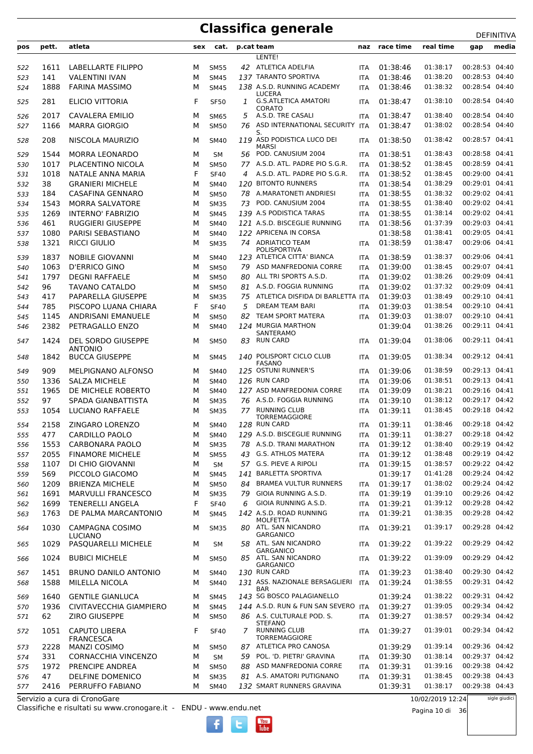# Classifica generale

DEFINITIVA

| pos | pett. | atleta | sex | cat. | p.cat | team | naz | race time | real time | gap | media |
|---|---|---|---|---|---|---|---|---|---|---|---|
| | | | | | | LENTE! | | | | | |
| 522 | 1611 | LABELLARTE FILIPPO | M | SM55 | 42 | ATLETICA ADELFIA | ITA | 01:38:46 | 01:38:17 | 00:28:53 | 04:40 |
| 523 | 141 | VALENTINI IVAN | M | SM45 | 137 | TARANTO SPORTIVA | ITA | 01:38:46 | 01:38:20 | 00:28:53 | 04:40 |
| 524 | 1888 | FARINA MASSIMO | M | SM45 | 138 | A.S.D. RUNNING ACADEMY LUCERA | ITA | 01:38:46 | 01:38:32 | 00:28:54 | 04:40 |
| 525 | 281 | ELICIO VITTORIA | F | SF50 | 1 | G.S.ATLETICA AMATORI CORATO | ITA | 01:38:47 | 01:38:10 | 00:28:54 | 04:40 |
| 526 | 2017 | CAVALERA EMILIO | M | SM65 | 5 | A.S.D. TRE CASALI | ITA | 01:38:47 | 01:38:40 | 00:28:54 | 04:40 |
| 527 | 1166 | MARRA GIORGIO | M | SM50 | 76 | ASD INTERNATIONAL SECURITY S. | ITA | 01:38:47 | 01:38:02 | 00:28:54 | 04:40 |
| 528 | 208 | NISCOLA MAURIZIO | M | SM40 | 119 | ASD PODISTICA LUCO DEI MARSI | ITA | 01:38:50 | 01:38:42 | 00:28:57 | 04:41 |
| 529 | 1544 | MORRA LEONARDO | M | SM | 56 | POD. CANUSIUM 2004 | ITA | 01:38:51 | 01:38:43 | 00:28:58 | 04:41 |
| 530 | 1017 | PLACENTINO NICOLA | M | SM50 | 77 | A.S.D. ATL. PADRE PIO S.G.R. | ITA | 01:38:52 | 01:38:45 | 00:28:59 | 04:41 |
| 531 | 1018 | NATALE ANNA MARIA | F | SF40 | 4 | A.S.D. ATL. PADRE PIO S.G.R. | ITA | 01:38:52 | 01:38:45 | 00:29:00 | 04:41 |
| 532 | 38 | GRANIERI MICHELE | M | SM40 | 120 | BITONTO RUNNERS | ITA | 01:38:54 | 01:38:29 | 00:29:01 | 04:41 |
| 533 | 184 | CASAFINA GENNARO | M | SM50 | 78 | A.MARATONETI ANDRIESI | ITA | 01:38:55 | 01:38:32 | 00:29:02 | 04:41 |
| 534 | 1543 | MORRA SALVATORE | M | SM35 | 73 | POD. CANUSIUM 2004 | ITA | 01:38:55 | 01:38:40 | 00:29:02 | 04:41 |
| 535 | 1269 | INTERNO' FABRIZIO | M | SM45 | 139 | A.S PODISTICA TARAS | ITA | 01:38:55 | 01:38:14 | 00:29:02 | 04:41 |
| 536 | 461 | RUGGIERI GIUSEPPE | M | SM40 | 121 | A.S.D. BISCEGLIE RUNNING | ITA | 01:38:56 | 01:37:39 | 00:29:03 | 04:41 |
| 537 | 1080 | PARISI SEBASTIANO | M | SM40 | 122 | APRICENA IN CORSA | | 01:38:58 | 01:38:41 | 00:29:05 | 04:41 |
| 538 | 1321 | RICCI GIULIO | M | SM35 | 74 | ADRIATICO TEAM POLISPORTIVA | ITA | 01:38:59 | 01:38:47 | 00:29:06 | 04:41 |
| 539 | 1837 | NOBILE GIOVANNI | M | SM40 | 123 | ATLETICA CITTA' BIANCA | ITA | 01:38:59 | 01:38:37 | 00:29:06 | 04:41 |
| 540 | 1063 | D'ERRICO GINO | M | SM50 | 79 | ASD MANFREDONIA CORRE | ITA | 01:39:00 | 01:38:45 | 00:29:07 | 04:41 |
| 541 | 1797 | DEGNI RAFFAELE | M | SM50 | 80 | ALL TRI SPORTS A.S.D. | ITA | 01:39:02 | 01:38:26 | 00:29:09 | 04:41 |
| 542 | 96 | TAVANO CATALDO | M | SM50 | 81 | A.S.D. FOGGIA RUNNING | ITA | 01:39:02 | 01:37:32 | 00:29:09 | 04:41 |
| 543 | 417 | PAPARELLA GIUSEPPE | M | SM35 | 75 | ATLETICA DISFIDA DI BARLETTA | ITA | 01:39:03 | 01:38:49 | 00:29:10 | 04:41 |
| 544 | 785 | PISCOPO LUANA CHIARA | F | SF40 | 5 | DREAM TEAM BARI | ITA | 01:39:03 | 01:38:54 | 00:29:10 | 04:41 |
| 545 | 1145 | ANDRISANI EMANUELE | M | SM50 | 82 | TEAM SPORT MATERA | ITA | 01:39:03 | 01:38:07 | 00:29:10 | 04:41 |
| 546 | 2382 | PETRAGALLO ENZO | M | SM40 | 124 | MURGIA MARTHON SANTERAMO | | 01:39:04 | 01:38:26 | 00:29:11 | 04:41 |
| 547 | 1424 | DEL SORDO GIUSEPPE ANTONIO | M | SM50 | 83 | RUN CARD | ITA | 01:39:04 | 01:38:06 | 00:29:11 | 04:41 |
| 548 | 1842 | BUCCA GIUSEPPE | M | SM45 | 140 | POLISPORT CICLO CLUB FASANO | ITA | 01:39:05 | 01:38:34 | 00:29:12 | 04:41 |
| 549 | 909 | MELPIGNANO ALFONSO | M | SM40 | 125 | OSTUNI RUNNER'S | ITA | 01:39:06 | 01:38:59 | 00:29:13 | 04:41 |
| 550 | 1336 | SALZA MICHELE | M | SM40 | 126 | RUN CARD | ITA | 01:39:06 | 01:38:51 | 00:29:13 | 04:41 |
| 551 | 1965 | DE MICHELE ROBERTO | M | SM40 | 127 | ASD MANFREDONIA CORRE | ITA | 01:39:09 | 01:38:21 | 00:29:16 | 04:41 |
| 552 | 97 | SPADA GIANBATTISTA | M | SM35 | 76 | A.S.D. FOGGIA RUNNING | ITA | 01:39:10 | 01:38:12 | 00:29:17 | 04:42 |
| 553 | 1054 | LUCIANO RAFFAELE | M | SM35 | 77 | RUNNING CLUB TORREMAGGIORE | ITA | 01:39:11 | 01:38:45 | 00:29:18 | 04:42 |
| 554 | 2158 | ZINGARO LORENZO | M | SM40 | 128 | RUN CARD | ITA | 01:39:11 | 01:38:46 | 00:29:18 | 04:42 |
| 555 | 477 | CARDILLO PAOLO | M | SM40 | 129 | A.S.D. BISCEGLIE RUNNING | ITA | 01:39:11 | 01:38:27 | 00:29:18 | 04:42 |
| 556 | 1553 | CARBONARA PAOLO | M | SM35 | 78 | A.S.D. TRANI MARATHON | ITA | 01:39:12 | 01:38:40 | 00:29:19 | 04:42 |
| 557 | 2055 | FINAMORE MICHELE | M | SM55 | 43 | G.S. ATHLOS MATERA | ITA | 01:39:12 | 01:38:48 | 00:29:19 | 04:42 |
| 558 | 1107 | DI CHIO GIOVANNI | M | SM | 57 | G.S. PIEVE A RIPOLI | ITA | 01:39:15 | 01:38:57 | 00:29:22 | 04:42 |
| 559 | 569 | PICCOLO GIACOMO | M | SM45 | 141 | BARLETTA SPORTIVA | | 01:39:17 | 01:41:28 | 00:29:24 | 04:42 |
| 560 | 1209 | BRIENZA MICHELE | M | SM50 | 84 | BRAMEA VULTUR RUNNERS | ITA | 01:39:17 | 01:38:02 | 00:29:24 | 04:42 |
| 561 | 1691 | MARVULLI FRANCESCO | M | SM35 | 79 | GIOIA RUNNING A.S.D. | ITA | 01:39:19 | 01:39:10 | 00:29:26 | 04:42 |
| 562 | 1699 | TENERELLI ANGELA | F | SF40 | 6 | GIOIA RUNNING A.S.D. | ITA | 01:39:21 | 01:39:12 | 00:29:28 | 04:42 |
| 563 | 1763 | DE PALMA MARCANTONIO | M | SM45 | 142 | A.S.D. ROAD RUNNING MOLFETTA | ITA | 01:39:21 | 01:38:35 | 00:29:28 | 04:42 |
| 564 | 1030 | CAMPAGNA COSIMO LUCIANO | M | SM35 | 80 | ATL. SAN NICANDRO GARGANICO | ITA | 01:39:21 | 01:39:17 | 00:29:28 | 04:42 |
| 565 | 1029 | PASQUARELLI MICHELE | M | SM | 58 | ATL. SAN NICANDRO GARGANICO | ITA | 01:39:22 | 01:39:22 | 00:29:29 | 04:42 |
| 566 | 1024 | BUBICI MICHELE | M | SM50 | 85 | ATL. SAN NICANDRO GARGANICO | ITA | 01:39:22 | 01:39:09 | 00:29:29 | 04:42 |
| 567 | 1451 | BRUNO DANILO ANTONIO | M | SM40 | 130 | RUN CARD | ITA | 01:39:23 | 01:38:40 | 00:29:30 | 04:42 |
| 568 | 1588 | MILELLA NICOLA | M | SM40 | 131 | ASS. NAZIONALE BERSAGLIERI BAR | ITA | 01:39:24 | 01:38:55 | 00:29:31 | 04:42 |
| 569 | 1640 | GENTILE GIANLUCA | M | SM45 | 143 | SG BOSCO PALAGIANELLO | | 01:39:24 | 01:38:22 | 00:29:31 | 04:42 |
| 570 | 1936 | CIVITAVECCHIA GIAMPIERO | M | SM45 | 144 | A.S.D. RUN & FUN SAN SEVERO | ITA | 01:39:27 | 01:39:05 | 00:29:34 | 04:42 |
| 571 | 62 | ZIRO GIUSEPPE | M | SM50 | 86 | A.S. CULTURALE POD. S. STEFANO | ITA | 01:39:27 | 01:38:57 | 00:29:34 | 04:42 |
| 572 | 1051 | CAPUTO LIBERA FRANCESCA | F | SF40 | 7 | RUNNING CLUB TORREMAGGIORE | ITA | 01:39:27 | 01:39:01 | 00:29:34 | 04:42 |
| 573 | 2228 | MANZI COSIMO | M | SM50 | 87 | ATLETICA PRO CANOSA | | 01:39:29 | 01:39:14 | 00:29:36 | 04:42 |
| 574 | 331 | CORNACCHIA VINCENZO | M | SM | 59 | POL. 'D. PIETRI' GRAVINA | ITA | 01:39:30 | 01:38:14 | 00:29:37 | 04:42 |
| 575 | 1972 | PRENCIPE ANDREA | M | SM50 | 88 | ASD MANFREDONIA CORRE | ITA | 01:39:31 | 01:39:16 | 00:29:38 | 04:42 |
| 576 | 47 | DELFINE DOMENICO | M | SM35 | 81 | A.S. AMATORI PUTIGNANO | ITA | 01:39:31 | 01:38:45 | 00:29:38 | 04:43 |
| 577 | 2416 | PERRUFFO FABIANO | M | SM40 | 132 | SMART RUNNERS GRAVINA | | 01:39:31 | 01:38:17 | 00:29:38 | 04:43 |

Servizio a cura di CronoGare
Classifiche e risultati su www.cronogare.it - ENDU - www.endu.net

10/02/2019 12:24

sigle giudici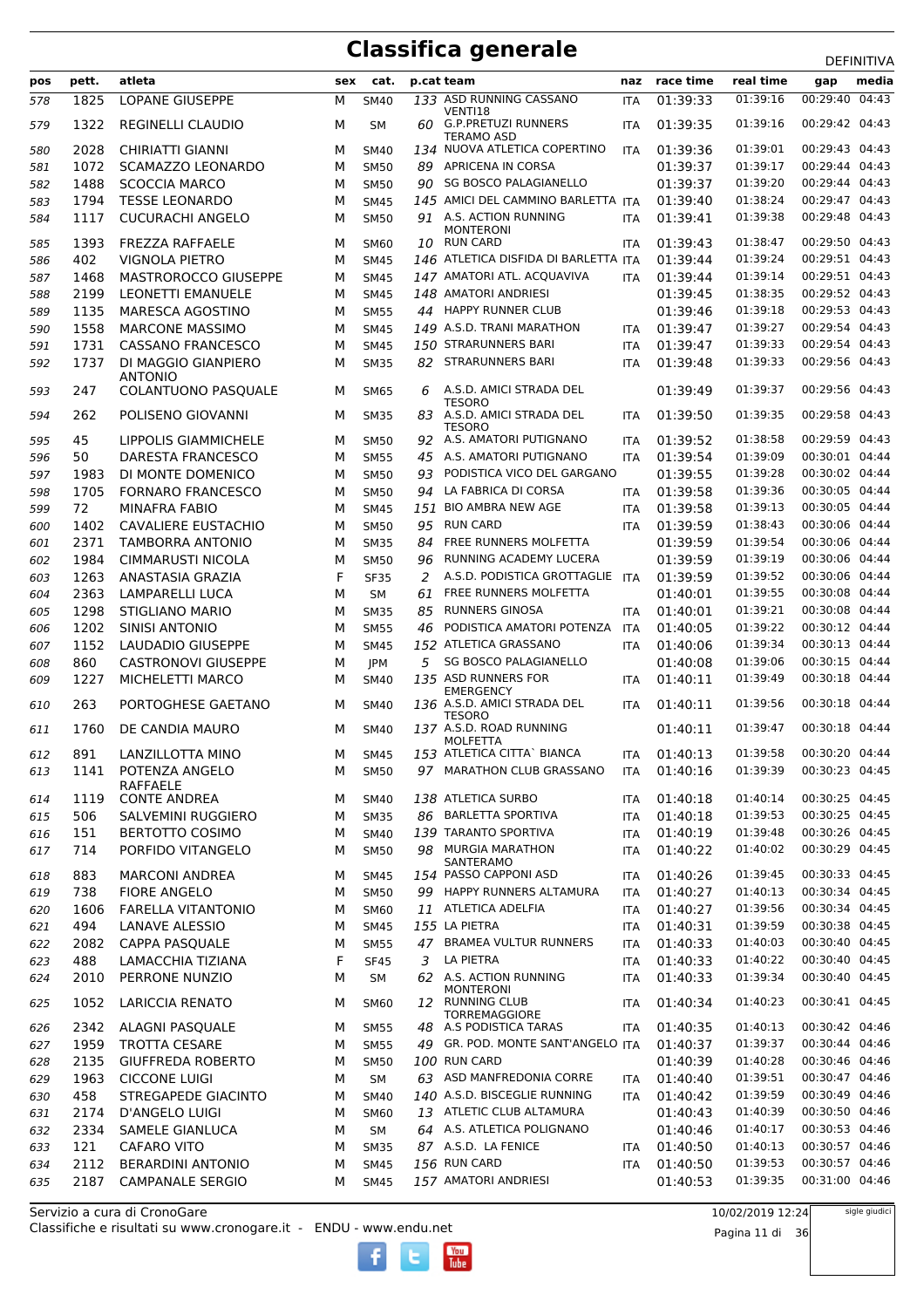# Classifica generale

DEFINITIVA

| pos | pett. | atleta | sex | cat. | p.cat | team | naz | race time | real time | gap | media |
|---|---|---|---|---|---|---|---|---|---|---|---|
| 578 | 1825 | LOPANE GIUSEPPE | M | SM40 | 133 | ASD RUNNING CASSANO VENTI18 | ITA | 01:39:33 | 01:39:16 | 00:29:40 | 04:43 |
| 579 | 1322 | REGINELLI CLAUDIO | M | SM | 60 | G.P.PRETUZI RUNNERS TERAMO ASD | ITA | 01:39:35 | 01:39:16 | 00:29:42 | 04:43 |
| 580 | 2028 | CHIRIATTI GIANNI | M | SM40 | 134 | NUOVA ATLETICA COPERTINO | ITA | 01:39:36 | 01:39:01 | 00:29:43 | 04:43 |
| 581 | 1072 | SCAMAZZO LEONARDO | M | SM50 | 89 | APRICENA IN CORSA | ITA | 01:39:37 | 01:39:17 | 00:29:44 | 04:43 |
| 582 | 1488 | SCOCCIA MARCO | M | SM50 | 90 | SG BOSCO PALAGIANELLO | | 01:39:37 | 01:39:20 | 00:29:44 | 04:43 |
| 583 | 1794 | TESSE LEONARDO | M | SM45 | 145 | AMICI DEL CAMMINO BARLETTA | ITA | 01:39:40 | 01:38:24 | 00:29:47 | 04:43 |
| 584 | 1117 | CUCURACHI ANGELO | M | SM50 | 91 | A.S. ACTION RUNNING MONTERONI | ITA | 01:39:41 | 01:39:38 | 00:29:48 | 04:43 |
| 585 | 1393 | FREZZA RAFFAELE | M | SM60 | 10 | RUN CARD | ITA | 01:39:43 | 01:38:47 | 00:29:50 | 04:43 |
| 586 | 402 | VIGNOLA PIETRO | M | SM45 | 146 | ATLETICA DISFIDA DI BARLETTA | ITA | 01:39:44 | 01:39:24 | 00:29:51 | 04:43 |
| 587 | 1468 | MASTROROCCO GIUSEPPE | M | SM45 | 147 | AMATORI ATL. ACQUAVIVA | ITA | 01:39:44 | 01:39:14 | 00:29:51 | 04:43 |
| 588 | 2199 | LEONETTI EMANUELE | M | SM45 | 148 | AMATORI ANDRIESI | | 01:39:45 | 01:38:35 | 00:29:52 | 04:43 |
| 589 | 1135 | MARESCA AGOSTINO | M | SM55 | 44 | HAPPY RUNNER CLUB | | 01:39:46 | 01:39:18 | 00:29:53 | 04:43 |
| 590 | 1558 | MARCONE MASSIMO | M | SM45 | 149 | A.S.D. TRANI MARATHON | ITA | 01:39:47 | 01:39:27 | 00:29:54 | 04:43 |
| 591 | 1731 | CASSANO FRANCESCO | M | SM45 | 150 | STRARUNNERS BARI | ITA | 01:39:47 | 01:39:33 | 00:29:54 | 04:43 |
| 592 | 1737 | DI MAGGIO GIANPIERO ANTONIO | M | SM35 | 82 | STRARUNNERS BARI | ITA | 01:39:48 | 01:39:33 | 00:29:56 | 04:43 |
| 593 | 247 | COLANTUONO PASQUALE | M | SM65 | 6 | A.S.D. AMICI STRADA DEL TESORO | | 01:39:49 | 01:39:37 | 00:29:56 | 04:43 |
| 594 | 262 | POLISENO GIOVANNI | M | SM35 | 83 | A.S.D. AMICI STRADA DEL TESORO | ITA | 01:39:50 | 01:39:35 | 00:29:58 | 04:43 |
| 595 | 45 | LIPPOLIS GIAMMICHELE | M | SM50 | 92 | A.S. AMATORI PUTIGNANO | ITA | 01:39:52 | 01:38:58 | 00:29:59 | 04:43 |
| 596 | 50 | DARESTA FRANCESCO | M | SM55 | 45 | A.S. AMATORI PUTIGNANO | ITA | 01:39:54 | 01:39:09 | 00:30:01 | 04:44 |
| 597 | 1983 | DI MONTE DOMENICO | M | SM50 | 93 | PODISTICA VICO DEL GARGANO | | 01:39:55 | 01:39:28 | 00:30:02 | 04:44 |
| 598 | 1705 | FORNARO FRANCESCO | M | SM50 | 94 | LA FABRICA DI CORSA | ITA | 01:39:58 | 01:39:36 | 00:30:05 | 04:44 |
| 599 | 72 | MINAFRA FABIO | M | SM45 | 151 | BIO AMBRA NEW AGE | ITA | 01:39:58 | 01:39:13 | 00:30:05 | 04:44 |
| 600 | 1402 | CAVALIERE EUSTACHIO | M | SM50 | 95 | RUN CARD | ITA | 01:39:59 | 01:38:43 | 00:30:06 | 04:44 |
| 601 | 2371 | TAMBORRA ANTONIO | M | SM35 | 84 | FREE RUNNERS MOLFETTA | | 01:39:59 | 01:39:54 | 00:30:06 | 04:44 |
| 602 | 1984 | CIMMARUSTI NICOLA | M | SM50 | 96 | RUNNING ACADEMY LUCERA | | 01:39:59 | 01:39:19 | 00:30:06 | 04:44 |
| 603 | 1263 | ANASTASIA GRAZIA | F | SF35 | 2 | A.S.D. PODISTICA GROTTAGLIE | ITA | 01:39:59 | 01:39:52 | 00:30:06 | 04:44 |
| 604 | 2363 | LAMPARELLI LUCA | M | SM | 61 | FREE RUNNERS MOLFETTA | | 01:40:01 | 01:39:55 | 00:30:08 | 04:44 |
| 605 | 1298 | STIGLIANO MARIO | M | SM35 | 85 | RUNNERS GINOSA | ITA | 01:40:01 | 01:39:21 | 00:30:08 | 04:44 |
| 606 | 1202 | SINISI ANTONIO | M | SM55 | 46 | PODISTICA AMATORI POTENZA | ITA | 01:40:05 | 01:39:22 | 00:30:12 | 04:44 |
| 607 | 1152 | LAUDADIO GIUSEPPE | M | SM45 | 152 | ATLETICA GRASSANO | ITA | 01:40:06 | 01:39:34 | 00:30:13 | 04:44 |
| 608 | 860 | CASTRONOVI GIUSEPPE | M | JPM | 5 | SG BOSCO PALAGIANELLO | | 01:40:08 | 01:39:06 | 00:30:15 | 04:44 |
| 609 | 1227 | MICHELETTI MARCO | M | SM40 | 135 | ASD RUNNERS FOR EMERGENCY | ITA | 01:40:11 | 01:39:49 | 00:30:18 | 04:44 |
| 610 | 263 | PORTOGHESE GAETANO | M | SM40 | 136 | A.S.D. AMICI STRADA DEL TESORO | ITA | 01:40:11 | 01:39:56 | 00:30:18 | 04:44 |
| 611 | 1760 | DE CANDIA MAURO | M | SM40 | 137 | A.S.D. ROAD RUNNING MOLFETTA | | 01:40:11 | 01:39:47 | 00:30:18 | 04:44 |
| 612 | 891 | LANZILLOTTA MINO | M | SM45 | 153 | ATLETICA CITTA` BIANCA | ITA | 01:40:13 | 01:39:58 | 00:30:20 | 04:44 |
| 613 | 1141 | POTENZA ANGELO RAFFAELE | M | SM50 | 97 | MARATHON CLUB GRASSANO | ITA | 01:40:16 | 01:39:39 | 00:30:23 | 04:45 |
| 614 | 1119 | CONTE ANDREA | M | SM40 | 138 | ATLETICA SURBO | ITA | 01:40:18 | 01:40:14 | 00:30:25 | 04:45 |
| 615 | 506 | SALVEMINI RUGGIERO | M | SM35 | 86 | BARLETTA SPORTIVA | ITA | 01:40:18 | 01:39:53 | 00:30:25 | 04:45 |
| 616 | 151 | BERTOTTO COSIMO | M | SM40 | 139 | TARANTO SPORTIVA | ITA | 01:40:19 | 01:39:48 | 00:30:26 | 04:45 |
| 617 | 714 | PORFIDO VITANGELO | M | SM50 | 98 | MURGIA MARATHON SANTERAMO | ITA | 01:40:22 | 01:40:02 | 00:30:29 | 04:45 |
| 618 | 883 | MARCONI ANDREA | M | SM45 | 154 | PASSO CAPPONI ASD | ITA | 01:40:26 | 01:39:45 | 00:30:33 | 04:45 |
| 619 | 738 | FIORE ANGELO | M | SM50 | 99 | HAPPY RUNNERS ALTAMURA | ITA | 01:40:27 | 01:40:13 | 00:30:34 | 04:45 |
| 620 | 1606 | FARELLA VITANTONIO | M | SM60 | 11 | ATLETICA ADELFIA | ITA | 01:40:27 | 01:39:56 | 00:30:34 | 04:45 |
| 621 | 494 | LANAVE ALESSIO | M | SM45 | 155 | LA PIETRA | ITA | 01:40:31 | 01:39:59 | 00:30:38 | 04:45 |
| 622 | 2082 | CAPPA PASQUALE | M | SM55 | 47 | BRAMEA VULTUR RUNNERS | ITA | 01:40:33 | 01:40:03 | 00:30:40 | 04:45 |
| 623 | 488 | LAMACCHIA TIZIANA | F | SF45 | 3 | LA PIETRA | ITA | 01:40:33 | 01:40:22 | 00:30:40 | 04:45 |
| 624 | 2010 | PERRONE NUNZIO | M | SM | 62 | A.S. ACTION RUNNING MONTERONI | ITA | 01:40:33 | 01:39:34 | 00:30:40 | 04:45 |
| 625 | 1052 | LARICCIA RENATO | M | SM60 | 12 | RUNNING CLUB TORREMAGGIORE | ITA | 01:40:34 | 01:40:23 | 00:30:41 | 04:45 |
| 626 | 2342 | ALAGNI PASQUALE | M | SM55 | 48 | A.S PODISTICA TARAS | ITA | 01:40:35 | 01:40:13 | 00:30:42 | 04:46 |
| 627 | 1959 | TROTTA CESARE | M | SM55 | 49 | GR. POD. MONTE SANT'ANGELO | ITA | 01:40:37 | 01:39:37 | 00:30:44 | 04:46 |
| 628 | 2135 | GIUFFREDA ROBERTO | M | SM50 | 100 | RUN CARD | | 01:40:39 | 01:40:28 | 00:30:46 | 04:46 |
| 629 | 1963 | CICCONE LUIGI | M | SM | 63 | ASD MANFREDONIA CORRE | ITA | 01:40:40 | 01:39:51 | 00:30:47 | 04:46 |
| 630 | 458 | STREGAPEDE GIACINTO | M | SM40 | 140 | A.S.D. BISCEGLIE RUNNING | ITA | 01:40:42 | 01:39:59 | 00:30:49 | 04:46 |
| 631 | 2174 | D'ANGELO LUIGI | M | SM60 | 13 | ATLETIC CLUB ALTAMURA | | 01:40:43 | 01:40:39 | 00:30:50 | 04:46 |
| 632 | 2334 | SAMELE GIANLUCA | M | SM | 64 | A.S. ATLETICA POLIGNANO | | 01:40:46 | 01:40:17 | 00:30:53 | 04:46 |
| 633 | 121 | CAFARO VITO | M | SM35 | 87 | A.S.D. LA FENICE | ITA | 01:40:50 | 01:40:13 | 00:30:57 | 04:46 |
| 634 | 2112 | BERARDINI ANTONIO | M | SM45 | 156 | RUN CARD | ITA | 01:40:50 | 01:39:53 | 00:30:57 | 04:46 |
| 635 | 2187 | CAMPANALE SERGIO | M | SM45 | 157 | AMATORI ANDRIESI | | 01:40:53 | 01:39:35 | 00:31:00 | 04:46 |

Servizio a cura di CronoGare
Classifiche e risultati su www.cronogare.it - ENDU - www.endu.net

10/02/2019 12:24

sigle giudici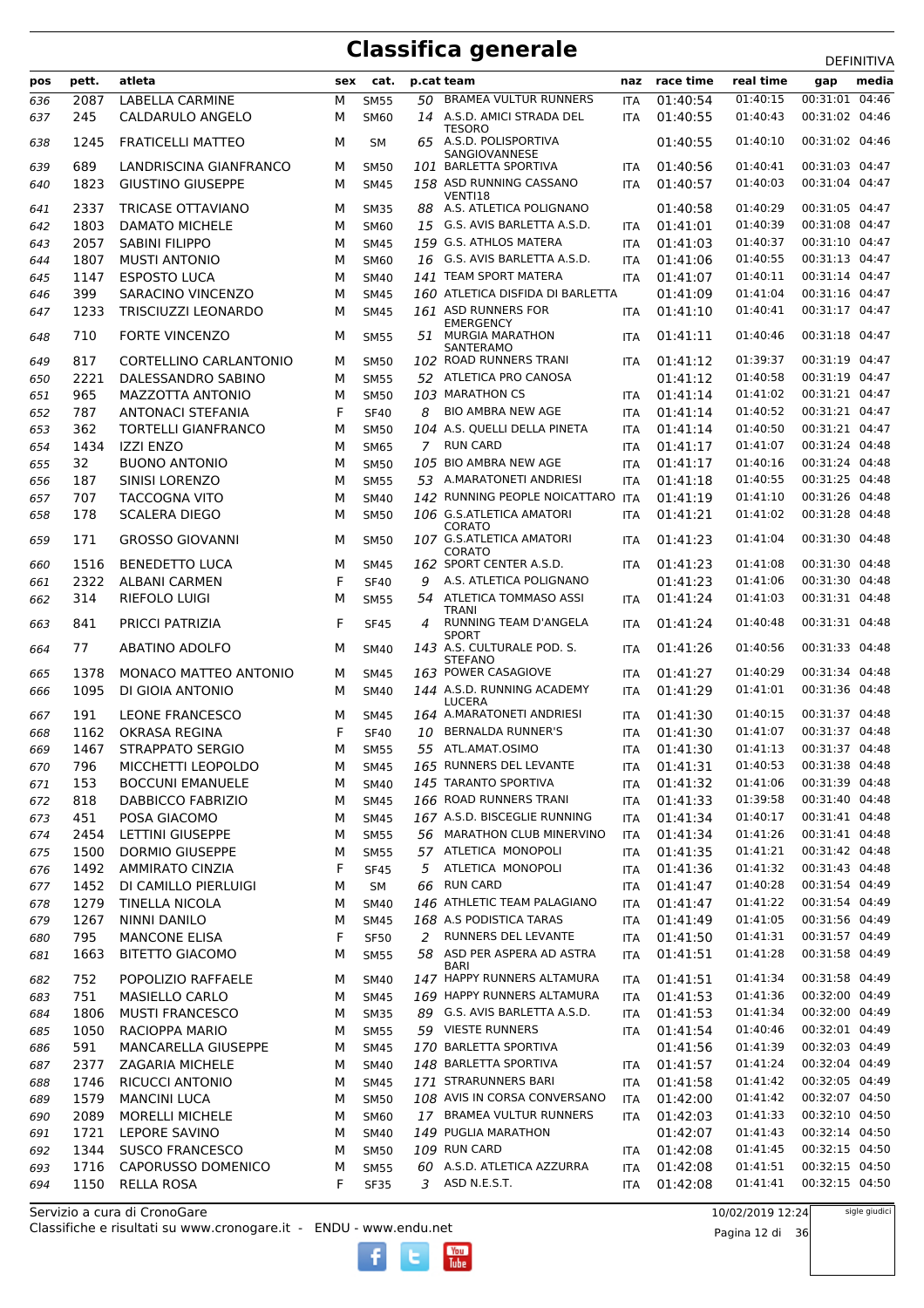# Classifica generale

DEFINITIVA

| pos | pett. | atleta | sex | cat. | p.cat | team | naz | race time | real time | gap | media |
|---|---|---|---|---|---|---|---|---|---|---|---|
| 636 | 2087 | LABELLA CARMINE | M | SM55 | 50 | BRAMEA VULTUR RUNNERS | ITA | 01:40:54 | 01:40:15 | 00:31:01 | 04:46 |
| 637 | 245 | CALDARULO ANGELO | M | SM60 | 14 | A.S.D. AMICI STRADA DEL TESORO | ITA | 01:40:55 | 01:40:43 | 00:31:02 | 04:46 |
| 638 | 1245 | FRATICELLI MATTEO | M | SM | 65 | A.S.D. POLISPORTIVA SANGIOVANNESE | | 01:40:55 | 01:40:10 | 00:31:02 | 04:46 |
| 639 | 689 | LANDRISCINA GIANFRANCO | M | SM50 | 101 | BARLETTA SPORTIVA | ITA | 01:40:56 | 01:40:41 | 00:31:03 | 04:47 |
| 640 | 1823 | GIUSTINO GIUSEPPE | M | SM45 | 158 | ASD RUNNING CASSANO VENTI18 | ITA | 01:40:57 | 01:40:03 | 00:31:04 | 04:47 |
| 641 | 2337 | TRICASE OTTAVIANO | M | SM35 | 88 | A.S. ATLETICA POLIGNANO | | 01:40:58 | 01:40:29 | 00:31:05 | 04:47 |
| 642 | 1803 | DAMATO MICHELE | M | SM60 | 15 | G.S. AVIS BARLETTA A.S.D. | ITA | 01:41:01 | 01:40:39 | 00:31:08 | 04:47 |
| 643 | 2057 | SABINI FILIPPO | M | SM45 | 159 | G.S. ATHLOS MATERA | ITA | 01:41:03 | 01:40:37 | 00:31:10 | 04:47 |
| 644 | 1807 | MUSTI ANTONIO | M | SM60 | 16 | G.S. AVIS BARLETTA A.S.D. | ITA | 01:41:06 | 01:40:55 | 00:31:13 | 04:47 |
| 645 | 1147 | ESPOSTO LUCA | M | SM40 | 141 | TEAM SPORT MATERA | ITA | 01:41:07 | 01:40:11 | 00:31:14 | 04:47 |
| 646 | 399 | SARACINO VINCENZO | M | SM45 | 160 | ATLETICA DISFIDA DI BARLETTA | | 01:41:09 | 01:41:04 | 00:31:16 | 04:47 |
| 647 | 1233 | TRISCIUZZI LEONARDO | M | SM45 | 161 | ASD RUNNERS FOR EMERGENCY | ITA | 01:41:10 | 01:40:41 | 00:31:17 | 04:47 |
| 648 | 710 | FORTE VINCENZO | M | SM55 | 51 | MURGIA MARATHON SANTERAMO | ITA | 01:41:11 | 01:40:46 | 00:31:18 | 04:47 |
| 649 | 817 | CORTELLINO CARLANTONIO | M | SM50 | 102 | ROAD RUNNERS TRANI | ITA | 01:41:12 | 01:39:37 | 00:31:19 | 04:47 |
| 650 | 2221 | DALESSANDRO SABINO | M | SM55 | 52 | ATLETICA PRO CANOSA | | 01:41:12 | 01:40:58 | 00:31:19 | 04:47 |
| 651 | 965 | MAZZOTTA ANTONIO | M | SM50 | 103 | MARATHON CS | ITA | 01:41:14 | 01:41:02 | 00:31:21 | 04:47 |
| 652 | 787 | ANTONACI STEFANIA | F | SF40 | 8 | BIO AMBRA NEW AGE | ITA | 01:41:14 | 01:40:52 | 00:31:21 | 04:47 |
| 653 | 362 | TORTELLI GIANFRANCO | M | SM50 | 104 | A.S. QUELLI DELLA PINETA | ITA | 01:41:14 | 01:40:50 | 00:31:21 | 04:47 |
| 654 | 1434 | IZZI ENZO | M | SM65 | 7 | RUN CARD | ITA | 01:41:17 | 01:41:07 | 00:31:24 | 04:48 |
| 655 | 32 | BUONO ANTONIO | M | SM50 | 105 | BIO AMBRA NEW AGE | ITA | 01:41:17 | 01:40:16 | 00:31:24 | 04:48 |
| 656 | 187 | SINISI LORENZO | M | SM55 | 53 | A.MARATONETI ANDRIESI | ITA | 01:41:18 | 01:40:55 | 00:31:25 | 04:48 |
| 657 | 707 | TACCOGNA VITO | M | SM40 | 142 | RUNNING PEOPLE NOICATTARO | ITA | 01:41:19 | 01:41:10 | 00:31:26 | 04:48 |
| 658 | 178 | SCALERA DIEGO | M | SM50 | 106 | G.S.ATLETICA AMATORI CORATO | ITA | 01:41:21 | 01:41:02 | 00:31:28 | 04:48 |
| 659 | 171 | GROSSO GIOVANNI | M | SM50 | 107 | G.S.ATLETICA AMATORI CORATO | ITA | 01:41:23 | 01:41:04 | 00:31:30 | 04:48 |
| 660 | 1516 | BENEDETTO LUCA | M | SM45 | 162 | SPORT CENTER A.S.D. | ITA | 01:41:23 | 01:41:08 | 00:31:30 | 04:48 |
| 661 | 2322 | ALBANI CARMEN | F | SF40 | 9 | A.S. ATLETICA POLIGNANO | | 01:41:23 | 01:41:06 | 00:31:30 | 04:48 |
| 662 | 314 | RIEFOLO LUIGI | M | SM55 | 54 | ATLETICA TOMMASO ASSI TRANI | ITA | 01:41:24 | 01:41:03 | 00:31:31 | 04:48 |
| 663 | 841 | PRICCI PATRIZIA | F | SF45 | 4 | RUNNING TEAM D'ANGELA SPORT | ITA | 01:41:24 | 01:40:48 | 00:31:31 | 04:48 |
| 664 | 77 | ABATINO ADOLFO | M | SM40 | 143 | A.S. CULTURALE POD. S. STEFANO | ITA | 01:41:26 | 01:40:56 | 00:31:33 | 04:48 |
| 665 | 1378 | MONACO MATTEO ANTONIO | M | SM45 | 163 | POWER CASAGIOVE | ITA | 01:41:27 | 01:40:29 | 00:31:34 | 04:48 |
| 666 | 1095 | DI GIOIA ANTONIO | M | SM40 | 144 | A.S.D. RUNNING ACADEMY LUCERA | ITA | 01:41:29 | 01:41:01 | 00:31:36 | 04:48 |
| 667 | 191 | LEONE FRANCESCO | M | SM45 | 164 | A.MARATONETI ANDRIESI | ITA | 01:41:30 | 01:40:15 | 00:31:37 | 04:48 |
| 668 | 1162 | OKRASA REGINA | F | SF40 | 10 | BERNALDA RUNNER'S | ITA | 01:41:30 | 01:41:07 | 00:31:37 | 04:48 |
| 669 | 1467 | STRAPPATO SERGIO | M | SM55 | 55 | ATL.AMAT.OSIMO | ITA | 01:41:30 | 01:41:13 | 00:31:37 | 04:48 |
| 670 | 796 | MICCHETTI LEOPOLDO | M | SM45 | 165 | RUNNERS DEL LEVANTE | ITA | 01:41:31 | 01:40:53 | 00:31:38 | 04:48 |
| 671 | 153 | BOCCUNI EMANUELE | M | SM40 | 145 | TARANTO SPORTIVA | ITA | 01:41:32 | 01:41:06 | 00:31:39 | 04:48 |
| 672 | 818 | DABBICCO FABRIZIO | M | SM45 | 166 | ROAD RUNNERS TRANI | ITA | 01:41:33 | 01:39:58 | 00:31:40 | 04:48 |
| 673 | 451 | POSA GIACOMO | M | SM45 | 167 | A.S.D. BISCEGLIE RUNNING | ITA | 01:41:34 | 01:40:17 | 00:31:41 | 04:48 |
| 674 | 2454 | LETTINI GIUSEPPE | M | SM55 | 56 | MARATHON CLUB MINERVINO | ITA | 01:41:34 | 01:41:26 | 00:31:41 | 04:48 |
| 675 | 1500 | DORMIO GIUSEPPE | M | SM55 | 57 | ATLETICA MONOPOLI | ITA | 01:41:35 | 01:41:21 | 00:31:42 | 04:48 |
| 676 | 1492 | AMMIRATO CINZIA | F | SF45 | 5 | ATLETICA MONOPOLI | ITA | 01:41:36 | 01:41:32 | 00:31:43 | 04:48 |
| 677 | 1452 | DI CAMILLO PIERLUIGI | M | SM | 66 | RUN CARD | ITA | 01:41:47 | 01:40:28 | 00:31:54 | 04:49 |
| 678 | 1279 | TINELLA NICOLA | M | SM40 | 146 | ATHLETIC TEAM PALAGIANO | ITA | 01:41:47 | 01:41:22 | 00:31:54 | 04:49 |
| 679 | 1267 | NINNI DANILO | M | SM45 | 168 | A.S PODISTICA TARAS | ITA | 01:41:49 | 01:41:05 | 00:31:56 | 04:49 |
| 680 | 795 | MANCONE ELISA | F | SF50 | 2 | RUNNERS DEL LEVANTE | ITA | 01:41:50 | 01:41:31 | 00:31:57 | 04:49 |
| 681 | 1663 | BITETTO GIACOMO | M | SM55 | 58 | ASD PER ASPERA AD ASTRA BARI | ITA | 01:41:51 | 01:41:28 | 00:31:58 | 04:49 |
| 682 | 752 | POPOLIZIO RAFFAELE | M | SM40 | 147 | HAPPY RUNNERS ALTAMURA | ITA | 01:41:51 | 01:41:34 | 00:31:58 | 04:49 |
| 683 | 751 | MASIELLO CARLO | M | SM45 | 169 | HAPPY RUNNERS ALTAMURA | ITA | 01:41:53 | 01:41:36 | 00:32:00 | 04:49 |
| 684 | 1806 | MUSTI FRANCESCO | M | SM35 | 89 | G.S. AVIS BARLETTA A.S.D. | ITA | 01:41:53 | 01:41:34 | 00:32:00 | 04:49 |
| 685 | 1050 | RACIOPPA MARIO | M | SM55 | 59 | VIESTE RUNNERS | ITA | 01:41:54 | 01:40:46 | 00:32:01 | 04:49 |
| 686 | 591 | MANCARELLA GIUSEPPE | M | SM45 | 170 | BARLETTA SPORTIVA | | 01:41:56 | 01:41:39 | 00:32:03 | 04:49 |
| 687 | 2377 | ZAGARIA MICHELE | M | SM40 | 148 | BARLETTA SPORTIVA | ITA | 01:41:57 | 01:41:24 | 00:32:04 | 04:49 |
| 688 | 1746 | RICUCCI ANTONIO | M | SM45 | 171 | STRARUNNERS BARI | ITA | 01:41:58 | 01:41:42 | 00:32:05 | 04:49 |
| 689 | 1579 | MANCINI LUCA | M | SM50 | 108 | AVIS IN CORSA CONVERSANO | ITA | 01:42:00 | 01:41:42 | 00:32:07 | 04:50 |
| 690 | 2089 | MORELLI MICHELE | M | SM60 | 17 | BRAMEA VULTUR RUNNERS | ITA | 01:42:03 | 01:41:33 | 00:32:10 | 04:50 |
| 691 | 1721 | LEPORE SAVINO | M | SM40 | 149 | PUGLIA MARATHON | | 01:42:07 | 01:41:43 | 00:32:14 | 04:50 |
| 692 | 1344 | SUSCO FRANCESCO | M | SM50 | 109 | RUN CARD | ITA | 01:42:08 | 01:41:45 | 00:32:15 | 04:50 |
| 693 | 1716 | CAPORUSSO DOMENICO | M | SM55 | 60 | A.S.D. ATLETICA AZZURRA | ITA | 01:42:08 | 01:41:51 | 00:32:15 | 04:50 |
| 694 | 1150 | RELLA ROSA | F | SF35 | 3 | ASD N.E.S.T. | ITA | 01:42:08 | 01:41:41 | 00:32:15 | 04:50 |

Servizio a cura di CronoGare
Classifiche e risultati su www.cronogare.it - ENDU - www.endu.net

10/02/2019 12:24

sigle giudici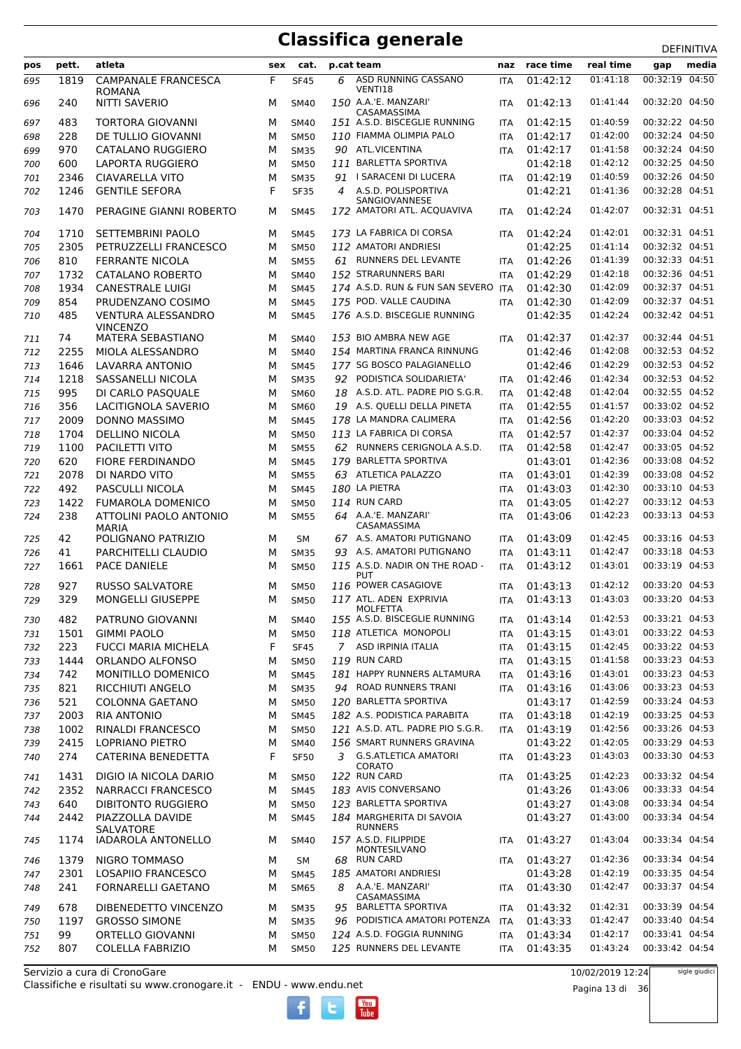# Classifica generale

DEFINITIVA

| pos | pett. | atleta | sex | cat. | p.cat | team | naz | race time | real time | gap | media |
|---|---|---|---|---|---|---|---|---|---|---|---|
| 695 | 1819 | CAMPANALE FRANCESCA ROMANA | F | SF45 | 6 | ASD RUNNING CASSANO VENTI18 | ITA | 01:42:12 | 01:41:18 | 00:32:19 | 04:50 |
| 696 | 240 | NITTI SAVERIO | M | SM40 | 150 | A.A.'E. MANZARI' CASAMASSIMA | ITA | 01:42:13 | 01:41:44 | 00:32:20 | 04:50 |
| 697 | 483 | TORTORA GIOVANNI | M | SM40 | 151 | A.S.D. BISCEGLIE RUNNING | ITA | 01:42:15 | 01:40:59 | 00:32:22 | 04:50 |
| 698 | 228 | DE TULLIO GIOVANNI | M | SM50 | 110 | FIAMMA OLIMPIA PALO | ITA | 01:42:17 | 01:42:00 | 00:32:24 | 04:50 |
| 699 | 970 | CATALANO RUGGIERO | M | SM35 | 90 | ATL.VICENTINA | ITA | 01:42:17 | 01:41:58 | 00:32:24 | 04:50 |
| 700 | 600 | LAPORTA RUGGIERO | M | SM50 | 111 | BARLETTA SPORTIVA | | 01:42:18 | 01:42:12 | 00:32:25 | 04:50 |
| 701 | 2346 | CIAVARELLA VITO | M | SM35 | 91 | I SARACENI DI LUCERA | ITA | 01:42:19 | 01:40:59 | 00:32:26 | 04:50 |
| 702 | 1246 | GENTILE SEFORA | F | SF35 | 4 | A.S.D. POLISPORTIVA SANGIOVANNESE | | 01:42:21 | 01:41:36 | 00:32:28 | 04:51 |
| 703 | 1470 | PERAGINE GIANNI ROBERTO | M | SM45 | 172 | AMATORI ATL. ACQUAVIVA | ITA | 01:42:24 | 01:42:07 | 00:32:31 | 04:51 |
| 704 | 1710 | SETTEMBRINI PAOLO | M | SM45 | 173 | LA FABRICA DI CORSA | ITA | 01:42:24 | 01:42:01 | 00:32:31 | 04:51 |
| 705 | 2305 | PETRUZZELLI FRANCESCO | M | SM50 | 112 | AMATORI ANDRIESI | | 01:42:25 | 01:41:14 | 00:32:32 | 04:51 |
| 706 | 810 | FERRANTE NICOLA | M | SM55 | 61 | RUNNERS DEL LEVANTE | ITA | 01:42:26 | 01:41:39 | 00:32:33 | 04:51 |
| 707 | 1732 | CATALANO ROBERTO | M | SM40 | 152 | STRARUNNERS BARI | ITA | 01:42:29 | 01:42:18 | 00:32:36 | 04:51 |
| 708 | 1934 | CANESTRALE LUIGI | M | SM45 | 174 | A.S.D. RUN & FUN SAN SEVERO | ITA | 01:42:30 | 01:42:09 | 00:32:37 | 04:51 |
| 709 | 854 | PRUDENZANO COSIMO | M | SM45 | 175 | POD. VALLE CAUDINA | ITA | 01:42:30 | 01:42:09 | 00:32:37 | 04:51 |
| 710 | 485 | VENTURA ALESSANDRO VINCENZO | M | SM45 | 176 | A.S.D. BISCEGLIE RUNNING | | 01:42:35 | 01:42:24 | 00:32:42 | 04:51 |
| 711 | 74 | MATERA SEBASTIANO | M | SM40 | 153 | BIO AMBRA NEW AGE | ITA | 01:42:37 | 01:42:37 | 00:32:44 | 04:51 |
| 712 | 2255 | MIOLA ALESSANDRO | M | SM40 | 154 | MARTINA FRANCA RINNUNG | | 01:42:46 | 01:42:08 | 00:32:53 | 04:52 |
| 713 | 1646 | LAVARRA ANTONIO | M | SM45 | 177 | SG BOSCO PALAGIANELLO | | 01:42:46 | 01:42:29 | 00:32:53 | 04:52 |
| 714 | 1218 | SASSANELLI NICOLA | M | SM35 | 92 | PODISTICA SOLIDARIETA' | ITA | 01:42:46 | 01:42:34 | 00:32:53 | 04:52 |
| 715 | 995 | DI CARLO PASQUALE | M | SM60 | 18 | A.S.D. ATL. PADRE PIO S.G.R. | ITA | 01:42:48 | 01:42:04 | 00:32:55 | 04:52 |
| 716 | 356 | LACITIGNOLA SAVERIO | M | SM60 | 19 | A.S. QUELLI DELLA PINETA | ITA | 01:42:55 | 01:41:57 | 00:33:02 | 04:52 |
| 717 | 2009 | DONNO MASSIMO | M | SM45 | 178 | LA MANDRA CALIMERA | ITA | 01:42:56 | 01:42:20 | 00:33:03 | 04:52 |
| 718 | 1704 | DELLINO NICOLA | M | SM50 | 113 | LA FABRICA DI CORSA | ITA | 01:42:57 | 01:42:37 | 00:33:04 | 04:52 |
| 719 | 1100 | PACILETTI VITO | M | SM55 | 62 | RUNNERS CERIGNOLA A.S.D. | ITA | 01:42:58 | 01:42:47 | 00:33:05 | 04:52 |
| 720 | 620 | FIORE FERDINANDO | M | SM45 | 179 | BARLETTA SPORTIVA | | 01:43:01 | 01:42:36 | 00:33:08 | 04:52 |
| 721 | 2078 | DI NARDO VITO | M | SM55 | 63 | ATLETICA PALAZZO | ITA | 01:43:01 | 01:42:39 | 00:33:08 | 04:52 |
| 722 | 492 | PASCULLI NICOLA | M | SM45 | 180 | LA PIETRA | ITA | 01:43:03 | 01:42:30 | 00:33:10 | 04:53 |
| 723 | 1422 | FUMAROLA DOMENICO | M | SM50 | 114 | RUN CARD | ITA | 01:43:05 | 01:42:27 | 00:33:12 | 04:53 |
| 724 | 238 | ATTOLINI PAOLO ANTONIO MARIA | M | SM55 | 64 | A.A.'E. MANZARI' CASAMASSIMA | ITA | 01:43:06 | 01:42:23 | 00:33:13 | 04:53 |
| 725 | 42 | POLIGNANO PATRIZIO | M | SM | 67 | A.S. AMATORI PUTIGNANO | ITA | 01:43:09 | 01:42:45 | 00:33:16 | 04:53 |
| 726 | 41 | PARCHITELLI CLAUDIO | M | SM35 | 93 | A.S. AMATORI PUTIGNANO | ITA | 01:43:11 | 01:42:47 | 00:33:18 | 04:53 |
| 727 | 1661 | PACE DANIELE | M | SM50 | 115 | A.S.D. NADIR ON THE ROAD - PUT | ITA | 01:43:12 | 01:43:01 | 00:33:19 | 04:53 |
| 728 | 927 | RUSSO SALVATORE | M | SM50 | 116 | POWER CASAGIOVE | ITA | 01:43:13 | 01:42:12 | 00:33:20 | 04:53 |
| 729 | 329 | MONGELLI GIUSEPPE | M | SM50 | 117 | ATL. ADEN EXPRIVIA MOLFETTA | ITA | 01:43:13 | 01:43:03 | 00:33:20 | 04:53 |
| 730 | 482 | PATRUNO GIOVANNI | M | SM40 | 155 | A.S.D. BISCEGLIE RUNNING | ITA | 01:43:14 | 01:42:53 | 00:33:21 | 04:53 |
| 731 | 1501 | GIMMI PAOLO | M | SM50 | 118 | ATLETICA MONOPOLI | ITA | 01:43:15 | 01:43:01 | 00:33:22 | 04:53 |
| 732 | 223 | FUCCI MARIA MICHELA | F | SF45 | 7 | ASD IRPINIA ITALIA | ITA | 01:43:15 | 01:42:45 | 00:33:22 | 04:53 |
| 733 | 1444 | ORLANDO ALFONSO | M | SM50 | 119 | RUN CARD | ITA | 01:43:15 | 01:41:58 | 00:33:23 | 04:53 |
| 734 | 742 | MONITILLO DOMENICO | M | SM45 | 181 | HAPPY RUNNERS ALTAMURA | ITA | 01:43:16 | 01:43:01 | 00:33:23 | 04:53 |
| 735 | 821 | RICCHIUTI ANGELO | M | SM35 | 94 | ROAD RUNNERS TRANI | ITA | 01:43:16 | 01:43:06 | 00:33:23 | 04:53 |
| 736 | 521 | COLONNA GAETANO | M | SM50 | 120 | BARLETTA SPORTIVA | | 01:43:17 | 01:42:59 | 00:33:24 | 04:53 |
| 737 | 2003 | RIA ANTONIO | M | SM45 | 182 | A.S. PODISTICA PARABITA | ITA | 01:43:18 | 01:42:19 | 00:33:25 | 04:53 |
| 738 | 1002 | RINALDI FRANCESCO | M | SM50 | 121 | A.S.D. ATL. PADRE PIO S.G.R. | ITA | 01:43:19 | 01:42:56 | 00:33:26 | 04:53 |
| 739 | 2415 | LOPRIANO PIETRO | M | SM40 | 156 | SMART RUNNERS GRAVINA | | 01:43:22 | 01:42:05 | 00:33:29 | 04:53 |
| 740 | 274 | CATERINA BENEDETTA | F | SF50 | 3 | G.S.ATLETICA AMATORI CORATO | ITA | 01:43:23 | 01:43:03 | 00:33:30 | 04:53 |
| 741 | 1431 | DIGIO IA NICOLA DARIO | M | SM50 | 122 | RUN CARD | ITA | 01:43:25 | 01:42:23 | 00:33:32 | 04:54 |
| 742 | 2352 | NARRACCI FRANCESCO | M | SM45 | 183 | AVIS CONVERSANO | | 01:43:26 | 01:43:06 | 00:33:33 | 04:54 |
| 743 | 640 | DIBITONTO RUGGIERO | M | SM50 | 123 | BARLETTA SPORTIVA | | 01:43:27 | 01:43:08 | 00:33:34 | 04:54 |
| 744 | 2442 | PIAZZOLLA DAVIDE SALVATORE | M | SM45 | 184 | MARGHERITA DI SAVOIA RUNNERS | | 01:43:27 | 01:43:00 | 00:33:34 | 04:54 |
| 745 | 1174 | IADAROLA ANTONELLO | M | SM40 | 157 | A.S.D. FILIPPIDE MONTESILVANO | ITA | 01:43:27 | 01:43:04 | 00:33:34 | 04:54 |
| 746 | 1379 | NIGRO TOMMASO | M | SM | 68 | RUN CARD | ITA | 01:43:27 | 01:42:36 | 00:33:34 | 04:54 |
| 747 | 2301 | LOSAPIIO FRANCESCO | M | SM45 | 185 | AMATORI ANDRIESI | | 01:43:28 | 01:42:19 | 00:33:35 | 04:54 |
| 748 | 241 | FORNARELLI GAETANO | M | SM65 | 8 | A.A.'E. MANZARI' CASAMASSIMA | ITA | 01:43:30 | 01:42:47 | 00:33:37 | 04:54 |
| 749 | 678 | DIBENEDETTO VINCENZO | M | SM35 | 95 | BARLETTA SPORTIVA | ITA | 01:43:32 | 01:42:31 | 00:33:39 | 04:54 |
| 750 | 1197 | GROSSO SIMONE | M | SM35 | 96 | PODISTICA AMATORI POTENZA | ITA | 01:43:33 | 01:42:47 | 00:33:40 | 04:54 |
| 751 | 99 | ORTELLO GIOVANNI | M | SM50 | 124 | A.S.D. FOGGIA RUNNING | ITA | 01:43:34 | 01:42:17 | 00:33:41 | 04:54 |
| 752 | 807 | COLELLA FABRIZIO | M | SM50 | 125 | RUNNERS DEL LEVANTE | ITA | 01:43:35 | 01:43:24 | 00:33:42 | 04:54 |

Servizio a cura di CronoGare
Classifiche e risultati su www.cronogare.it - ENDU - www.endu.net

10/02/2019 12:24

sigle giudici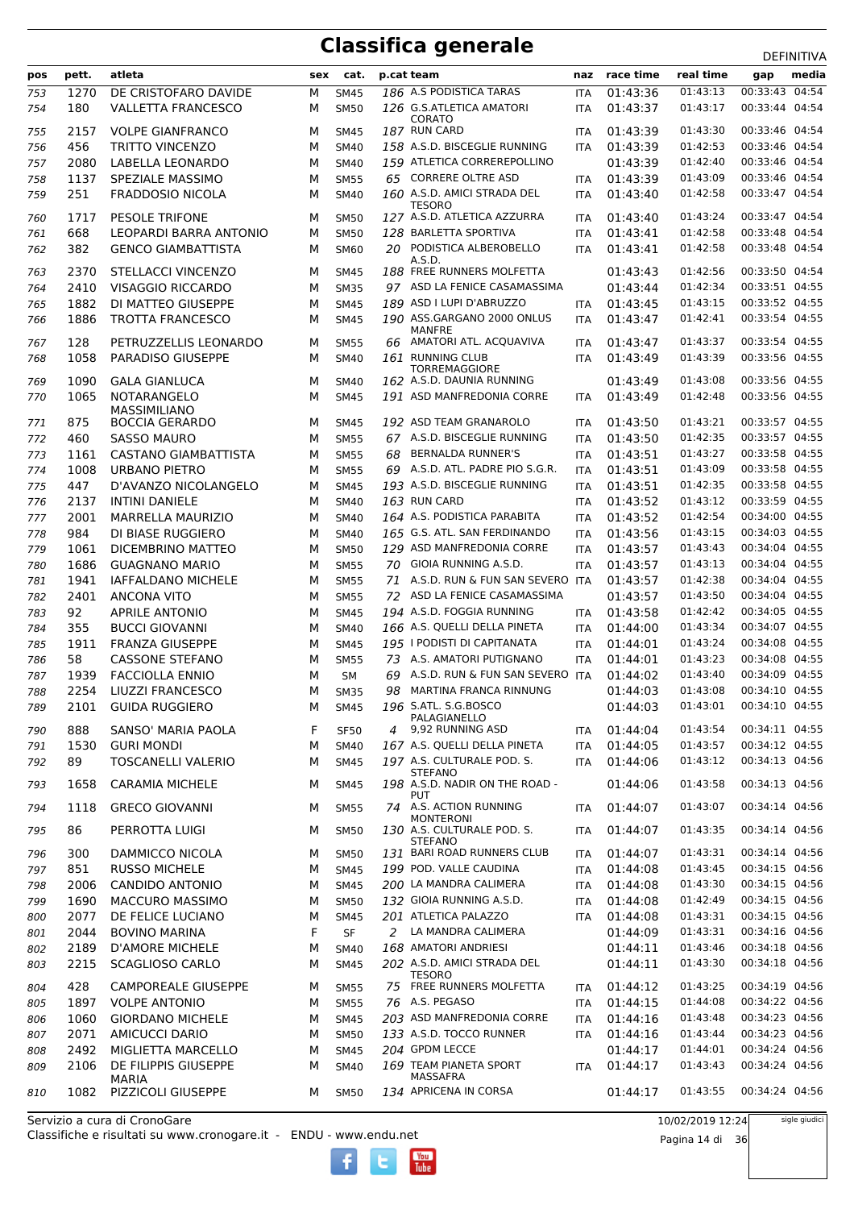# Classifica generale

DEFINITIVA

| pos | pett. | atleta | sex | cat. | p.cat | team | naz | race time | real time | gap | media |
|---|---|---|---|---|---|---|---|---|---|---|---|
| 753 | 1270 | DE CRISTOFARO DAVIDE | M | SM45 | 186 | A.S PODISTICA TARAS | ITA | 01:43:36 | 01:43:13 | 00:33:43 | 04:54 |
| 754 | 180 | VALLETTA FRANCESCO | M | SM50 | 126 | G.S.ATLETICA AMATORI CORATO | ITA | 01:43:37 | 01:43:17 | 00:33:44 | 04:54 |
| 755 | 2157 | VOLPE GIANFRANCO | M | SM45 | 187 | RUN CARD | ITA | 01:43:39 | 01:43:30 | 00:33:46 | 04:54 |
| 756 | 456 | TRITTO VINCENZO | M | SM40 | 158 | A.S.D. BISCEGLIE RUNNING | ITA | 01:43:39 | 01:42:53 | 00:33:46 | 04:54 |
| 757 | 2080 | LABELLA LEONARDO | M | SM40 | 159 | ATLETICA CORREREPOLLINO | | 01:43:39 | 01:42:40 | 00:33:46 | 04:54 |
| 758 | 1137 | SPEZIALE MASSIMO | M | SM55 | 65 | CORRERE OLTRE ASD | ITA | 01:43:39 | 01:43:09 | 00:33:46 | 04:54 |
| 759 | 251 | FRADDOSIO NICOLA | M | SM40 | 160 | A.S.D. AMICI STRADA DEL TESORO | ITA | 01:43:40 | 01:42:58 | 00:33:47 | 04:54 |
| 760 | 1717 | PESOLE TRIFONE | M | SM50 | 127 | A.S.D. ATLETICA AZZURRA | ITA | 01:43:40 | 01:43:24 | 00:33:47 | 04:54 |
| 761 | 668 | LEOPARDI BARRA ANTONIO | M | SM50 | 128 | BARLETTA SPORTIVA | ITA | 01:43:41 | 01:42:58 | 00:33:48 | 04:54 |
| 762 | 382 | GENCO GIAMBATTISTA | M | SM60 | 20 | PODISTICA ALBEROBELLO A.S.D. | ITA | 01:43:41 | 01:42:58 | 00:33:48 | 04:54 |
| 763 | 2370 | STELLACCI VINCENZO | M | SM45 | 188 | FREE RUNNERS MOLFETTA | | 01:43:43 | 01:42:56 | 00:33:50 | 04:54 |
| 764 | 2410 | VISAGGIO RICCARDO | M | SM35 | 97 | ASD LA FENICE CASAMASSIMA | | 01:43:44 | 01:42:34 | 00:33:51 | 04:55 |
| 765 | 1882 | DI MATTEO GIUSEPPE | M | SM45 | 189 | ASD I LUPI D'ABRUZZO | ITA | 01:43:45 | 01:43:15 | 00:33:52 | 04:55 |
| 766 | 1886 | TROTTA FRANCESCO | M | SM45 | 190 | ASS.GARGANO 2000 ONLUS MANFRE | ITA | 01:43:47 | 01:42:41 | 00:33:54 | 04:55 |
| 767 | 128 | PETRUZZELLIS LEONARDO | M | SM55 | 66 | AMATORI ATL. ACQUAVIVA | ITA | 01:43:47 | 01:43:37 | 00:33:54 | 04:55 |
| 768 | 1058 | PARADISO GIUSEPPE | M | SM40 | 161 | RUNNING CLUB TORREMAGGIORE | ITA | 01:43:49 | 01:43:39 | 00:33:56 | 04:55 |
| 769 | 1090 | GALA GIANLUCA | M | SM40 | 162 | A.S.D. DAUNIA RUNNING | | 01:43:49 | 01:43:08 | 00:33:56 | 04:55 |
| 770 | 1065 | NOTARANGELO MASSIMILIANO | M | SM45 | 191 | ASD MANFREDONIA CORRE | ITA | 01:43:49 | 01:42:48 | 00:33:56 | 04:55 |
| 771 | 875 | BOCCIA GERARDO | M | SM45 | 192 | ASD TEAM GRANAROLO | ITA | 01:43:50 | 01:43:21 | 00:33:57 | 04:55 |
| 772 | 460 | SASSO MAURO | M | SM55 | 67 | A.S.D. BISCEGLIE RUNNING | ITA | 01:43:50 | 01:42:35 | 00:33:57 | 04:55 |
| 773 | 1161 | CASTANO GIAMBATTISTA | M | SM55 | 68 | BERNALDA RUNNER'S | ITA | 01:43:51 | 01:43:27 | 00:33:58 | 04:55 |
| 774 | 1008 | URBANO PIETRO | M | SM55 | 69 | A.S.D. ATL. PADRE PIO S.G.R. | ITA | 01:43:51 | 01:43:09 | 00:33:58 | 04:55 |
| 775 | 447 | D'AVANZO NICOLANGELO | M | SM45 | 193 | A.S.D. BISCEGLIE RUNNING | ITA | 01:43:51 | 01:42:35 | 00:33:58 | 04:55 |
| 776 | 2137 | INTINI DANIELE | M | SM40 | 163 | RUN CARD | ITA | 01:43:52 | 01:43:12 | 00:33:59 | 04:55 |
| 777 | 2001 | MARRELLA MAURIZIO | M | SM40 | 164 | A.S. PODISTICA PARABITA | ITA | 01:43:52 | 01:42:54 | 00:34:00 | 04:55 |
| 778 | 984 | DI BIASE RUGGIERO | M | SM40 | 165 | G.S. ATL. SAN FERDINANDO | ITA | 01:43:56 | 01:43:15 | 00:34:03 | 04:55 |
| 779 | 1061 | DICEMBRINO MATTEO | M | SM50 | 129 | ASD MANFREDONIA CORRE | ITA | 01:43:57 | 01:43:43 | 00:34:04 | 04:55 |
| 780 | 1686 | GUAGNANO MARIO | M | SM55 | 70 | GIOIA RUNNING A.S.D. | ITA | 01:43:57 | 01:43:13 | 00:34:04 | 04:55 |
| 781 | 1941 | IAFFALDANO MICHELE | M | SM55 | 71 | A.S.D. RUN & FUN SAN SEVERO | ITA | 01:43:57 | 01:42:38 | 00:34:04 | 04:55 |
| 782 | 2401 | ANCONA VITO | M | SM55 | 72 | ASD LA FENICE CASAMASSIMA | | 01:43:57 | 01:43:50 | 00:34:04 | 04:55 |
| 783 | 92 | APRILE ANTONIO | M | SM45 | 194 | A.S.D. FOGGIA RUNNING | ITA | 01:43:58 | 01:42:42 | 00:34:05 | 04:55 |
| 784 | 355 | BUCCI GIOVANNI | M | SM40 | 166 | A.S. QUELLI DELLA PINETA | ITA | 01:44:00 | 01:43:34 | 00:34:07 | 04:55 |
| 785 | 1911 | FRANZA GIUSEPPE | M | SM45 | 195 | I PODISTI DI CAPITANATA | ITA | 01:44:01 | 01:43:24 | 00:34:08 | 04:55 |
| 786 | 58 | CASSONE STEFANO | M | SM55 | 73 | A.S. AMATORI PUTIGNANO | ITA | 01:44:01 | 01:43:23 | 00:34:08 | 04:55 |
| 787 | 1939 | FACCIOLLA ENNIO | M | SM | 69 | A.S.D. RUN & FUN SAN SEVERO | ITA | 01:44:02 | 01:43:40 | 00:34:09 | 04:55 |
| 788 | 2254 | LIUZZI FRANCESCO | M | SM35 | 98 | MARTINA FRANCA RINNUNG | | 01:44:03 | 01:43:08 | 00:34:10 | 04:55 |
| 789 | 2101 | GUIDA RUGGIERO | M | SM45 | 196 | S.ATL. S.G.BOSCO PALAGIANELLO | | 01:44:03 | 01:43:01 | 00:34:10 | 04:55 |
| 790 | 888 | SANSO' MARIA PAOLA | F | SF50 | 4 | 9,92 RUNNING ASD | ITA | 01:44:04 | 01:43:54 | 00:34:11 | 04:55 |
| 791 | 1530 | GURI MONDI | M | SM40 | 167 | A.S. QUELLI DELLA PINETA | ITA | 01:44:05 | 01:43:57 | 00:34:12 | 04:55 |
| 792 | 89 | TOSCANELLI VALERIO | M | SM45 | 197 | A.S. CULTURALE POD. S. STEFANO | ITA | 01:44:06 | 01:43:12 | 00:34:13 | 04:56 |
| 793 | 1658 | CARAMIA MICHELE | M | SM45 | 198 | A.S.D. NADIR ON THE ROAD - PUT | | 01:44:06 | 01:43:58 | 00:34:13 | 04:56 |
| 794 | 1118 | GRECO GIOVANNI | M | SM55 | 74 | A.S. ACTION RUNNING MONTERONI | ITA | 01:44:07 | 01:43:07 | 00:34:14 | 04:56 |
| 795 | 86 | PERROTTA LUIGI | M | SM50 | 130 | A.S. CULTURALE POD. S. STEFANO | ITA | 01:44:07 | 01:43:35 | 00:34:14 | 04:56 |
| 796 | 300 | DAMMICCO NICOLA | M | SM50 | 131 | BARI ROAD RUNNERS CLUB | ITA | 01:44:07 | 01:43:31 | 00:34:14 | 04:56 |
| 797 | 851 | RUSSO MICHELE | M | SM45 | 199 | POD. VALLE CAUDINA | ITA | 01:44:08 | 01:43:45 | 00:34:15 | 04:56 |
| 798 | 2006 | CANDIDO ANTONIO | M | SM45 | 200 | LA MANDRA CALIMERA | ITA | 01:44:08 | 01:43:30 | 00:34:15 | 04:56 |
| 799 | 1690 | MACCURO MASSIMO | M | SM50 | 132 | GIOIA RUNNING A.S.D. | ITA | 01:44:08 | 01:42:49 | 00:34:15 | 04:56 |
| 800 | 2077 | DE FELICE LUCIANO | M | SM45 | 201 | ATLETICA PALAZZO | ITA | 01:44:08 | 01:43:31 | 00:34:15 | 04:56 |
| 801 | 2044 | BOVINO MARINA | F | SF | 2 | LA MANDRA CALIMERA | | 01:44:09 | 01:43:31 | 00:34:16 | 04:56 |
| 802 | 2189 | D'AMORE MICHELE | M | SM40 | 168 | AMATORI ANDRIESI | | 01:44:11 | 01:43:46 | 00:34:18 | 04:56 |
| 803 | 2215 | SCAGLIOSO CARLO | M | SM45 | 202 | A.S.D. AMICI STRADA DEL TESORO | | 01:44:11 | 01:43:30 | 00:34:18 | 04:56 |
| 804 | 428 | CAMPOREALE GIUSEPPE | M | SM55 | 75 | FREE RUNNERS MOLFETTA | ITA | 01:44:12 | 01:43:25 | 00:34:19 | 04:56 |
| 805 | 1897 | VOLPE ANTONIO | M | SM55 | 76 | A.S. PEGASO | ITA | 01:44:15 | 01:44:08 | 00:34:22 | 04:56 |
| 806 | 1060 | GIORDANO MICHELE | M | SM45 | 203 | ASD MANFREDONIA CORRE | ITA | 01:44:16 | 01:43:48 | 00:34:23 | 04:56 |
| 807 | 2071 | AMICUCCI DARIO | M | SM50 | 133 | A.S.D. TOCCO RUNNER | ITA | 01:44:16 | 01:43:44 | 00:34:23 | 04:56 |
| 808 | 2492 | MIGLIETTA MARCELLO | M | SM45 | 204 | GPDM LECCE | | 01:44:17 | 01:44:01 | 00:34:24 | 04:56 |
| 809 | 2106 | DE FILIPPIS GIUSEPPE MARIA | M | SM40 | 169 | TEAM PIANETA SPORT MASSAFRA | ITA | 01:44:17 | 01:43:43 | 00:34:24 | 04:56 |
| 810 | 1082 | PIZZICOLI GIUSEPPE | M | SM50 | 134 | APRICENA IN CORSA | | 01:44:17 | 01:43:55 | 00:34:24 | 04:56 |

Servizio a cura di CronoGare
Classifiche e risultati su www.cronogare.it - ENDU - www.endu.net

10/02/2019 12:24

sigle giudici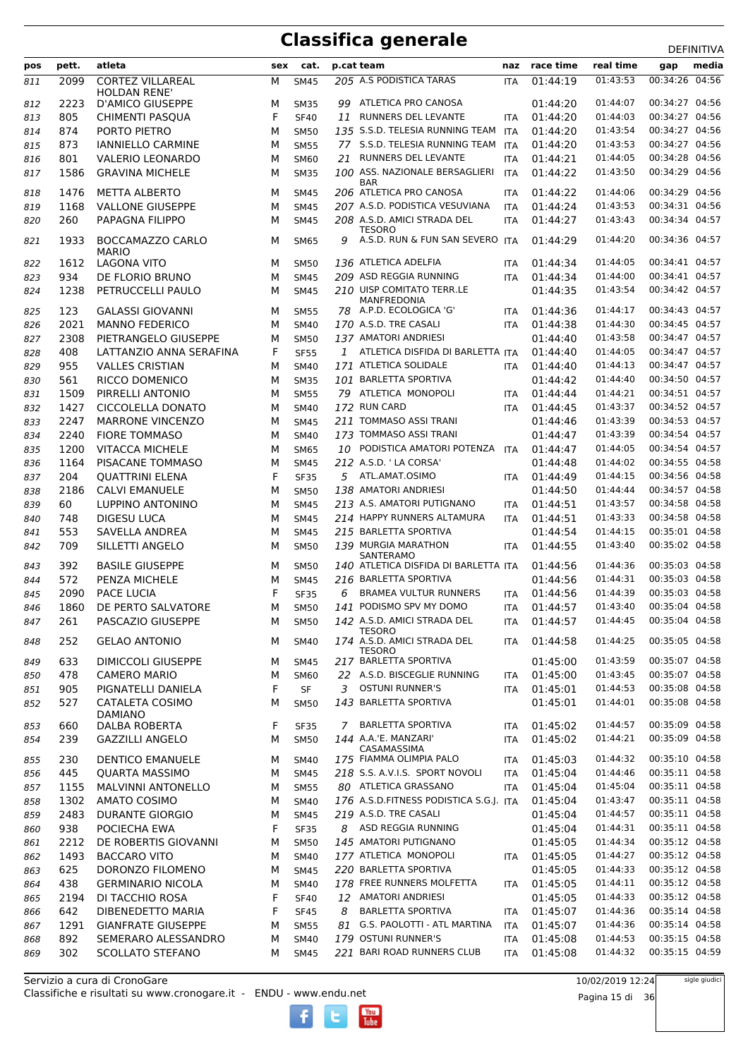# Classifica generale

DEFINITIVA

| pos | pett. | atleta | sex | cat. | p.cat | team | naz | race time | real time | gap | media |
|---|---|---|---|---|---|---|---|---|---|---|---|
| 811 | 2099 | CORTEZ VILLAREAL HOLDAN RENE' | M | SM45 | 205 | A.S PODISTICA TARAS | ITA | 01:44:19 | 01:43:53 | 00:34:26 | 04:56 |
| 812 | 2223 | D'AMICO GIUSEPPE | M | SM35 | 99 | ATLETICA PRO CANOSA | | 01:44:20 | 01:44:07 | 00:34:27 | 04:56 |
| 813 | 805 | CHIMENTI PASQUA | F | SF40 | 11 | RUNNERS DEL LEVANTE | ITA | 01:44:20 | 01:44:03 | 00:34:27 | 04:56 |
| 814 | 874 | PORTO PIETRO | M | SM50 | 135 | S.S.D. TELESIA RUNNING TEAM | ITA | 01:44:20 | 01:43:54 | 00:34:27 | 04:56 |
| 815 | 873 | IANNIELLO CARMINE | M | SM55 | 77 | S.S.D. TELESIA RUNNING TEAM | ITA | 01:44:20 | 01:43:53 | 00:34:27 | 04:56 |
| 816 | 801 | VALERIO LEONARDO | M | SM60 | 21 | RUNNERS DEL LEVANTE | ITA | 01:44:21 | 01:44:05 | 00:34:28 | 04:56 |
| 817 | 1586 | GRAVINA MICHELE | M | SM35 | 100 | ASS. NAZIONALE BERSAGLIERI BAR | ITA | 01:44:22 | 01:43:50 | 00:34:29 | 04:56 |
| 818 | 1476 | METTA ALBERTO | M | SM45 | 206 | ATLETICA PRO CANOSA | ITA | 01:44:22 | 01:44:06 | 00:34:29 | 04:56 |
| 819 | 1168 | VALLONE GIUSEPPE | M | SM45 | 207 | A.S.D. PODISTICA VESUVIANA | ITA | 01:44:24 | 01:43:53 | 00:34:31 | 04:56 |
| 820 | 260 | PAPAGNA FILIPPO | M | SM45 | 208 | A.S.D. AMICI STRADA DEL TESORO | ITA | 01:44:27 | 01:43:43 | 00:34:34 | 04:57 |
| 821 | 1933 | BOCCAMAZZO CARLO MARIO | M | SM65 | 9 | A.S.D. RUN & FUN SAN SEVERO | ITA | 01:44:29 | 01:44:20 | 00:34:36 | 04:57 |
| 822 | 1612 | LAGONA VITO | M | SM50 | 136 | ATLETICA ADELFIA | ITA | 01:44:34 | 01:44:05 | 00:34:41 | 04:57 |
| 823 | 934 | DE FLORIO BRUNO | M | SM45 | 209 | ASD REGGIA RUNNING | ITA | 01:44:34 | 01:44:00 | 00:34:41 | 04:57 |
| 824 | 1238 | PETRUCCELLI PAOLO | M | SM45 | 210 | UISP COMITATO TERR.LE MANFREDONIA | | 01:44:35 | 01:43:54 | 00:34:42 | 04:57 |
| 825 | 123 | GALASSI GIOVANNI | M | SM55 | 78 | A.P.D. ECOLOGICA 'G' | ITA | 01:44:36 | 01:44:17 | 00:34:43 | 04:57 |
| 826 | 2021 | MANNO FEDERICO | M | SM40 | 170 | A.S.D. TRE CASALI | ITA | 01:44:38 | 01:44:30 | 00:34:45 | 04:57 |
| 827 | 2308 | PIETRANGELO GIUSEPPE | M | SM50 | 137 | AMATORI ANDRIESI | | 01:44:40 | 01:43:58 | 00:34:47 | 04:57 |
| 828 | 408 | LATTANZIO ANNA SERAFINA | F | SF55 | 1 | ATLETICA DISFIDA DI BARLETTA | ITA | 01:44:40 | 01:44:05 | 00:34:47 | 04:57 |
| 829 | 955 | VALLES CRISTIAN | M | SM40 | 171 | ATLETICA SOLIDALE | ITA | 01:44:40 | 01:44:13 | 00:34:47 | 04:57 |
| 830 | 561 | RICCO DOMENICO | M | SM35 | 101 | BARLETTA SPORTIVA | | 01:44:42 | 01:44:40 | 00:34:50 | 04:57 |
| 831 | 1509 | PIRRELLI ANTONIO | M | SM55 | 79 | ATLETICA MONOPOLI | ITA | 01:44:44 | 01:44:21 | 00:34:51 | 04:57 |
| 832 | 1427 | CICCOLELLA DONATO | M | SM40 | 172 | RUN CARD | ITA | 01:44:45 | 01:43:37 | 00:34:52 | 04:57 |
| 833 | 2247 | MARRONE VINCENZO | M | SM45 | 211 | TOMMASO ASSI TRANI | | 01:44:46 | 01:43:39 | 00:34:53 | 04:57 |
| 834 | 2240 | FIORE TOMMASO | M | SM40 | 173 | TOMMASO ASSI TRANI | | 01:44:47 | 01:43:39 | 00:34:54 | 04:57 |
| 835 | 1200 | VITACCA MICHELE | M | SM65 | 10 | PODISTICA AMATORI POTENZA | ITA | 01:44:47 | 01:44:05 | 00:34:54 | 04:57 |
| 836 | 1164 | PISACANE TOMMASO | M | SM45 | 212 | A.S.D. ' LA CORSA' | | 01:44:48 | 01:44:02 | 00:34:55 | 04:58 |
| 837 | 204 | QUATTRINI ELENA | F | SF35 | 5 | ATL.AMAT.OSIMO | ITA | 01:44:49 | 01:44:15 | 00:34:56 | 04:58 |
| 838 | 2186 | CALVI EMANUELE | M | SM50 | 138 | AMATORI ANDRIESI | | 01:44:50 | 01:44:44 | 00:34:57 | 04:58 |
| 839 | 60 | LUPPINO ANTONINO | M | SM45 | 213 | A.S. AMATORI PUTIGNANO | ITA | 01:44:51 | 01:43:57 | 00:34:58 | 04:58 |
| 840 | 748 | DIGESU LUCA | M | SM45 | 214 | HAPPY RUNNERS ALTAMURA | ITA | 01:44:51 | 01:43:33 | 00:34:58 | 04:58 |
| 841 | 553 | SAVELLA ANDREA | M | SM45 | 215 | BARLETTA SPORTIVA | | 01:44:54 | 01:44:15 | 00:35:01 | 04:58 |
| 842 | 709 | SILLETTI ANGELO | M | SM50 | 139 | MURGIA MARATHON SANTERAMO | ITA | 01:44:55 | 01:43:40 | 00:35:02 | 04:58 |
| 843 | 392 | BASILE GIUSEPPE | M | SM50 | 140 | ATLETICA DISFIDA DI BARLETTA | ITA | 01:44:56 | 01:44:36 | 00:35:03 | 04:58 |
| 844 | 572 | PENZA MICHELE | M | SM45 | 216 | BARLETTA SPORTIVA | | 01:44:56 | 01:44:31 | 00:35:03 | 04:58 |
| 845 | 2090 | PACE LUCIA | F | SF35 | 6 | BRAMEA VULTUR RUNNERS | ITA | 01:44:56 | 01:44:39 | 00:35:03 | 04:58 |
| 846 | 1860 | DE PERTO SALVATORE | M | SM50 | 141 | PODISMO SPV MY DOMO | ITA | 01:44:57 | 01:43:40 | 00:35:04 | 04:58 |
| 847 | 261 | PASCAZIO GIUSEPPE | M | SM50 | 142 | A.S.D. AMICI STRADA DEL TESORO | ITA | 01:44:57 | 01:44:45 | 00:35:04 | 04:58 |
| 848 | 252 | GELAO ANTONIO | M | SM40 | 174 | A.S.D. AMICI STRADA DEL TESORO | ITA | 01:44:58 | 01:44:25 | 00:35:05 | 04:58 |
| 849 | 633 | DIMICCOLI GIUSEPPE | M | SM45 | 217 | BARLETTA SPORTIVA | | 01:45:00 | 01:43:59 | 00:35:07 | 04:58 |
| 850 | 478 | CAMERO MARIO | M | SM60 | 22 | A.S.D. BISCEGLIE RUNNING | ITA | 01:45:00 | 01:43:45 | 00:35:07 | 04:58 |
| 851 | 905 | PIGNATELLI DANIELA | F | SF | 3 | OSTUNI RUNNER'S | ITA | 01:45:01 | 01:44:53 | 00:35:08 | 04:58 |
| 852 | 527 | CATALETA COSIMO DAMIANO | M | SM50 | 143 | BARLETTA SPORTIVA | | 01:45:01 | 01:44:01 | 00:35:08 | 04:58 |
| 853 | 660 | DALBA ROBERTA | F | SF35 | 7 | BARLETTA SPORTIVA | ITA | 01:45:02 | 01:44:57 | 00:35:09 | 04:58 |
| 854 | 239 | GAZZILLI ANGELO | M | SM50 | 144 | A.A.'E. MANZARI' CASAMASSIMA | ITA | 01:45:02 | 01:44:21 | 00:35:09 | 04:58 |
| 855 | 230 | DENTICO EMANUELE | M | SM40 | 175 | FIAMMA OLIMPIA PALO | ITA | 01:45:03 | 01:44:32 | 00:35:10 | 04:58 |
| 856 | 445 | QUARTA MASSIMO | M | SM45 | 218 | S.S. A.V.I.S. SPORT NOVOLI | ITA | 01:45:04 | 01:44:46 | 00:35:11 | 04:58 |
| 857 | 1155 | MALVINNI ANTONELLO | M | SM55 | 80 | ATLETICA GRASSANO | ITA | 01:45:04 | 01:45:04 | 00:35:11 | 04:58 |
| 858 | 1302 | AMATO COSIMO | M | SM40 | 176 | A.S.D.FITNESS PODISTICA S.G.J. | ITA | 01:45:04 | 01:43:47 | 00:35:11 | 04:58 |
| 859 | 2483 | DURANTE GIORGIO | M | SM45 | 219 | A.S.D. TRE CASALI | | 01:45:04 | 01:44:57 | 00:35:11 | 04:58 |
| 860 | 938 | POCIECHA EWA | F | SF35 | 8 | ASD REGGIA RUNNING | | 01:45:04 | 01:44:31 | 00:35:11 | 04:58 |
| 861 | 2212 | DE ROBERTIS GIOVANNI | M | SM50 | 145 | AMATORI PUTIGNANO | | 01:45:05 | 01:44:34 | 00:35:12 | 04:58 |
| 862 | 1493 | BACCARO VITO | M | SM40 | 177 | ATLETICA MONOPOLI | ITA | 01:45:05 | 01:44:27 | 00:35:12 | 04:58 |
| 863 | 625 | DORONZO FILOMENO | M | SM45 | 220 | BARLETTA SPORTIVA | | 01:45:05 | 01:44:33 | 00:35:12 | 04:58 |
| 864 | 438 | GERMINARIO NICOLA | M | SM40 | 178 | FREE RUNNERS MOLFETTA | ITA | 01:45:05 | 01:44:11 | 00:35:12 | 04:58 |
| 865 | 2194 | DI TACCHIO ROSA | F | SF40 | 12 | AMATORI ANDRIESI | | 01:45:05 | 01:44:33 | 00:35:12 | 04:58 |
| 866 | 642 | DIBENEDETTO MARIA | F | SF45 | 8 | BARLETTA SPORTIVA | ITA | 01:45:07 | 01:44:36 | 00:35:14 | 04:58 |
| 867 | 1291 | GIANFRATE GIUSEPPE | M | SM55 | 81 | G.S. PAOLOTTI - ATL MARTINA | ITA | 01:45:07 | 01:44:36 | 00:35:14 | 04:58 |
| 868 | 892 | SEMERARO ALESSANDRO | M | SM40 | 179 | OSTUNI RUNNER'S | ITA | 01:45:08 | 01:44:53 | 00:35:15 | 04:58 |
| 869 | 302 | SCOLLATO STEFANO | M | SM45 | 221 | BARI ROAD RUNNERS CLUB | ITA | 01:45:08 | 01:44:32 | 00:35:15 | 04:59 |

Servizio a cura di CronoGare
Classifiche e risultati su www.cronogare.it - ENDU - www.endu.net

10/02/2019 12:24

sigle giudici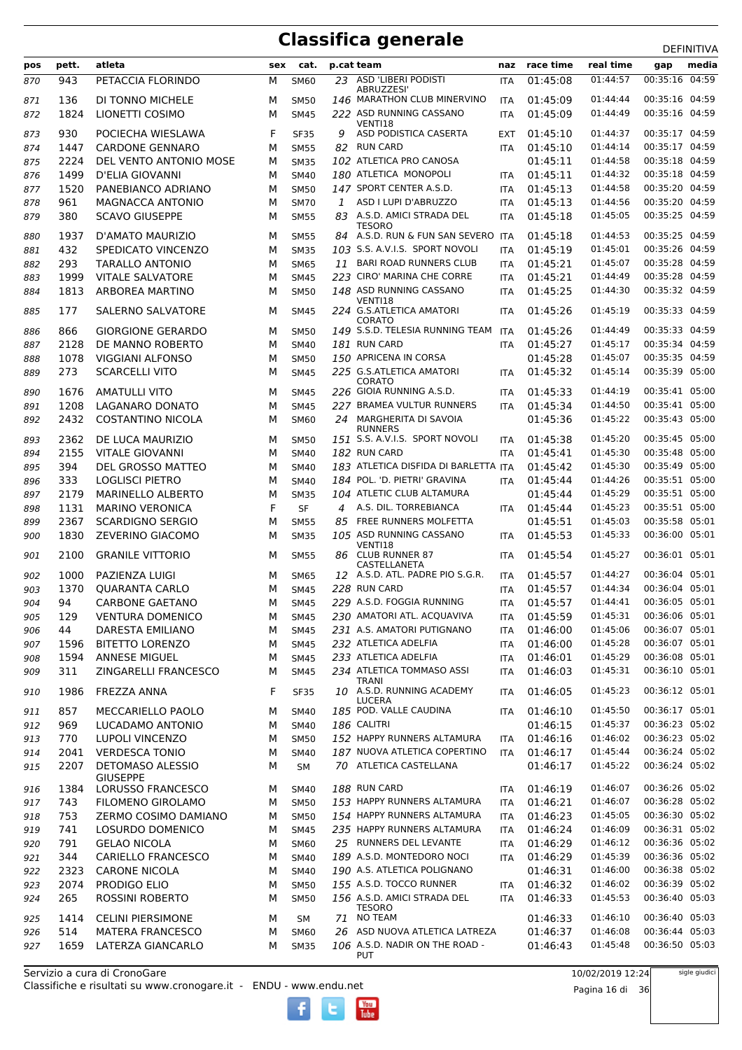# Classifica generale

DEFINITIVA

| pos | pett. | atleta | sex | cat. | p.cat | team | naz | race time | real time | gap | media |
|---|---|---|---|---|---|---|---|---|---|---|---|
| 870 | 943 | PETACCIA FLORINDO | M | SM60 | 23 | ASD 'LIBERI PODISTI ABRUZZESI' | ITA | 01:45:08 | 01:44:57 | 00:35:16 | 04:59 |
| 871 | 136 | DI TONNO MICHELE | M | SM50 | 146 | MARATHON CLUB MINERVINO | ITA | 01:45:09 | 01:44:44 | 00:35:16 | 04:59 |
| 872 | 1824 | LIONETTI COSIMO | M | SM45 | 222 | ASD RUNNING CASSANO VENTI18 | ITA | 01:45:09 | 01:44:49 | 00:35:16 | 04:59 |
| 873 | 930 | POCIECHA WIESLAWA | F | SF35 | 9 | ASD PODISTICA CASERTA | EXT | 01:45:10 | 01:44:37 | 00:35:17 | 04:59 |
| 874 | 1447 | CARDONE GENNARO | M | SM55 | 82 | RUN CARD | ITA | 01:45:10 | 01:44:14 | 00:35:17 | 04:59 |
| 875 | 2224 | DEL VENTO ANTONIO MOSE | M | SM35 | 102 | ATLETICA PRO CANOSA | | 01:45:11 | 01:44:58 | 00:35:18 | 04:59 |
| 876 | 1499 | D'ELIA GIOVANNI | M | SM40 | 180 | ATLETICA MONOPOLI | ITA | 01:45:11 | 01:44:32 | 00:35:18 | 04:59 |
| 877 | 1520 | PANEBIANCO ADRIANO | M | SM50 | 147 | SPORT CENTER A.S.D. | ITA | 01:45:13 | 01:44:58 | 00:35:20 | 04:59 |
| 878 | 961 | MAGNACCA ANTONIO | M | SM70 | 1 | ASD I LUPI D'ABRUZZO | ITA | 01:45:13 | 01:44:56 | 00:35:20 | 04:59 |
| 879 | 380 | SCAVO GIUSEPPE | M | SM55 | 83 | A.S.D. AMICI STRADA DEL TESORO | ITA | 01:45:18 | 01:45:05 | 00:35:25 | 04:59 |
| 880 | 1937 | D'AMATO MAURIZIO | M | SM55 | 84 | A.S.D. RUN & FUN SAN SEVERO | ITA | 01:45:18 | 01:44:53 | 00:35:25 | 04:59 |
| 881 | 432 | SPEDICATO VINCENZO | M | SM35 | 103 | S.S. A.V.I.S. SPORT NOVOLI | ITA | 01:45:19 | 01:45:01 | 00:35:26 | 04:59 |
| 882 | 293 | TARALLO ANTONIO | M | SM65 | 11 | BARI ROAD RUNNERS CLUB | ITA | 01:45:21 | 01:45:07 | 00:35:28 | 04:59 |
| 883 | 1999 | VITALE SALVATORE | M | SM45 | 223 | CIRO' MARINA CHE CORRE | ITA | 01:45:21 | 01:44:49 | 00:35:28 | 04:59 |
| 884 | 1813 | ARBOREA MARTINO | M | SM50 | 148 | ASD RUNNING CASSANO VENTI18 | ITA | 01:45:25 | 01:44:30 | 00:35:32 | 04:59 |
| 885 | 177 | SALERNO SALVATORE | M | SM45 | 224 | G.S.ATLETICA AMATORI CORATO | ITA | 01:45:26 | 01:45:19 | 00:35:33 | 04:59 |
| 886 | 866 | GIORGIONE GERARDO | M | SM50 | 149 | S.S.D. TELESIA RUNNING TEAM | ITA | 01:45:26 | 01:44:49 | 00:35:33 | 04:59 |
| 887 | 2128 | DE MANNO ROBERTO | M | SM40 | 181 | RUN CARD | ITA | 01:45:27 | 01:45:17 | 00:35:34 | 04:59 |
| 888 | 1078 | VIGGIANI ALFONSO | M | SM50 | 150 | APRICENA IN CORSA | | 01:45:28 | 01:45:07 | 00:35:35 | 04:59 |
| 889 | 273 | SCARCELLI VITO | M | SM45 | 225 | G.S.ATLETICA AMATORI CORATO | ITA | 01:45:32 | 01:45:14 | 00:35:39 | 05:00 |
| 890 | 1676 | AMATULLI VITO | M | SM45 | 226 | GIOIA RUNNING A.S.D. | ITA | 01:45:33 | 01:44:19 | 00:35:41 | 05:00 |
| 891 | 1208 | LAGANARO DONATO | M | SM45 | 227 | BRAMEA VULTUR RUNNERS | ITA | 01:45:34 | 01:44:50 | 00:35:41 | 05:00 |
| 892 | 2432 | COSTANTINO NICOLA | M | SM60 | 24 | MARGHERITA DI SAVOIA RUNNERS | | 01:45:36 | 01:45:22 | 00:35:43 | 05:00 |
| 893 | 2362 | DE LUCA MAURIZIO | M | SM50 | 151 | S.S. A.V.I.S. SPORT NOVOLI | ITA | 01:45:38 | 01:45:20 | 00:35:45 | 05:00 |
| 894 | 2155 | VITALE GIOVANNI | M | SM40 | 182 | RUN CARD | ITA | 01:45:41 | 01:45:30 | 00:35:48 | 05:00 |
| 895 | 394 | DEL GROSSO MATTEO | M | SM40 | 183 | ATLETICA DISFIDA DI BARLETTA | ITA | 01:45:42 | 01:45:30 | 00:35:49 | 05:00 |
| 896 | 333 | LOGLISCI PIETRO | M | SM40 | 184 | POL. 'D. PIETRI' GRAVINA | ITA | 01:45:44 | 01:44:26 | 00:35:51 | 05:00 |
| 897 | 2179 | MARINELLO ALBERTO | M | SM35 | 104 | ATLETIC CLUB ALTAMURA | | 01:45:44 | 01:45:29 | 00:35:51 | 05:00 |
| 898 | 1131 | MARINO VERONICA | F | SF | 4 | A.S. DIL. TORREBIANCA | ITA | 01:45:44 | 01:45:23 | 00:35:51 | 05:00 |
| 899 | 2367 | SCARDIGNO SERGIO | M | SM55 | 85 | FREE RUNNERS MOLFETTA | | 01:45:51 | 01:45:03 | 00:35:58 | 05:01 |
| 900 | 1830 | ZEVERINO GIACOMO | M | SM35 | 105 | ASD RUNNING CASSANO VENTI18 | ITA | 01:45:53 | 01:45:33 | 00:36:00 | 05:01 |
| 901 | 2100 | GRANILE VITTORIO | M | SM55 | 86 | CLUB RUNNER 87 CASTELLANETA | ITA | 01:45:54 | 01:45:27 | 00:36:01 | 05:01 |
| 902 | 1000 | PAZIENZA LUIGI | M | SM65 | 12 | A.S.D. ATL. PADRE PIO S.G.R. | ITA | 01:45:57 | 01:44:27 | 00:36:04 | 05:01 |
| 903 | 1370 | QUARANTA CARLO | M | SM45 | 228 | RUN CARD | ITA | 01:45:57 | 01:44:34 | 00:36:04 | 05:01 |
| 904 | 94 | CARBONE GAETANO | M | SM45 | 229 | A.S.D. FOGGIA RUNNING | ITA | 01:45:57 | 01:44:41 | 00:36:05 | 05:01 |
| 905 | 129 | VENTURA DOMENICO | M | SM45 | 230 | AMATORI ATL. ACQUAVIVA | ITA | 01:45:59 | 01:45:31 | 00:36:06 | 05:01 |
| 906 | 44 | DARESTA EMILIANO | M | SM45 | 231 | A.S. AMATORI PUTIGNANO | ITA | 01:46:00 | 01:45:06 | 00:36:07 | 05:01 |
| 907 | 1596 | BITETTO LORENZO | M | SM45 | 232 | ATLETICA ADELFIA | ITA | 01:46:00 | 01:45:28 | 00:36:07 | 05:01 |
| 908 | 1594 | ANNESE MIGUEL | M | SM45 | 233 | ATLETICA ADELFIA | ITA | 01:46:01 | 01:45:29 | 00:36:08 | 05:01 |
| 909 | 311 | ZINGARELLI FRANCESCO | M | SM45 | 234 | ATLETICA TOMMASO ASSI TRANI | ITA | 01:46:03 | 01:45:31 | 00:36:10 | 05:01 |
| 910 | 1986 | FREZZA ANNA | F | SF35 | 10 | A.S.D. RUNNING ACADEMY LUCERA | ITA | 01:46:05 | 01:45:23 | 00:36:12 | 05:01 |
| 911 | 857 | MECCARIELLO PAOLO | M | SM40 | 185 | POD. VALLE CAUDINA | ITA | 01:46:10 | 01:45:50 | 00:36:17 | 05:01 |
| 912 | 969 | LUCADAMO ANTONIO | M | SM40 | 186 | CALITRI | | 01:46:15 | 01:45:37 | 00:36:23 | 05:02 |
| 913 | 770 | LUPOLI VINCENZO | M | SM50 | 152 | HAPPY RUNNERS ALTAMURA | ITA | 01:46:16 | 01:46:02 | 00:36:23 | 05:02 |
| 914 | 2041 | VERDESCA TONIO | M | SM40 | 187 | NUOVA ATLETICA COPERTINO | ITA | 01:46:17 | 01:45:44 | 00:36:24 | 05:02 |
| 915 | 2207 | DETOMASO ALESSIO GIUSEPPE | M | SM | 70 | ATLETICA CASTELLANA | | 01:46:17 | 01:45:22 | 00:36:24 | 05:02 |
| 916 | 1384 | LORUSSO FRANCESCO | M | SM40 | 188 | RUN CARD | ITA | 01:46:19 | 01:46:07 | 00:36:26 | 05:02 |
| 917 | 743 | FILOMENO GIROLAMO | M | SM50 | 153 | HAPPY RUNNERS ALTAMURA | ITA | 01:46:21 | 01:46:07 | 00:36:28 | 05:02 |
| 918 | 753 | ZERMO COSIMO DAMIANO | M | SM50 | 154 | HAPPY RUNNERS ALTAMURA | ITA | 01:46:23 | 01:45:05 | 00:36:30 | 05:02 |
| 919 | 741 | LOSURDO DOMENICO | M | SM45 | 235 | HAPPY RUNNERS ALTAMURA | ITA | 01:46:24 | 01:46:09 | 00:36:31 | 05:02 |
| 920 | 791 | GELAO NICOLA | M | SM60 | 25 | RUNNERS DEL LEVANTE | ITA | 01:46:29 | 01:46:12 | 00:36:36 | 05:02 |
| 921 | 344 | CARIELLO FRANCESCO | M | SM40 | 189 | A.S.D. MONTEDORO NOCI | ITA | 01:46:29 | 01:45:39 | 00:36:36 | 05:02 |
| 922 | 2323 | CARONE NICOLA | M | SM40 | 190 | A.S. ATLETICA POLIGNANO | | 01:46:31 | 01:46:00 | 00:36:38 | 05:02 |
| 923 | 2074 | PRODIGO ELIO | M | SM50 | 155 | A.S.D. TOCCO RUNNER | ITA | 01:46:32 | 01:46:02 | 00:36:39 | 05:02 |
| 924 | 265 | ROSSINI ROBERTO | M | SM50 | 156 | A.S.D. AMICI STRADA DEL TESORO | ITA | 01:46:33 | 01:45:53 | 00:36:40 | 05:03 |
| 925 | 1414 | CELINI PIERSIMONE | M | SM | 71 | NO TEAM | | 01:46:33 | 01:46:10 | 00:36:40 | 05:03 |
| 926 | 514 | MATERA FRANCESCO | M | SM60 | 26 | ASD NUOVA ATLETICA LATREZA | | 01:46:37 | 01:46:08 | 00:36:44 | 05:03 |
| 927 | 1659 | LATERZA GIANCARLO | M | SM35 | 106 | A.S.D. NADIR ON THE ROAD - PUT | | 01:46:43 | 01:45:48 | 00:36:50 | 05:03 |

Servizio a cura di CronoGare
Classifiche e risultati su www.cronogare.it - ENDU - www.endu.net

10/02/2019 12:24

sigle giudici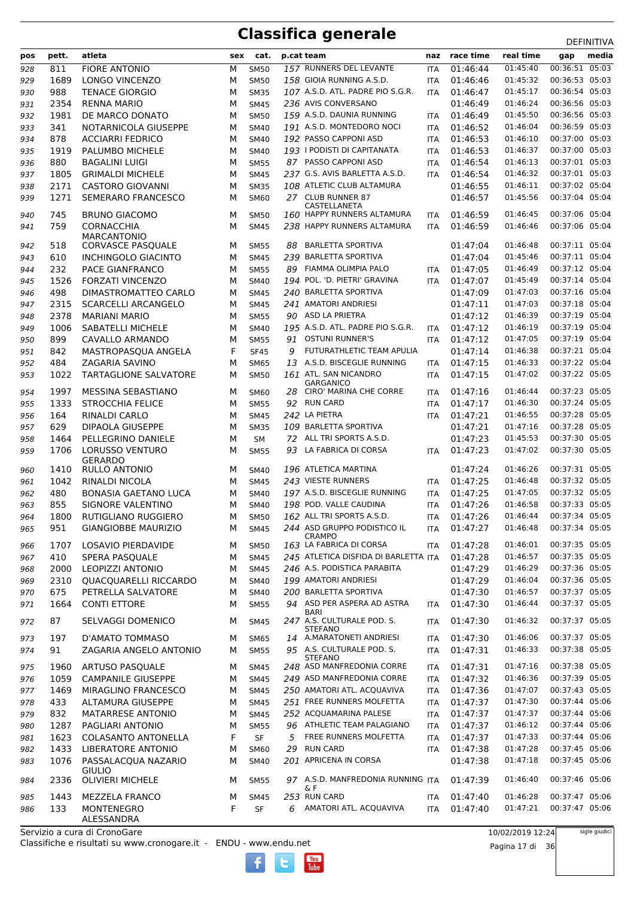# Classifica generale

DEFINITIVA

| pos | pett. | atleta | sex | cat. | p.cat | team | naz | race time | real time | gap | media |
|---|---|---|---|---|---|---|---|---|---|---|---|
| 928 | 811 | FIORE ANTONIO | M | SM50 | 157 | RUNNERS DEL LEVANTE | ITA | 01:46:44 | 01:45:40 | 00:36:51 | 05:03 |
| 929 | 1689 | LONGO VINCENZO | M | SM50 | 158 | GIOIA RUNNING A.S.D. | ITA | 01:46:46 | 01:45:32 | 00:36:53 | 05:03 |
| 930 | 988 | TENACE GIORGIO | M | SM35 | 107 | A.S.D. ATL. PADRE PIO S.G.R. | ITA | 01:46:47 | 01:45:17 | 00:36:54 | 05:03 |
| 931 | 2354 | RENNA MARIO | M | SM45 | 236 | AVIS CONVERSANO | | 01:46:49 | 01:46:24 | 00:36:56 | 05:03 |
| 932 | 1981 | DE MARCO DONATO | M | SM50 | 159 | A.S.D. DAUNIA RUNNING | ITA | 01:46:49 | 01:45:50 | 00:36:56 | 05:03 |
| 933 | 341 | NOTARNICOLA GIUSEPPE | M | SM40 | 191 | A.S.D. MONTEDORO NOCI | ITA | 01:46:52 | 01:46:04 | 00:36:59 | 05:03 |
| 934 | 878 | ACCIARRI FEDRICO | M | SM40 | 192 | PASSO CAPPONI ASD | ITA | 01:46:53 | 01:46:10 | 00:37:00 | 05:03 |
| 935 | 1919 | PALUMBO MICHELE | M | SM40 | 193 | I PODISTI DI CAPITANATA | ITA | 01:46:53 | 01:46:37 | 00:37:00 | 05:03 |
| 936 | 880 | BAGALINI LUIGI | M | SM55 | 87 | PASSO CAPPONI ASD | ITA | 01:46:54 | 01:46:13 | 00:37:01 | 05:03 |
| 937 | 1805 | GRIMALDI MICHELE | M | SM45 | 237 | G.S. AVIS BARLETTA A.S.D. | ITA | 01:46:54 | 01:46:32 | 00:37:01 | 05:03 |
| 938 | 2171 | CASTORO GIOVANNI | M | SM35 | 108 | ATLETIC CLUB ALTAMURA | | 01:46:55 | 01:46:11 | 00:37:02 | 05:04 |
| 939 | 1271 | SEMERARO FRANCESCO | M | SM60 | 27 | CLUB RUNNER 87 CASTELLANETA | | 01:46:57 | 01:45:56 | 00:37:04 | 05:04 |
| 940 | 745 | BRUNO GIACOMO | M | SM50 | 160 | HAPPY RUNNERS ALTAMURA | ITA | 01:46:59 | 01:46:45 | 00:37:06 | 05:04 |
| 941 | 759 | CORNACCHIA MARCANTONIO | M | SM45 | 238 | HAPPY RUNNERS ALTAMURA | ITA | 01:46:59 | 01:46:46 | 00:37:06 | 05:04 |
| 942 | 518 | CORVASCE PASQUALE | M | SM55 | 88 | BARLETTA SPORTIVA | | 01:47:04 | 01:46:48 | 00:37:11 | 05:04 |
| 943 | 610 | INCHINGOLO GIACINTO | M | SM45 | 239 | BARLETTA SPORTIVA | | 01:47:04 | 01:45:46 | 00:37:11 | 05:04 |
| 944 | 232 | PACE GIANFRANCO | M | SM55 | 89 | FIAMMA OLIMPIA PALO | ITA | 01:47:05 | 01:46:49 | 00:37:12 | 05:04 |
| 945 | 1526 | FORZATI VINCENZO | M | SM40 | 194 | POL. 'D. PIETRI' GRAVINA | ITA | 01:47:07 | 01:45:49 | 00:37:14 | 05:04 |
| 946 | 498 | DIMASTROMATTEO CARLO | M | SM45 | 240 | BARLETTA SPORTIVA | | 01:47:09 | 01:47:03 | 00:37:16 | 05:04 |
| 947 | 2315 | SCARCELLI ARCANGELO | M | SM45 | 241 | AMATORI ANDRIESI | | 01:47:11 | 01:47:03 | 00:37:18 | 05:04 |
| 948 | 2378 | MARIANI MARIO | M | SM55 | 90 | ASD LA PRIETRA | | 01:47:12 | 01:46:39 | 00:37:19 | 05:04 |
| 949 | 1006 | SABATELLI MICHELE | M | SM40 | 195 | A.S.D. ATL. PADRE PIO S.G.R. | ITA | 01:47:12 | 01:46:19 | 00:37:19 | 05:04 |
| 950 | 899 | CAVALLO ARMANDO | M | SM55 | 91 | OSTUNI RUNNER'S | ITA | 01:47:12 | 01:47:05 | 00:37:19 | 05:04 |
| 951 | 842 | MASTROPASQUA ANGELA | F | SF45 | 9 | FUTURATHLETIC TEAM APULIA | | 01:47:14 | 01:46:38 | 00:37:21 | 05:04 |
| 952 | 484 | ZAGARIA SAVINO | M | SM65 | 13 | A.S.D. BISCEGLIE RUNNING | ITA | 01:47:15 | 01:46:33 | 00:37:22 | 05:04 |
| 953 | 1022 | TARTAGLIONE SALVATORE | M | SM50 | 161 | ATL. SAN NICANDRO GARGANICO | ITA | 01:47:15 | 01:47:02 | 00:37:22 | 05:05 |
| 954 | 1997 | MESSINA SEBASTIANO | M | SM60 | 28 | CIRO' MARINA CHE CORRE | ITA | 01:47:16 | 01:46:44 | 00:37:23 | 05:05 |
| 955 | 1333 | STROCCHIA FELICE | M | SM55 | 92 | RUN CARD | ITA | 01:47:17 | 01:46:30 | 00:37:24 | 05:05 |
| 956 | 164 | RINALDI CARLO | M | SM45 | 242 | LA PIETRA | ITA | 01:47:21 | 01:46:55 | 00:37:28 | 05:05 |
| 957 | 629 | DIPAOLA GIUSEPPE | M | SM35 | 109 | BARLETTA SPORTIVA | | 01:47:21 | 01:47:16 | 00:37:28 | 05:05 |
| 958 | 1464 | PELLEGRINO DANIELE | M | SM | 72 | ALL TRI SPORTS A.S.D. | | 01:47:23 | 01:45:53 | 00:37:30 | 05:05 |
| 959 | 1706 | LORUSSO VENTURO GERARDO | M | SM55 | 93 | LA FABRICA DI CORSA | ITA | 01:47:23 | 01:47:02 | 00:37:30 | 05:05 |
| 960 | 1410 | RULLO ANTONIO | M | SM40 | 196 | ATLETICA MARTINA | | 01:47:24 | 01:46:26 | 00:37:31 | 05:05 |
| 961 | 1042 | RINALDI NICOLA | M | SM45 | 243 | VIESTE RUNNERS | ITA | 01:47:25 | 01:46:48 | 00:37:32 | 05:05 |
| 962 | 480 | BONASIA GAETANO LUCA | M | SM40 | 197 | A.S.D. BISCEGLIE RUNNING | ITA | 01:47:25 | 01:47:05 | 00:37:32 | 05:05 |
| 963 | 855 | SIGNORE VALENTINO | M | SM40 | 198 | POD. VALLE CAUDINA | ITA | 01:47:26 | 01:46:58 | 00:37:33 | 05:05 |
| 964 | 1800 | RUTIGLIANO RUGGIERO | M | SM50 | 162 | ALL TRI SPORTS A.S.D. | ITA | 01:47:26 | 01:46:44 | 00:37:34 | 05:05 |
| 965 | 951 | GIANGIOBBE MAURIZIO | M | SM45 | 244 | ASD GRUPPO PODISTICO IL CRAMPO | ITA | 01:47:27 | 01:46:48 | 00:37:34 | 05:05 |
| 966 | 1707 | LOSAVIO PIERDAVIDE | M | SM50 | 163 | LA FABRICA DI CORSA | ITA | 01:47:28 | 01:46:01 | 00:37:35 | 05:05 |
| 967 | 410 | SPERA PASQUALE | M | SM45 | 245 | ATLETICA DISFIDA DI BARLETTA | ITA | 01:47:28 | 01:46:57 | 00:37:35 | 05:05 |
| 968 | 2000 | LEOPIZZI ANTONIO | M | SM45 | 246 | A.S. PODISTICA PARABITA | | 01:47:29 | 01:46:29 | 00:37:36 | 05:05 |
| 969 | 2310 | QUACQUARELLI RICCARDO | M | SM40 | 199 | AMATORI ANDRIESI | | 01:47:29 | 01:46:04 | 00:37:36 | 05:05 |
| 970 | 675 | PETRELLA SALVATORE | M | SM40 | 200 | BARLETTA SPORTIVA | | 01:47:30 | 01:46:57 | 00:37:37 | 05:05 |
| 971 | 1664 | CONTI ETTORE | M | SM55 | 94 | ASD PER ASPERA AD ASTRA BARI | ITA | 01:47:30 | 01:46:44 | 00:37:37 | 05:05 |
| 972 | 87 | SELVAGGI DOMENICO | M | SM45 | 247 | A.S. CULTURALE POD. S. STEFANO | ITA | 01:47:30 | 01:46:32 | 00:37:37 | 05:05 |
| 973 | 197 | D'AMATO TOMMASO | M | SM65 | 14 | A.MARATONETI ANDRIESI | ITA | 01:47:30 | 01:46:06 | 00:37:37 | 05:05 |
| 974 | 91 | ZAGARIA ANGELO ANTONIO | M | SM55 | 95 | A.S. CULTURALE POD. S. STEFANO | ITA | 01:47:31 | 01:46:33 | 00:37:38 | 05:05 |
| 975 | 1960 | ARTUSO PASQUALE | M | SM45 | 248 | ASD MANFREDONIA CORRE | ITA | 01:47:31 | 01:47:16 | 00:37:38 | 05:05 |
| 976 | 1059 | CAMPANILE GIUSEPPE | M | SM45 | 249 | ASD MANFREDONIA CORRE | ITA | 01:47:32 | 01:46:36 | 00:37:39 | 05:05 |
| 977 | 1469 | MIRAGLINO FRANCESCO | M | SM45 | 250 | AMATORI ATL. ACQUAVIVA | ITA | 01:47:36 | 01:47:07 | 00:37:43 | 05:05 |
| 978 | 433 | ALTAMURA GIUSEPPE | M | SM45 | 251 | FREE RUNNERS MOLFETTA | ITA | 01:47:37 | 01:47:30 | 00:37:44 | 05:06 |
| 979 | 832 | MATARRESE ANTONIO | M | SM45 | 252 | ACQUAMARINA PALESE | ITA | 01:47:37 | 01:47:37 | 00:37:44 | 05:06 |
| 980 | 1287 | PAGLIARI ANTONIO | M | SM55 | 96 | ATHLETIC TEAM PALAGIANO | ITA | 01:47:37 | 01:46:12 | 00:37:44 | 05:06 |
| 981 | 1623 | COLASANTO ANTONELLA | F | SF | 5 | FREE RUNNERS MOLFETTA | ITA | 01:47:37 | 01:47:33 | 00:37:44 | 05:06 |
| 982 | 1433 | LIBERATORE ANTONIO | M | SM60 | 29 | RUN CARD | ITA | 01:47:38 | 01:47:28 | 00:37:45 | 05:06 |
| 983 | 1076 | PASSALACQUA NAZARIO GIULIO | M | SM40 | 201 | APRICENA IN CORSA | | 01:47:38 | 01:47:18 | 00:37:45 | 05:06 |
| 984 | 2336 | OLIVIERI MICHELE | M | SM55 | 97 | A.S.D. MANFREDONIA RUNNING & F | ITA | 01:47:39 | 01:46:40 | 00:37:46 | 05:06 |
| 985 | 1443 | MEZZELA FRANCO | M | SM45 | 253 | RUN CARD | ITA | 01:47:40 | 01:46:28 | 00:37:47 | 05:06 |
| 986 | 133 | MONTENEGRO ALESSANDRA | F | SF | 6 | AMATORI ATL. ACQUAVIVA | ITA | 01:47:40 | 01:47:21 | 00:37:47 | 05:06 |

Servizio a cura di CronoGare

Classifiche e risultati su www.cronogare.it - ENDU - www.endu.net

10/02/2019 12:24

sigle giudici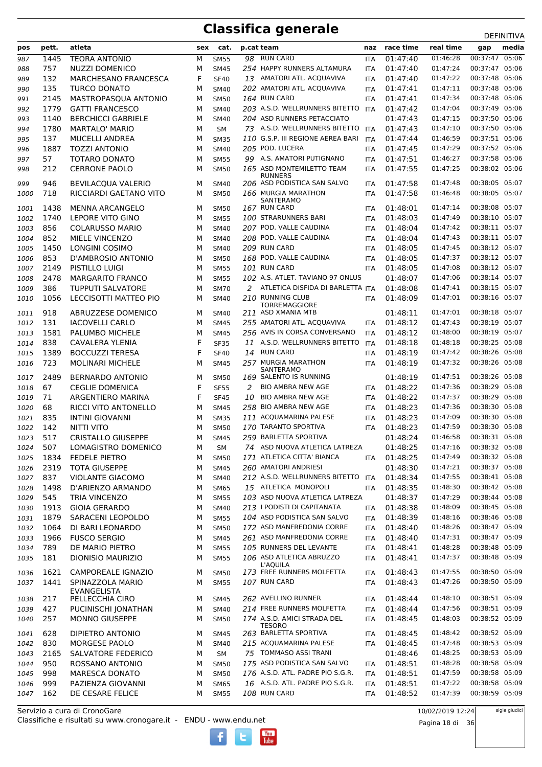# Classifica generale

DEFINITIVA

| pos | pett. | atleta | sex | cat. | p.cat | team | naz | race time | real time | gap | media |
|---|---|---|---|---|---|---|---|---|---|---|---|
| 987 | 1445 | TEORA ANTONIO | M | SM55 | 98 | RUN CARD | ITA | 01:47:40 | 01:46:28 | 00:37:47 | 05:06 |
| 988 | 757 | NUZZI DOMENICO | M | SM45 | 254 | HAPPY RUNNERS ALTAMURA | ITA | 01:47:40 | 01:47:24 | 00:37:47 | 05:06 |
| 989 | 132 | MARCHESANO FRANCESCA | F | SF40 | 13 | AMATORI ATL. ACQUAVIVA | ITA | 01:47:40 | 01:47:22 | 00:37:48 | 05:06 |
| 990 | 135 | TURCO DONATO | M | SM40 | 202 | AMATORI ATL. ACQUAVIVA | ITA | 01:47:41 | 01:47:11 | 00:37:48 | 05:06 |
| 991 | 2145 | MASTROPASQUA ANTONIO | M | SM50 | 164 | RUN CARD | ITA | 01:47:41 | 01:47:34 | 00:37:48 | 05:06 |
| 992 | 1779 | GATTI FRANCESCO | M | SM40 | 203 | A.S.D. WELLRUNNERS BITETTO | ITA | 01:47:42 | 01:47:04 | 00:37:49 | 05:06 |
| 993 | 1140 | BERCHICCI GABRIELE | M | SM40 | 204 | ASD RUNNERS PETACCIATO | | 01:47:43 | 01:47:15 | 00:37:50 | 05:06 |
| 994 | 1780 | MARTALO' MARIO | M | SM | 73 | A.S.D. WELLRUNNERS BITETTO | ITA | 01:47:43 | 01:47:10 | 00:37:50 | 05:06 |
| 995 | 137 | MUCELLI ANDREA | M | SM35 | 110 | G.S.P. III REGIONE AEREA BARI | ITA | 01:47:44 | 01:46:59 | 00:37:51 | 05:06 |
| 996 | 1887 | TOZZI ANTONIO | M | SM40 | 205 | POD. LUCERA | ITA | 01:47:45 | 01:47:29 | 00:37:52 | 05:06 |
| 997 | 57 | TOTARO DONATO | M | SM55 | 99 | A.S. AMATORI PUTIGNANO | ITA | 01:47:51 | 01:46:27 | 00:37:58 | 05:06 |
| 998 | 212 | CERRONE PAOLO | M | SM50 | 165 | ASD MONTEMILETTO TEAM RUNNERS | ITA | 01:47:55 | 01:47:25 | 00:38:02 | 05:06 |
| 999 | 946 | BEVILACQUA VALERIO | M | SM40 | 206 | ASD PODISTICA SAN SALVO | ITA | 01:47:58 | 01:47:48 | 00:38:05 | 05:07 |
| 1000 | 718 | RICCIARDI GAETANO VITO | M | SM50 | 166 | MURGIA MARATHON SANTERAMO | ITA | 01:47:58 | 01:46:48 | 00:38:05 | 05:07 |
| 1001 | 1438 | MENNA ARCANGELO | M | SM50 | 167 | RUN CARD | ITA | 01:48:01 | 01:47:14 | 00:38:08 | 05:07 |
| 1002 | 1740 | LEPORE VITO GINO | M | SM55 | 100 | STRARUNNERS BARI | ITA | 01:48:03 | 01:47:49 | 00:38:10 | 05:07 |
| 1003 | 856 | COLARUSSO MARIO | M | SM40 | 207 | POD. VALLE CAUDINA | ITA | 01:48:04 | 01:47:42 | 00:38:11 | 05:07 |
| 1004 | 852 | MIELE VINCENZO | M | SM40 | 208 | POD. VALLE CAUDINA | ITA | 01:48:04 | 01:47:43 | 00:38:11 | 05:07 |
| 1005 | 1450 | LONGINI COSIMO | M | SM40 | 209 | RUN CARD | ITA | 01:48:05 | 01:47:45 | 00:38:12 | 05:07 |
| 1006 | 853 | D'AMBROSIO ANTONIO | M | SM50 | 168 | POD. VALLE CAUDINA | ITA | 01:48:05 | 01:47:37 | 00:38:12 | 05:07 |
| 1007 | 2149 | PISTILLO LUIGI | M | SM55 | 101 | RUN CARD | ITA | 01:48:05 | 01:47:08 | 00:38:12 | 05:07 |
| 1008 | 2478 | MARGARITO FRANCO | M | SM55 | 102 | A.S. ATLET. TAVIANO 97 ONLUS | | 01:48:07 | 01:47:06 | 00:38:14 | 05:07 |
| 1009 | 386 | TUPPUTI SALVATORE | M | SM70 | 2 | ATLETICA DISFIDA DI BARLETTA | ITA | 01:48:08 | 01:47:41 | 00:38:15 | 05:07 |
| 1010 | 1056 | LECCISOTTI MATTEO PIO | M | SM40 | 210 | RUNNING CLUB TORREMAGGIORE | ITA | 01:48:09 | 01:47:01 | 00:38:16 | 05:07 |
| 1011 | 918 | ABRUZZESE DOMENICO | M | SM40 | 211 | ASD XMANIA MTB | | 01:48:11 | 01:47:01 | 00:38:18 | 05:07 |
| 1012 | 131 | IACOVELLI CARLO | M | SM45 | 255 | AMATORI ATL. ACQUAVIVA | ITA | 01:48:12 | 01:47:43 | 00:38:19 | 05:07 |
| 1013 | 1581 | PALUMBO MICHELE | M | SM45 | 256 | AVIS IN CORSA CONVERSANO | ITA | 01:48:12 | 01:48:00 | 00:38:19 | 05:07 |
| 1014 | 838 | CAVALERA YLENIA | F | SF35 | 11 | A.S.D. WELLRUNNERS BITETTO | ITA | 01:48:18 | 01:48:18 | 00:38:25 | 05:08 |
| 1015 | 1389 | BOCCUZZI TERESA | F | SF40 | 14 | RUN CARD | ITA | 01:48:19 | 01:47:42 | 00:38:26 | 05:08 |
| 1016 | 723 | MOLINARI MICHELE | M | SM45 | 257 | MURGIA MARATHON SANTERAMO | ITA | 01:48:19 | 01:47:32 | 00:38:26 | 05:08 |
| 1017 | 2489 | BERNARDO ANTONIO | M | SM50 | 169 | SALENTO IS RUNNING | | 01:48:19 | 01:47:51 | 00:38:26 | 05:08 |
| 1018 | 67 | CEGLIE DOMENICA | F | SF55 | 2 | BIO AMBRA NEW AGE | ITA | 01:48:22 | 01:47:36 | 00:38:29 | 05:08 |
| 1019 | 71 | ARGENTIERO MARINA | F | SF45 | 10 | BIO AMBRA NEW AGE | ITA | 01:48:22 | 01:47:37 | 00:38:29 | 05:08 |
| 1020 | 68 | RICCI VITO ANTONELLO | M | SM45 | 258 | BIO AMBRA NEW AGE | ITA | 01:48:23 | 01:47:36 | 00:38:30 | 05:08 |
| 1021 | 835 | INTINI GIOVANNI | M | SM35 | 111 | ACQUAMARINA PALESE | ITA | 01:48:23 | 01:47:09 | 00:38:30 | 05:08 |
| 1022 | 142 | NITTI VITO | M | SM50 | 170 | TARANTO SPORTIVA | ITA | 01:48:23 | 01:47:59 | 00:38:30 | 05:08 |
| 1023 | 517 | CRISTALLO GIUSEPPE | M | SM45 | 259 | BARLETTA SPORTIVA | | 01:48:24 | 01:46:58 | 00:38:31 | 05:08 |
| 1024 | 507 | LOMAGISTRO DOMENICO | M | SM | 74 | ASD NUOVA ATLETICA LATREZA | | 01:48:25 | 01:47:16 | 00:38:32 | 05:08 |
| 1025 | 1834 | FEDELE PIETRO | M | SM50 | 171 | ATLETICA CITTA' BIANCA | ITA | 01:48:25 | 01:47:49 | 00:38:32 | 05:08 |
| 1026 | 2319 | TOTA GIUSEPPE | M | SM45 | 260 | AMATORI ANDRIESI | | 01:48:30 | 01:47:21 | 00:38:37 | 05:08 |
| 1027 | 837 | VIOLANTE GIACOMO | M | SM40 | 212 | A.S.D. WELLRUNNERS BITETTO | ITA | 01:48:34 | 01:47:55 | 00:38:41 | 05:08 |
| 1028 | 1498 | D'ARIENZO ARMANDO | M | SM65 | 15 | ATLETICA MONOPOLI | ITA | 01:48:35 | 01:48:30 | 00:38:42 | 05:08 |
| 1029 | 545 | TRIA VINCENZO | M | SM55 | 103 | ASD NUOVA ATLETICA LATREZA | | 01:48:37 | 01:47:29 | 00:38:44 | 05:08 |
| 1030 | 1913 | GIOIA GERARDO | M | SM40 | 213 | I PODISTI DI CAPITANATA | ITA | 01:48:38 | 01:48:09 | 00:38:45 | 05:08 |
| 1031 | 1879 | SARACENI LEOPOLDO | M | SM55 | 104 | ASD PODISTICA SAN SALVO | ITA | 01:48:39 | 01:48:16 | 00:38:46 | 05:08 |
| 1032 | 1064 | DI BARI LEONARDO | M | SM50 | 172 | ASD MANFREDONIA CORRE | ITA | 01:48:40 | 01:48:26 | 00:38:47 | 05:09 |
| 1033 | 1966 | FUSCO SERGIO | M | SM45 | 261 | ASD MANFREDONIA CORRE | ITA | 01:48:40 | 01:47:31 | 00:38:47 | 05:09 |
| 1034 | 789 | DE MARIO PIETRO | M | SM55 | 105 | RUNNERS DEL LEVANTE | ITA | 01:48:41 | 01:48:28 | 00:38:48 | 05:09 |
| 1035 | 181 | DIONISIO MAURIZIO | M | SM55 | 106 | ASD ATLETICA ABRUZZO L'AQUILA | ITA | 01:48:41 | 01:47:37 | 00:38:48 | 05:09 |
| 1036 | 1621 | CAMPOREALE IGNAZIO | M | SM50 | 173 | FREE RUNNERS MOLFETTA | ITA | 01:48:43 | 01:47:55 | 00:38:50 | 05:09 |
| 1037 | 1441 | SPINAZZOLA MARIO EVANGELISTA | M | SM55 | 107 | RUN CARD | ITA | 01:48:43 | 01:47:26 | 00:38:50 | 05:09 |
| 1038 | 217 | PELLECCHIA CIRO | M | SM45 | 262 | AVELLINO RUNNER | ITA | 01:48:44 | 01:48:10 | 00:38:51 | 05:09 |
| 1039 | 427 | PUCINISCHI JONATHAN | M | SM40 | 214 | FREE RUNNERS MOLFETTA | ITA | 01:48:44 | 01:47:56 | 00:38:51 | 05:09 |
| 1040 | 257 | MONNO GIUSEPPE | M | SM50 | 174 | A.S.D. AMICI STRADA DEL TESORO | ITA | 01:48:45 | 01:48:03 | 00:38:52 | 05:09 |
| 1041 | 628 | DIPIETRO ANTONIO | M | SM45 | 263 | BARLETTA SPORTIVA | ITA | 01:48:45 | 01:48:42 | 00:38:52 | 05:09 |
| 1042 | 830 | MORGESE PAOLO | M | SM40 | 215 | ACQUAMARINA PALESE | ITA | 01:48:45 | 01:47:48 | 00:38:53 | 05:09 |
| 1043 | 2165 | SALVATORE FEDERICO | M | SM | 75 | TOMMASO ASSI TRANI | | 01:48:46 | 01:48:25 | 00:38:53 | 05:09 |
| 1044 | 950 | ROSSANO ANTONIO | M | SM50 | 175 | ASD PODISTICA SAN SALVO | ITA | 01:48:51 | 01:48:28 | 00:38:58 | 05:09 |
| 1045 | 998 | MARESCA DONATO | M | SM50 | 176 | A.S.D. ATL. PADRE PIO S.G.R. | ITA | 01:48:51 | 01:47:59 | 00:38:58 | 05:09 |
| 1046 | 999 | PAZIENZA GIOVANNI | M | SM65 | 16 | A.S.D. ATL. PADRE PIO S.G.R. | ITA | 01:48:51 | 01:47:22 | 00:38:58 | 05:09 |
| 1047 | 162 | DE CESARE FELICE | M | SM55 | 108 | RUN CARD | ITA | 01:48:52 | 01:47:39 | 00:38:59 | 05:09 |

Servizio a cura di CronoGare
Classifiche e risultati su www.cronogare.it - ENDU - www.endu.net

10/02/2019 12:24

sigle giudici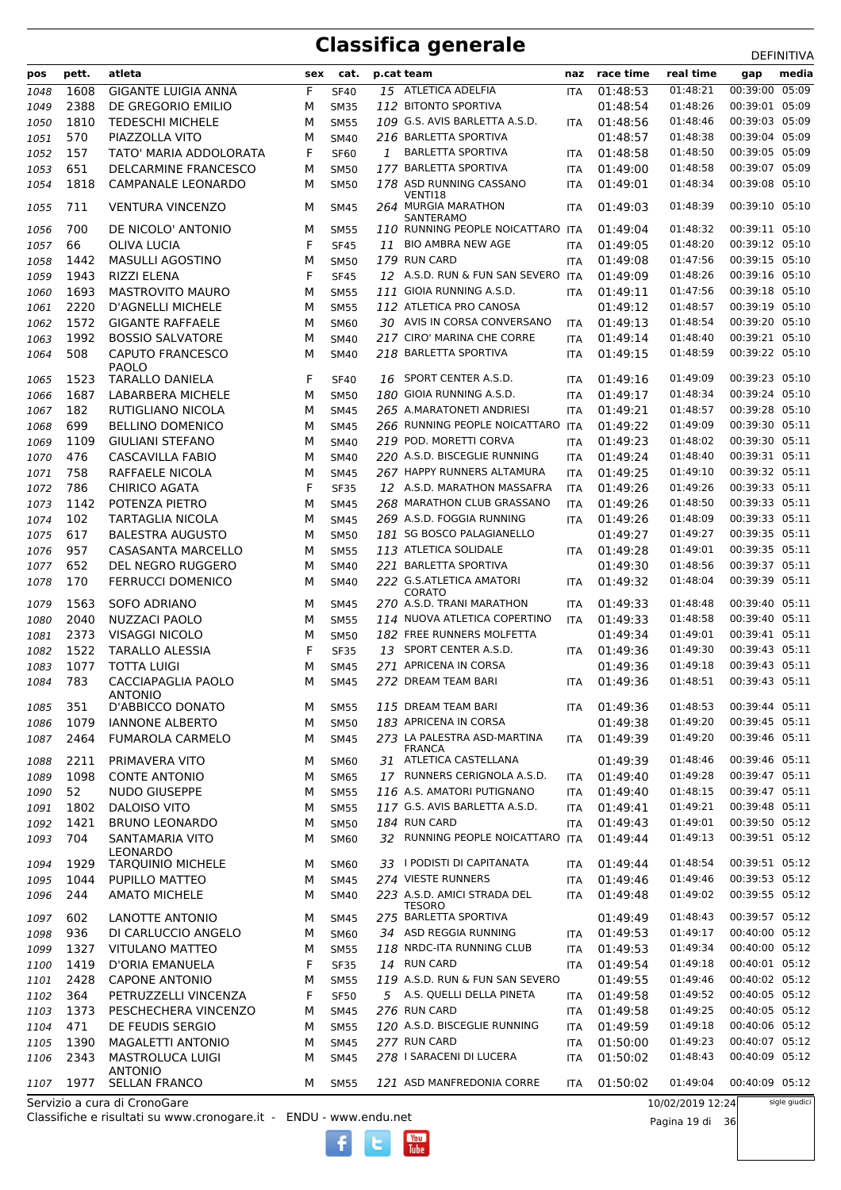# Classifica generale

DEFINITIVA

| pos | pett. | atleta | sex | cat. | p.cat | team | naz | race time | real time | gap | media |
|---|---|---|---|---|---|---|---|---|---|---|---|
| 1048 | 1608 | GIGANTE LUIGIA ANNA | F | SF40 | 15 | ATLETICA ADELFIA | ITA | 01:48:53 | 01:48:21 | 00:39:00 | 05:09 |
| 1049 | 2388 | DE GREGORIO EMILIO | M | SM35 | 112 | BITONTO SPORTIVA | | 01:48:54 | 01:48:26 | 00:39:01 | 05:09 |
| 1050 | 1810 | TEDESCHI MICHELE | M | SM55 | 109 | G.S. AVIS BARLETTA A.S.D. | ITA | 01:48:56 | 01:48:46 | 00:39:03 | 05:09 |
| 1051 | 570 | PIAZZOLLA VITO | M | SM40 | 216 | BARLETTA SPORTIVA | | 01:48:57 | 01:48:38 | 00:39:04 | 05:09 |
| 1052 | 157 | TATO' MARIA ADDOLORATA | F | SF60 | 1 | BARLETTA SPORTIVA | ITA | 01:48:58 | 01:48:50 | 00:39:05 | 05:09 |
| 1053 | 651 | DELCARMINE FRANCESCO | M | SM50 | 177 | BARLETTA SPORTIVA | ITA | 01:49:00 | 01:48:58 | 00:39:07 | 05:09 |
| 1054 | 1818 | CAMPANALE LEONARDO | M | SM50 | 178 | ASD RUNNING CASSANO VENTI18 | ITA | 01:49:01 | 01:48:34 | 00:39:08 | 05:10 |
| 1055 | 711 | VENTURA VINCENZO | M | SM45 | 264 | MURGIA MARATHON SANTERAMO | ITA | 01:49:03 | 01:48:39 | 00:39:10 | 05:10 |
| 1056 | 700 | DE NICOLO' ANTONIO | M | SM55 | 110 | RUNNING PEOPLE NOICATTARO | ITA | 01:49:04 | 01:48:32 | 00:39:11 | 05:10 |
| 1057 | 66 | OLIVA LUCIA | F | SF45 | 11 | BIO AMBRA NEW AGE | ITA | 01:49:05 | 01:48:20 | 00:39:12 | 05:10 |
| 1058 | 1442 | MASULLI AGOSTINO | M | SM50 | 179 | RUN CARD | ITA | 01:49:08 | 01:47:56 | 00:39:15 | 05:10 |
| 1059 | 1943 | RIZZI ELENA | F | SF45 | 12 | A.S.D. RUN & FUN SAN SEVERO | ITA | 01:49:09 | 01:48:26 | 00:39:16 | 05:10 |
| 1060 | 1693 | MASTROVITO MAURO | M | SM55 | 111 | GIOIA RUNNING A.S.D. | ITA | 01:49:11 | 01:47:56 | 00:39:18 | 05:10 |
| 1061 | 2220 | D'AGNELLI MICHELE | M | SM55 | 112 | ATLETICA PRO CANOSA | | 01:49:12 | 01:48:57 | 00:39:19 | 05:10 |
| 1062 | 1572 | GIGANTE RAFFAELE | M | SM60 | 30 | AVIS IN CORSA CONVERSANO | ITA | 01:49:13 | 01:48:54 | 00:39:20 | 05:10 |
| 1063 | 1992 | BOSSIO SALVATORE | M | SM40 | 217 | CIRO' MARINA CHE CORRE | ITA | 01:49:14 | 01:48:40 | 00:39:21 | 05:10 |
| 1064 | 508 | CAPUTO FRANCESCO PAOLO | M | SM40 | 218 | BARLETTA SPORTIVA | ITA | 01:49:15 | 01:48:59 | 00:39:22 | 05:10 |
| 1065 | 1523 | TARALLO DANIELA | F | SF40 | 16 | SPORT CENTER A.S.D. | ITA | 01:49:16 | 01:49:09 | 00:39:23 | 05:10 |
| 1066 | 1687 | LABARBERA MICHELE | M | SM50 | 180 | GIOIA RUNNING A.S.D. | ITA | 01:49:17 | 01:48:34 | 00:39:24 | 05:10 |
| 1067 | 182 | RUTIGLIANO NICOLA | M | SM45 | 265 | A.MARATONETI ANDRIESI | ITA | 01:49:21 | 01:48:57 | 00:39:28 | 05:10 |
| 1068 | 699 | BELLINO DOMENICO | M | SM45 | 266 | RUNNING PEOPLE NOICATTARO | ITA | 01:49:22 | 01:49:09 | 00:39:30 | 05:11 |
| 1069 | 1109 | GIULIANI STEFANO | M | SM40 | 219 | POD. MORETTI CORVA | ITA | 01:49:23 | 01:48:02 | 00:39:30 | 05:11 |
| 1070 | 476 | CASCAVILLA FABIO | M | SM40 | 220 | A.S.D. BISCEGLIE RUNNING | ITA | 01:49:24 | 01:48:40 | 00:39:31 | 05:11 |
| 1071 | 758 | RAFFAELE NICOLA | M | SM45 | 267 | HAPPY RUNNERS ALTAMURA | ITA | 01:49:25 | 01:49:10 | 00:39:32 | 05:11 |
| 1072 | 786 | CHIRICO AGATA | F | SF35 | 12 | A.S.D. MARATHON MASSAFRA | ITA | 01:49:26 | 01:49:26 | 00:39:33 | 05:11 |
| 1073 | 1142 | POTENZA PIETRO | M | SM45 | 268 | MARATHON CLUB GRASSANO | ITA | 01:49:26 | 01:48:50 | 00:39:33 | 05:11 |
| 1074 | 102 | TARTAGLIA NICOLA | M | SM45 | 269 | A.S.D. FOGGIA RUNNING | ITA | 01:49:26 | 01:48:09 | 00:39:33 | 05:11 |
| 1075 | 617 | BALESTRA AUGUSTO | M | SM50 | 181 | SG BOSCO PALAGIANELLO | | 01:49:27 | 01:49:27 | 00:39:35 | 05:11 |
| 1076 | 957 | CASASANTA MARCELLO | M | SM55 | 113 | ATLETICA SOLIDALE | ITA | 01:49:28 | 01:49:01 | 00:39:35 | 05:11 |
| 1077 | 652 | DEL NEGRO RUGGERO | M | SM40 | 221 | BARLETTA SPORTIVA | | 01:49:30 | 01:48:56 | 00:39:37 | 05:11 |
| 1078 | 170 | FERRUCCI DOMENICO | M | SM40 | 222 | G.S.ATLETICA AMATORI CORATO | ITA | 01:49:32 | 01:48:04 | 00:39:39 | 05:11 |
| 1079 | 1563 | SOFO ADRIANO | M | SM45 | 270 | A.S.D. TRANI MARATHON | ITA | 01:49:33 | 01:48:48 | 00:39:40 | 05:11 |
| 1080 | 2040 | NUZZACI PAOLO | M | SM55 | 114 | NUOVA ATLETICA COPERTINO | ITA | 01:49:33 | 01:48:58 | 00:39:40 | 05:11 |
| 1081 | 2373 | VISAGGI NICOLO | M | SM50 | 182 | FREE RUNNERS MOLFETTA | | 01:49:34 | 01:49:01 | 00:39:41 | 05:11 |
| 1082 | 1522 | TARALLO ALESSIA | F | SF35 | 13 | SPORT CENTER A.S.D. | ITA | 01:49:36 | 01:49:30 | 00:39:43 | 05:11 |
| 1083 | 1077 | TOTTA LUIGI | M | SM45 | 271 | APRICENA IN CORSA | | 01:49:36 | 01:49:18 | 00:39:43 | 05:11 |
| 1084 | 783 | CACCIAPAGLIA PAOLO ANTONIO | M | SM45 | 272 | DREAM TEAM BARI | ITA | 01:49:36 | 01:48:51 | 00:39:43 | 05:11 |
| 1085 | 351 | D'ABBICCO DONATO | M | SM55 | 115 | DREAM TEAM BARI | ITA | 01:49:36 | 01:48:53 | 00:39:44 | 05:11 |
| 1086 | 1079 | IANNONE ALBERTO | M | SM50 | 183 | APRICENA IN CORSA | | 01:49:38 | 01:49:20 | 00:39:45 | 05:11 |
| 1087 | 2464 | FUMAROLA CARMELO | M | SM45 | 273 | LA PALESTRA ASD-MARTINA FRANCA | ITA | 01:49:39 | 01:49:20 | 00:39:46 | 05:11 |
| 1088 | 2211 | PRIMAVERA VITO | M | SM60 | 31 | ATLETICA CASTELLANA | | 01:49:39 | 01:48:46 | 00:39:46 | 05:11 |
| 1089 | 1098 | CONTE ANTONIO | M | SM65 | 17 | RUNNERS CERIGNOLA A.S.D. | ITA | 01:49:40 | 01:49:28 | 00:39:47 | 05:11 |
| 1090 | 52 | NUDO GIUSEPPE | M | SM55 | 116 | A.S. AMATORI PUTIGNANO | ITA | 01:49:40 | 01:48:15 | 00:39:47 | 05:11 |
| 1091 | 1802 | DALOISO VITO | M | SM55 | 117 | G.S. AVIS BARLETTA A.S.D. | ITA | 01:49:41 | 01:49:21 | 00:39:48 | 05:11 |
| 1092 | 1421 | BRUNO LEONARDO | M | SM50 | 184 | RUN CARD | ITA | 01:49:43 | 01:49:01 | 00:39:50 | 05:12 |
| 1093 | 704 | SANTAMARIA VITO LEONARDO | M | SM60 | 32 | RUNNING PEOPLE NOICATTARO | ITA | 01:49:44 | 01:49:13 | 00:39:51 | 05:12 |
| 1094 | 1929 | TARQUINIO MICHELE | M | SM60 | 33 | I PODISTI DI CAPITANATA | ITA | 01:49:44 | 01:48:54 | 00:39:51 | 05:12 |
| 1095 | 1044 | PUPILLO MATTEO | M | SM45 | 274 | VIESTE RUNNERS | ITA | 01:49:46 | 01:49:46 | 00:39:53 | 05:12 |
| 1096 | 244 | AMATO MICHELE | M | SM40 | 223 | A.S.D. AMICI STRADA DEL TESORO | ITA | 01:49:48 | 01:49:02 | 00:39:55 | 05:12 |
| 1097 | 602 | LANOTTE ANTONIO | M | SM45 | 275 | BARLETTA SPORTIVA | | 01:49:49 | 01:48:43 | 00:39:57 | 05:12 |
| 1098 | 936 | DI CARLUCCIO ANGELO | M | SM60 | 34 | ASD REGGIA RUNNING | ITA | 01:49:53 | 01:49:17 | 00:40:00 | 05:12 |
| 1099 | 1327 | VITULANO MATTEO | M | SM55 | 118 | NRDC-ITA RUNNING CLUB | ITA | 01:49:53 | 01:49:34 | 00:40:00 | 05:12 |
| 1100 | 1419 | D'ORIA EMANUELA | F | SF35 | 14 | RUN CARD | ITA | 01:49:54 | 01:49:18 | 00:40:01 | 05:12 |
| 1101 | 2428 | CAPONE ANTONIO | M | SM55 | 119 | A.S.D. RUN & FUN SAN SEVERO | | 01:49:55 | 01:49:46 | 00:40:02 | 05:12 |
| 1102 | 364 | PETRUZZELLI VINCENZA | F | SF50 | 5 | A.S. QUELLI DELLA PINETA | ITA | 01:49:58 | 01:49:52 | 00:40:05 | 05:12 |
| 1103 | 1373 | PESCHECHERA VINCENZO | M | SM45 | 276 | RUN CARD | ITA | 01:49:58 | 01:49:25 | 00:40:05 | 05:12 |
| 1104 | 471 | DE FEUDIS SERGIO | M | SM55 | 120 | A.S.D. BISCEGLIE RUNNING | ITA | 01:49:59 | 01:49:18 | 00:40:06 | 05:12 |
| 1105 | 1390 | MAGALETTI ANTONIO | M | SM45 | 277 | RUN CARD | ITA | 01:50:00 | 01:49:23 | 00:40:07 | 05:12 |
| 1106 | 2343 | MASTROLUCA LUIGI ANTONIO | M | SM45 | 278 | I SARACENI DI LUCERA | ITA | 01:50:02 | 01:48:43 | 00:40:09 | 05:12 |
| 1107 | 1977 | SELLAN FRANCO | M | SM55 | 121 | ASD MANFREDONIA CORRE | ITA | 01:50:02 | 01:49:04 | 00:40:09 | 05:12 |

Servizio a cura di CronoGare

Classifiche e risultati su www.cronogare.it - ENDU - www.endu.net

10/02/2019 12:24

sigle giudici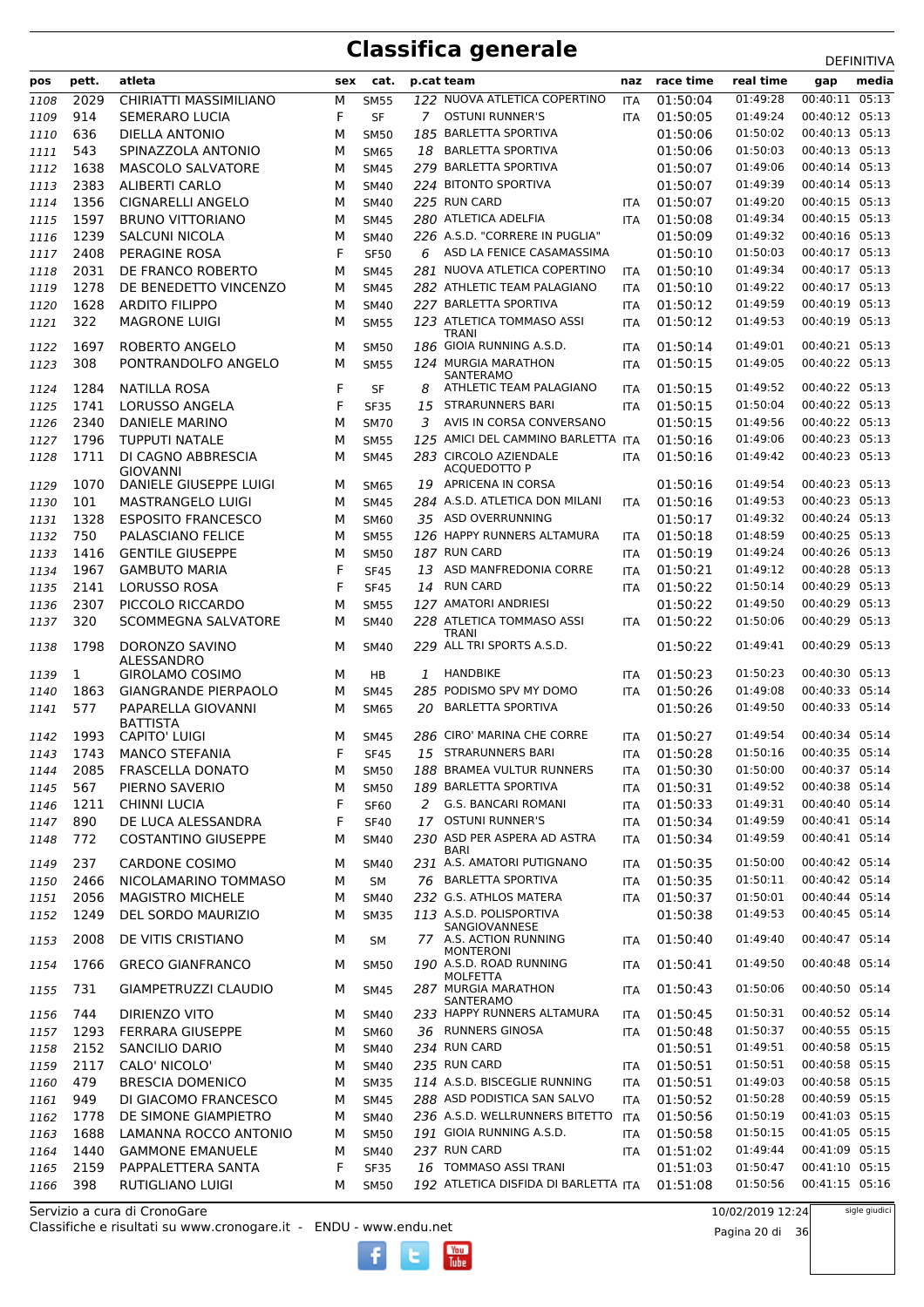# Classifica generale

DEFINITIVA

| pos | pett. | atleta | sex | cat. | p.cat | team | naz | race time | real time | gap | media |
|---|---|---|---|---|---|---|---|---|---|---|---|
| 1108 | 2029 | CHIRIATTI MASSIMILIANO | M | SM55 | 122 | NUOVA ATLETICA COPERTINO | ITA | 01:50:04 | 01:49:28 | 00:40:11 | 05:13 |
| 1109 | 914 | SEMERARO LUCIA | F | SF | 7 | OSTUNI RUNNER'S | ITA | 01:50:05 | 01:49:24 | 00:40:12 | 05:13 |
| 1110 | 636 | DIELLA ANTONIO | M | SM50 | 185 | BARLETTA SPORTIVA | | 01:50:06 | 01:50:02 | 00:40:13 | 05:13 |
| 1111 | 543 | SPINAZZOLA ANTONIO | M | SM65 | 18 | BARLETTA SPORTIVA | | 01:50:06 | 01:50:03 | 00:40:13 | 05:13 |
| 1112 | 1638 | MASCOLO SALVATORE | M | SM45 | 279 | BARLETTA SPORTIVA | | 01:50:07 | 01:49:06 | 00:40:14 | 05:13 |
| 1113 | 2383 | ALIBERTI CARLO | M | SM40 | 224 | BITONTO SPORTIVA | | 01:50:07 | 01:49:39 | 00:40:14 | 05:13 |
| 1114 | 1356 | CIGNARELLI ANGELO | M | SM40 | 225 | RUN CARD | ITA | 01:50:07 | 01:49:20 | 00:40:15 | 05:13 |
| 1115 | 1597 | BRUNO VITTORIANO | M | SM45 | 280 | ATLETICA ADELFIA | ITA | 01:50:08 | 01:49:34 | 00:40:15 | 05:13 |
| 1116 | 1239 | SALCUNI NICOLA | M | SM40 | 226 | A.S.D. "CORRERE IN PUGLIA" | | 01:50:09 | 01:49:32 | 00:40:16 | 05:13 |
| 1117 | 2408 | PERAGINE ROSA | F | SF50 | 6 | ASD LA FENICE CASAMASSIMA | | 01:50:10 | 01:50:03 | 00:40:17 | 05:13 |
| 1118 | 2031 | DE FRANCO ROBERTO | M | SM45 | 281 | NUOVA ATLETICA COPERTINO | ITA | 01:50:10 | 01:49:34 | 00:40:17 | 05:13 |
| 1119 | 1278 | DE BENEDETTO VINCENZO | M | SM45 | 282 | ATHLETIC TEAM PALAGIANO | ITA | 01:50:10 | 01:49:22 | 00:40:17 | 05:13 |
| 1120 | 1628 | ARDITO FILIPPO | M | SM40 | 227 | BARLETTA SPORTIVA | ITA | 01:50:12 | 01:49:59 | 00:40:19 | 05:13 |
| 1121 | 322 | MAGRONE LUIGI | M | SM55 | 123 | ATLETICA TOMMASO ASSI TRANI | ITA | 01:50:12 | 01:49:53 | 00:40:19 | 05:13 |
| 1122 | 1697 | ROBERTO ANGELO | M | SM50 | 186 | GIOIA RUNNING A.S.D. | ITA | 01:50:14 | 01:49:01 | 00:40:21 | 05:13 |
| 1123 | 308 | PONTRANDOLFO ANGELO | M | SM55 | 124 | MURGIA MARATHON SANTERAMO | ITA | 01:50:15 | 01:49:05 | 00:40:22 | 05:13 |
| 1124 | 1284 | NATILLA ROSA | F | SF | 8 | ATHLETIC TEAM PALAGIANO | ITA | 01:50:15 | 01:49:52 | 00:40:22 | 05:13 |
| 1125 | 1741 | LORUSSO ANGELA | F | SF35 | 15 | STRARUNNERS BARI | ITA | 01:50:15 | 01:50:04 | 00:40:22 | 05:13 |
| 1126 | 2340 | DANIELE MARINO | M | SM70 | 3 | AVIS IN CORSA CONVERSANO | | 01:50:15 | 01:49:56 | 00:40:22 | 05:13 |
| 1127 | 1796 | TUPPUTI NATALE | M | SM55 | 125 | AMICI DEL CAMMINO BARLETTA | ITA | 01:50:16 | 01:49:06 | 00:40:23 | 05:13 |
| 1128 | 1711 | DI CAGNO ABBRESCIA GIOVANNI | M | SM45 | 283 | CIRCOLO AZIENDALE ACQUEDOTTO P | ITA | 01:50:16 | 01:49:42 | 00:40:23 | 05:13 |
| 1129 | 1070 | DANIELE GIUSEPPE LUIGI | M | SM65 | 19 | APRICENA IN CORSA | | 01:50:16 | 01:49:54 | 00:40:23 | 05:13 |
| 1130 | 101 | MASTRANGELO LUIGI | M | SM45 | 284 | A.S.D. ATLETICA DON MILANI | ITA | 01:50:16 | 01:49:53 | 00:40:23 | 05:13 |
| 1131 | 1328 | ESPOSITO FRANCESCO | M | SM60 | 35 | ASD OVERRUNNING | | 01:50:17 | 01:49:32 | 00:40:24 | 05:13 |
| 1132 | 750 | PALASCIANO FELICE | M | SM55 | 126 | HAPPY RUNNERS ALTAMURA | ITA | 01:50:18 | 01:48:59 | 00:40:25 | 05:13 |
| 1133 | 1416 | GENTILE GIUSEPPE | M | SM50 | 187 | RUN CARD | ITA | 01:50:19 | 01:49:24 | 00:40:26 | 05:13 |
| 1134 | 1967 | GAMBUTO MARIA | F | SF45 | 13 | ASD MANFREDONIA CORRE | ITA | 01:50:21 | 01:49:12 | 00:40:28 | 05:13 |
| 1135 | 2141 | LORUSSO ROSA | F | SF45 | 14 | RUN CARD | ITA | 01:50:22 | 01:50:14 | 00:40:29 | 05:13 |
| 1136 | 2307 | PICCOLO RICCARDO | M | SM55 | 127 | AMATORI ANDRIESI | | 01:50:22 | 01:49:50 | 00:40:29 | 05:13 |
| 1137 | 320 | SCOMMEGNA SALVATORE | M | SM40 | 228 | ATLETICA TOMMASO ASSI TRANI | ITA | 01:50:22 | 01:50:06 | 00:40:29 | 05:13 |
| 1138 | 1798 | DORONZO SAVINO ALESSANDRO | M | SM40 | 229 | ALL TRI SPORTS A.S.D. | | 01:50:22 | 01:49:41 | 00:40:29 | 05:13 |
| 1139 | 1 | GIROLAMO COSIMO | M | HB | 1 | HANDBIKE | ITA | 01:50:23 | 01:50:23 | 00:40:30 | 05:13 |
| 1140 | 1863 | GIANGRANDE PIERPAOLO | M | SM45 | 285 | PODISMO SPV MY DOMO | ITA | 01:50:26 | 01:49:08 | 00:40:33 | 05:14 |
| 1141 | 577 | PAPARELLA GIOVANNI BATTISTA | M | SM65 | 20 | BARLETTA SPORTIVA | | 01:50:26 | 01:49:50 | 00:40:33 | 05:14 |
| 1142 | 1993 | CAPITO' LUIGI | M | SM45 | 286 | CIRO' MARINA CHE CORRE | ITA | 01:50:27 | 01:49:54 | 00:40:34 | 05:14 |
| 1143 | 1743 | MANCO STEFANIA | F | SF45 | 15 | STRARUNNERS BARI | ITA | 01:50:28 | 01:50:16 | 00:40:35 | 05:14 |
| 1144 | 2085 | FRASCELLA DONATO | M | SM50 | 188 | BRAMEA VULTUR RUNNERS | ITA | 01:50:30 | 01:50:00 | 00:40:37 | 05:14 |
| 1145 | 567 | PIERNO SAVERIO | M | SM50 | 189 | BARLETTA SPORTIVA | ITA | 01:50:31 | 01:49:52 | 00:40:38 | 05:14 |
| 1146 | 1211 | CHINNI LUCIA | F | SF60 | 2 | G.S. BANCARI ROMANI | ITA | 01:50:33 | 01:49:31 | 00:40:40 | 05:14 |
| 1147 | 890 | DE LUCA ALESSANDRA | F | SF40 | 17 | OSTUNI RUNNER'S | ITA | 01:50:34 | 01:49:59 | 00:40:41 | 05:14 |
| 1148 | 772 | COSTANTINO GIUSEPPE | M | SM40 | 230 | ASD PER ASPERA AD ASTRA BARI | ITA | 01:50:34 | 01:49:59 | 00:40:41 | 05:14 |
| 1149 | 237 | CARDONE COSIMO | M | SM40 | 231 | A.S. AMATORI PUTIGNANO | ITA | 01:50:35 | 01:50:00 | 00:40:42 | 05:14 |
| 1150 | 2466 | NICOLAMARINO TOMMASO | M | SM | 76 | BARLETTA SPORTIVA | ITA | 01:50:35 | 01:50:11 | 00:40:42 | 05:14 |
| 1151 | 2056 | MAGISTRO MICHELE | M | SM40 | 232 | G.S. ATHLOS MATERA | ITA | 01:50:37 | 01:50:01 | 00:40:44 | 05:14 |
| 1152 | 1249 | DEL SORDO MAURIZIO | M | SM35 | 113 | A.S.D. POLISPORTIVA SANGIOVANNESE | | 01:50:38 | 01:49:53 | 00:40:45 | 05:14 |
| 1153 | 2008 | DE VITIS CRISTIANO | M | SM | 77 | A.S. ACTION RUNNING MONTERONI | ITA | 01:50:40 | 01:49:40 | 00:40:47 | 05:14 |
| 1154 | 1766 | GRECO GIANFRANCO | M | SM50 | 190 | A.S.D. ROAD RUNNING MOLFETTA | ITA | 01:50:41 | 01:49:50 | 00:40:48 | 05:14 |
| 1155 | 731 | GIAMPETRUZZI CLAUDIO | M | SM45 | 287 | MURGIA MARATHON SANTERAMO | ITA | 01:50:43 | 01:50:06 | 00:40:50 | 05:14 |
| 1156 | 744 | DIRIENZO VITO | M | SM40 | 233 | HAPPY RUNNERS ALTAMURA | ITA | 01:50:45 | 01:50:31 | 00:40:52 | 05:14 |
| 1157 | 1293 | FERRARA GIUSEPPE | M | SM60 | 36 | RUNNERS GINOSA | ITA | 01:50:48 | 01:50:37 | 00:40:55 | 05:15 |
| 1158 | 2152 | SANCILIO DARIO | M | SM40 | 234 | RUN CARD | | 01:50:51 | 01:49:51 | 00:40:58 | 05:15 |
| 1159 | 2117 | CALO' NICOLO' | M | SM40 | 235 | RUN CARD | ITA | 01:50:51 | 01:50:51 | 00:40:58 | 05:15 |
| 1160 | 479 | BRESCIA DOMENICO | M | SM35 | 114 | A.S.D. BISCEGLIE RUNNING | ITA | 01:50:51 | 01:49:03 | 00:40:58 | 05:15 |
| 1161 | 949 | DI GIACOMO FRANCESCO | M | SM45 | 288 | ASD PODISTICA SAN SALVO | ITA | 01:50:52 | 01:50:28 | 00:40:59 | 05:15 |
| 1162 | 1778 | DE SIMONE GIAMPIETRO | M | SM40 | 236 | A.S.D. WELLRUNNERS BITETTO | ITA | 01:50:56 | 01:50:19 | 00:41:03 | 05:15 |
| 1163 | 1688 | LAMANNA ROCCO ANTONIO | M | SM50 | 191 | GIOIA RUNNING A.S.D. | ITA | 01:50:58 | 01:50:15 | 00:41:05 | 05:15 |
| 1164 | 1440 | GAMMONE EMANUELE | M | SM40 | 237 | RUN CARD | ITA | 01:51:02 | 01:49:44 | 00:41:09 | 05:15 |
| 1165 | 2159 | PAPPALETTERA SANTA | F | SF35 | 16 | TOMMASO ASSI TRANI | | 01:51:03 | 01:50:47 | 00:41:10 | 05:15 |
| 1166 | 398 | RUTIGLIANO LUIGI | M | SM50 | 192 | ATLETICA DISFIDA DI BARLETTA | ITA | 01:51:08 | 01:50:56 | 00:41:15 | 05:16 |

Servizio a cura di CronoGare
Classifiche e risultati su www.cronogare.it - ENDU - www.endu.net

10/02/2019 12:24

sigle giudici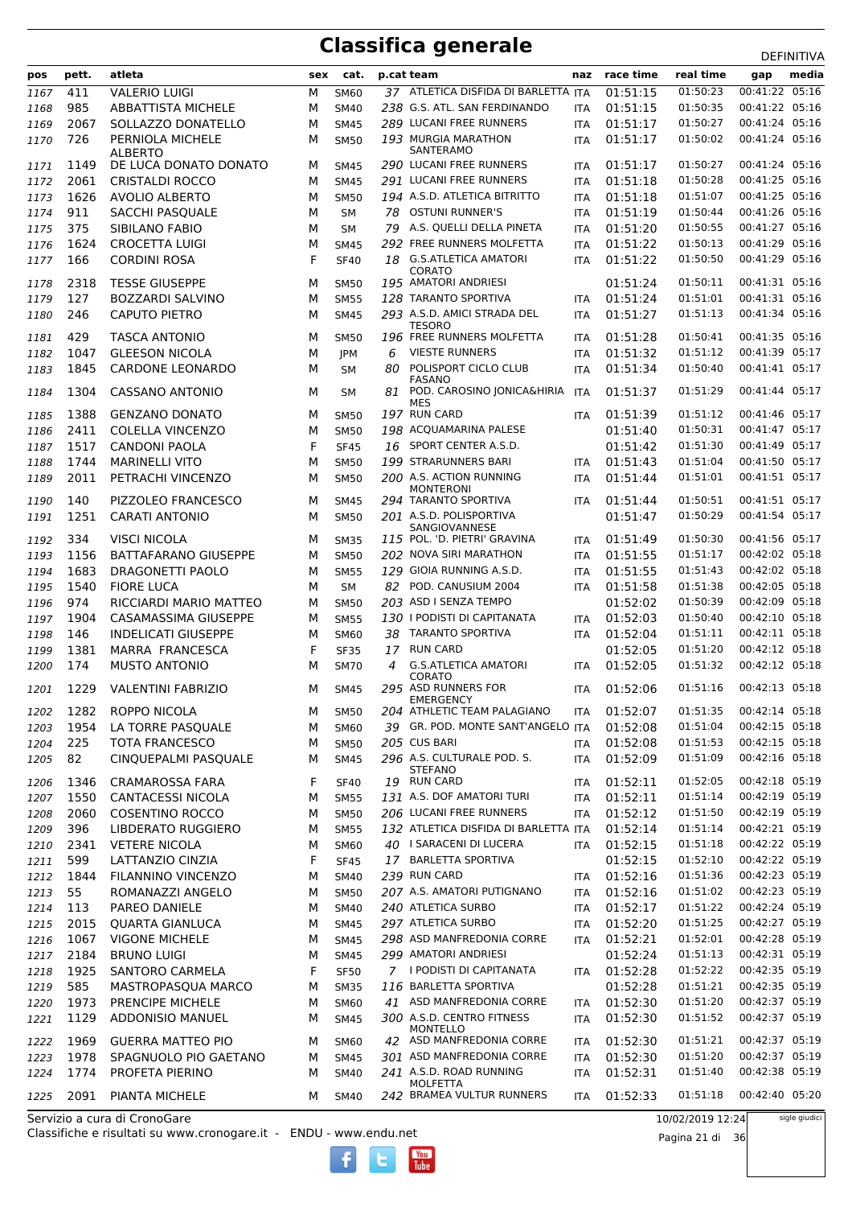# Classifica generale

DEFINITIVA

| pos | pett. | atleta | sex | cat. | p.cat | team | naz | race time | real time | gap | media |
|---|---|---|---|---|---|---|---|---|---|---|---|
| 1167 | 411 | VALERIO LUIGI | M | SM60 | 37 | ATLETICA DISFIDA DI BARLETTA | ITA | 01:51:15 | 01:50:23 | 00:41:22 | 05:16 |
| 1168 | 985 | ABBATTISTA MICHELE | M | SM40 | 238 | G.S. ATL. SAN FERDINANDO | ITA | 01:51:15 | 01:50:35 | 00:41:22 | 05:16 |
| 1169 | 2067 | SOLLAZZO DONATELLO | M | SM45 | 289 | LUCANI FREE RUNNERS | ITA | 01:51:17 | 01:50:27 | 00:41:24 | 05:16 |
| 1170 | 726 | PERNIOLA MICHELE ALBERTO | M | SM50 | 193 | MURGIA MARATHON SANTERAMO | ITA | 01:51:17 | 01:50:02 | 00:41:24 | 05:16 |
| 1171 | 1149 | DE LUCA DONATO DONATO | M | SM45 | 290 | LUCANI FREE RUNNERS | ITA | 01:51:17 | 01:50:27 | 00:41:24 | 05:16 |
| 1172 | 2061 | CRISTALDI ROCCO | M | SM45 | 291 | LUCANI FREE RUNNERS | ITA | 01:51:18 | 01:50:28 | 00:41:25 | 05:16 |
| 1173 | 1626 | AVOLIO ALBERTO | M | SM50 | 194 | A.S.D. ATLETICA BITRITTO | ITA | 01:51:18 | 01:51:07 | 00:41:25 | 05:16 |
| 1174 | 911 | SACCHI PASQUALE | M | SM | 78 | OSTUNI RUNNER'S | ITA | 01:51:19 | 01:50:44 | 00:41:26 | 05:16 |
| 1175 | 375 | SIBILANO FABIO | M | SM | 79 | A.S. QUELLI DELLA PINETA | ITA | 01:51:20 | 01:50:55 | 00:41:27 | 05:16 |
| 1176 | 1624 | CROCETTA LUIGI | M | SM45 | 292 | FREE RUNNERS MOLFETTA | ITA | 01:51:22 | 01:50:13 | 00:41:29 | 05:16 |
| 1177 | 166 | CORDINI ROSA | F | SF40 | 18 | G.S.ATLETICA AMATORI CORATO | ITA | 01:51:22 | 01:50:50 | 00:41:29 | 05:16 |
| 1178 | 2318 | TESSE GIUSEPPE | M | SM50 | 195 | AMATORI ANDRIESI | | 01:51:24 | 01:50:11 | 00:41:31 | 05:16 |
| 1179 | 127 | BOZZARDI SALVINO | M | SM55 | 128 | TARANTO SPORTIVA | ITA | 01:51:24 | 01:51:01 | 00:41:31 | 05:16 |
| 1180 | 246 | CAPUTO PIETRO | M | SM45 | 293 | A.S.D. AMICI STRADA DEL TESORO | ITA | 01:51:27 | 01:51:13 | 00:41:34 | 05:16 |
| 1181 | 429 | TASCA ANTONIO | M | SM50 | 196 | FREE RUNNERS MOLFETTA | ITA | 01:51:28 | 01:50:41 | 00:41:35 | 05:16 |
| 1182 | 1047 | GLEESON NICOLA | M | JPM | 6 | VIESTE RUNNERS | ITA | 01:51:32 | 01:51:12 | 00:41:39 | 05:17 |
| 1183 | 1845 | CARDONE LEONARDO | M | SM | 80 | POLISPORT CICLO CLUB FASANO | ITA | 01:51:34 | 01:50:40 | 00:41:41 | 05:17 |
| 1184 | 1304 | CASSANO ANTONIO | M | SM | 81 | POD. CAROSINO JONICA&HIRIA MES | ITA | 01:51:37 | 01:51:29 | 00:41:44 | 05:17 |
| 1185 | 1388 | GENZANO DONATO | M | SM50 | 197 | RUN CARD | ITA | 01:51:39 | 01:51:12 | 00:41:46 | 05:17 |
| 1186 | 2411 | COLELLA VINCENZO | M | SM50 | 198 | ACQUAMARINA PALESE | | 01:51:40 | 01:50:31 | 00:41:47 | 05:17 |
| 1187 | 1517 | CANDONI PAOLA | F | SF45 | 16 | SPORT CENTER A.S.D. | | 01:51:42 | 01:51:30 | 00:41:49 | 05:17 |
| 1188 | 1744 | MARINELLI VITO | M | SM50 | 199 | STRARUNNERS BARI | ITA | 01:51:43 | 01:51:04 | 00:41:50 | 05:17 |
| 1189 | 2011 | PETRACHI VINCENZO | M | SM50 | 200 | A.S. ACTION RUNNING MONTERONI | ITA | 01:51:44 | 01:51:01 | 00:41:51 | 05:17 |
| 1190 | 140 | PIZZOLEO FRANCESCO | M | SM45 | 294 | TARANTO SPORTIVA | ITA | 01:51:44 | 01:50:51 | 00:41:51 | 05:17 |
| 1191 | 1251 | CARATI ANTONIO | M | SM50 | 201 | A.S.D. POLISPORTIVA SANGIOVANNESE | | 01:51:47 | 01:50:29 | 00:41:54 | 05:17 |
| 1192 | 334 | VISCI NICOLA | M | SM35 | 115 | POL. 'D. PIETRI' GRAVINA | ITA | 01:51:49 | 01:50:30 | 00:41:56 | 05:17 |
| 1193 | 1156 | BATTAFARANO GIUSEPPE | M | SM50 | 202 | NOVA SIRI MARATHON | ITA | 01:51:55 | 01:51:17 | 00:42:02 | 05:18 |
| 1194 | 1683 | DRAGONETTI PAOLO | M | SM55 | 129 | GIOIA RUNNING A.S.D. | ITA | 01:51:55 | 01:51:43 | 00:42:02 | 05:18 |
| 1195 | 1540 | FIORE LUCA | M | SM | 82 | POD. CANUSIUM 2004 | ITA | 01:51:58 | 01:51:38 | 00:42:05 | 05:18 |
| 1196 | 974 | RICCIARDI MARIO MATTEO | M | SM50 | 203 | ASD I SENZA TEMPO | | 01:52:02 | 01:50:39 | 00:42:09 | 05:18 |
| 1197 | 1904 | CASAMASSIMA GIUSEPPE | M | SM55 | 130 | I PODISTI DI CAPITANATA | ITA | 01:52:03 | 01:50:40 | 00:42:10 | 05:18 |
| 1198 | 146 | INDELICATI GIUSEPPE | M | SM60 | 38 | TARANTO SPORTIVA | ITA | 01:52:04 | 01:51:11 | 00:42:11 | 05:18 |
| 1199 | 1381 | MARRA FRANCESCA | F | SF35 | 17 | RUN CARD | | 01:52:05 | 01:51:20 | 00:42:12 | 05:18 |
| 1200 | 174 | MUSTO ANTONIO | M | SM70 | 4 | G.S.ATLETICA AMATORI CORATO | ITA | 01:52:05 | 01:51:32 | 00:42:12 | 05:18 |
| 1201 | 1229 | VALENTINI FABRIZIO | M | SM45 | 295 | ASD RUNNERS FOR EMERGENCY | ITA | 01:52:06 | 01:51:16 | 00:42:13 | 05:18 |
| 1202 | 1282 | ROPPO NICOLA | M | SM50 | 204 | ATHLETIC TEAM PALAGIANO | ITA | 01:52:07 | 01:51:35 | 00:42:14 | 05:18 |
| 1203 | 1954 | LA TORRE PASQUALE | M | SM60 | 39 | GR. POD. MONTE SANT'ANGELO | ITA | 01:52:08 | 01:51:04 | 00:42:15 | 05:18 |
| 1204 | 225 | TOTA FRANCESCO | M | SM50 | 205 | CUS BARI | ITA | 01:52:08 | 01:51:53 | 00:42:15 | 05:18 |
| 1205 | 82 | CINQUEPALMI PASQUALE | M | SM45 | 296 | A.S. CULTURALE POD. S. STEFANO | ITA | 01:52:09 | 01:51:09 | 00:42:16 | 05:18 |
| 1206 | 1346 | CRAMAROSSA FARA | F | SF40 | 19 | RUN CARD | ITA | 01:52:11 | 01:52:05 | 00:42:18 | 05:19 |
| 1207 | 1550 | CANTACESSI NICOLA | M | SM55 | 131 | A.S. DOF AMATORI TURI | ITA | 01:52:11 | 01:51:14 | 00:42:19 | 05:19 |
| 1208 | 2060 | COSENTINO ROCCO | M | SM50 | 206 | LUCANI FREE RUNNERS | ITA | 01:52:12 | 01:51:50 | 00:42:19 | 05:19 |
| 1209 | 396 | LIBDERATO RUGGIERO | M | SM55 | 132 | ATLETICA DISFIDA DI BARLETTA | ITA | 01:52:14 | 01:51:14 | 00:42:21 | 05:19 |
| 1210 | 2341 | VETERE NICOLA | M | SM60 | 40 | I SARACENI DI LUCERA | ITA | 01:52:15 | 01:51:18 | 00:42:22 | 05:19 |
| 1211 | 599 | LATTANZIO CINZIA | F | SF45 | 17 | BARLETTA SPORTIVA | | 01:52:15 | 01:52:10 | 00:42:22 | 05:19 |
| 1212 | 1844 | FILANNINO VINCENZO | M | SM40 | 239 | RUN CARD | ITA | 01:52:16 | 01:51:36 | 00:42:23 | 05:19 |
| 1213 | 55 | ROMANAZZI ANGELO | M | SM50 | 207 | A.S. AMATORI PUTIGNANO | ITA | 01:52:16 | 01:51:02 | 00:42:23 | 05:19 |
| 1214 | 113 | PAREO DANIELE | M | SM40 | 240 | ATLETICA SURBO | ITA | 01:52:17 | 01:51:22 | 00:42:24 | 05:19 |
| 1215 | 2015 | QUARTA GIANLUCA | M | SM45 | 297 | ATLETICA SURBO | ITA | 01:52:20 | 01:51:25 | 00:42:27 | 05:19 |
| 1216 | 1067 | VIGONE MICHELE | M | SM45 | 298 | ASD MANFREDONIA CORRE | ITA | 01:52:21 | 01:52:01 | 00:42:28 | 05:19 |
| 1217 | 2184 | BRUNO LUIGI | M | SM45 | 299 | AMATORI ANDRIESI | | 01:52:24 | 01:51:13 | 00:42:31 | 05:19 |
| 1218 | 1925 | SANTORO CARMELA | F | SF50 | 7 | I PODISTI DI CAPITANATA | ITA | 01:52:28 | 01:52:22 | 00:42:35 | 05:19 |
| 1219 | 585 | MASTROPASQUA MARCO | M | SM35 | 116 | BARLETTA SPORTIVA | | 01:52:28 | 01:51:21 | 00:42:35 | 05:19 |
| 1220 | 1973 | PRENCIPE MICHELE | M | SM60 | 41 | ASD MANFREDONIA CORRE | ITA | 01:52:30 | 01:51:20 | 00:42:37 | 05:19 |
| 1221 | 1129 | ADDONISIO MANUEL | M | SM45 | 300 | A.S.D. CENTRO FITNESS MONTELLO | ITA | 01:52:30 | 01:51:52 | 00:42:37 | 05:19 |
| 1222 | 1969 | GUERRA MATTEO PIO | M | SM60 | 42 | ASD MANFREDONIA CORRE | ITA | 01:52:30 | 01:51:21 | 00:42:37 | 05:19 |
| 1223 | 1978 | SPAGNUOLO PIO GAETANO | M | SM45 | 301 | ASD MANFREDONIA CORRE | ITA | 01:52:30 | 01:51:20 | 00:42:37 | 05:19 |
| 1224 | 1774 | PROFETA PIERINO | M | SM40 | 241 | A.S.D. ROAD RUNNING MOLFETTA | ITA | 01:52:31 | 01:51:40 | 00:42:38 | 05:19 |
| 1225 | 2091 | PIANTA MICHELE | M | SM40 | 242 | BRAMEA VULTUR RUNNERS | ITA | 01:52:33 | 01:51:18 | 00:42:40 | 05:20 |

Servizio a cura di CronoGare

Classifiche e risultati su www.cronogare.it - ENDU - www.endu.net

10/02/2019 12:24

sigle giudici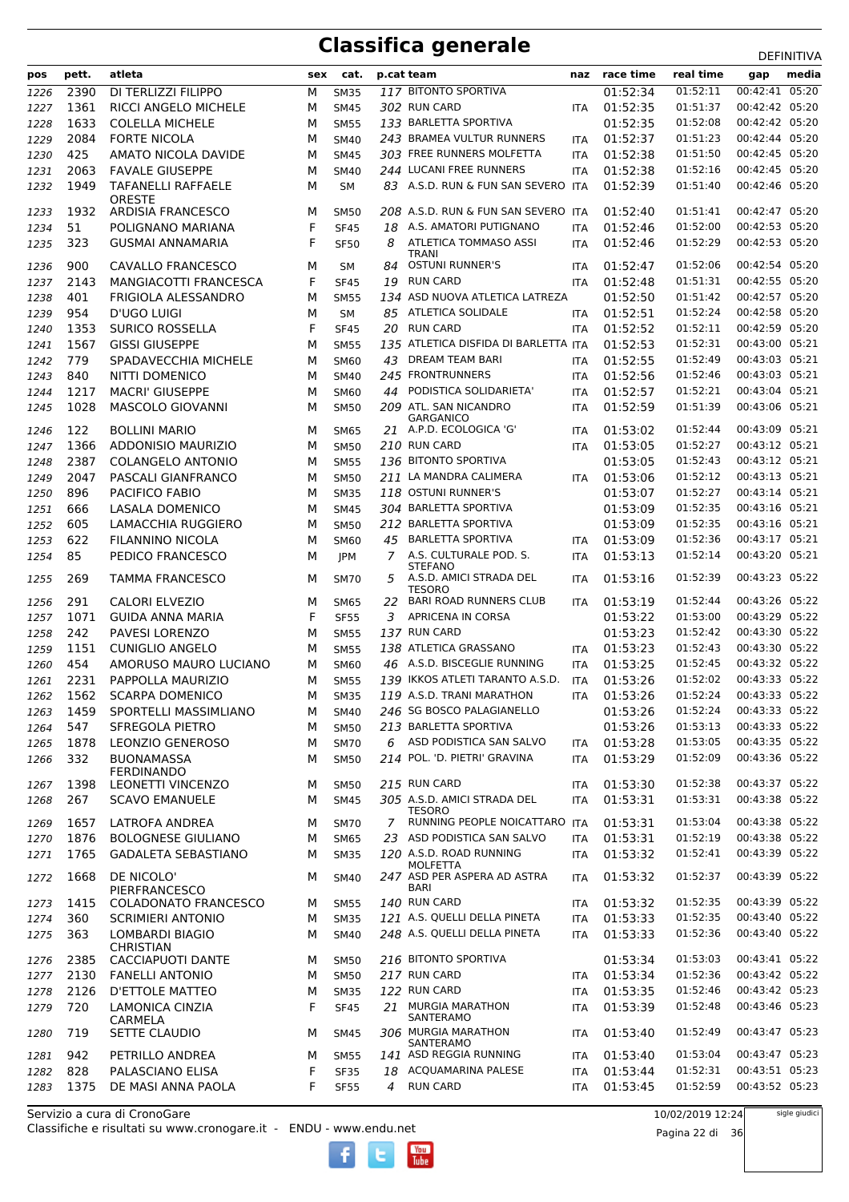# Classifica generale

DEFINITIVA

| pos | pett. | atleta | sex | cat. | p.cat | team | naz | race time | real time | gap | media |
|---|---|---|---|---|---|---|---|---|---|---|---|
| 1226 | 2390 | DI TERLIZZI FILIPPO | M | SM35 | 117 | BITONTO SPORTIVA | | 01:52:34 | 01:52:11 | 00:42:41 | 05:20 |
| 1227 | 1361 | RICCI ANGELO MICHELE | M | SM45 | 302 | RUN CARD | ITA | 01:52:35 | 01:51:37 | 00:42:42 | 05:20 |
| 1228 | 1633 | COLELLA MICHELE | M | SM55 | 133 | BARLETTA SPORTIVA | | 01:52:35 | 01:52:08 | 00:42:42 | 05:20 |
| 1229 | 2084 | FORTE NICOLA | M | SM40 | 243 | BRAMEA VULTUR RUNNERS | ITA | 01:52:37 | 01:51:23 | 00:42:44 | 05:20 |
| 1230 | 425 | AMATO NICOLA DAVIDE | M | SM45 | 303 | FREE RUNNERS MOLFETTA | ITA | 01:52:38 | 01:51:50 | 00:42:45 | 05:20 |
| 1231 | 2063 | FAVALE GIUSEPPE | M | SM40 | 244 | LUCANI FREE RUNNERS | ITA | 01:52:38 | 01:52:16 | 00:42:45 | 05:20 |
| 1232 | 1949 | TAFANELLI RAFFAELE ORESTE | M | SM | 83 | A.S.D. RUN & FUN SAN SEVERO | ITA | 01:52:39 | 01:51:40 | 00:42:46 | 05:20 |
| 1233 | 1932 | ARDISIA FRANCESCO | M | SM50 | 208 | A.S.D. RUN & FUN SAN SEVERO | ITA | 01:52:40 | 01:51:41 | 00:42:47 | 05:20 |
| 1234 | 51 | POLIGNANO MARIANA | F | SF45 | 18 | A.S. AMATORI PUTIGNANO | ITA | 01:52:46 | 01:52:00 | 00:42:53 | 05:20 |
| 1235 | 323 | GUSMAI ANNAMARIA | F | SF50 | 8 | ATLETICA TOMMASO ASSI TRANI | ITA | 01:52:46 | 01:52:29 | 00:42:53 | 05:20 |
| 1236 | 900 | CAVALLO FRANCESCO | M | SM | 84 | OSTUNI RUNNER'S | ITA | 01:52:47 | 01:52:06 | 00:42:54 | 05:20 |
| 1237 | 2143 | MANGIACOTTI FRANCESCA | F | SF45 | 19 | RUN CARD | ITA | 01:52:48 | 01:51:31 | 00:42:55 | 05:20 |
| 1238 | 401 | FRIGIOLA ALESSANDRO | M | SM55 | 134 | ASD NUOVA ATLETICA LATREZA | | 01:52:50 | 01:51:42 | 00:42:57 | 05:20 |
| 1239 | 954 | D'UGO LUIGI | M | SM | 85 | ATLETICA SOLIDALE | ITA | 01:52:51 | 01:52:24 | 00:42:58 | 05:20 |
| 1240 | 1353 | SURICO ROSSELLA | F | SF45 | 20 | RUN CARD | ITA | 01:52:52 | 01:52:11 | 00:42:59 | 05:20 |
| 1241 | 1567 | GISSI GIUSEPPE | M | SM55 | 135 | ATLETICA DISFIDA DI BARLETTA | ITA | 01:52:53 | 01:52:31 | 00:43:00 | 05:21 |
| 1242 | 779 | SPADAVECCHIA MICHELE | M | SM60 | 43 | DREAM TEAM BARI | ITA | 01:52:55 | 01:52:49 | 00:43:03 | 05:21 |
| 1243 | 840 | NITTI DOMENICO | M | SM40 | 245 | FRONTRUNNERS | ITA | 01:52:56 | 01:52:46 | 00:43:03 | 05:21 |
| 1244 | 1217 | MACRI' GIUSEPPE | M | SM60 | 44 | PODISTICA SOLIDARIETA' | ITA | 01:52:57 | 01:52:21 | 00:43:04 | 05:21 |
| 1245 | 1028 | MASCOLO GIOVANNI | M | SM50 | 209 | ATL. SAN NICANDRO GARGANICO | ITA | 01:52:59 | 01:51:39 | 00:43:06 | 05:21 |
| 1246 | 122 | BOLLINI MARIO | M | SM65 | 21 | A.P.D. ECOLOGICA 'G' | ITA | 01:53:02 | 01:52:44 | 00:43:09 | 05:21 |
| 1247 | 1366 | ADDONISIO MAURIZIO | M | SM50 | 210 | RUN CARD | ITA | 01:53:05 | 01:52:27 | 00:43:12 | 05:21 |
| 1248 | 2387 | COLANGELO ANTONIO | M | SM55 | 136 | BITONTO SPORTIVA | | 01:53:05 | 01:52:43 | 00:43:12 | 05:21 |
| 1249 | 2047 | PASCALI GIANFRANCO | M | SM50 | 211 | LA MANDRA CALIMERA | ITA | 01:53:06 | 01:52:12 | 00:43:13 | 05:21 |
| 1250 | 896 | PACIFICO FABIO | M | SM35 | 118 | OSTUNI RUNNER'S | | 01:53:07 | 01:52:27 | 00:43:14 | 05:21 |
| 1251 | 666 | LASALA DOMENICO | M | SM45 | 304 | BARLETTA SPORTIVA | | 01:53:09 | 01:52:35 | 00:43:16 | 05:21 |
| 1252 | 605 | LAMACCHIA RUGGIERO | M | SM50 | 212 | BARLETTA SPORTIVA | | 01:53:09 | 01:52:35 | 00:43:16 | 05:21 |
| 1253 | 622 | FILANNINO NICOLA | M | SM60 | 45 | BARLETTA SPORTIVA | ITA | 01:53:09 | 01:52:36 | 00:43:17 | 05:21 |
| 1254 | 85 | PEDICO FRANCESCO | M | JPM | 7 | A.S. CULTURALE POD. S. STEFANO | ITA | 01:53:13 | 01:52:14 | 00:43:20 | 05:21 |
| 1255 | 269 | TAMMA FRANCESCO | M | SM70 | 5 | A.S.D. AMICI STRADA DEL TESORO | ITA | 01:53:16 | 01:52:39 | 00:43:23 | 05:22 |
| 1256 | 291 | CALORI ELVEZIO | M | SM65 | 22 | BARI ROAD RUNNERS CLUB | ITA | 01:53:19 | 01:52:44 | 00:43:26 | 05:22 |
| 1257 | 1071 | GUIDA ANNA MARIA | F | SF55 | 3 | APRICENA IN CORSA | | 01:53:22 | 01:53:00 | 00:43:29 | 05:22 |
| 1258 | 242 | PAVESI LORENZO | M | SM55 | 137 | RUN CARD | | 01:53:23 | 01:52:42 | 00:43:30 | 05:22 |
| 1259 | 1151 | CUNIGLIO ANGELO | M | SM55 | 138 | ATLETICA GRASSANO | ITA | 01:53:23 | 01:52:43 | 00:43:30 | 05:22 |
| 1260 | 454 | AMORUSO MAURO LUCIANO | M | SM60 | 46 | A.S.D. BISCEGLIE RUNNING | ITA | 01:53:25 | 01:52:45 | 00:43:32 | 05:22 |
| 1261 | 2231 | PAPPOLLA MAURIZIO | M | SM55 | 139 | IKKOS ATLETI TARANTO A.S.D. | ITA | 01:53:26 | 01:52:02 | 00:43:33 | 05:22 |
| 1262 | 1562 | SCARPA DOMENICO | M | SM35 | 119 | A.S.D. TRANI MARATHON | ITA | 01:53:26 | 01:52:24 | 00:43:33 | 05:22 |
| 1263 | 1459 | SPORTELLI MASSIMLIANO | M | SM40 | 246 | SG BOSCO PALAGIANELLO | | 01:53:26 | 01:52:24 | 00:43:33 | 05:22 |
| 1264 | 547 | SFREGOLA PIETRO | M | SM50 | 213 | BARLETTA SPORTIVA | | 01:53:26 | 01:53:13 | 00:43:33 | 05:22 |
| 1265 | 1878 | LEONZIO GENEROSO | M | SM70 | 6 | ASD PODISTICA SAN SALVO | ITA | 01:53:28 | 01:53:05 | 00:43:35 | 05:22 |
| 1266 | 332 | BUONAMASSA FERDINANDO | M | SM50 | 214 | POL. 'D. PIETRI' GRAVINA | ITA | 01:53:29 | 01:52:09 | 00:43:36 | 05:22 |
| 1267 | 1398 | LEONETTI VINCENZO | M | SM50 | 215 | RUN CARD | ITA | 01:53:30 | 01:52:38 | 00:43:37 | 05:22 |
| 1268 | 267 | SCAVO EMANUELE | M | SM45 | 305 | A.S.D. AMICI STRADA DEL TESORO | ITA | 01:53:31 | 01:53:31 | 00:43:38 | 05:22 |
| 1269 | 1657 | LATROFA ANDREA | M | SM70 | 7 | RUNNING PEOPLE NOICATTARO | ITA | 01:53:31 | 01:53:04 | 00:43:38 | 05:22 |
| 1270 | 1876 | BOLOGNESE GIULIANO | M | SM65 | 23 | ASD PODISTICA SAN SALVO | ITA | 01:53:31 | 01:52:19 | 00:43:38 | 05:22 |
| 1271 | 1765 | GADALETA SEBASTIANO | M | SM35 | 120 | A.S.D. ROAD RUNNING MOLFETTA | ITA | 01:53:32 | 01:52:41 | 00:43:39 | 05:22 |
| 1272 | 1668 | DE NICOLO' PIERFRANCESCO | M | SM40 | 247 | ASD PER ASPERA AD ASTRA BARI | ITA | 01:53:32 | 01:52:37 | 00:43:39 | 05:22 |
| 1273 | 1415 | COLADONATO FRANCESCO | M | SM55 | 140 | RUN CARD | ITA | 01:53:32 | 01:52:35 | 00:43:39 | 05:22 |
| 1274 | 360 | SCRIMIERI ANTONIO | M | SM35 | 121 | A.S. QUELLI DELLA PINETA | ITA | 01:53:33 | 01:52:35 | 00:43:40 | 05:22 |
| 1275 | 363 | LOMBARDI BIAGIO CHRISTIAN | M | SM40 | 248 | A.S. QUELLI DELLA PINETA | ITA | 01:53:33 | 01:52:36 | 00:43:40 | 05:22 |
| 1276 | 2385 | CACCIAPUOTI DANTE | M | SM50 | 216 | BITONTO SPORTIVA | | 01:53:34 | 01:53:03 | 00:43:41 | 05:22 |
| 1277 | 2130 | FANELLI ANTONIO | M | SM50 | 217 | RUN CARD | ITA | 01:53:34 | 01:52:36 | 00:43:42 | 05:22 |
| 1278 | 2126 | D'ETTOLE MATTEO | M | SM35 | 122 | RUN CARD | ITA | 01:53:35 | 01:52:46 | 00:43:42 | 05:23 |
| 1279 | 720 | LAMONICA CINZIA CARMELA | F | SF45 | 21 | MURGIA MARATHON SANTERAMO | ITA | 01:53:39 | 01:52:48 | 00:43:46 | 05:23 |
| 1280 | 719 | SETTE CLAUDIO | M | SM45 | 306 | MURGIA MARATHON SANTERAMO | ITA | 01:53:40 | 01:52:49 | 00:43:47 | 05:23 |
| 1281 | 942 | PETRILLO ANDREA | M | SM55 | 141 | ASD REGGIA RUNNING | ITA | 01:53:40 | 01:53:04 | 00:43:47 | 05:23 |
| 1282 | 828 | PALASCIANO ELISA | F | SF35 | 18 | ACQUAMARINA PALESE | ITA | 01:53:44 | 01:52:31 | 00:43:51 | 05:23 |
| 1283 | 1375 | DE MASI ANNA PAOLA | F | SF55 | 4 | RUN CARD | ITA | 01:53:45 | 01:52:59 | 00:43:52 | 05:23 |

Servizio a cura di CronoGare
Classifiche e risultati su www.cronogare.it - ENDU - www.endu.net

10/02/2019 12:24

sigle giudici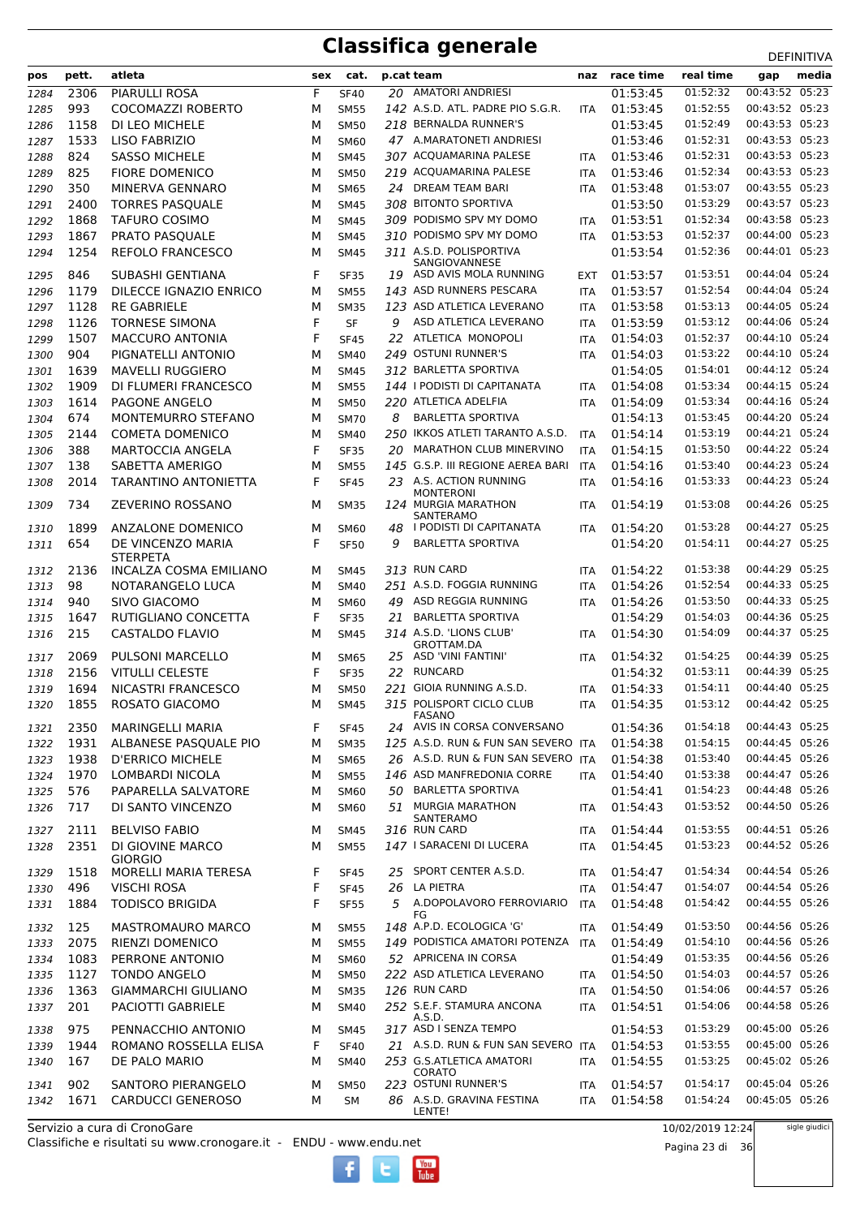# Classifica generale

DEFINITIVA

| pos | pett. | atleta | sex | cat. | p.cat | team | naz | race time | real time | gap | media |
|---|---|---|---|---|---|---|---|---|---|---|---|
| 1284 | 2306 | PIARULLI ROSA | F | SF40 | 20 | AMATORI ANDRIESI | | 01:53:45 | 01:52:32 | 00:43:52 | 05:23 |
| 1285 | 993 | COCOMAZZI ROBERTO | M | SM55 | 142 | A.S.D. ATL. PADRE PIO S.G.R. | ITA | 01:53:45 | 01:52:55 | 00:43:52 | 05:23 |
| 1286 | 1158 | DI LEO MICHELE | M | SM50 | 218 | BERNALDA RUNNER'S | | 01:53:45 | 01:52:49 | 00:43:53 | 05:23 |
| 1287 | 1533 | LISO FABRIZIO | M | SM60 | 47 | A.MARATONETI ANDRIESI | | 01:53:46 | 01:52:31 | 00:43:53 | 05:23 |
| 1288 | 824 | SASSO MICHELE | M | SM45 | 307 | ACQUAMARINA PALESE | ITA | 01:53:46 | 01:52:31 | 00:43:53 | 05:23 |
| 1289 | 825 | FIORE DOMENICO | M | SM50 | 219 | ACQUAMARINA PALESE | ITA | 01:53:46 | 01:52:34 | 00:43:53 | 05:23 |
| 1290 | 350 | MINERVA GENNARO | M | SM65 | 24 | DREAM TEAM BARI | ITA | 01:53:48 | 01:53:07 | 00:43:55 | 05:23 |
| 1291 | 2400 | TORRES PASQUALE | M | SM45 | 308 | BITONTO SPORTIVA | | 01:53:50 | 01:53:29 | 00:43:57 | 05:23 |
| 1292 | 1868 | TAFURO COSIMO | M | SM45 | 309 | PODISMO SPV MY DOMO | ITA | 01:53:51 | 01:52:34 | 00:43:58 | 05:23 |
| 1293 | 1867 | PRATO PASQUALE | M | SM45 | 310 | PODISMO SPV MY DOMO | ITA | 01:53:53 | 01:52:37 | 00:44:00 | 05:23 |
| 1294 | 1254 | REFOLO FRANCESCO | M | SM45 | 311 | A.S.D. POLISPORTIVA SANGIOVANNESE | | 01:53:54 | 01:52:36 | 00:44:01 | 05:23 |
| 1295 | 846 | SUBASHI GENTIANA | F | SF35 | 19 | ASD AVIS MOLA RUNNING | EXT | 01:53:57 | 01:53:51 | 00:44:04 | 05:24 |
| 1296 | 1179 | DILECCE IGNAZIO ENRICO | M | SM55 | 143 | ASD RUNNERS PESCARA | ITA | 01:53:57 | 01:52:54 | 00:44:04 | 05:24 |
| 1297 | 1128 | RE GABRIELE | M | SM35 | 123 | ASD ATLETICA LEVERANO | ITA | 01:53:58 | 01:53:13 | 00:44:05 | 05:24 |
| 1298 | 1126 | TORNESE SIMONA | F | SF | 9 | ASD ATLETICA LEVERANO | ITA | 01:53:59 | 01:53:12 | 00:44:06 | 05:24 |
| 1299 | 1507 | MACCURO ANTONIA | F | SF45 | 22 | ATLETICA MONOPOLI | ITA | 01:54:03 | 01:52:37 | 00:44:10 | 05:24 |
| 1300 | 904 | PIGNATELLI ANTONIO | M | SM40 | 249 | OSTUNI RUNNER'S | ITA | 01:54:03 | 01:53:22 | 00:44:10 | 05:24 |
| 1301 | 1639 | MAVELLI RUGGIERO | M | SM45 | 312 | BARLETTA SPORTIVA | | 01:54:05 | 01:54:01 | 00:44:12 | 05:24 |
| 1302 | 1909 | DI FLUMERI FRANCESCO | M | SM55 | 144 | I PODISTI DI CAPITANATA | ITA | 01:54:08 | 01:53:34 | 00:44:15 | 05:24 |
| 1303 | 1614 | PAGONE ANGELO | M | SM50 | 220 | ATLETICA ADELFIA | ITA | 01:54:09 | 01:53:34 | 00:44:16 | 05:24 |
| 1304 | 674 | MONTEMURRO STEFANO | M | SM70 | 8 | BARLETTA SPORTIVA | | 01:54:13 | 01:53:45 | 00:44:20 | 05:24 |
| 1305 | 2144 | COMETA DOMENICO | M | SM40 | 250 | IKKOS ATLETI TARANTO A.S.D. | ITA | 01:54:14 | 01:53:19 | 00:44:21 | 05:24 |
| 1306 | 388 | MARTOCCIA ANGELA | F | SF35 | 20 | MARATHON CLUB MINERVINO | ITA | 01:54:15 | 01:53:50 | 00:44:22 | 05:24 |
| 1307 | 138 | SABETTA AMERIGO | M | SM55 | 145 | G.S.P. III REGIONE AEREA BARI | ITA | 01:54:16 | 01:53:40 | 00:44:23 | 05:24 |
| 1308 | 2014 | TARANTINO ANTONIETTA | F | SF45 | 23 | A.S. ACTION RUNNING MONTERONI | ITA | 01:54:16 | 01:53:33 | 00:44:23 | 05:24 |
| 1309 | 734 | ZEVERINO ROSSANO | M | SM35 | 124 | MURGIA MARATHON SANTERAMO | ITA | 01:54:19 | 01:53:08 | 00:44:26 | 05:25 |
| 1310 | 1899 | ANZALONE DOMENICO | M | SM60 | 48 | I PODISTI DI CAPITANATA | ITA | 01:54:20 | 01:53:28 | 00:44:27 | 05:25 |
| 1311 | 654 | DE VINCENZO MARIA STERPETA | F | SF50 | 9 | BARLETTA SPORTIVA | | 01:54:20 | 01:54:11 | 00:44:27 | 05:25 |
| 1312 | 2136 | INCALZA COSMA EMILIANO | M | SM45 | 313 | RUN CARD | ITA | 01:54:22 | 01:53:38 | 00:44:29 | 05:25 |
| 1313 | 98 | NOTARANGELO LUCA | M | SM40 | 251 | A.S.D. FOGGIA RUNNING | ITA | 01:54:26 | 01:52:54 | 00:44:33 | 05:25 |
| 1314 | 940 | SIVO GIACOMO | M | SM60 | 49 | ASD REGGIA RUNNING | ITA | 01:54:26 | 01:53:50 | 00:44:33 | 05:25 |
| 1315 | 1647 | RUTIGLIANO CONCETTA | F | SF35 | 21 | BARLETTA SPORTIVA | | 01:54:29 | 01:54:03 | 00:44:36 | 05:25 |
| 1316 | 215 | CASTALDO FLAVIO | M | SM45 | 314 | A.S.D. 'LIONS CLUB' GROTTAM.DA | ITA | 01:54:30 | 01:54:09 | 00:44:37 | 05:25 |
| 1317 | 2069 | PULSONI MARCELLO | M | SM65 | 25 | ASD 'VINI FANTINI' | ITA | 01:54:32 | 01:54:25 | 00:44:39 | 05:25 |
| 1318 | 2156 | VITULLI CELESTE | F | SF35 | 22 | RUNCARD | | 01:54:32 | 01:53:11 | 00:44:39 | 05:25 |
| 1319 | 1694 | NICASTRI FRANCESCO | M | SM50 | 221 | GIOIA RUNNING A.S.D. | ITA | 01:54:33 | 01:54:11 | 00:44:40 | 05:25 |
| 1320 | 1855 | ROSATO GIACOMO | M | SM45 | 315 | POLISPORT CICLO CLUB FASANO | ITA | 01:54:35 | 01:53:12 | 00:44:42 | 05:25 |
| 1321 | 2350 | MARINGELLI MARIA | F | SF45 | 24 | AVIS IN CORSA CONVERSANO | | 01:54:36 | 01:54:18 | 00:44:43 | 05:25 |
| 1322 | 1931 | ALBANESE PASQUALE PIO | M | SM35 | 125 | A.S.D. RUN & FUN SAN SEVERO | ITA | 01:54:38 | 01:54:15 | 00:44:45 | 05:26 |
| 1323 | 1938 | D'ERRICO MICHELE | M | SM65 | 26 | A.S.D. RUN & FUN SAN SEVERO | ITA | 01:54:38 | 01:53:40 | 00:44:45 | 05:26 |
| 1324 | 1970 | LOMBARDI NICOLA | M | SM55 | 146 | ASD MANFREDONIA CORRE | ITA | 01:54:40 | 01:53:38 | 00:44:47 | 05:26 |
| 1325 | 576 | PAPARELLA SALVATORE | M | SM60 | 50 | BARLETTA SPORTIVA | | 01:54:41 | 01:54:23 | 00:44:48 | 05:26 |
| 1326 | 717 | DI SANTO VINCENZO | M | SM60 | 51 | MURGIA MARATHON SANTERAMO | ITA | 01:54:43 | 01:53:52 | 00:44:50 | 05:26 |
| 1327 | 2111 | BELVISO FABIO | M | SM45 | 316 | RUN CARD | ITA | 01:54:44 | 01:53:55 | 00:44:51 | 05:26 |
| 1328 | 2351 | DI GIOVINE MARCO GIORGIO | M | SM55 | 147 | I SARACENI DI LUCERA | ITA | 01:54:45 | 01:53:23 | 00:44:52 | 05:26 |
| 1329 | 1518 | MORELLI MARIA TERESA | F | SF45 | 25 | SPORT CENTER A.S.D. | ITA | 01:54:47 | 01:54:34 | 00:44:54 | 05:26 |
| 1330 | 496 | VISCHI ROSA | F | SF45 | 26 | LA PIETRA | ITA | 01:54:47 | 01:54:07 | 00:44:54 | 05:26 |
| 1331 | 1884 | TODISCO BRIGIDA | F | SF55 | 5 | A.DOPOLAVORO FERROVIARIO FG | ITA | 01:54:48 | 01:54:42 | 00:44:55 | 05:26 |
| 1332 | 125 | MASTROMAURO MARCO | M | SM55 | 148 | A.P.D. ECOLOGICA 'G' | ITA | 01:54:49 | 01:53:50 | 00:44:56 | 05:26 |
| 1333 | 2075 | RIENZI DOMENICO | M | SM55 | 149 | PODISTICA AMATORI POTENZA | ITA | 01:54:49 | 01:54:10 | 00:44:56 | 05:26 |
| 1334 | 1083 | PERRONE ANTONIO | M | SM60 | 52 | APRICENA IN CORSA | | 01:54:49 | 01:53:35 | 00:44:56 | 05:26 |
| 1335 | 1127 | TONDO ANGELO | M | SM50 | 222 | ASD ATLETICA LEVERANO | ITA | 01:54:50 | 01:54:03 | 00:44:57 | 05:26 |
| 1336 | 1363 | GIAMMARCHI GIULIANO | M | SM35 | 126 | RUN CARD | ITA | 01:54:50 | 01:54:06 | 00:44:57 | 05:26 |
| 1337 | 201 | PACIOTTI GABRIELE | M | SM40 | 252 | S.E.F. STAMURA ANCONA A.S.D. | ITA | 01:54:51 | 01:54:06 | 00:44:58 | 05:26 |
| 1338 | 975 | PENNACCHIO ANTONIO | M | SM45 | 317 | ASD I SENZA TEMPO | | 01:54:53 | 01:53:29 | 00:45:00 | 05:26 |
| 1339 | 1944 | ROMANO ROSSELLA ELISA | F | SF40 | 21 | A.S.D. RUN & FUN SAN SEVERO | ITA | 01:54:53 | 01:53:55 | 00:45:00 | 05:26 |
| 1340 | 167 | DE PALO MARIO | M | SM40 | 253 | G.S.ATLETICA AMATORI CORATO | ITA | 01:54:55 | 01:53:25 | 00:45:02 | 05:26 |
| 1341 | 902 | SANTORO PIERANGELO | M | SM50 | 223 | OSTUNI RUNNER'S | ITA | 01:54:57 | 01:54:17 | 00:45:04 | 05:26 |
| 1342 | 1671 | CARDUCCI GENEROSO | M | SM | 86 | A.S.D. GRAVINA FESTINA LENTE! | ITA | 01:54:58 | 01:54:24 | 00:45:05 | 05:26 |

Servizio a cura di CronoGare
Classifiche e risultati su www.cronogare.it - ENDU - www.endu.net

10/02/2019 12:24

sigle giudici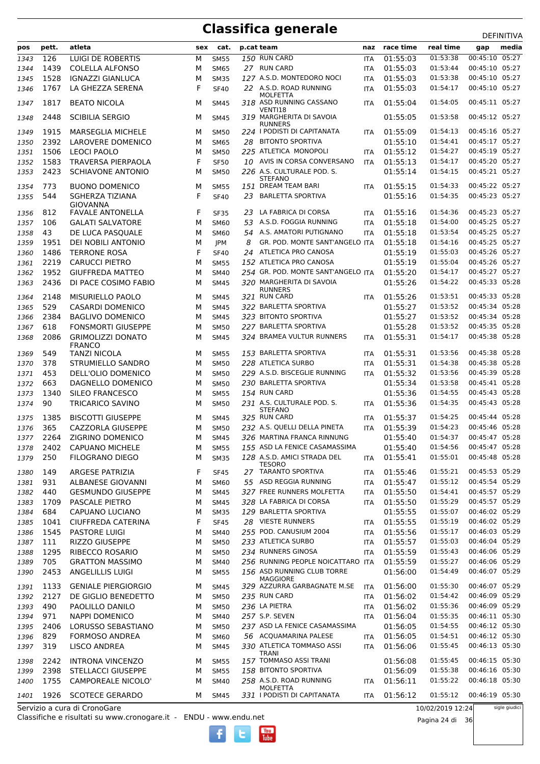# Classifica generale

DEFINITIVA

| pos | pett. | atleta | sex | cat. | p.cat | team | naz | race time | real time | gap | media |
|---|---|---|---|---|---|---|---|---|---|---|---|
| 1343 | 126 | LUIGI DE ROBERTIS | M | SM55 | 150 | RUN CARD | ITA | 01:55:03 | 01:53:38 | 00:45:10 | 05:27 |
| 1344 | 1439 | COLELLA ALFONSO | M | SM65 | 27 | RUN CARD | ITA | 01:55:03 | 01:53:44 | 00:45:10 | 05:27 |
| 1345 | 1528 | IGNAZZI GIANLUCA | M | SM35 | 127 | A.S.D. MONTEDORO NOCI | ITA | 01:55:03 | 01:53:38 | 00:45:10 | 05:27 |
| 1346 | 1767 | LA GHEZZA SERENA | F | SF40 | 22 | A.S.D. ROAD RUNNING MOLFETTA | ITA | 01:55:03 | 01:54:17 | 00:45:10 | 05:27 |
| 1347 | 1817 | BETO NICOLA | M | SM45 | 318 | ASD RUNNING CASSANO VENTI18 | ITA | 01:55:04 | 01:54:05 | 00:45:11 | 05:27 |
| 1348 | 2448 | SCIBILIA SERGIO | M | SM45 | 319 | MARGHERITA DI SAVOIA RUNNERS | | 01:55:05 | 01:53:58 | 00:45:12 | 05:27 |
| 1349 | 1915 | MARSEGLIA MICHELE | M | SM50 | 224 | I PODISTI DI CAPITANATA | ITA | 01:55:09 | 01:54:13 | 00:45:16 | 05:27 |
| 1350 | 2392 | LAROVERE DOMENICO | M | SM65 | 28 | BITONTO SPORTIVA | | 01:55:10 | 01:54:41 | 00:45:17 | 05:27 |
| 1351 | 1506 | LEOCI PAOLO | M | SM50 | 225 | ATLETICA MONOPOLI | ITA | 01:55:12 | 01:54:27 | 00:45:19 | 05:27 |
| 1352 | 1583 | TRAVERSA PIERPAOLA | F | SF50 | 10 | AVIS IN CORSA CONVERSANO | ITA | 01:55:13 | 01:54:17 | 00:45:20 | 05:27 |
| 1353 | 2423 | SCHIAVONE ANTONIO | M | SM50 | 226 | A.S. CULTURALE POD. S. STEFANO | | 01:55:14 | 01:54:15 | 00:45:21 | 05:27 |
| 1354 | 773 | BUONO DOMENICO | M | SM55 | 151 | DREAM TEAM BARI | ITA | 01:55:15 | 01:54:33 | 00:45:22 | 05:27 |
| 1355 | 544 | SGHERZA TIZIANA GIOVANNA | F | SF40 | 23 | BARLETTA SPORTIVA | | 01:55:16 | 01:54:35 | 00:45:23 | 05:27 |
| 1356 | 812 | FAVALE ANTONELLA | F | SF35 | 23 | LA FABRICA DI CORSA | ITA | 01:55:16 | 01:54:36 | 00:45:23 | 05:27 |
| 1357 | 106 | GALATI SALVATORE | M | SM60 | 53 | A.S.D. FOGGIA RUNNING | ITA | 01:55:18 | 01:54:00 | 00:45:25 | 05:27 |
| 1358 | 43 | DE LUCA PASQUALE | M | SM60 | 54 | A.S. AMATORI PUTIGNANO | ITA | 01:55:18 | 01:53:54 | 00:45:25 | 05:27 |
| 1359 | 1951 | DEI NOBILI ANTONIO | M | JPM | 8 | GR. POD. MONTE SANT'ANGELO | ITA | 01:55:18 | 01:54:16 | 00:45:25 | 05:27 |
| 1360 | 1486 | TERRONE ROSA | F | SF40 | 24 | ATLETICA PRO CANOSA | | 01:55:19 | 01:55:03 | 00:45:26 | 05:27 |
| 1361 | 2219 | CARUCCI PIETRO | M | SM55 | 152 | ATLETICA PRO CANOSA | | 01:55:19 | 01:55:04 | 00:45:26 | 05:27 |
| 1362 | 1952 | GIUFFREDA MATTEO | M | SM40 | 254 | GR. POD. MONTE SANT'ANGELO | ITA | 01:55:20 | 01:54:17 | 00:45:27 | 05:27 |
| 1363 | 2436 | DI PACE COSIMO FABIO | M | SM45 | 320 | MARGHERITA DI SAVOIA RUNNERS | | 01:55:26 | 01:54:22 | 00:45:33 | 05:28 |
| 1364 | 2148 | MISURIELLO PAOLO | M | SM45 | 321 | RUN CARD | ITA | 01:55:26 | 01:53:51 | 00:45:33 | 05:28 |
| 1365 | 529 | CASARDI DOMENICO | M | SM45 | 322 | BARLETTA SPORTIVA | | 01:55:27 | 01:53:52 | 00:45:34 | 05:28 |
| 1366 | 2384 | BAGLIVO DOMENICO | M | SM45 | 323 | BITONTO SPORTIVA | | 01:55:27 | 01:53:52 | 00:45:34 | 05:28 |
| 1367 | 618 | FONSMORTI GIUSEPPE | M | SM50 | 227 | BARLETTA SPORTIVA | | 01:55:28 | 01:53:52 | 00:45:35 | 05:28 |
| 1368 | 2086 | GRIMOLIZZI DONATO FRANCO | M | SM45 | 324 | BRAMEA VULTUR RUNNERS | ITA | 01:55:31 | 01:54:17 | 00:45:38 | 05:28 |
| 1369 | 549 | TANZI NICOLA | M | SM55 | 153 | BARLETTA SPORTIVA | ITA | 01:55:31 | 01:53:56 | 00:45:38 | 05:28 |
| 1370 | 378 | STRUMIELLO SANDRO | M | SM50 | 228 | ATLETICA SURBO | ITA | 01:55:31 | 01:54:38 | 00:45:38 | 05:28 |
| 1371 | 453 | DELL'OLIO DOMENICO | M | SM50 | 229 | A.S.D. BISCEGLIE RUNNING | ITA | 01:55:32 | 01:53:56 | 00:45:39 | 05:28 |
| 1372 | 663 | DAGNELLO DOMENICO | M | SM50 | 230 | BARLETTA SPORTIVA | | 01:55:34 | 01:53:58 | 00:45:41 | 05:28 |
| 1373 | 1340 | SILEO FRANCESCO | M | SM55 | 154 | RUN CARD | | 01:55:36 | 01:54:55 | 00:45:43 | 05:28 |
| 1374 | 90 | TRICARICO SAVINO | M | SM50 | 231 | A.S. CULTURALE POD. S. STEFANO | ITA | 01:55:36 | 01:54:35 | 00:45:43 | 05:28 |
| 1375 | 1385 | BISCOTTI GIUSEPPE | M | SM45 | 325 | RUN CARD | ITA | 01:55:37 | 01:54:25 | 00:45:44 | 05:28 |
| 1376 | 365 | CAZZORLA GIUSEPPE | M | SM50 | 232 | A.S. QUELLI DELLA PINETA | ITA | 01:55:39 | 01:54:23 | 00:45:46 | 05:28 |
| 1377 | 2264 | ZIGRINO DOMENICO | M | SM45 | 326 | MARTINA FRANCA RINNUNG | | 01:55:40 | 01:54:37 | 00:45:47 | 05:28 |
| 1378 | 2402 | CAPUANO MICHELE | M | SM55 | 155 | ASD LA FENICE CASAMASSIMA | | 01:55:40 | 01:54:56 | 00:45:47 | 05:28 |
| 1379 | 250 | FILOGRANO DIEGO | M | SM35 | 128 | A.S.D. AMICI STRADA DEL TESORO | ITA | 01:55:41 | 01:55:01 | 00:45:48 | 05:28 |
| 1380 | 149 | ARGESE PATRIZIA | F | SF45 | 27 | TARANTO SPORTIVA | ITA | 01:55:46 | 01:55:21 | 00:45:53 | 05:29 |
| 1381 | 931 | ALBANESE GIOVANNI | M | SM60 | 55 | ASD REGGIA RUNNING | ITA | 01:55:47 | 01:55:12 | 00:45:54 | 05:29 |
| 1382 | 440 | GESMUNDO GIUSEPPE | M | SM45 | 327 | FREE RUNNERS MOLFETTA | ITA | 01:55:50 | 01:54:41 | 00:45:57 | 05:29 |
| 1383 | 1709 | PASCALE PIETRO | M | SM45 | 328 | LA FABRICA DI CORSA | ITA | 01:55:50 | 01:55:29 | 00:45:57 | 05:29 |
| 1384 | 684 | CAPUANO LUCIANO | M | SM35 | 129 | BARLETTA SPORTIVA | | 01:55:55 | 01:55:07 | 00:46:02 | 05:29 |
| 1385 | 1041 | CIUFFREDA CATERINA | F | SF45 | 28 | VIESTE RUNNERS | ITA | 01:55:55 | 01:55:19 | 00:46:02 | 05:29 |
| 1386 | 1545 | PASTORE LUIGI | M | SM40 | 255 | POD. CANUSIUM 2004 | ITA | 01:55:56 | 01:55:17 | 00:46:03 | 05:29 |
| 1387 | 111 | RIZZO GIUSEPPE | M | SM50 | 233 | ATLETICA SURBO | ITA | 01:55:57 | 01:55:03 | 00:46:04 | 05:29 |
| 1388 | 1295 | RIBECCO ROSARIO | M | SM50 | 234 | RUNNERS GINOSA | ITA | 01:55:59 | 01:55:43 | 00:46:06 | 05:29 |
| 1389 | 705 | GRATTON MASSIMO | M | SM40 | 256 | RUNNING PEOPLE NOICATTARO | ITA | 01:55:59 | 01:55:27 | 00:46:06 | 05:29 |
| 1390 | 2453 | ANGELILLIS LUIGI | M | SM55 | 156 | ASD RUNNING CLUB TORRE MAGGIORE | | 01:56:00 | 01:54:49 | 00:46:07 | 05:29 |
| 1391 | 1133 | GENIALE PIERGIORGIO | M | SM45 | 329 | AZZURRA GARBAGNATE M.SE | ITA | 01:56:00 | 01:55:30 | 00:46:07 | 05:29 |
| 1392 | 2127 | DE GIGLIO BENEDETTO | M | SM50 | 235 | RUN CARD | ITA | 01:56:02 | 01:54:42 | 00:46:09 | 05:29 |
| 1393 | 490 | PAOLILLO DANILO | M | SM50 | 236 | LA PIETRA | ITA | 01:56:02 | 01:55:36 | 00:46:09 | 05:29 |
| 1394 | 971 | NAPPI DOMENICO | M | SM40 | 257 | S.P. SEVEN | ITA | 01:56:04 | 01:55:35 | 00:46:11 | 05:30 |
| 1395 | 2406 | LORUSSO SEBASTIANO | M | SM50 | 237 | ASD LA FENICE CASAMASSIMA | | 01:56:05 | 01:54:55 | 00:46:12 | 05:30 |
| 1396 | 829 | FORMOSO ANDREA | M | SM60 | 56 | ACQUAMARINA PALESE | ITA | 01:56:05 | 01:54:51 | 00:46:12 | 05:30 |
| 1397 | 319 | LISCO ANDREA | M | SM45 | 330 | ATLETICA TOMMASO ASSI TRANI | ITA | 01:56:06 | 01:55:45 | 00:46:13 | 05:30 |
| 1398 | 2242 | INTRONA VINCENZO | M | SM55 | 157 | TOMMASO ASSI TRANI | | 01:56:08 | 01:55:45 | 00:46:15 | 05:30 |
| 1399 | 2398 | STELLACCI GIUSEPPE | M | SM55 | 158 | BITONTO SPORTIVA | | 01:56:09 | 01:55:38 | 00:46:16 | 05:30 |
| 1400 | 1755 | CAMPOREALE NICOLO' | M | SM40 | 258 | A.S.D. ROAD RUNNING MOLFETTA | ITA | 01:56:11 | 01:55:22 | 00:46:18 | 05:30 |
| 1401 | 1926 | SCOTECE GERARDO | M | SM45 | 331 | I PODISTI DI CAPITANATA | ITA | 01:56:12 | 01:55:12 | 00:46:19 | 05:30 |

Servizio a cura di CronoGare
Classifiche e risultati su www.cronogare.it - ENDU - www.endu.net

10/02/2019 12:24

sigle giudici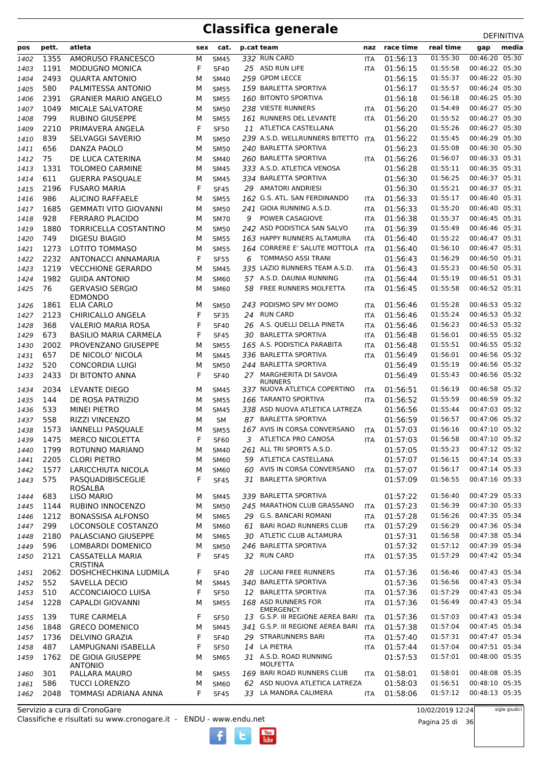# Classifica generale

DEFINITIVA

| pos | pett. | atleta | sex | cat. | p.cat | team | naz | race time | real time | gap | media |
|---|---|---|---|---|---|---|---|---|---|---|---|
| 1402 | 1355 | AMORUSO FRANCESCO | M | SM45 | 332 | RUN CARD | ITA | 01:56:13 | 01:55:30 | 00:46:20 | 05:30 |
| 1403 | 1191 | MODUGNO MONICA | F | SF40 | 25 | ASD RUN LIFE | ITA | 01:56:15 | 01:55:58 | 00:46:22 | 05:30 |
| 1404 | 2493 | QUARTA ANTONIO | M | SM40 | 259 | GPDM LECCE | | 01:56:15 | 01:55:37 | 00:46:22 | 05:30 |
| 1405 | 580 | PALMITESSA ANTONIO | M | SM55 | 159 | BARLETTA SPORTIVA | | 01:56:17 | 01:55:57 | 00:46:24 | 05:30 |
| 1406 | 2391 | GRANIER MARIO ANGELO | M | SM55 | 160 | BITONTO SPORTIVA | | 01:56:18 | 01:56:18 | 00:46:25 | 05:30 |
| 1407 | 1049 | MICALE SALVATORE | M | SM50 | 238 | VIESTE RUNNERS | ITA | 01:56:20 | 01:54:49 | 00:46:27 | 05:30 |
| 1408 | 799 | RUBINO GIUSEPPE | M | SM55 | 161 | RUNNERS DEL LEVANTE | ITA | 01:56:20 | 01:55:52 | 00:46:27 | 05:30 |
| 1409 | 2210 | PRIMAVERA ANGELA | F | SF50 | 11 | ATLETICA CASTELLANA | | 01:56:20 | 01:55:26 | 00:46:27 | 05:30 |
| 1410 | 839 | SELVAGGI SAVERIO | M | SM50 | 239 | A.S.D. WELLRUNNERS BITETTO | ITA | 01:56:22 | 01:55:45 | 00:46:29 | 05:30 |
| 1411 | 656 | DANZA PAOLO | M | SM50 | 240 | BARLETTA SPORTIVA | | 01:56:23 | 01:55:08 | 00:46:30 | 05:30 |
| 1412 | 75 | DE LUCA CATERINA | M | SM40 | 260 | BARLETTA SPORTIVA | ITA | 01:56:26 | 01:56:07 | 00:46:33 | 05:31 |
| 1413 | 1331 | TOLOMEO CARMINE | M | SM45 | 333 | A.S.D. ATLETICA VENOSA | | 01:56:28 | 01:55:11 | 00:46:35 | 05:31 |
| 1414 | 611 | GUERRA PASQUALE | M | SM45 | 334 | BARLETTA SPORTIVA | | 01:56:30 | 01:56:25 | 00:46:37 | 05:31 |
| 1415 | 2196 | FUSARO MARIA | F | SF45 | 29 | AMATORI ANDRIESI | | 01:56:30 | 01:55:21 | 00:46:37 | 05:31 |
| 1416 | 986 | ALICINO RAFFAELE | M | SM55 | 162 | G.S. ATL. SAN FERDINANDO | ITA | 01:56:33 | 01:55:17 | 00:46:40 | 05:31 |
| 1417 | 1685 | GEMMATI VITO GIOVANNI | M | SM50 | 241 | GIOIA RUNNING A.S.D. | ITA | 01:56:33 | 01:55:20 | 00:46:40 | 05:31 |
| 1418 | 928 | FERRARO PLACIDO | M | SM70 | 9 | POWER CASAGIOVE | ITA | 01:56:38 | 01:55:37 | 00:46:45 | 05:31 |
| 1419 | 1880 | TORRICELLA COSTANTINO | M | SM50 | 242 | ASD PODISTICA SAN SALVO | ITA | 01:56:39 | 01:55:49 | 00:46:46 | 05:31 |
| 1420 | 749 | DIGESU BIAGIO | M | SM55 | 163 | HAPPY RUNNERS ALTAMURA | ITA | 01:56:40 | 01:55:22 | 00:46:47 | 05:31 |
| 1421 | 1273 | LOTITO TOMMASO | M | SM55 | 164 | CORRERE E' SALUTE MOTTOLA | ITA | 01:56:40 | 01:56:10 | 00:46:47 | 05:31 |
| 1422 | 2232 | ANTONACCI ANNAMARIA | F | SF55 | 6 | TOMMASO ASSI TRANI | | 01:56:43 | 01:56:29 | 00:46:50 | 05:31 |
| 1423 | 1219 | VECCHIONE GERARDO | M | SM45 | 335 | LAZIO RUNNERS TEAM A.S.D. | ITA | 01:56:43 | 01:55:23 | 00:46:50 | 05:31 |
| 1424 | 1982 | GUIDA ANTONIO | M | SM60 | 57 | A.S.D. DAUNIA RUNNING | ITA | 01:56:44 | 01:55:19 | 00:46:51 | 05:31 |
| 1425 | 76 | GERVASIO SERGIO EDMONDO | M | SM60 | 58 | FREE RUNNERS MOLFETTA | ITA | 01:56:45 | 01:55:58 | 00:46:52 | 05:31 |
| 1426 | 1861 | ELIA CARLO | M | SM50 | 243 | PODISMO SPV MY DOMO | ITA | 01:56:46 | 01:55:28 | 00:46:53 | 05:32 |
| 1427 | 2123 | CHIRICALLO ANGELA | F | SF35 | 24 | RUN CARD | ITA | 01:56:46 | 01:55:24 | 00:46:53 | 05:32 |
| 1428 | 368 | VALERIO MARIA ROSA | F | SF40 | 26 | A.S. QUELLI DELLA PINETA | ITA | 01:56:46 | 01:56:23 | 00:46:53 | 05:32 |
| 1429 | 673 | BASILIO MARIA CARMELA | F | SF45 | 30 | BARLETTA SPORTIVA | ITA | 01:56:48 | 01:56:01 | 00:46:55 | 05:32 |
| 1430 | 2002 | PROVENZANO GIUSEPPE | M | SM55 | 165 | A.S. PODISTICA PARABITA | ITA | 01:56:48 | 01:55:51 | 00:46:55 | 05:32 |
| 1431 | 657 | DE NICOLO' NICOLA | M | SM45 | 336 | BARLETTA SPORTIVA | ITA | 01:56:49 | 01:56:01 | 00:46:56 | 05:32 |
| 1432 | 520 | CONCORDIA LUIGI | M | SM50 | 244 | BARLETTA SPORTIVA | | 01:56:49 | 01:55:19 | 00:46:56 | 05:32 |
| 1433 | 2433 | DI BITONTO ANNA | F | SF40 | 27 | MARGHERITA DI SAVOIA RUNNERS | | 01:56:49 | 01:55:43 | 00:46:56 | 05:32 |
| 1434 | 2034 | LEVANTE DIEGO | M | SM45 | 337 | NUOVA ATLETICA COPERTINO | ITA | 01:56:51 | 01:56:19 | 00:46:58 | 05:32 |
| 1435 | 144 | DE ROSA PATRIZIO | M | SM55 | 166 | TARANTO SPORTIVA | ITA | 01:56:52 | 01:55:59 | 00:46:59 | 05:32 |
| 1436 | 533 | MINEI PIETRO | M | SM45 | 338 | ASD NUOVA ATLETICA LATREZA | | 01:56:56 | 01:55:44 | 00:47:03 | 05:32 |
| 1437 | 558 | RIZZI VINCENZO | M | SM | 87 | BARLETTA SPORTIVA | | 01:56:59 | 01:56:57 | 00:47:06 | 05:32 |
| 1438 | 1573 | IANNELLI PASQUALE | M | SM55 | 167 | AVIS IN CORSA CONVERSANO | ITA | 01:57:03 | 01:56:16 | 00:47:10 | 05:32 |
| 1439 | 1475 | MERCO NICOLETTA | F | SF60 | 3 | ATLETICA PRO CANOSA | ITA | 01:57:03 | 01:56:58 | 00:47:10 | 05:32 |
| 1440 | 1799 | ROTUNNO MARIANO | M | SM40 | 261 | ALL TRI SPORTS A.S.D. | | 01:57:05 | 01:55:23 | 00:47:12 | 05:32 |
| 1441 | 2205 | CLORI PIETRO | M | SM60 | 59 | ATLETICA CASTELLANA | | 01:57:07 | 01:56:15 | 00:47:14 | 05:33 |
| 1442 | 1577 | LARICCHIUTA NICOLA | M | SM60 | 60 | AVIS IN CORSA CONVERSANO | ITA | 01:57:07 | 01:56:17 | 00:47:14 | 05:33 |
| 1443 | 575 | PASQUADIBISCEGLIE ROSALBA | F | SF45 | 31 | BARLETTA SPORTIVA | | 01:57:09 | 01:56:55 | 00:47:16 | 05:33 |
| 1444 | 683 | LISO MARIO | M | SM45 | 339 | BARLETTA SPORTIVA | | 01:57:22 | 01:56:40 | 00:47:29 | 05:33 |
| 1445 | 1144 | RUBINO INNOCENZO | M | SM50 | 245 | MARATHON CLUB GRASSANO | ITA | 01:57:23 | 01:56:39 | 00:47:30 | 05:33 |
| 1446 | 1212 | BONASSIA ALFONSO | M | SM65 | 29 | G.S. BANCARI ROMANI | ITA | 01:57:28 | 01:56:26 | 00:47:35 | 05:34 |
| 1447 | 299 | LOCONSOLE COSTANZO | M | SM60 | 61 | BARI ROAD RUNNERS CLUB | ITA | 01:57:29 | 01:56:29 | 00:47:36 | 05:34 |
| 1448 | 2180 | PALASCIANO GIUSEPPE | M | SM65 | 30 | ATLETIC CLUB ALTAMURA | | 01:57:31 | 01:56:58 | 00:47:38 | 05:34 |
| 1449 | 596 | LOMBARDI DOMENICO | M | SM50 | 246 | BARLETTA SPORTIVA | | 01:57:32 | 01:57:12 | 00:47:39 | 05:34 |
| 1450 | 2121 | CASSATELLA MARIA CRISTINA | F | SF45 | 32 | RUN CARD | ITA | 01:57:35 | 01:57:29 | 00:47:42 | 05:34 |
| 1451 | 2062 | DOSHCHECHKINA LUDMILA | F | SF40 | 28 | LUCANI FREE RUNNERS | ITA | 01:57:36 | 01:56:46 | 00:47:43 | 05:34 |
| 1452 | 552 | SAVELLA DECIO | M | SM45 | 340 | BARLETTA SPORTIVA | | 01:57:36 | 01:56:56 | 00:47:43 | 05:34 |
| 1453 | 510 | ACCONCIAIOCO LUISA | F | SF50 | 12 | BARLETTA SPORTIVA | ITA | 01:57:36 | 01:57:29 | 00:47:43 | 05:34 |
| 1454 | 1228 | CAPALDI GIOVANNI | M | SM55 | 168 | ASD RUNNERS FOR EMERGENCY | ITA | 01:57:36 | 01:56:49 | 00:47:43 | 05:34 |
| 1455 | 139 | TURE CARMELA | F | SF50 | 13 | G.S.P. III REGIONE AEREA BARI | ITA | 01:57:36 | 01:57:03 | 00:47:43 | 05:34 |
| 1456 | 1848 | GRECO DOMENICO | M | SM45 | 341 | G.S.P. III REGIONE AEREA BARI | ITA | 01:57:38 | 01:57:04 | 00:47:45 | 05:34 |
| 1457 | 1736 | DELVINO GRAZIA | F | SF40 | 29 | STRARUNNERS BARI | ITA | 01:57:40 | 01:57:31 | 00:47:47 | 05:34 |
| 1458 | 487 | LAMPUGNANI ISABELLA | F | SF50 | 14 | LA PIETRA | ITA | 01:57:44 | 01:57:04 | 00:47:51 | 05:34 |
| 1459 | 1762 | DE GIOIA GIUSEPPE ANTONIO | M | SM65 | 31 | A.S.D. ROAD RUNNING MOLFETTA | | 01:57:53 | 01:57:01 | 00:48:00 | 05:35 |
| 1460 | 301 | PALLARA MAURO | M | SM55 | 169 | BARI ROAD RUNNERS CLUB | ITA | 01:58:01 | 01:58:01 | 00:48:08 | 05:35 |
| 1461 | 586 | TUCCI LORENZO | M | SM60 | 62 | ASD NUOVA ATLETICA LATREZA | | 01:58:03 | 01:56:51 | 00:48:10 | 05:35 |
| 1462 | 2048 | TOMMASI ADRIANA ANNA | F | SF45 | 33 | LA MANDRA CALIMERA | ITA | 01:58:06 | 01:57:12 | 00:48:13 | 05:35 |

Servizio a cura di CronoGare

Classifiche e risultati su www.cronogare.it - ENDU - www.endu.net

10/02/2019 12:24

sigle giudici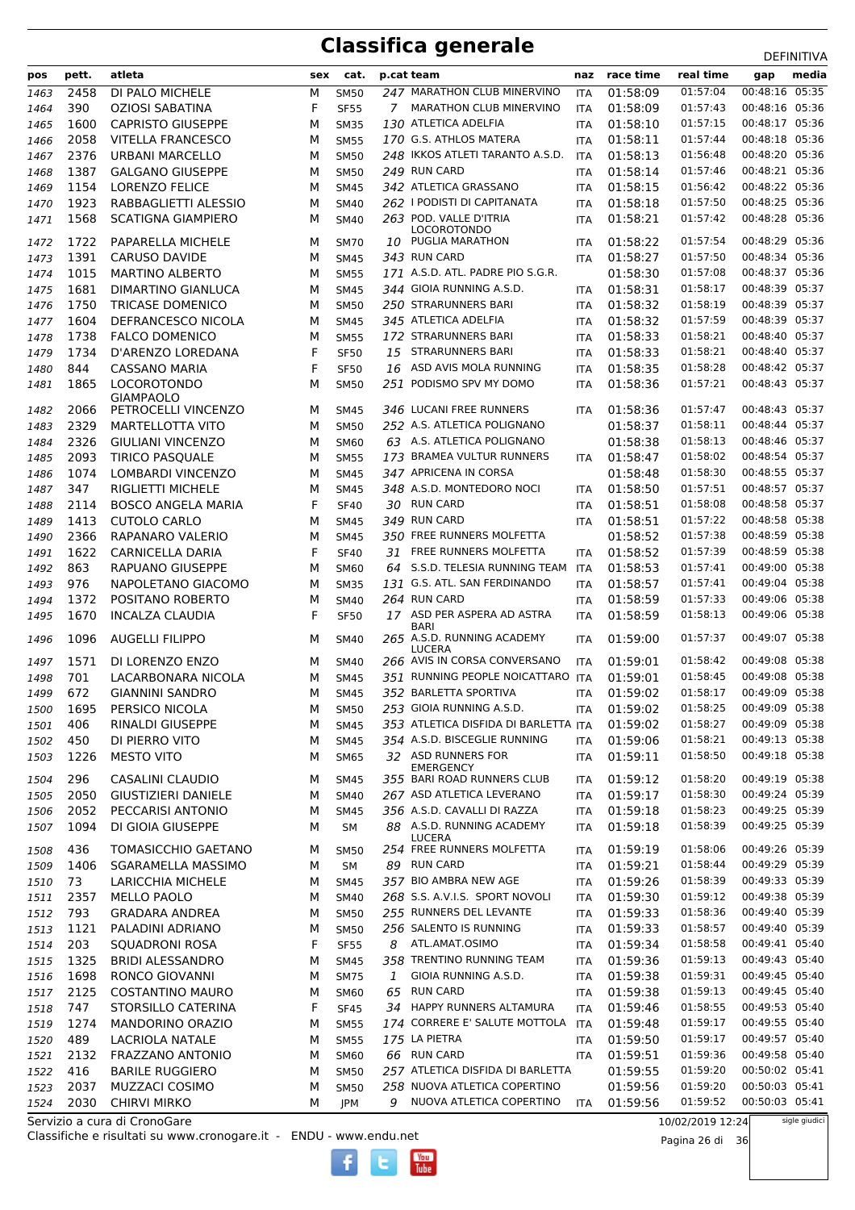# Classifica generale

DEFINITIVA

| pos | pett. | atleta | sex | cat. | p.cat | team | naz | race time | real time | gap | media |
|---|---|---|---|---|---|---|---|---|---|---|---|
| 1463 | 2458 | DI PALO MICHELE | M | SM50 | 247 | MARATHON CLUB MINERVINO | ITA | 01:58:09 | 01:57:04 | 00:48:16 | 05:35 |
| 1464 | 390 | OZIOSI SABATINA | F | SF55 | 7 | MARATHON CLUB MINERVINO | ITA | 01:58:09 | 01:57:43 | 00:48:16 | 05:36 |
| 1465 | 1600 | CAPRISTO GIUSEPPE | M | SM35 | 130 | ATLETICA ADELFIA | ITA | 01:58:10 | 01:57:15 | 00:48:17 | 05:36 |
| 1466 | 2058 | VITELLA FRANCESCO | M | SM55 | 170 | G.S. ATHLOS MATERA | ITA | 01:58:11 | 01:57:44 | 00:48:18 | 05:36 |
| 1467 | 2376 | URBANI MARCELLO | M | SM50 | 248 | IKKOS ATLETI TARANTO A.S.D. | ITA | 01:58:13 | 01:56:48 | 00:48:20 | 05:36 |
| 1468 | 1387 | GALGANO GIUSEPPE | M | SM50 | 249 | RUN CARD | ITA | 01:58:14 | 01:57:46 | 00:48:21 | 05:36 |
| 1469 | 1154 | LORENZO FELICE | M | SM45 | 342 | ATLETICA GRASSANO | ITA | 01:58:15 | 01:56:42 | 00:48:22 | 05:36 |
| 1470 | 1923 | RABBAGLIETTI ALESSIO | M | SM40 | 262 | I PODISTI DI CAPITANATA | ITA | 01:58:18 | 01:57:50 | 00:48:25 | 05:36 |
| 1471 | 1568 | SCATIGNA GIAMPIERO | M | SM40 | 263 | POD. VALLE D'ITRIA LOCOROTONDO | ITA | 01:58:21 | 01:57:42 | 00:48:28 | 05:36 |
| 1472 | 1722 | PAPARELLA MICHELE | M | SM70 | 10 | PUGLIA MARATHON | ITA | 01:58:22 | 01:57:54 | 00:48:29 | 05:36 |
| 1473 | 1391 | CARUSO DAVIDE | M | SM45 | 343 | RUN CARD | ITA | 01:58:27 | 01:57:50 | 00:48:34 | 05:36 |
| 1474 | 1015 | MARTINO ALBERTO | M | SM55 | 171 | A.S.D. ATL. PADRE PIO S.G.R. | | 01:58:30 | 01:57:08 | 00:48:37 | 05:36 |
| 1475 | 1681 | DIMARTINO GIANLUCA | M | SM45 | 344 | GIOIA RUNNING A.S.D. | ITA | 01:58:31 | 01:58:17 | 00:48:39 | 05:37 |
| 1476 | 1750 | TRICASE DOMENICO | M | SM50 | 250 | STRARUNNERS BARI | ITA | 01:58:32 | 01:58:19 | 00:48:39 | 05:37 |
| 1477 | 1604 | DEFRANCESCO NICOLA | M | SM45 | 345 | ATLETICA ADELFIA | ITA | 01:58:32 | 01:57:59 | 00:48:39 | 05:37 |
| 1478 | 1738 | FALCO DOMENICO | M | SM55 | 172 | STRARUNNERS BARI | ITA | 01:58:33 | 01:58:21 | 00:48:40 | 05:37 |
| 1479 | 1734 | D'ARENZO LOREDANA | F | SF50 | 15 | STRARUNNERS BARI | ITA | 01:58:33 | 01:58:21 | 00:48:40 | 05:37 |
| 1480 | 844 | CASSANO MARIA | F | SF50 | 16 | ASD AVIS MOLA RUNNING | ITA | 01:58:35 | 01:58:28 | 00:48:42 | 05:37 |
| 1481 | 1865 | LOCOROTONDO GIAMPAOLO | M | SM50 | 251 | PODISMO SPV MY DOMO | ITA | 01:58:36 | 01:57:21 | 00:48:43 | 05:37 |
| 1482 | 2066 | PETROCELLI VINCENZO | M | SM45 | 346 | LUCANI FREE RUNNERS | ITA | 01:58:36 | 01:57:47 | 00:48:43 | 05:37 |
| 1483 | 2329 | MARTELLOTTA VITO | M | SM50 | 252 | A.S. ATLETICA POLIGNANO | | 01:58:37 | 01:58:11 | 00:48:44 | 05:37 |
| 1484 | 2326 | GIULIANI VINCENZO | M | SM60 | 63 | A.S. ATLETICA POLIGNANO | | 01:58:38 | 01:58:13 | 00:48:46 | 05:37 |
| 1485 | 2093 | TIRICO PASQUALE | M | SM55 | 173 | BRAMEA VULTUR RUNNERS | ITA | 01:58:47 | 01:58:02 | 00:48:54 | 05:37 |
| 1486 | 1074 | LOMBARDI VINCENZO | M | SM45 | 347 | APRICENA IN CORSA | | 01:58:48 | 01:58:30 | 00:48:55 | 05:37 |
| 1487 | 347 | RIGLIETTI MICHELE | M | SM45 | 348 | A.S.D. MONTEDORO NOCI | ITA | 01:58:50 | 01:57:51 | 00:48:57 | 05:37 |
| 1488 | 2114 | BOSCO ANGELA MARIA | F | SF40 | 30 | RUN CARD | ITA | 01:58:51 | 01:58:08 | 00:48:58 | 05:37 |
| 1489 | 1413 | CUTOLO CARLO | M | SM45 | 349 | RUN CARD | ITA | 01:58:51 | 01:57:22 | 00:48:58 | 05:38 |
| 1490 | 2366 | RAPANARO VALERIO | M | SM45 | 350 | FREE RUNNERS MOLFETTA | | 01:58:52 | 01:57:38 | 00:48:59 | 05:38 |
| 1491 | 1622 | CARNICELLA DARIA | F | SF40 | 31 | FREE RUNNERS MOLFETTA | ITA | 01:58:52 | 01:57:39 | 00:48:59 | 05:38 |
| 1492 | 863 | RAPUANO GIUSEPPE | M | SM60 | 64 | S.S.D. TELESIA RUNNING TEAM | ITA | 01:58:53 | 01:57:41 | 00:49:00 | 05:38 |
| 1493 | 976 | NAPOLETANO GIACOMO | M | SM35 | 131 | G.S. ATL. SAN FERDINANDO | ITA | 01:58:57 | 01:57:41 | 00:49:04 | 05:38 |
| 1494 | 1372 | POSITANO ROBERTO | M | SM40 | 264 | RUN CARD | ITA | 01:58:59 | 01:57:33 | 00:49:06 | 05:38 |
| 1495 | 1670 | INCALZA CLAUDIA | F | SF50 | 17 | ASD PER ASPERA AD ASTRA BARI | ITA | 01:58:59 | 01:58:13 | 00:49:06 | 05:38 |
| 1496 | 1096 | AUGELLI FILIPPO | M | SM40 | 265 | A.S.D. RUNNING ACADEMY LUCERA | ITA | 01:59:00 | 01:57:37 | 00:49:07 | 05:38 |
| 1497 | 1571 | DI LORENZO ENZO | M | SM40 | 266 | AVIS IN CORSA CONVERSANO | ITA | 01:59:01 | 01:58:42 | 00:49:08 | 05:38 |
| 1498 | 701 | LACARBONARA NICOLA | M | SM45 | 351 | RUNNING PEOPLE NOICATTARO | ITA | 01:59:01 | 01:58:45 | 00:49:08 | 05:38 |
| 1499 | 672 | GIANNINI SANDRO | M | SM45 | 352 | BARLETTA SPORTIVA | ITA | 01:59:02 | 01:58:17 | 00:49:09 | 05:38 |
| 1500 | 1695 | PERSICO NICOLA | M | SM50 | 253 | GIOIA RUNNING A.S.D. | ITA | 01:59:02 | 01:58:25 | 00:49:09 | 05:38 |
| 1501 | 406 | RINALDI GIUSEPPE | M | SM45 | 353 | ATLETICA DISFIDA DI BARLETTA | ITA | 01:59:02 | 01:58:27 | 00:49:09 | 05:38 |
| 1502 | 450 | DI PIERRO VITO | M | SM45 | 354 | A.S.D. BISCEGLIE RUNNING | ITA | 01:59:06 | 01:58:21 | 00:49:13 | 05:38 |
| 1503 | 1226 | MESTO VITO | M | SM65 | 32 | ASD RUNNERS FOR EMERGENCY | ITA | 01:59:11 | 01:58:50 | 00:49:18 | 05:38 |
| 1504 | 296 | CASALINI CLAUDIO | M | SM45 | 355 | BARI ROAD RUNNERS CLUB | ITA | 01:59:12 | 01:58:20 | 00:49:19 | 05:38 |
| 1505 | 2050 | GIUSTIZIERI DANIELE | M | SM40 | 267 | ASD ATLETICA LEVERANO | ITA | 01:59:17 | 01:58:30 | 00:49:24 | 05:39 |
| 1506 | 2052 | PECCARISI ANTONIO | M | SM45 | 356 | A.S.D. CAVALLI DI RAZZA | ITA | 01:59:18 | 01:58:23 | 00:49:25 | 05:39 |
| 1507 | 1094 | DI GIOIA GIUSEPPE | M | SM | 88 | A.S.D. RUNNING ACADEMY LUCERA | ITA | 01:59:18 | 01:58:39 | 00:49:25 | 05:39 |
| 1508 | 436 | TOMASICCHIO GAETANO | M | SM50 | 254 | FREE RUNNERS MOLFETTA | ITA | 01:59:19 | 01:58:06 | 00:49:26 | 05:39 |
| 1509 | 1406 | SGARAMELLA MASSIMO | M | SM | 89 | RUN CARD | ITA | 01:59:21 | 01:58:44 | 00:49:29 | 05:39 |
| 1510 | 73 | LARICCHIA MICHELE | M | SM45 | 357 | BIO AMBRA NEW AGE | ITA | 01:59:26 | 01:58:39 | 00:49:33 | 05:39 |
| 1511 | 2357 | MELLO PAOLO | M | SM40 | 268 | S.S. A.V.I.S. SPORT NOVOLI | ITA | 01:59:30 | 01:59:12 | 00:49:38 | 05:39 |
| 1512 | 793 | GRADARA ANDREA | M | SM50 | 255 | RUNNERS DEL LEVANTE | ITA | 01:59:33 | 01:58:36 | 00:49:40 | 05:39 |
| 1513 | 1121 | PALADINI ADRIANO | M | SM50 | 256 | SALENTO IS RUNNING | ITA | 01:59:33 | 01:58:57 | 00:49:40 | 05:39 |
| 1514 | 203 | SQUADRONI ROSA | F | SF55 | 8 | ATL.AMAT.OSIMO | ITA | 01:59:34 | 01:58:58 | 00:49:41 | 05:40 |
| 1515 | 1325 | BRIDI ALESSANDRO | M | SM45 | 358 | TRENTINO RUNNING TEAM | ITA | 01:59:36 | 01:59:13 | 00:49:43 | 05:40 |
| 1516 | 1698 | RONCO GIOVANNI | M | SM75 | 1 | GIOIA RUNNING A.S.D. | ITA | 01:59:38 | 01:59:31 | 00:49:45 | 05:40 |
| 1517 | 2125 | COSTANTINO MAURO | M | SM60 | 65 | RUN CARD | ITA | 01:59:38 | 01:59:13 | 00:49:45 | 05:40 |
| 1518 | 747 | STORSILLO CATERINA | F | SF45 | 34 | HAPPY RUNNERS ALTAMURA | ITA | 01:59:46 | 01:58:55 | 00:49:53 | 05:40 |
| 1519 | 1274 | MANDORINO ORAZIO | M | SM55 | 174 | CORRERE E' SALUTE MOTTOLA | ITA | 01:59:48 | 01:59:17 | 00:49:55 | 05:40 |
| 1520 | 489 | LACRIOLA NATALE | M | SM55 | 175 | LA PIETRA | ITA | 01:59:50 | 01:59:17 | 00:49:57 | 05:40 |
| 1521 | 2132 | FRAZZANO ANTONIO | M | SM60 | 66 | RUN CARD | ITA | 01:59:51 | 01:59:36 | 00:49:58 | 05:40 |
| 1522 | 416 | BARILE RUGGIERO | M | SM50 | 257 | ATLETICA DISFIDA DI BARLETTA | | 01:59:55 | 01:59:20 | 00:50:02 | 05:41 |
| 1523 | 2037 | MUZZACI COSIMO | M | SM50 | 258 | NUOVA ATLETICA COPERTINO | | 01:59:56 | 01:59:20 | 00:50:03 | 05:41 |
| 1524 | 2030 | CHIRVI MIRKO | M | JPM | 9 | NUOVA ATLETICA COPERTINO | ITA | 01:59:56 | 01:59:52 | 00:50:03 | 05:41 |

Servizio a cura di CronoGare

Classifiche e risultati su www.cronogare.it - ENDU - www.endu.net

10/02/2019 12:24

sigle giudici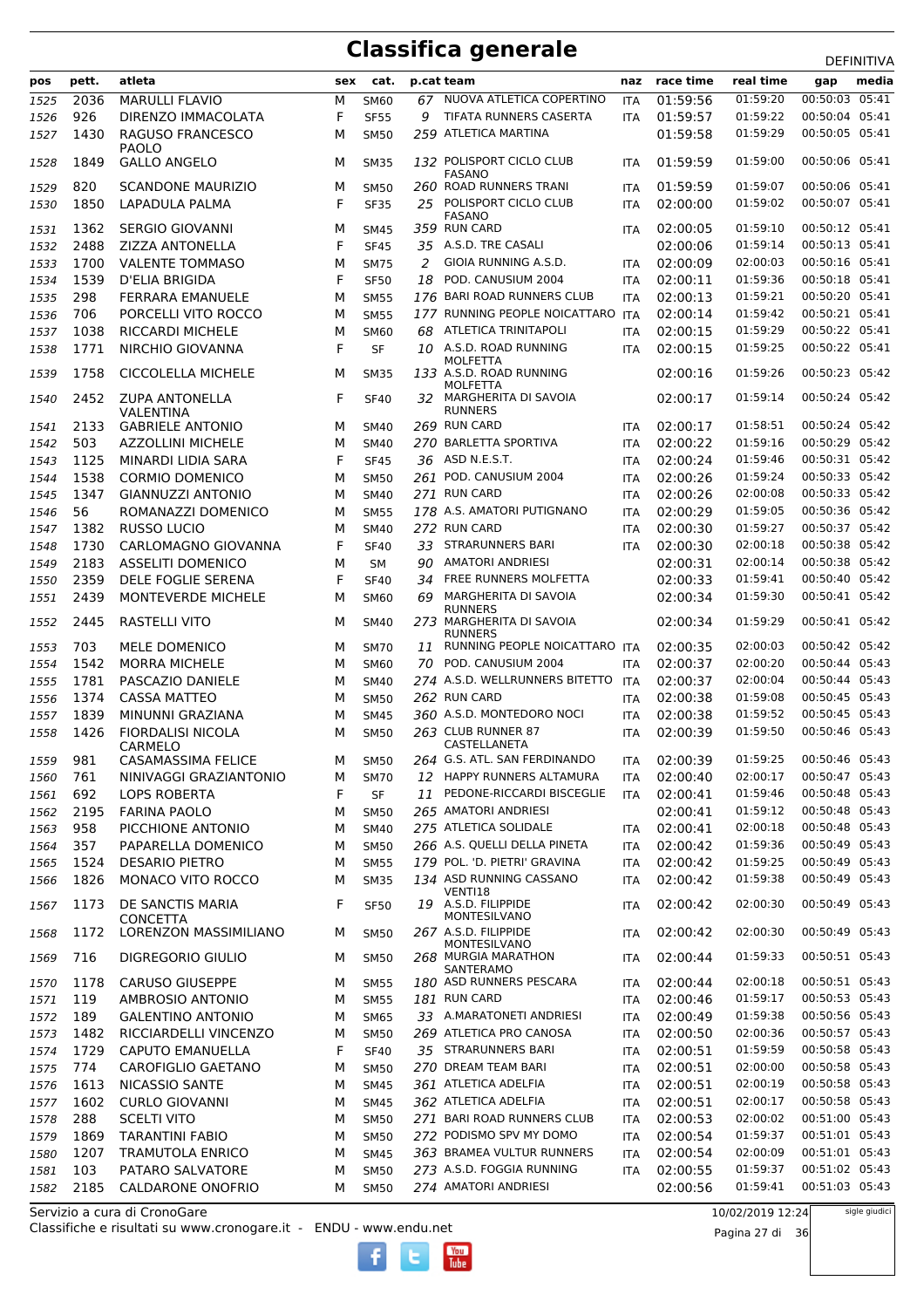# Classifica generale

DEFINITIVA

| pos | pett. | atleta | sex | cat. | p.cat | team | naz | race time | real time | gap | media |
|---|---|---|---|---|---|---|---|---|---|---|---|
| 1525 | 2036 | MARULLI FLAVIO | M | SM60 | 67 | NUOVA ATLETICA COPERTINO | ITA | 01:59:56 | 01:59:20 | 00:50:03 | 05:41 |
| 1526 | 926 | DIRENZO IMMACOLATA | F | SF55 | 9 | TIFATA RUNNERS CASERTA | ITA | 01:59:57 | 01:59:22 | 00:50:04 | 05:41 |
| 1527 | 1430 | RAGUSO FRANCESCO PAOLO | M | SM50 | 259 | ATLETICA MARTINA | | 01:59:58 | 01:59:29 | 00:50:05 | 05:41 |
| 1528 | 1849 | GALLO ANGELO | M | SM35 | 132 | POLISPORT CICLO CLUB FASANO | ITA | 01:59:59 | 01:59:00 | 00:50:06 | 05:41 |
| 1529 | 820 | SCANDONE MAURIZIO | M | SM50 | 260 | ROAD RUNNERS TRANI | ITA | 01:59:59 | 01:59:07 | 00:50:06 | 05:41 |
| 1530 | 1850 | LAPADULA PALMA | F | SF35 | 25 | POLISPORT CICLO CLUB FASANO | ITA | 02:00:00 | 01:59:02 | 00:50:07 | 05:41 |
| 1531 | 1362 | SERGIO GIOVANNI | M | SM45 | 359 | RUN CARD | ITA | 02:00:05 | 01:59:10 | 00:50:12 | 05:41 |
| 1532 | 2488 | ZIZZA ANTONELLA | F | SF45 | 35 | A.S.D. TRE CASALI | | 02:00:06 | 01:59:14 | 00:50:13 | 05:41 |
| 1533 | 1700 | VALENTE TOMMASO | M | SM75 | 2 | GIOIA RUNNING A.S.D. | ITA | 02:00:09 | 02:00:03 | 00:50:16 | 05:41 |
| 1534 | 1539 | D'ELIA BRIGIDA | F | SF50 | 18 | POD. CANUSIUM 2004 | ITA | 02:00:11 | 01:59:36 | 00:50:18 | 05:41 |
| 1535 | 298 | FERRARA EMANUELE | M | SM55 | 176 | BARI ROAD RUNNERS CLUB | ITA | 02:00:13 | 01:59:21 | 00:50:20 | 05:41 |
| 1536 | 706 | PORCELLI VITO ROCCO | M | SM55 | 177 | RUNNING PEOPLE NOICATTARO | ITA | 02:00:14 | 01:59:42 | 00:50:21 | 05:41 |
| 1537 | 1038 | RICCARDI MICHELE | M | SM60 | 68 | ATLETICA TRINITAPOLI | ITA | 02:00:15 | 01:59:29 | 00:50:22 | 05:41 |
| 1538 | 1771 | NIRCHIO GIOVANNA | F | SF | 10 | A.S.D. ROAD RUNNING MOLFETTA | ITA | 02:00:15 | 01:59:25 | 00:50:22 | 05:41 |
| 1539 | 1758 | CICCOLELLA MICHELE | M | SM35 | 133 | A.S.D. ROAD RUNNING MOLFETTA | | 02:00:16 | 01:59:26 | 00:50:23 | 05:42 |
| 1540 | 2452 | ZUPA ANTONELLA VALENTINA | F | SF40 | 32 | MARGHERITA DI SAVOIA RUNNERS | | 02:00:17 | 01:59:14 | 00:50:24 | 05:42 |
| 1541 | 2133 | GABRIELE ANTONIO | M | SM40 | 269 | RUN CARD | ITA | 02:00:17 | 01:58:51 | 00:50:24 | 05:42 |
| 1542 | 503 | AZZOLLINI MICHELE | M | SM40 | 270 | BARLETTA SPORTIVA | ITA | 02:00:22 | 01:59:16 | 00:50:29 | 05:42 |
| 1543 | 1125 | MINARDI LIDIA SARA | F | SF45 | 36 | ASD N.E.S.T. | ITA | 02:00:24 | 01:59:46 | 00:50:31 | 05:42 |
| 1544 | 1538 | CORMIO DOMENICO | M | SM50 | 261 | POD. CANUSIUM 2004 | ITA | 02:00:26 | 01:59:24 | 00:50:33 | 05:42 |
| 1545 | 1347 | GIANNUZZI ANTONIO | M | SM40 | 271 | RUN CARD | ITA | 02:00:26 | 02:00:08 | 00:50:33 | 05:42 |
| 1546 | 56 | ROMANAZZI DOMENICO | M | SM55 | 178 | A.S. AMATORI PUTIGNANO | ITA | 02:00:29 | 01:59:05 | 00:50:36 | 05:42 |
| 1547 | 1382 | RUSSO LUCIO | M | SM40 | 272 | RUN CARD | ITA | 02:00:30 | 01:59:27 | 00:50:37 | 05:42 |
| 1548 | 1730 | CARLOMAGNO GIOVANNA | F | SF40 | 33 | STRARUNNERS BARI | ITA | 02:00:30 | 02:00:18 | 00:50:38 | 05:42 |
| 1549 | 2183 | ASSELITI DOMENICO | M | SM | 90 | AMATORI ANDRIESI | | 02:00:31 | 02:00:14 | 00:50:38 | 05:42 |
| 1550 | 2359 | DELE FOGLIE SERENA | F | SF40 | 34 | FREE RUNNERS MOLFETTA | | 02:00:33 | 01:59:41 | 00:50:40 | 05:42 |
| 1551 | 2439 | MONTEVERDE MICHELE | M | SM60 | 69 | MARGHERITA DI SAVOIA RUNNERS | | 02:00:34 | 01:59:30 | 00:50:41 | 05:42 |
| 1552 | 2445 | RASTELLI VITO | M | SM40 | 273 | MARGHERITA DI SAVOIA RUNNERS | | 02:00:34 | 01:59:29 | 00:50:41 | 05:42 |
| 1553 | 703 | MELE DOMENICO | M | SM70 | 11 | RUNNING PEOPLE NOICATTARO | ITA | 02:00:35 | 02:00:03 | 00:50:42 | 05:42 |
| 1554 | 1542 | MORRA MICHELE | M | SM60 | 70 | POD. CANUSIUM 2004 | ITA | 02:00:37 | 02:00:20 | 00:50:44 | 05:43 |
| 1555 | 1781 | PASCAZIO DANIELE | M | SM40 | 274 | A.S.D. WELLRUNNERS BITETTO | ITA | 02:00:37 | 02:00:04 | 00:50:44 | 05:43 |
| 1556 | 1374 | CASSA MATTEO | M | SM50 | 262 | RUN CARD | ITA | 02:00:38 | 01:59:08 | 00:50:45 | 05:43 |
| 1557 | 1839 | MINUNNI GRAZIANA | M | SM45 | 360 | A.S.D. MONTEDORO NOCI | ITA | 02:00:38 | 01:59:52 | 00:50:45 | 05:43 |
| 1558 | 1426 | FIORDALISI NICOLA CARMELO | M | SM50 | 263 | CLUB RUNNER 87 CASTELLANETA | ITA | 02:00:39 | 01:59:50 | 00:50:46 | 05:43 |
| 1559 | 981 | CASAMASSIMA FELICE | M | SM50 | 264 | G.S. ATL. SAN FERDINANDO | ITA | 02:00:39 | 01:59:25 | 00:50:46 | 05:43 |
| 1560 | 761 | NINIVAGGI GRAZIANTONIO | M | SM70 | 12 | HAPPY RUNNERS ALTAMURA | ITA | 02:00:40 | 02:00:17 | 00:50:47 | 05:43 |
| 1561 | 692 | LOPS ROBERTA | F | SF | 11 | PEDONE-RICCARDI BISCEGLIE | ITA | 02:00:41 | 01:59:46 | 00:50:48 | 05:43 |
| 1562 | 2195 | FARINA PAOLO | M | SM50 | 265 | AMATORI ANDRIESI | | 02:00:41 | 01:59:12 | 00:50:48 | 05:43 |
| 1563 | 958 | PICCHIONE ANTONIO | M | SM40 | 275 | ATLETICA SOLIDALE | ITA | 02:00:41 | 02:00:18 | 00:50:48 | 05:43 |
| 1564 | 357 | PAPARELLA DOMENICO | M | SM50 | 266 | A.S. QUELLI DELLA PINETA | ITA | 02:00:42 | 01:59:36 | 00:50:49 | 05:43 |
| 1565 | 1524 | DESARIO PIETRO | M | SM55 | 179 | POL. 'D. PIETRI' GRAVINA | ITA | 02:00:42 | 01:59:25 | 00:50:49 | 05:43 |
| 1566 | 1826 | MONACO VITO ROCCO | M | SM35 | 134 | ASD RUNNING CASSANO VENTI18 | ITA | 02:00:42 | 01:59:38 | 00:50:49 | 05:43 |
| 1567 | 1173 | DE SANCTIS MARIA CONCETTA | F | SF50 | 19 | A.S.D. FILIPPIDE MONTESILVANO | ITA | 02:00:42 | 02:00:30 | 00:50:49 | 05:43 |
| 1568 | 1172 | LORENZON MASSIMILIANO | M | SM50 | 267 | A.S.D. FILIPPIDE MONTESILVANO | ITA | 02:00:42 | 02:00:30 | 00:50:49 | 05:43 |
| 1569 | 716 | DIGREGORIO GIULIO | M | SM50 | 268 | MURGIA MARATHON SANTERAMO | ITA | 02:00:44 | 01:59:33 | 00:50:51 | 05:43 |
| 1570 | 1178 | CARUSO GIUSEPPE | M | SM55 | 180 | ASD RUNNERS PESCARA | ITA | 02:00:44 | 02:00:18 | 00:50:51 | 05:43 |
| 1571 | 119 | AMBROSIO ANTONIO | M | SM55 | 181 | RUN CARD | ITA | 02:00:46 | 01:59:17 | 00:50:53 | 05:43 |
| 1572 | 189 | GALENTINO ANTONIO | M | SM65 | 33 | A.MARATONETI ANDRIESI | ITA | 02:00:49 | 01:59:38 | 00:50:56 | 05:43 |
| 1573 | 1482 | RICCIARDELLI VINCENZO | M | SM50 | 269 | ATLETICA PRO CANOSA | ITA | 02:00:50 | 02:00:36 | 00:50:57 | 05:43 |
| 1574 | 1729 | CAPUTO EMANUELLA | F | SF40 | 35 | STRARUNNERS BARI | ITA | 02:00:51 | 01:59:59 | 00:50:58 | 05:43 |
| 1575 | 774 | CAROFIGLIO GAETANO | M | SM50 | 270 | DREAM TEAM BARI | ITA | 02:00:51 | 02:00:00 | 00:50:58 | 05:43 |
| 1576 | 1613 | NICASSIO SANTE | M | SM45 | 361 | ATLETICA ADELFIA | ITA | 02:00:51 | 02:00:19 | 00:50:58 | 05:43 |
| 1577 | 1602 | CURLO GIOVANNI | M | SM45 | 362 | ATLETICA ADELFIA | ITA | 02:00:51 | 02:00:17 | 00:50:58 | 05:43 |
| 1578 | 288 | SCELTI VITO | M | SM50 | 271 | BARI ROAD RUNNERS CLUB | ITA | 02:00:53 | 02:00:02 | 00:51:00 | 05:43 |
| 1579 | 1869 | TARANTINI FABIO | M | SM50 | 272 | PODISMO SPV MY DOMO | ITA | 02:00:54 | 01:59:37 | 00:51:01 | 05:43 |
| 1580 | 1207 | TRAMUTOLA ENRICO | M | SM45 | 363 | BRAMEA VULTUR RUNNERS | ITA | 02:00:54 | 02:00:09 | 00:51:01 | 05:43 |
| 1581 | 103 | PATARO SALVATORE | M | SM50 | 273 | A.S.D. FOGGIA RUNNING | ITA | 02:00:55 | 01:59:37 | 00:51:02 | 05:43 |
| 1582 | 2185 | CALDARONE ONOFRIO | M | SM50 | 274 | AMATORI ANDRIESI | | 02:00:56 | 01:59:41 | 00:51:03 | 05:43 |

Servizio a cura di CronoGare
Classifiche e risultati su www.cronogare.it - ENDU - www.endu.net

10/02/2019 12:24

sigle giudici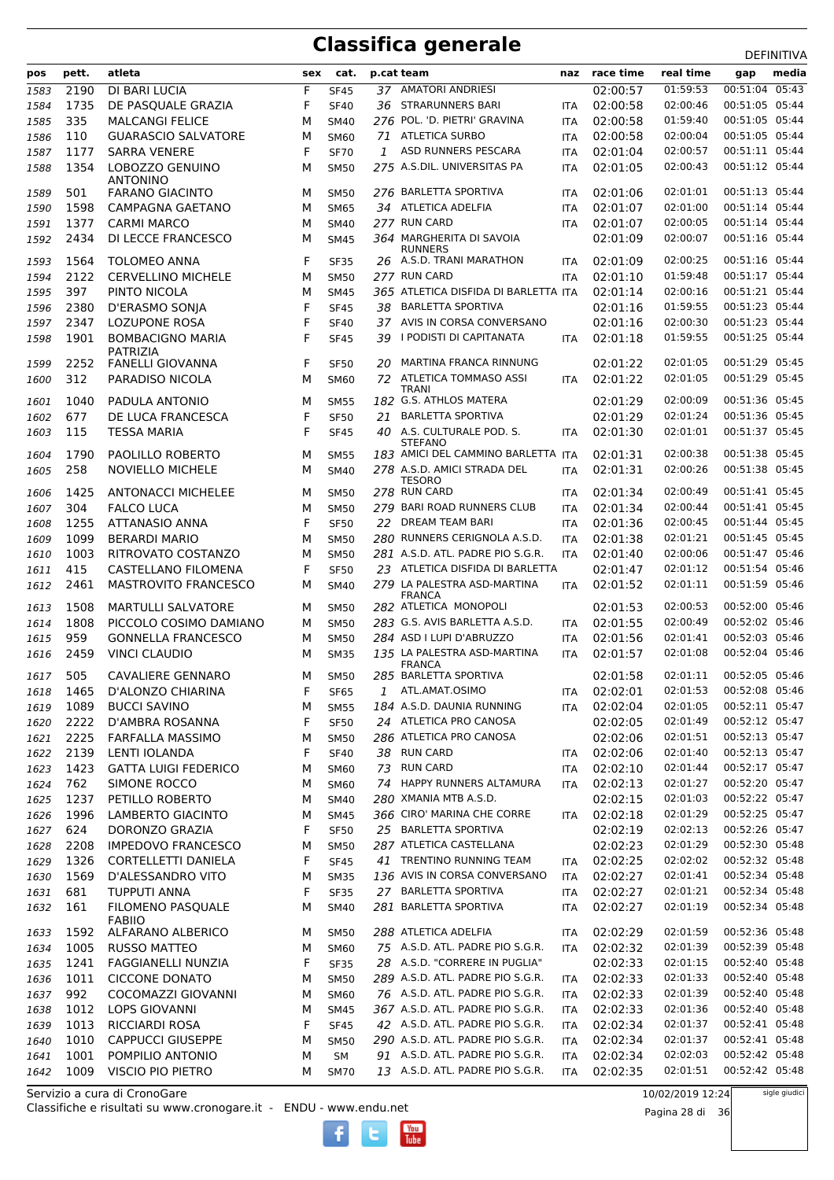# Classifica generale

DEFINITIVA

| pos | pett. | atleta | sex | cat. | p.cat | team | naz | race time | real time | gap | media |
|---|---|---|---|---|---|---|---|---|---|---|---|
| 1583 | 2190 | DI BARI LUCIA | F | SF45 | 37 | AMATORI ANDRIESI | | 02:00:57 | 01:59:53 | 00:51:04 | 05:43 |
| 1584 | 1735 | DE PASQUALE GRAZIA | F | SF40 | 36 | STRARUNNERS BARI | ITA | 02:00:58 | 02:00:46 | 00:51:05 | 05:44 |
| 1585 | 335 | MALCANGI FELICE | M | SM40 | 276 | POL. 'D. PIETRI' GRAVINA | ITA | 02:00:58 | 01:59:40 | 00:51:05 | 05:44 |
| 1586 | 110 | GUARASCIO SALVATORE | M | SM60 | 71 | ATLETICA SURBO | ITA | 02:00:58 | 02:00:04 | 00:51:05 | 05:44 |
| 1587 | 1177 | SARRA VENERE | F | SF70 | 1 | ASD RUNNERS PESCARA | ITA | 02:01:04 | 02:00:57 | 00:51:11 | 05:44 |
| 1588 | 1354 | LOBOZZO GENUINO ANTONINO | M | SM50 | 275 | A.S.DIL. UNIVERSITAS PA | ITA | 02:01:05 | 02:00:43 | 00:51:12 | 05:44 |
| 1589 | 501 | FARANO GIACINTO | M | SM50 | 276 | BARLETTA SPORTIVA | ITA | 02:01:06 | 02:01:01 | 00:51:13 | 05:44 |
| 1590 | 1598 | CAMPAGNA GAETANO | M | SM65 | 34 | ATLETICA ADELFIA | ITA | 02:01:07 | 02:01:00 | 00:51:14 | 05:44 |
| 1591 | 1377 | CARMI MARCO | M | SM40 | 277 | RUN CARD | ITA | 02:01:07 | 02:00:05 | 00:51:14 | 05:44 |
| 1592 | 2434 | DI LECCE FRANCESCO | M | SM45 | 364 | MARGHERITA DI SAVOIA RUNNERS | | 02:01:09 | 02:00:07 | 00:51:16 | 05:44 |
| 1593 | 1564 | TOLOMEO ANNA | F | SF35 | 26 | A.S.D. TRANI MARATHON | ITA | 02:01:09 | 02:00:25 | 00:51:16 | 05:44 |
| 1594 | 2122 | CERVELLINO MICHELE | M | SM50 | 277 | RUN CARD | ITA | 02:01:10 | 01:59:48 | 00:51:17 | 05:44 |
| 1595 | 397 | PINTO NICOLA | M | SM45 | 365 | ATLETICA DISFIDA DI BARLETTA | ITA | 02:01:14 | 02:00:16 | 00:51:21 | 05:44 |
| 1596 | 2380 | D'ERASMO SONJA | F | SF45 | 38 | BARLETTA SPORTIVA | | 02:01:16 | 01:59:55 | 00:51:23 | 05:44 |
| 1597 | 2347 | LOZUPONE ROSA | F | SF40 | 37 | AVIS IN CORSA CONVERSANO | | 02:01:16 | 02:00:30 | 00:51:23 | 05:44 |
| 1598 | 1901 | BOMBACIGNO MARIA PATRIZIA | F | SF45 | 39 | I PODISTI DI CAPITANATA | ITA | 02:01:18 | 01:59:55 | 00:51:25 | 05:44 |
| 1599 | 2252 | FANELLI GIOVANNA | F | SF50 | 20 | MARTINA FRANCA RINNUNG | | 02:01:22 | 02:01:05 | 00:51:29 | 05:45 |
| 1600 | 312 | PARADISO NICOLA | M | SM60 | 72 | ATLETICA TOMMASO ASSI TRANI | ITA | 02:01:22 | 02:01:05 | 00:51:29 | 05:45 |
| 1601 | 1040 | PADULA ANTONIO | M | SM55 | 182 | G.S. ATHLOS MATERA | | 02:01:29 | 02:00:09 | 00:51:36 | 05:45 |
| 1602 | 677 | DE LUCA FRANCESCA | F | SF50 | 21 | BARLETTA SPORTIVA | | 02:01:29 | 02:01:24 | 00:51:36 | 05:45 |
| 1603 | 115 | TESSA MARIA | F | SF45 | 40 | A.S. CULTURALE POD. S. STEFANO | ITA | 02:01:30 | 02:01:01 | 00:51:37 | 05:45 |
| 1604 | 1790 | PAOLILLO ROBERTO | M | SM55 | 183 | AMICI DEL CAMMINO BARLETTA | ITA | 02:01:31 | 02:00:38 | 00:51:38 | 05:45 |
| 1605 | 258 | NOVIELLO MICHELE | M | SM40 | 278 | A.S.D. AMICI STRADA DEL TESORO | ITA | 02:01:31 | 02:00:26 | 00:51:38 | 05:45 |
| 1606 | 1425 | ANTONACCI MICHELEE | M | SM50 | 278 | RUN CARD | ITA | 02:01:34 | 02:00:49 | 00:51:41 | 05:45 |
| 1607 | 304 | FALCO LUCA | M | SM50 | 279 | BARI ROAD RUNNERS CLUB | ITA | 02:01:34 | 02:00:44 | 00:51:41 | 05:45 |
| 1608 | 1255 | ATTANASIO ANNA | F | SF50 | 22 | DREAM TEAM BARI | ITA | 02:01:36 | 02:00:45 | 00:51:44 | 05:45 |
| 1609 | 1099 | BERARDI MARIO | M | SM50 | 280 | RUNNERS CERIGNOLA A.S.D. | ITA | 02:01:38 | 02:01:21 | 00:51:45 | 05:45 |
| 1610 | 1003 | RITROVATO COSTANZO | M | SM50 | 281 | A.S.D. ATL. PADRE PIO S.G.R. | ITA | 02:01:40 | 02:00:06 | 00:51:47 | 05:46 |
| 1611 | 415 | CASTELLANO FILOMENA | F | SF50 | 23 | ATLETICA DISFIDA DI BARLETTA | | 02:01:47 | 02:01:12 | 00:51:54 | 05:46 |
| 1612 | 2461 | MASTROVITO FRANCESCO | M | SM40 | 279 | LA PALESTRA ASD-MARTINA FRANCA | ITA | 02:01:52 | 02:01:11 | 00:51:59 | 05:46 |
| 1613 | 1508 | MARTULLI SALVATORE | M | SM50 | 282 | ATLETICA MONOPOLI | | 02:01:53 | 02:00:53 | 00:52:00 | 05:46 |
| 1614 | 1808 | PICCOLO COSIMO DAMIANO | M | SM50 | 283 | G.S. AVIS BARLETTA A.S.D. | ITA | 02:01:55 | 02:00:49 | 00:52:02 | 05:46 |
| 1615 | 959 | GONNELLA FRANCESCO | M | SM50 | 284 | ASD I LUPI D'ABRUZZO | ITA | 02:01:56 | 02:01:41 | 00:52:03 | 05:46 |
| 1616 | 2459 | VINCI CLAUDIO | M | SM35 | 135 | LA PALESTRA ASD-MARTINA FRANCA | ITA | 02:01:57 | 02:01:08 | 00:52:04 | 05:46 |
| 1617 | 505 | CAVALIERE GENNARO | M | SM50 | 285 | BARLETTA SPORTIVA | | 02:01:58 | 02:01:11 | 00:52:05 | 05:46 |
| 1618 | 1465 | D'ALONZO CHIARINA | F | SF65 | 1 | ATL.AMAT.OSIMO | ITA | 02:02:01 | 02:01:53 | 00:52:08 | 05:46 |
| 1619 | 1089 | BUCCI SAVINO | M | SM55 | 184 | A.S.D. DAUNIA RUNNING | ITA | 02:02:04 | 02:01:05 | 00:52:11 | 05:47 |
| 1620 | 2222 | D'AMBRA ROSANNA | F | SF50 | 24 | ATLETICA PRO CANOSA | | 02:02:05 | 02:01:49 | 00:52:12 | 05:47 |
| 1621 | 2225 | FARFALLA MASSIMO | M | SM50 | 286 | ATLETICA PRO CANOSA | | 02:02:06 | 02:01:51 | 00:52:13 | 05:47 |
| 1622 | 2139 | LENTI IOLANDA | F | SF40 | 38 | RUN CARD | ITA | 02:02:06 | 02:01:40 | 00:52:13 | 05:47 |
| 1623 | 1423 | GATTA LUIGI FEDERICO | M | SM60 | 73 | RUN CARD | ITA | 02:02:10 | 02:01:44 | 00:52:17 | 05:47 |
| 1624 | 762 | SIMONE ROCCO | M | SM60 | 74 | HAPPY RUNNERS ALTAMURA | ITA | 02:02:13 | 02:01:27 | 00:52:20 | 05:47 |
| 1625 | 1237 | PETILLO ROBERTO | M | SM40 | 280 | XMANIA MTB A.S.D. | | 02:02:15 | 02:01:03 | 00:52:22 | 05:47 |
| 1626 | 1996 | LAMBERTO GIACINTO | M | SM45 | 366 | CIRO' MARINA CHE CORRE | ITA | 02:02:18 | 02:01:29 | 00:52:25 | 05:47 |
| 1627 | 624 | DORONZO GRAZIA | F | SF50 | 25 | BARLETTA SPORTIVA | | 02:02:19 | 02:02:13 | 00:52:26 | 05:47 |
| 1628 | 2208 | IMPEDOVO FRANCESCO | M | SM50 | 287 | ATLETICA CASTELLANA | | 02:02:23 | 02:01:29 | 00:52:30 | 05:48 |
| 1629 | 1326 | CORTELLETTI DANIELA | F | SF45 | 41 | TRENTINO RUNNING TEAM | ITA | 02:02:25 | 02:02:02 | 00:52:32 | 05:48 |
| 1630 | 1569 | D'ALESSANDRO VITO | M | SM35 | 136 | AVIS IN CORSA CONVERSANO | ITA | 02:02:27 | 02:01:41 | 00:52:34 | 05:48 |
| 1631 | 681 | TUPPUTI ANNA | F | SF35 | 27 | BARLETTA SPORTIVA | ITA | 02:02:27 | 02:01:21 | 00:52:34 | 05:48 |
| 1632 | 161 | FILOMENO PASQUALE FABIIO | M | SM40 | 281 | BARLETTA SPORTIVA | ITA | 02:02:27 | 02:01:19 | 00:52:34 | 05:48 |
| 1633 | 1592 | ALFARANO ALBERICO | M | SM50 | 288 | ATLETICA ADELFIA | ITA | 02:02:29 | 02:01:59 | 00:52:36 | 05:48 |
| 1634 | 1005 | RUSSO MATTEO | M | SM60 | 75 | A.S.D. ATL. PADRE PIO S.G.R. | ITA | 02:02:32 | 02:01:39 | 00:52:39 | 05:48 |
| 1635 | 1241 | FAGGIANELLI NUNZIA | F | SF35 | 28 | A.S.D. "CORRERE IN PUGLIA" | | 02:02:33 | 02:01:15 | 00:52:40 | 05:48 |
| 1636 | 1011 | CICCONE DONATO | M | SM50 | 289 | A.S.D. ATL. PADRE PIO S.G.R. | ITA | 02:02:33 | 02:01:33 | 00:52:40 | 05:48 |
| 1637 | 992 | COCOMAZZI GIOVANNI | M | SM60 | 76 | A.S.D. ATL. PADRE PIO S.G.R. | ITA | 02:02:33 | 02:01:39 | 00:52:40 | 05:48 |
| 1638 | 1012 | LOPS GIOVANNI | M | SM45 | 367 | A.S.D. ATL. PADRE PIO S.G.R. | ITA | 02:02:33 | 02:01:36 | 00:52:40 | 05:48 |
| 1639 | 1013 | RICCIARDI ROSA | F | SF45 | 42 | A.S.D. ATL. PADRE PIO S.G.R. | ITA | 02:02:34 | 02:01:37 | 00:52:41 | 05:48 |
| 1640 | 1010 | CAPPUCCI GIUSEPPE | M | SM50 | 290 | A.S.D. ATL. PADRE PIO S.G.R. | ITA | 02:02:34 | 02:01:37 | 00:52:41 | 05:48 |
| 1641 | 1001 | POMPILIO ANTONIO | M | SM | 91 | A.S.D. ATL. PADRE PIO S.G.R. | ITA | 02:02:34 | 02:02:03 | 00:52:42 | 05:48 |
| 1642 | 1009 | VISCIO PIO PIETRO | M | SM70 | 13 | A.S.D. ATL. PADRE PIO S.G.R. | ITA | 02:02:35 | 02:01:51 | 00:52:42 | 05:48 |

Servizio a cura di CronoGare
Classifiche e risultati su www.cronogare.it - ENDU - www.endu.net

10/02/2019 12:24

sigle giudici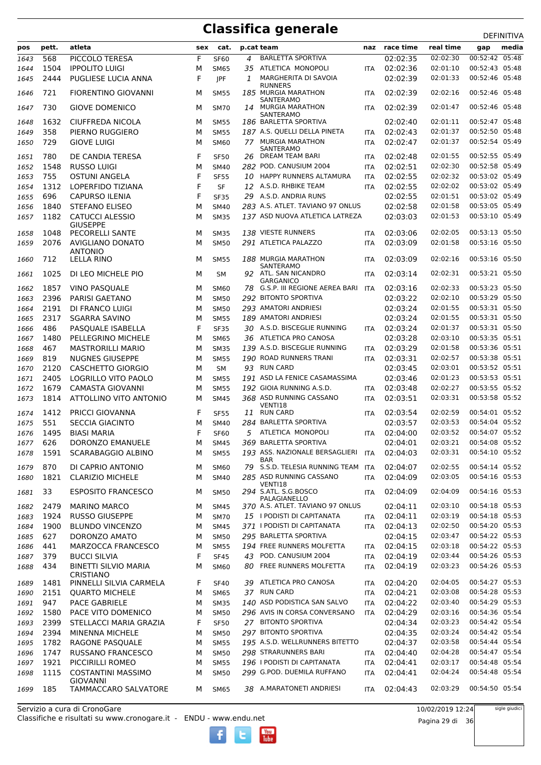# Classifica generale

DEFINITIVA

| pos | pett. | atleta | sex | cat. | p.cat | team | naz | race time | real time | gap | media |
|---|---|---|---|---|---|---|---|---|---|---|---|
| 1643 | 568 | PICCOLO TERESA | F | SF60 | 4 | BARLETTA SPORTIVA | | 02:02:35 | 02:02:30 | 00:52:42 | 05:48 |
| 1644 | 1504 | IPPOLITO LUIGI | M | SM65 | 35 | ATLETICA MONOPOLI | ITA | 02:02:36 | 02:01:10 | 00:52:43 | 05:48 |
| 1645 | 2444 | PUGLIESE LUCIA ANNA | F | JPF | 1 | MARGHERITA DI SAVOIA RUNNERS | | 02:02:39 | 02:01:33 | 00:52:46 | 05:48 |
| 1646 | 721 | FIORENTINO GIOVANNI | M | SM55 | 185 | MURGIA MARATHON SANTERAMO | ITA | 02:02:39 | 02:02:16 | 00:52:46 | 05:48 |
| 1647 | 730 | GIOVE DOMENICO | M | SM70 | 14 | MURGIA MARATHON SANTERAMO | ITA | 02:02:39 | 02:01:47 | 00:52:46 | 05:48 |
| 1648 | 1632 | CIUFFREDA NICOLA | M | SM55 | 186 | BARLETTA SPORTIVA | | 02:02:40 | 02:01:11 | 00:52:47 | 05:48 |
| 1649 | 358 | PIERNO RUGGIERO | M | SM55 | 187 | A.S. QUELLI DELLA PINETA | ITA | 02:02:43 | 02:01:37 | 00:52:50 | 05:48 |
| 1650 | 729 | GIOVE LUIGI | M | SM60 | 77 | MURGIA MARATHON SANTERAMO | ITA | 02:02:47 | 02:01:37 | 00:52:54 | 05:49 |
| 1651 | 780 | DE CANDIA TERESA | F | SF50 | 26 | DREAM TEAM BARI | ITA | 02:02:48 | 02:01:55 | 00:52:55 | 05:49 |
| 1652 | 1548 | RUSSO LUIGI | M | SM40 | 282 | POD. CANUSIUM 2004 | ITA | 02:02:51 | 02:02:30 | 00:52:58 | 05:49 |
| 1653 | 755 | OSTUNI ANGELA | F | SF55 | 10 | HAPPY RUNNERS ALTAMURA | ITA | 02:02:55 | 02:02:32 | 00:53:02 | 05:49 |
| 1654 | 1312 | LOPERFIDO TIZIANA | F | SF | 12 | A.S.D. RHBIKE TEAM | ITA | 02:02:55 | 02:02:02 | 00:53:02 | 05:49 |
| 1655 | 696 | CAPURSO ILENIA | F | SF35 | 29 | A.S.D. ANDRIA RUNS | | 02:02:55 | 02:01:51 | 00:53:02 | 05:49 |
| 1656 | 1840 | STEFANO ELISEO | M | SM40 | 283 | A.S. ATLET. TAVIANO 97 ONLUS | | 02:02:58 | 02:01:58 | 00:53:05 | 05:49 |
| 1657 | 1182 | CATUCCI ALESSIO GIUSEPPE | M | SM35 | 137 | ASD NUOVA ATLETICA LATREZA | | 02:03:03 | 02:01:53 | 00:53:10 | 05:49 |
| 1658 | 1048 | PECORELLI SANTE | M | SM35 | 138 | VIESTE RUNNERS | ITA | 02:03:06 | 02:02:05 | 00:53:13 | 05:50 |
| 1659 | 2076 | AVIGLIANO DONATO ANTONIO | M | SM50 | 291 | ATLETICA PALAZZO | ITA | 02:03:09 | 02:01:58 | 00:53:16 | 05:50 |
| 1660 | 712 | LELLA RINO | M | SM55 | 188 | MURGIA MARATHON SANTERAMO | ITA | 02:03:09 | 02:02:16 | 00:53:16 | 05:50 |
| 1661 | 1025 | DI LEO MICHELE PIO | M | SM | 92 | ATL. SAN NICANDRO GARGANICO | ITA | 02:03:14 | 02:02:31 | 00:53:21 | 05:50 |
| 1662 | 1857 | VINO PASQUALE | M | SM60 | 78 | G.S.P. III REGIONE AEREA BARI | ITA | 02:03:16 | 02:02:33 | 00:53:23 | 05:50 |
| 1663 | 2396 | PARISI GAETANO | M | SM50 | 292 | BITONTO SPORTIVA | | 02:03:22 | 02:02:10 | 00:53:29 | 05:50 |
| 1664 | 2191 | DI FRANCO LUIGI | M | SM50 | 293 | AMATORI ANDRIESI | | 02:03:24 | 02:01:55 | 00:53:31 | 05:50 |
| 1665 | 2317 | SGARRA SAVINO | M | SM55 | 189 | AMATORI ANDRIESI | | 02:03:24 | 02:01:55 | 00:53:31 | 05:50 |
| 1666 | 486 | PASQUALE ISABELLA | F | SF35 | 30 | A.S.D. BISCEGLIE RUNNING | ITA | 02:03:24 | 02:01:37 | 00:53:31 | 05:50 |
| 1667 | 1480 | PELLEGRINO MICHELE | M | SM65 | 36 | ATLETICA PRO CANOSA | | 02:03:28 | 02:03:10 | 00:53:35 | 05:51 |
| 1668 | 467 | MASTRORILLI MARIO | M | SM35 | 139 | A.S.D. BISCEGLIE RUNNING | ITA | 02:03:29 | 02:01:58 | 00:53:36 | 05:51 |
| 1669 | 819 | NUGNES GIUSEPPE | M | SM55 | 190 | ROAD RUNNERS TRANI | ITA | 02:03:31 | 02:02:57 | 00:53:38 | 05:51 |
| 1670 | 2120 | CASCHETTO GIORGIO | M | SM | 93 | RUN CARD | | 02:03:45 | 02:03:01 | 00:53:52 | 05:51 |
| 1671 | 2405 | LOGRILLO VITO PAOLO | M | SM55 | 191 | ASD LA FENICE CASAMASSIMA | | 02:03:46 | 02:01:23 | 00:53:53 | 05:51 |
| 1672 | 1679 | CAMASTA GIOVANNI | M | SM55 | 192 | GIOIA RUNNING A.S.D. | ITA | 02:03:48 | 02:02:27 | 00:53:55 | 05:52 |
| 1673 | 1814 | ATTOLLINO VITO ANTONIO | M | SM45 | 368 | ASD RUNNING CASSANO VENTI18 | ITA | 02:03:51 | 02:03:31 | 00:53:58 | 05:52 |
| 1674 | 1412 | PRICCI GIOVANNA | F | SF55 | 11 | RUN CARD | ITA | 02:03:54 | 02:02:59 | 00:54:01 | 05:52 |
| 1675 | 551 | SECCIA GIACINTO | M | SM40 | 284 | BARLETTA SPORTIVA | | 02:03:57 | 02:03:53 | 00:54:04 | 05:52 |
| 1676 | 1495 | BIASI MARIA | F | SF60 | 5 | ATLETICA MONOPOLI | ITA | 02:04:00 | 02:03:52 | 00:54:07 | 05:52 |
| 1677 | 626 | DORONZO EMANUELE | M | SM45 | 369 | BARLETTA SPORTIVA | | 02:04:01 | 02:03:21 | 00:54:08 | 05:52 |
| 1678 | 1591 | SCARABAGGIO ALBINO | M | SM55 | 193 | ASS. NAZIONALE BERSAGLIERI BAR | ITA | 02:04:03 | 02:03:31 | 00:54:10 | 05:52 |
| 1679 | 870 | DI CAPRIO ANTONIO | M | SM60 | 79 | S.S.D. TELESIA RUNNING TEAM | ITA | 02:04:07 | 02:02:55 | 00:54:14 | 05:52 |
| 1680 | 1821 | CLARIZIO MICHELE | M | SM40 | 285 | ASD RUNNING CASSANO VENTI18 | ITA | 02:04:09 | 02:03:05 | 00:54:16 | 05:53 |
| 1681 | 33 | ESPOSITO FRANCESCO | M | SM50 | 294 | S.ATL. S.G.BOSCO PALAGIANELLO | ITA | 02:04:09 | 02:04:09 | 00:54:16 | 05:53 |
| 1682 | 2479 | MARINO MARCO | M | SM45 | 370 | A.S. ATLET. TAVIANO 97 ONLUS | | 02:04:11 | 02:03:10 | 00:54:18 | 05:53 |
| 1683 | 1924 | RUSSO GIUSEPPE | M | SM70 | 15 | I PODISTI DI CAPITANATA | ITA | 02:04:11 | 02:03:19 | 00:54:18 | 05:53 |
| 1684 | 1900 | BLUNDO VINCENZO | M | SM45 | 371 | I PODISTI DI CAPITANATA | ITA | 02:04:13 | 02:02:50 | 00:54:20 | 05:53 |
| 1685 | 627 | DORONZO AMATO | M | SM50 | 295 | BARLETTA SPORTIVA | | 02:04:15 | 02:03:47 | 00:54:22 | 05:53 |
| 1686 | 441 | MARZOCCA FRANCESCO | M | SM55 | 194 | FREE RUNNERS MOLFETTA | ITA | 02:04:15 | 02:03:18 | 00:54:22 | 05:53 |
| 1687 | 379 | BUCCI SILVIA | F | SF45 | 43 | POD. CANUSIUM 2004 | ITA | 02:04:19 | 02:03:44 | 00:54:26 | 05:53 |
| 1688 | 434 | BINETTI SILVIO MARIA CRISTIANO | M | SM60 | 80 | FREE RUNNERS MOLFETTA | ITA | 02:04:19 | 02:03:23 | 00:54:26 | 05:53 |
| 1689 | 1481 | PINNELLI SILVIA CARMELA | F | SF40 | 39 | ATLETICA PRO CANOSA | ITA | 02:04:20 | 02:04:05 | 00:54:27 | 05:53 |
| 1690 | 2151 | QUARTO MICHELE | M | SM65 | 37 | RUN CARD | ITA | 02:04:21 | 02:03:08 | 00:54:28 | 05:53 |
| 1691 | 947 | PACE GABRIELE | M | SM35 | 140 | ASD PODISTICA SAN SALVO | ITA | 02:04:22 | 02:03:40 | 00:54:29 | 05:53 |
| 1692 | 1580 | PACE VITO DOMENICO | M | SM50 | 296 | AVIS IN CORSA CONVERSANO | ITA | 02:04:29 | 02:03:16 | 00:54:36 | 05:54 |
| 1693 | 2399 | STELLACCI MARIA GRAZIA | F | SF50 | 27 | BITONTO SPORTIVA | | 02:04:34 | 02:03:23 | 00:54:42 | 05:54 |
| 1694 | 2394 | MINENNA MICHELE | M | SM50 | 297 | BITONTO SPORTIVA | | 02:04:35 | 02:03:24 | 00:54:42 | 05:54 |
| 1695 | 1782 | RAGONE PASQUALE | M | SM55 | 195 | A.S.D. WELLRUNNERS BITETTO | | 02:04:37 | 02:03:58 | 00:54:44 | 05:54 |
| 1696 | 1747 | RUSSANO FRANCESCO | M | SM50 | 298 | STRARUNNERS BARI | ITA | 02:04:40 | 02:04:28 | 00:54:47 | 05:54 |
| 1697 | 1921 | PICCIRILLI ROMEO | M | SM55 | 196 | I PODISTI DI CAPITANATA | ITA | 02:04:41 | 02:03:17 | 00:54:48 | 05:54 |
| 1698 | 1115 | COSTANTINI MASSIMO GIOVANNI | M | SM50 | 299 | G.POD. DUEMILA RUFFANO | ITA | 02:04:41 | 02:04:24 | 00:54:48 | 05:54 |
| 1699 | 185 | TAMMACCARO SALVATORE | M | SM65 | 38 | A.MARATONETI ANDRIESI | ITA | 02:04:43 | 02:03:29 | 00:54:50 | 05:54 |

Servizio a cura di CronoGare
Classifiche e risultati su www.cronogare.it - ENDU - www.endu.net

10/02/2019 12:24

sigle giudici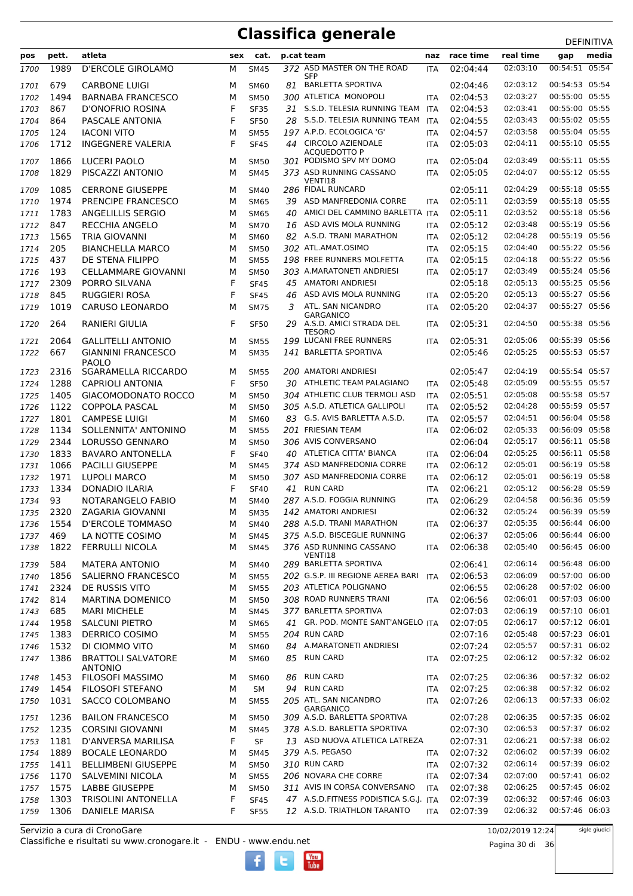# Classifica generale

DEFINITIVA

| pos | pett. | atleta | sex | cat. | p.cat | team | naz | race time | real time | gap | media |
|---|---|---|---|---|---|---|---|---|---|---|---|
| 1700 | 1989 | D'ERCOLE GIROLAMO | M | SM45 | 372 | ASD MASTER ON THE ROAD SFP | ITA | 02:04:44 | 02:03:10 | 00:54:51 | 05:54 |
| 1701 | 679 | CARBONE LUIGI | M | SM60 | 81 | BARLETTA SPORTIVA | | 02:04:46 | 02:03:12 | 00:54:53 | 05:54 |
| 1702 | 1494 | BARNABA FRANCESCO | M | SM50 | 300 | ATLETICA MONOPOLI | ITA | 02:04:53 | 02:03:27 | 00:55:00 | 05:55 |
| 1703 | 867 | D'ONOFRIO ROSINA | F | SF35 | 31 | S.S.D. TELESIA RUNNING TEAM | ITA | 02:04:53 | 02:03:41 | 00:55:00 | 05:55 |
| 1704 | 864 | PASCALE ANTONIA | F | SF50 | 28 | S.S.D. TELESIA RUNNING TEAM | ITA | 02:04:55 | 02:03:43 | 00:55:02 | 05:55 |
| 1705 | 124 | IACONI VITO | M | SM55 | 197 | A.P.D. ECOLOGICA 'G' | ITA | 02:04:57 | 02:03:58 | 00:55:04 | 05:55 |
| 1706 | 1712 | INGEGNERE VALERIA | F | SF45 | 44 | CIRCOLO AZIENDALE ACQUEDOTTO P | ITA | 02:05:03 | 02:04:11 | 00:55:10 | 05:55 |
| 1707 | 1866 | LUCERI PAOLO | M | SM50 | 301 | PODISMO SPV MY DOMO | ITA | 02:05:04 | 02:03:49 | 00:55:11 | 05:55 |
| 1708 | 1829 | PISCAZZI ANTONIO | M | SM45 | 373 | ASD RUNNING CASSANO VENTI18 | ITA | 02:05:05 | 02:04:07 | 00:55:12 | 05:55 |
| 1709 | 1085 | CERRONE GIUSEPPE | M | SM40 | 286 | FIDAL RUNCARD | | 02:05:11 | 02:04:29 | 00:55:18 | 05:55 |
| 1710 | 1974 | PRENCIPE FRANCESCO | M | SM65 | 39 | ASD MANFREDONIA CORRE | ITA | 02:05:11 | 02:03:59 | 00:55:18 | 05:55 |
| 1711 | 1783 | ANGELILLIS SERGIO | M | SM65 | 40 | AMICI DEL CAMMINO BARLETTA | ITA | 02:05:11 | 02:03:52 | 00:55:18 | 05:56 |
| 1712 | 847 | RECCHIA ANGELO | M | SM70 | 16 | ASD AVIS MOLA RUNNING | ITA | 02:05:12 | 02:03:48 | 00:55:19 | 05:56 |
| 1713 | 1565 | TRIA GIOVANNI | M | SM60 | 82 | A.S.D. TRANI MARATHON | ITA | 02:05:12 | 02:04:28 | 00:55:19 | 05:56 |
| 1714 | 205 | BIANCHELLA MARCO | M | SM50 | 302 | ATL.AMAT.OSIMO | ITA | 02:05:15 | 02:04:40 | 00:55:22 | 05:56 |
| 1715 | 437 | DE STENA FILIPPO | M | SM55 | 198 | FREE RUNNERS MOLFETTA | ITA | 02:05:15 | 02:04:18 | 00:55:22 | 05:56 |
| 1716 | 193 | CELLAMMARE GIOVANNI | M | SM50 | 303 | A.MARATONETI ANDRIESI | ITA | 02:05:17 | 02:03:49 | 00:55:24 | 05:56 |
| 1717 | 2309 | PORRO SILVANA | F | SF45 | 45 | AMATORI ANDRIESI | | 02:05:18 | 02:05:13 | 00:55:25 | 05:56 |
| 1718 | 845 | RUGGIERI ROSA | F | SF45 | 46 | ASD AVIS MOLA RUNNING | ITA | 02:05:20 | 02:05:13 | 00:55:27 | 05:56 |
| 1719 | 1019 | CARUSO LEONARDO | M | SM75 | 3 | ATL. SAN NICANDRO GARGANICO | ITA | 02:05:20 | 02:04:37 | 00:55:27 | 05:56 |
| 1720 | 264 | RANIERI GIULIA | F | SF50 | 29 | A.S.D. AMICI STRADA DEL TESORO | ITA | 02:05:31 | 02:04:50 | 00:55:38 | 05:56 |
| 1721 | 2064 | GALLITELLI ANTONIO | M | SM55 | 199 | LUCANI FREE RUNNERS | ITA | 02:05:31 | 02:05:06 | 00:55:39 | 05:56 |
| 1722 | 667 | GIANNINI FRANCESCO PAOLO | M | SM35 | 141 | BARLETTA SPORTIVA | | 02:05:46 | 02:05:25 | 00:55:53 | 05:57 |
| 1723 | 2316 | SGARAMELLA RICCARDO | M | SM55 | 200 | AMATORI ANDRIESI | | 02:05:47 | 02:04:19 | 00:55:54 | 05:57 |
| 1724 | 1288 | CAPRIOLI ANTONIA | F | SF50 | 30 | ATHLETIC TEAM PALAGIANO | ITA | 02:05:48 | 02:05:09 | 00:55:55 | 05:57 |
| 1725 | 1405 | GIACOMODONATO ROCCO | M | SM50 | 304 | ATHLETIC CLUB TERMOLI ASD | ITA | 02:05:51 | 02:05:08 | 00:55:58 | 05:57 |
| 1726 | 1122 | COPPOLA PASCAL | M | SM50 | 305 | A.S.D. ATLETICA GALLIPOLI | ITA | 02:05:52 | 02:04:28 | 00:55:59 | 05:57 |
| 1727 | 1801 | CAMPESE LUIGI | M | SM60 | 83 | G.S. AVIS BARLETTA A.S.D. | ITA | 02:05:57 | 02:04:51 | 00:56:04 | 05:58 |
| 1728 | 1134 | SOLLENNITA' ANTONINO | M | SM55 | 201 | FRIESIAN TEAM | ITA | 02:06:02 | 02:05:33 | 00:56:09 | 05:58 |
| 1729 | 2344 | LORUSSO GENNARO | M | SM50 | 306 | AVIS CONVERSANO | | 02:06:04 | 02:05:17 | 00:56:11 | 05:58 |
| 1730 | 1833 | BAVARO ANTONELLA | F | SF40 | 40 | ATLETICA CITTA' BIANCA | ITA | 02:06:04 | 02:05:25 | 00:56:11 | 05:58 |
| 1731 | 1066 | PACILLI GIUSEPPE | M | SM45 | 374 | ASD MANFREDONIA CORRE | ITA | 02:06:12 | 02:05:01 | 00:56:19 | 05:58 |
| 1732 | 1971 | LUPOLI MARCO | M | SM50 | 307 | ASD MANFREDONIA CORRE | ITA | 02:06:12 | 02:05:01 | 00:56:19 | 05:58 |
| 1733 | 1334 | DONADIO ILARIA | F | SF40 | 41 | RUN CARD | ITA | 02:06:21 | 02:05:12 | 00:56:28 | 05:59 |
| 1734 | 93 | NOTARANGELO FABIO | M | SM40 | 287 | A.S.D. FOGGIA RUNNING | ITA | 02:06:29 | 02:04:58 | 00:56:36 | 05:59 |
| 1735 | 2320 | ZAGARIA GIOVANNI | M | SM35 | 142 | AMATORI ANDRIESI | | 02:06:32 | 02:05:24 | 00:56:39 | 05:59 |
| 1736 | 1554 | D'ERCOLE TOMMASO | M | SM40 | 288 | A.S.D. TRANI MARATHON | ITA | 02:06:37 | 02:05:35 | 00:56:44 | 06:00 |
| 1737 | 469 | LA NOTTE COSIMO | M | SM45 | 375 | A.S.D. BISCEGLIE RUNNING | | 02:06:37 | 02:05:06 | 00:56:44 | 06:00 |
| 1738 | 1822 | FERRULLI NICOLA | M | SM45 | 376 | ASD RUNNING CASSANO VENTI18 | ITA | 02:06:38 | 02:05:40 | 00:56:45 | 06:00 |
| 1739 | 584 | MATERA ANTONIO | M | SM40 | 289 | BARLETTA SPORTIVA | | 02:06:41 | 02:06:14 | 00:56:48 | 06:00 |
| 1740 | 1856 | SALIERNO FRANCESCO | M | SM55 | 202 | G.S.P. III REGIONE AEREA BARI | ITA | 02:06:53 | 02:06:09 | 00:57:00 | 06:00 |
| 1741 | 2324 | DE RUSSIS VITO | M | SM55 | 203 | ATLETICA POLIGNANO | | 02:06:55 | 02:06:28 | 00:57:02 | 06:00 |
| 1742 | 814 | MARTINA DOMENICO | M | SM50 | 308 | ROAD RUNNERS TRANI | ITA | 02:06:56 | 02:06:01 | 00:57:03 | 06:00 |
| 1743 | 685 | MARI MICHELE | M | SM45 | 377 | BARLETTA SPORTIVA | | 02:07:03 | 02:06:19 | 00:57:10 | 06:01 |
| 1744 | 1958 | SALCUNI PIETRO | M | SM65 | 41 | GR. POD. MONTE SANT'ANGELO | ITA | 02:07:05 | 02:06:17 | 00:57:12 | 06:01 |
| 1745 | 1383 | DERRICO COSIMO | M | SM55 | 204 | RUN CARD | | 02:07:16 | 02:05:48 | 00:57:23 | 06:01 |
| 1746 | 1532 | DI CIOMMO VITO | M | SM60 | 84 | A.MARATONETI ANDRIESI | | 02:07:24 | 02:05:57 | 00:57:31 | 06:02 |
| 1747 | 1386 | BRATTOLI SALVATORE ANTONIO | M | SM60 | 85 | RUN CARD | ITA | 02:07:25 | 02:06:12 | 00:57:32 | 06:02 |
| 1748 | 1453 | FILOSOFI MASSIMO | M | SM60 | 86 | RUN CARD | ITA | 02:07:25 | 02:06:36 | 00:57:32 | 06:02 |
| 1749 | 1454 | FILOSOFI STEFANO | M | SM | 94 | RUN CARD | ITA | 02:07:25 | 02:06:38 | 00:57:32 | 06:02 |
| 1750 | 1031 | SACCO COLOMBANO | M | SM55 | 205 | ATL. SAN NICANDRO GARGANICO | ITA | 02:07:26 | 02:06:13 | 00:57:33 | 06:02 |
| 1751 | 1236 | BAILON FRANCESCO | M | SM50 | 309 | A.S.D. BARLETTA SPORTIVA | | 02:07:28 | 02:06:35 | 00:57:35 | 06:02 |
| 1752 | 1235 | CORSINI GIOVANNI | M | SM45 | 378 | A.S.D. BARLETTA SPORTIVA | | 02:07:30 | 02:06:53 | 00:57:37 | 06:02 |
| 1753 | 1181 | D'ANVERSA MARILISA | F | SF | 13 | ASD NUOVA ATLETICA LATREZA | | 02:07:31 | 02:06:21 | 00:57:38 | 06:02 |
| 1754 | 1889 | BOCALE LEONARDO | M | SM45 | 379 | A.S. PEGASO | ITA | 02:07:32 | 02:06:02 | 00:57:39 | 06:02 |
| 1755 | 1411 | BELLIMBENI GIUSEPPE | M | SM50 | 310 | RUN CARD | ITA | 02:07:32 | 02:06:14 | 00:57:39 | 06:02 |
| 1756 | 1170 | SALVEMINI NICOLA | M | SM55 | 206 | NOVARA CHE CORRE | ITA | 02:07:34 | 02:07:00 | 00:57:41 | 06:02 |
| 1757 | 1575 | LABBE GIUSEPPE | M | SM50 | 311 | AVIS IN CORSA CONVERSANO | ITA | 02:07:38 | 02:06:25 | 00:57:45 | 06:02 |
| 1758 | 1303 | TRISOLINI ANTONELLA | F | SF45 | 47 | A.S.D.FITNESS PODISTICA S.G.J. | ITA | 02:07:39 | 02:06:32 | 00:57:46 | 06:03 |
| 1759 | 1306 | DANIELE MARISA | F | SF55 | 12 | A.S.D. TRIATHLON TARANTO | ITA | 02:07:39 | 02:06:32 | 00:57:46 | 06:03 |

Servizio a cura di CronoGare
Classifiche e risultati su www.cronogare.it - ENDU - www.endu.net

10/02/2019 12:24

sigle giudici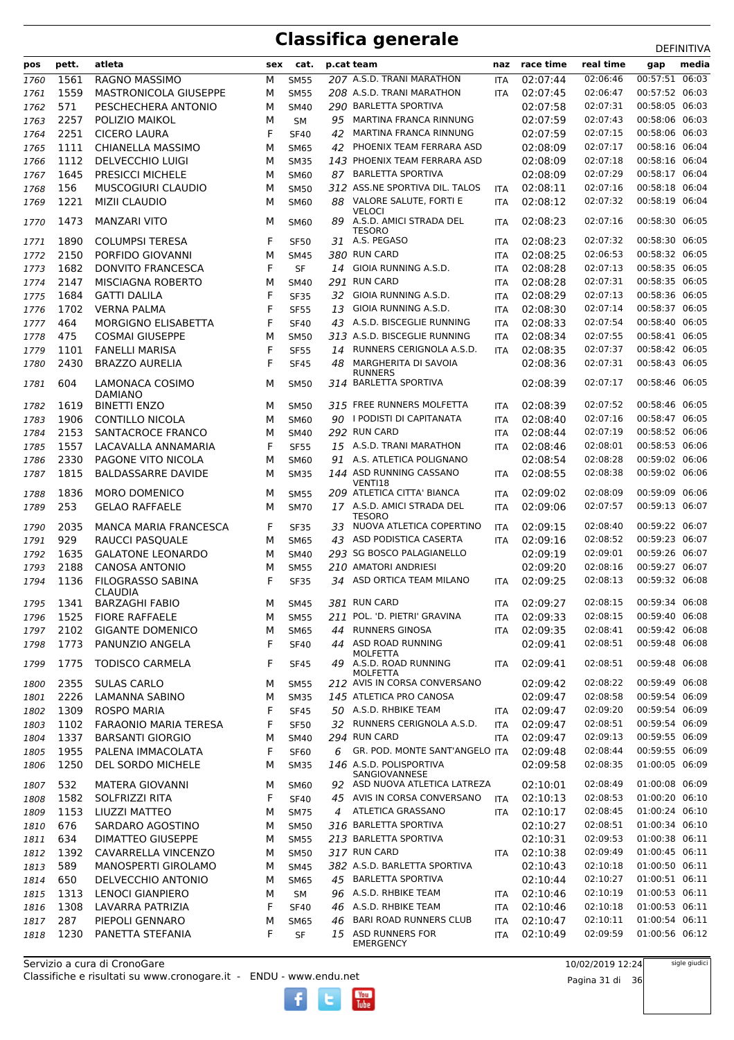# Classifica generale

DEFINITIVA

| pos | pett. | atleta | sex | cat. | p.cat | team | naz | race time | real time | gap | media |
|---|---|---|---|---|---|---|---|---|---|---|---|
| 1760 | 1561 | RAGNO MASSIMO | M | SM55 | 207 | A.S.D. TRANI MARATHON | ITA | 02:07:44 | 02:06:46 | 00:57:51 | 06:03 |
| 1761 | 1559 | MASTRONICOLA GIUSEPPE | M | SM55 | 208 | A.S.D. TRANI MARATHON | ITA | 02:07:45 | 02:06:47 | 00:57:52 | 06:03 |
| 1762 | 571 | PESCHECHERA ANTONIO | M | SM40 | 290 | BARLETTA SPORTIVA | | 02:07:58 | 02:07:31 | 00:58:05 | 06:03 |
| 1763 | 2257 | POLIZIO MAIKOL | M | SM | 95 | MARTINA FRANCA RINNUNG | | 02:07:59 | 02:07:43 | 00:58:06 | 06:03 |
| 1764 | 2251 | CICERO LAURA | F | SF40 | 42 | MARTINA FRANCA RINNUNG | | 02:07:59 | 02:07:15 | 00:58:06 | 06:03 |
| 1765 | 1111 | CHIANELLA MASSIMO | M | SM65 | 42 | PHOENIX TEAM FERRARA ASD | | 02:08:09 | 02:07:17 | 00:58:16 | 06:04 |
| 1766 | 1112 | DELVECCHIO LUIGI | M | SM35 | 143 | PHOENIX TEAM FERRARA ASD | | 02:08:09 | 02:07:18 | 00:58:16 | 06:04 |
| 1767 | 1645 | PRESICCI MICHELE | M | SM60 | 87 | BARLETTA SPORTIVA | | 02:08:09 | 02:07:29 | 00:58:17 | 06:04 |
| 1768 | 156 | MUSCOGIURI CLAUDIO | M | SM50 | 312 | ASS.NE SPORTIVA DIL. TALOS | ITA | 02:08:11 | 02:07:16 | 00:58:18 | 06:04 |
| 1769 | 1221 | MIZII CLAUDIO | M | SM60 | 88 | VALORE SALUTE, FORTI E VELOCI | ITA | 02:08:12 | 02:07:32 | 00:58:19 | 06:04 |
| 1770 | 1473 | MANZARI VITO | M | SM60 | 89 | A.S.D. AMICI STRADA DEL TESORO | ITA | 02:08:23 | 02:07:16 | 00:58:30 | 06:05 |
| 1771 | 1890 | COLUMPSI TERESA | F | SF50 | 31 | A.S. PEGASO | ITA | 02:08:23 | 02:07:32 | 00:58:30 | 06:05 |
| 1772 | 2150 | PORFIDO GIOVANNI | M | SM45 | 380 | RUN CARD | ITA | 02:08:25 | 02:06:53 | 00:58:32 | 06:05 |
| 1773 | 1682 | DONVITO FRANCESCA | F | SF | 14 | GIOIA RUNNING A.S.D. | ITA | 02:08:28 | 02:07:13 | 00:58:35 | 06:05 |
| 1774 | 2147 | MISCIAGNA ROBERTO | M | SM40 | 291 | RUN CARD | ITA | 02:08:28 | 02:07:31 | 00:58:35 | 06:05 |
| 1775 | 1684 | GATTI DALILA | F | SF35 | 32 | GIOIA RUNNING A.S.D. | ITA | 02:08:29 | 02:07:13 | 00:58:36 | 06:05 |
| 1776 | 1702 | VERNA PALMA | F | SF55 | 13 | GIOIA RUNNING A.S.D. | ITA | 02:08:30 | 02:07:14 | 00:58:37 | 06:05 |
| 1777 | 464 | MORGIGNO ELISABETTA | F | SF40 | 43 | A.S.D. BISCEGLIE RUNNING | ITA | 02:08:33 | 02:07:54 | 00:58:40 | 06:05 |
| 1778 | 475 | COSMAI GIUSEPPE | M | SM50 | 313 | A.S.D. BISCEGLIE RUNNING | ITA | 02:08:34 | 02:07:55 | 00:58:41 | 06:05 |
| 1779 | 1101 | FANELLI MARISA | F | SF55 | 14 | RUNNERS CERIGNOLA A.S.D. | ITA | 02:08:35 | 02:07:37 | 00:58:42 | 06:05 |
| 1780 | 2430 | BRAZZO AURELIA | F | SF45 | 48 | MARGHERITA DI SAVOIA RUNNERS | | 02:08:36 | 02:07:31 | 00:58:43 | 06:05 |
| 1781 | 604 | LAMONACA COSIMO DAMIANO | M | SM50 | 314 | BARLETTA SPORTIVA | | 02:08:39 | 02:07:17 | 00:58:46 | 06:05 |
| 1782 | 1619 | BINETTI ENZO | M | SM50 | 315 | FREE RUNNERS MOLFETTA | ITA | 02:08:39 | 02:07:52 | 00:58:46 | 06:05 |
| 1783 | 1906 | CONTILLO NICOLA | M | SM60 | 90 | I PODISTI DI CAPITANATA | ITA | 02:08:40 | 02:07:16 | 00:58:47 | 06:05 |
| 1784 | 2153 | SANTACROCE FRANCO | M | SM40 | 292 | RUN CARD | ITA | 02:08:44 | 02:07:19 | 00:58:52 | 06:06 |
| 1785 | 1557 | LACAVALLA ANNAMARIA | F | SF55 | 15 | A.S.D. TRANI MARATHON | ITA | 02:08:46 | 02:08:01 | 00:58:53 | 06:06 |
| 1786 | 2330 | PAGONE VITO NICOLA | M | SM60 | 91 | A.S. ATLETICA POLIGNANO | | 02:08:54 | 02:08:28 | 00:59:02 | 06:06 |
| 1787 | 1815 | BALDASSARRE DAVIDE | M | SM35 | 144 | ASD RUNNING CASSANO VENTI18 | ITA | 02:08:55 | 02:08:38 | 00:59:02 | 06:06 |
| 1788 | 1836 | MORO DOMENICO | M | SM55 | 209 | ATLETICA CITTA' BIANCA | ITA | 02:09:02 | 02:08:09 | 00:59:09 | 06:06 |
| 1789 | 253 | GELAO RAFFAELE | M | SM70 | 17 | A.S.D. AMICI STRADA DEL TESORO | ITA | 02:09:06 | 02:07:57 | 00:59:13 | 06:07 |
| 1790 | 2035 | MANCA MARIA FRANCESCA | F | SF35 | 33 | NUOVA ATLETICA COPERTINO | ITA | 02:09:15 | 02:08:40 | 00:59:22 | 06:07 |
| 1791 | 929 | RAUCCI PASQUALE | M | SM65 | 43 | ASD PODISTICA CASERTA | ITA | 02:09:16 | 02:08:52 | 00:59:23 | 06:07 |
| 1792 | 1635 | GALATONE LEONARDO | M | SM40 | 293 | SG BOSCO PALAGIANELLO | | 02:09:19 | 02:09:01 | 00:59:26 | 06:07 |
| 1793 | 2188 | CANOSA ANTONIO | M | SM55 | 210 | AMATORI ANDRIESI | | 02:09:20 | 02:08:16 | 00:59:27 | 06:07 |
| 1794 | 1136 | FILOGRASSO SABINA CLAUDIA | F | SF35 | 34 | ASD ORTICA TEAM MILANO | ITA | 02:09:25 | 02:08:13 | 00:59:32 | 06:08 |
| 1795 | 1341 | BARZAGHI FABIO | M | SM45 | 381 | RUN CARD | ITA | 02:09:27 | 02:08:15 | 00:59:34 | 06:08 |
| 1796 | 1525 | FIORE RAFFAELE | M | SM55 | 211 | POL. 'D. PIETRI' GRAVINA | ITA | 02:09:33 | 02:08:15 | 00:59:40 | 06:08 |
| 1797 | 2102 | GIGANTE DOMENICO | M | SM65 | 44 | RUNNERS GINOSA | ITA | 02:09:35 | 02:08:41 | 00:59:42 | 06:08 |
| 1798 | 1773 | PANUNZIO ANGELA | F | SF40 | 44 | ASD ROAD RUNNING MOLFETTA | | 02:09:41 | 02:08:51 | 00:59:48 | 06:08 |
| 1799 | 1775 | TODISCO CARMELA | F | SF45 | 49 | A.S.D. ROAD RUNNING MOLFETTA | ITA | 02:09:41 | 02:08:51 | 00:59:48 | 06:08 |
| 1800 | 2355 | SULAS CARLO | M | SM55 | 212 | AVIS IN CORSA CONVERSANO | | 02:09:42 | 02:08:22 | 00:59:49 | 06:08 |
| 1801 | 2226 | LAMANNA SABINO | M | SM35 | 145 | ATLETICA PRO CANOSA | | 02:09:47 | 02:08:58 | 00:59:54 | 06:09 |
| 1802 | 1309 | ROSPO MARIA | F | SF45 | 50 | A.S.D. RHBIKE TEAM | ITA | 02:09:47 | 02:09:20 | 00:59:54 | 06:09 |
| 1803 | 1102 | FARAONIO MARIA TERESA | F | SF50 | 32 | RUNNERS CERIGNOLA A.S.D. | ITA | 02:09:47 | 02:08:51 | 00:59:54 | 06:09 |
| 1804 | 1337 | BARSANTI GIORGIO | M | SM40 | 294 | RUN CARD | ITA | 02:09:47 | 02:09:13 | 00:59:55 | 06:09 |
| 1805 | 1955 | PALENA IMMACOLATA | F | SF60 | 6 | GR. POD. MONTE SANT'ANGELO | ITA | 02:09:48 | 02:08:44 | 00:59:55 | 06:09 |
| 1806 | 1250 | DEL SORDO MICHELE | M | SM35 | 146 | A.S.D. POLISPORTIVA SANGIOVANNESE | | 02:09:58 | 02:08:35 | 01:00:05 | 06:09 |
| 1807 | 532 | MATERA GIOVANNI | M | SM60 | 92 | ASD NUOVA ATLETICA LATREZA | | 02:10:01 | 02:08:49 | 01:00:08 | 06:09 |
| 1808 | 1582 | SOLFRIZZI RITA | F | SF40 | 45 | AVIS IN CORSA CONVERSANO | ITA | 02:10:13 | 02:08:53 | 01:00:20 | 06:10 |
| 1809 | 1153 | LIUZZI MATTEO | M | SM75 | 4 | ATLETICA GRASSANO | ITA | 02:10:17 | 02:08:45 | 01:00:24 | 06:10 |
| 1810 | 676 | SARDARO AGOSTINO | M | SM50 | 316 | BARLETTA SPORTIVA | | 02:10:27 | 02:08:51 | 01:00:34 | 06:10 |
| 1811 | 634 | DIMATTEO GIUSEPPE | M | SM55 | 213 | BARLETTA SPORTIVA | | 02:10:31 | 02:09:53 | 01:00:38 | 06:11 |
| 1812 | 1392 | CAVARRELLA VINCENZO | M | SM50 | 317 | RUN CARD | ITA | 02:10:38 | 02:09:49 | 01:00:45 | 06:11 |
| 1813 | 589 | MANOSPERTI GIROLAMO | M | SM45 | 382 | A.S.D. BARLETTA SPORTIVA | | 02:10:43 | 02:10:18 | 01:00:50 | 06:11 |
| 1814 | 650 | DELVECCHIO ANTONIO | M | SM65 | 45 | BARLETTA SPORTIVA | | 02:10:44 | 02:10:27 | 01:00:51 | 06:11 |
| 1815 | 1313 | LENOCI GIANPIERO | M | SM | 96 | A.S.D. RHBIKE TEAM | ITA | 02:10:46 | 02:10:19 | 01:00:53 | 06:11 |
| 1816 | 1308 | LAVARRA PATRIZIA | F | SF40 | 46 | A.S.D. RHBIKE TEAM | ITA | 02:10:46 | 02:10:18 | 01:00:53 | 06:11 |
| 1817 | 287 | PIEPOLI GENNARO | M | SM65 | 46 | BARI ROAD RUNNERS CLUB | ITA | 02:10:47 | 02:10:11 | 01:00:54 | 06:11 |
| 1818 | 1230 | PANETTA STEFANIA | F | SF | 15 | ASD RUNNERS FOR EMERGENCY | ITA | 02:10:49 | 02:09:59 | 01:00:56 | 06:12 |

Servizio a cura di CronoGare
Classifiche e risultati su www.cronogare.it - ENDU - www.endu.net

10/02/2019 12:24

sigle giudici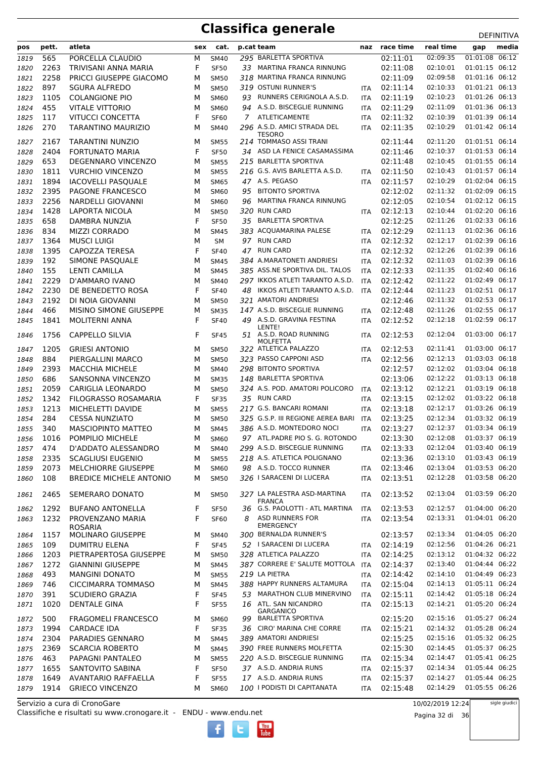# Classifica generale

DEFINITIVA

| pos | pett. | atleta | sex | cat. | p.cat | team | naz | race time | real time | gap | media |
|---|---|---|---|---|---|---|---|---|---|---|---|
| 1819 | 565 | PORCELLA CLAUDIO | M | SM40 | 295 | BARLETTA SPORTIVA | | 02:11:01 | 02:09:35 | 01:01:08 | 06:12 |
| 1820 | 2263 | TRIVISANI ANNA MARIA | F | SF50 | 33 | MARTINA FRANCA RINNUNG | | 02:11:08 | 02:10:01 | 01:01:15 | 06:12 |
| 1821 | 2258 | PRICCI GIUSEPPE GIACOMO | M | SM50 | 318 | MARTINA FRANCA RINNUNG | | 02:11:09 | 02:09:58 | 01:01:16 | 06:12 |
| 1822 | 897 | SGURA ALFREDO | M | SM50 | 319 | OSTUNI RUNNER'S | ITA | 02:11:14 | 02:10:33 | 01:01:21 | 06:13 |
| 1823 | 1105 | COLANGIONE PIO | M | SM60 | 93 | RUNNERS CERIGNOLA A.S.D. | ITA | 02:11:19 | 02:10:23 | 01:01:26 | 06:13 |
| 1824 | 455 | VITALE VITTORIO | M | SM60 | 94 | A.S.D. BISCEGLIE RUNNING | ITA | 02:11:29 | 02:11:09 | 01:01:36 | 06:13 |
| 1825 | 117 | VITUCCI CONCETTA | F | SF60 | 7 | ATLETICAMENTE | ITA | 02:11:32 | 02:10:39 | 01:01:39 | 06:14 |
| 1826 | 270 | TARANTINO MAURIZIO | M | SM40 | 296 | A.S.D. AMICI STRADA DEL TESORO | ITA | 02:11:35 | 02:10:29 | 01:01:42 | 06:14 |
| 1827 | 2167 | TARANTINI NUNZIO | M | SM55 | 214 | TOMMASO ASSI TRANI | | 02:11:44 | 02:11:20 | 01:01:51 | 06:14 |
| 1828 | 2404 | FORTUNATO MARIA | F | SF50 | 34 | ASD LA FENICE CASAMASSIMA | | 02:11:46 | 02:10:37 | 01:01:53 | 06:14 |
| 1829 | 653 | DEGENNARO VINCENZO | M | SM55 | 215 | BARLETTA SPORTIVA | | 02:11:48 | 02:10:45 | 01:01:55 | 06:14 |
| 1830 | 1811 | VURCHIO VINCENZO | M | SM55 | 216 | G.S. AVIS BARLETTA A.S.D. | ITA | 02:11:50 | 02:10:43 | 01:01:57 | 06:14 |
| 1831 | 1894 | IACOVELLI PASQUALE | M | SM65 | 47 | A.S. PEGASO | ITA | 02:11:57 | 02:10:29 | 01:02:04 | 06:15 |
| 1832 | 2395 | PAGONE FRANCESCO | M | SM60 | 95 | BITONTO SPORTIVA | | 02:12:02 | 02:11:32 | 01:02:09 | 06:15 |
| 1833 | 2256 | NARDELLI GIOVANNI | M | SM60 | 96 | MARTINA FRANCA RINNUNG | | 02:12:05 | 02:10:54 | 01:02:12 | 06:15 |
| 1834 | 1428 | LAPORTA NICOLA | M | SM50 | 320 | RUN CARD | ITA | 02:12:13 | 02:10:44 | 01:02:20 | 06:16 |
| 1835 | 658 | DAMBRA NUNZIA | F | SF50 | 35 | BARLETTA SPORTIVA | | 02:12:25 | 02:11:26 | 01:02:33 | 06:16 |
| 1836 | 834 | MIZZI CORRADO | M | SM45 | 383 | ACQUAMARINA PALESE | ITA | 02:12:29 | 02:11:13 | 01:02:36 | 06:16 |
| 1837 | 1364 | MUSCI LUIGI | M | SM | 97 | RUN CARD | ITA | 02:12:32 | 02:12:17 | 01:02:39 | 06:16 |
| 1838 | 1395 | CAPOZZA TERESA | F | SF40 | 47 | RUN CARD | ITA | 02:12:32 | 02:12:26 | 01:02:39 | 06:16 |
| 1839 | 192 | SIMONE PASQUALE | M | SM45 | 384 | A.MARATONETI ANDRIESI | ITA | 02:12:32 | 02:11:03 | 01:02:39 | 06:16 |
| 1840 | 155 | LENTI CAMILLA | M | SM45 | 385 | ASS.NE SPORTIVA DIL. TALOS | ITA | 02:12:33 | 02:11:35 | 01:02:40 | 06:16 |
| 1841 | 2229 | D'AMMARO IVANO | M | SM40 | 297 | IKKOS ATLETI TARANTO A.S.D. | ITA | 02:12:42 | 02:11:22 | 01:02:49 | 06:17 |
| 1842 | 2230 | DE BENEDETTO ROSA | F | SF40 | 48 | IKKOS ATLETI TARANTO A.S.D. | ITA | 02:12:44 | 02:11:23 | 01:02:51 | 06:17 |
| 1843 | 2192 | DI NOIA GIOVANNI | M | SM50 | 321 | AMATORI ANDRIESI | | 02:12:46 | 02:11:32 | 01:02:53 | 06:17 |
| 1844 | 466 | MISINO SIMONE GIUSEPPE | M | SM35 | 147 | A.S.D. BISCEGLIE RUNNING | ITA | 02:12:48 | 02:11:26 | 01:02:55 | 06:17 |
| 1845 | 1841 | MOLITERNI ANNA | F | SF40 | 49 | A.S.D. GRAVINA FESTINA LENTE! | ITA | 02:12:52 | 02:12:18 | 01:02:59 | 06:17 |
| 1846 | 1756 | CAPPELLO SILVIA | F | SF45 | 51 | A.S.D. ROAD RUNNING MOLFETTA | ITA | 02:12:53 | 02:12:04 | 01:03:00 | 06:17 |
| 1847 | 1205 | GRIESI ANTONIO | M | SM50 | 322 | ATLETICA PALAZZO | ITA | 02:12:53 | 02:11:41 | 01:03:00 | 06:17 |
| 1848 | 884 | PIERGALLINI MARCO | M | SM50 | 323 | PASSO CAPPONI ASD | ITA | 02:12:56 | 02:12:13 | 01:03:03 | 06:18 |
| 1849 | 2393 | MACCHIA MICHELE | M | SM40 | 298 | BITONTO SPORTIVA | | 02:12:57 | 02:12:02 | 01:03:04 | 06:18 |
| 1850 | 686 | SANSONNA VINCENZO | M | SM35 | 148 | BARLETTA SPORTIVA | | 02:13:06 | 02:12:22 | 01:03:13 | 06:18 |
| 1851 | 2059 | CARIGLIA LEONARDO | M | SM50 | 324 | A.S. POD. AMATORI POLICORO | ITA | 02:13:12 | 02:12:21 | 01:03:19 | 06:18 |
| 1852 | 1342 | FILOGRASSO ROSAMARIA | F | SF35 | 35 | RUN CARD | ITA | 02:13:15 | 02:12:02 | 01:03:22 | 06:18 |
| 1853 | 1213 | MICHELETTI DAVIDE | M | SM55 | 217 | G.S. BANCARI ROMANI | ITA | 02:13:18 | 02:12:17 | 01:03:26 | 06:19 |
| 1854 | 284 | CESSA NUNZIATO | M | SM50 | 325 | G.S.P. III REGIONE AEREA BARI | ITA | 02:13:25 | 02:12:34 | 01:03:32 | 06:19 |
| 1855 | 340 | MASCIOPINTO MATTEO | M | SM45 | 386 | A.S.D. MONTEDORO NOCI | ITA | 02:13:27 | 02:12:37 | 01:03:34 | 06:19 |
| 1856 | 1016 | POMPILIO MICHELE | M | SM60 | 97 | ATL.PADRE PIO S. G. ROTONDO | | 02:13:30 | 02:12:08 | 01:03:37 | 06:19 |
| 1857 | 474 | D'ADDATO ALESSANDRO | M | SM40 | 299 | A.S.D. BISCEGLIE RUNNING | ITA | 02:13:33 | 02:12:04 | 01:03:40 | 06:19 |
| 1858 | 2335 | SCAGLIUSI EUGENIO | M | SM55 | 218 | A.S. ATLETICA POLIGNANO | | 02:13:36 | 02:13:10 | 01:03:43 | 06:19 |
| 1859 | 2073 | MELCHIORRE GIUSEPPE | M | SM60 | 98 | A.S.D. TOCCO RUNNER | ITA | 02:13:46 | 02:13:04 | 01:03:53 | 06:20 |
| 1860 | 108 | BREDICE MICHELE ANTONIO | M | SM50 | 326 | I SARACENI DI LUCERA | ITA | 02:13:51 | 02:12:28 | 01:03:58 | 06:20 |
| 1861 | 2465 | SEMERARO DONATO | M | SM50 | 327 | LA PALESTRA ASD-MARTINA FRANCA | ITA | 02:13:52 | 02:13:04 | 01:03:59 | 06:20 |
| 1862 | 1292 | BUFANO ANTONELLA | F | SF50 | 36 | G.S. PAOLOTTI - ATL MARTINA | ITA | 02:13:53 | 02:12:57 | 01:04:00 | 06:20 |
| 1863 | 1232 | PROVENZANO MARIA ROSARIA | F | SF60 | 8 | ASD RUNNERS FOR EMERGENCY | ITA | 02:13:54 | 02:13:31 | 01:04:01 | 06:20 |
| 1864 | 1157 | MOLINARO GIUSEPPE | M | SM40 | 300 | BERNALDA RUNNER'S | | 02:13:57 | 02:13:34 | 01:04:05 | 06:20 |
| 1865 | 109 | DUMITRU ELENA | F | SF45 | 52 | I SARACENI DI LUCERA | ITA | 02:14:19 | 02:12:56 | 01:04:26 | 06:21 |
| 1866 | 1203 | PIETRAPERTOSA GIUSEPPE | M | SM50 | 328 | ATLETICA PALAZZO | ITA | 02:14:25 | 02:13:12 | 01:04:32 | 06:22 |
| 1867 | 1272 | GIANNINI GIUSEPPE | M | SM45 | 387 | CORRERE E' SALUTE MOTTOLA | ITA | 02:14:37 | 02:13:40 | 01:04:44 | 06:22 |
| 1868 | 493 | MANGINI DONATO | M | SM55 | 219 | LA PIETRA | ITA | 02:14:42 | 02:14:10 | 01:04:49 | 06:23 |
| 1869 | 746 | CICCIMARRA TOMMASO | M | SM45 | 388 | HAPPY RUNNERS ALTAMURA | ITA | 02:15:04 | 02:14:13 | 01:05:11 | 06:24 |
| 1870 | 391 | SCUDIERO GRAZIA | F | SF45 | 53 | MARATHON CLUB MINERVINO | ITA | 02:15:11 | 02:14:42 | 01:05:18 | 06:24 |
| 1871 | 1020 | DENTALE GINA | F | SF55 | 16 | ATL. SAN NICANDRO GARGANICO | ITA | 02:15:13 | 02:14:21 | 01:05:20 | 06:24 |
| 1872 | 500 | FRAGOMELI FRANCESCO | M | SM60 | 99 | BARLETTA SPORTIVA | | 02:15:20 | 02:15:16 | 01:05:27 | 06:24 |
| 1873 | 1994 | CARDACE IDA | F | SF35 | 36 | CIRO' MARINA CHE CORRE | ITA | 02:15:21 | 02:14:32 | 01:05:28 | 06:24 |
| 1874 | 2304 | PARADIES GENNARO | M | SM45 | 389 | AMATORI ANDRIESI | | 02:15:25 | 02:15:16 | 01:05:32 | 06:25 |
| 1875 | 2369 | SCARCIA ROBERTO | M | SM45 | 390 | FREE RUNNERS MOLFETTA | | 02:15:30 | 02:14:45 | 01:05:37 | 06:25 |
| 1876 | 463 | PAPAGNI PANTALEO | M | SM55 | 220 | A.S.D. BISCEGLIE RUNNING | ITA | 02:15:34 | 02:14:47 | 01:05:41 | 06:25 |
| 1877 | 1655 | SANTOVITO SABINA | F | SF50 | 37 | A.S.D. ANDRIA RUNS | ITA | 02:15:37 | 02:14:34 | 01:05:44 | 06:25 |
| 1878 | 1649 | AVANTARIO RAFFAELLA | F | SF55 | 17 | A.S.D. ANDRIA RUNS | ITA | 02:15:37 | 02:14:27 | 01:05:44 | 06:25 |
| 1879 | 1914 | GRIECO VINCENZO | M | SM60 | 100 | I PODISTI DI CAPITANATA | ITA | 02:15:48 | 02:14:29 | 01:05:55 | 06:26 |

Servizio a cura di CronoGare
Classifiche e risultati su www.cronogare.it - ENDU - www.endu.net

10/02/2019 12:24

sigle giudici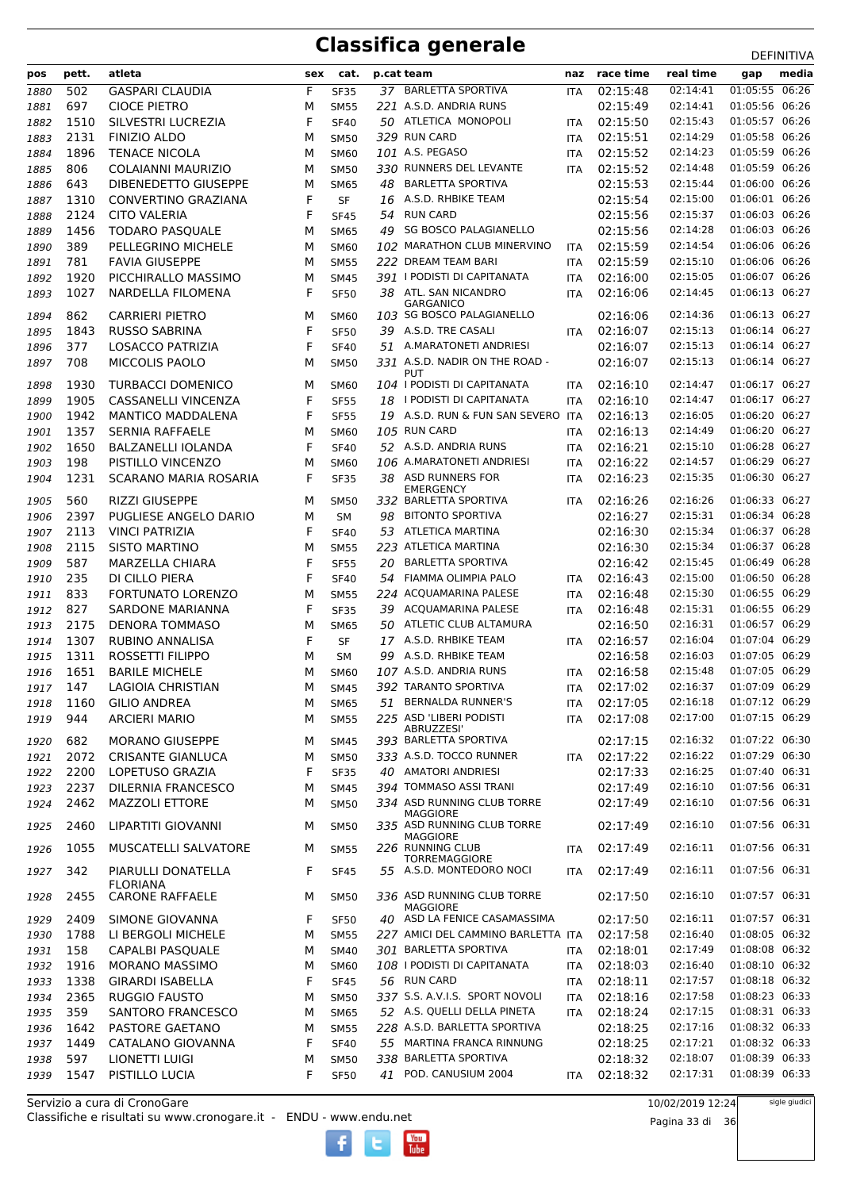# Classifica generale

DEFINITIVA

| pos | pett. | atleta | sex | cat. | p.cat | team | naz | race time | real time | gap | media |
|---|---|---|---|---|---|---|---|---|---|---|---|
| 1880 | 502 | GASPARI CLAUDIA | F | SF35 | 37 | BARLETTA SPORTIVA | ITA | 02:15:48 | 02:14:41 | 01:05:55 | 06:26 |
| 1881 | 697 | CIOCE PIETRO | M | SM55 | 221 | A.S.D. ANDRIA RUNS | | 02:15:49 | 02:14:41 | 01:05:56 | 06:26 |
| 1882 | 1510 | SILVESTRI LUCREZIA | F | SF40 | 50 | ATLETICA MONOPOLI | ITA | 02:15:50 | 02:15:43 | 01:05:57 | 06:26 |
| 1883 | 2131 | FINIZIO ALDO | M | SM50 | 329 | RUN CARD | ITA | 02:15:51 | 02:14:29 | 01:05:58 | 06:26 |
| 1884 | 1896 | TENACE NICOLA | M | SM60 | 101 | A.S. PEGASO | ITA | 02:15:52 | 02:14:23 | 01:05:59 | 06:26 |
| 1885 | 806 | COLAIANNI MAURIZIO | M | SM50 | 330 | RUNNERS DEL LEVANTE | ITA | 02:15:52 | 02:14:48 | 01:05:59 | 06:26 |
| 1886 | 643 | DIBENEDETTO GIUSEPPE | M | SM65 | 48 | BARLETTA SPORTIVA | | 02:15:53 | 02:15:44 | 01:06:00 | 06:26 |
| 1887 | 1310 | CONVERTINO GRAZIANA | F | SF | 16 | A.S.D. RHBIKE TEAM | | 02:15:54 | 02:15:00 | 01:06:01 | 06:26 |
| 1888 | 2124 | CITO VALERIA | F | SF45 | 54 | RUN CARD | | 02:15:56 | 02:15:37 | 01:06:03 | 06:26 |
| 1889 | 1456 | TODARO PASQUALE | M | SM65 | 49 | SG BOSCO PALAGIANELLO | | 02:15:56 | 02:14:28 | 01:06:03 | 06:26 |
| 1890 | 389 | PELLEGRINO MICHELE | M | SM60 | 102 | MARATHON CLUB MINERVINO | ITA | 02:15:59 | 02:14:54 | 01:06:06 | 06:26 |
| 1891 | 781 | FAVIA GIUSEPPE | M | SM55 | 222 | DREAM TEAM BARI | ITA | 02:15:59 | 02:15:10 | 01:06:06 | 06:26 |
| 1892 | 1920 | PICCHIRALLO MASSIMO | M | SM45 | 391 | I PODISTI DI CAPITANATA | ITA | 02:16:00 | 02:15:05 | 01:06:07 | 06:26 |
| 1893 | 1027 | NARDELLA FILOMENA | F | SF50 | 38 | ATL. SAN NICANDRO GARGANICO | ITA | 02:16:06 | 02:14:45 | 01:06:13 | 06:27 |
| 1894 | 862 | CARRIERI PIETRO | M | SM60 | 103 | SG BOSCO PALAGIANELLO | | 02:16:06 | 02:14:36 | 01:06:13 | 06:27 |
| 1895 | 1843 | RUSSO SABRINA | F | SF50 | 39 | A.S.D. TRE CASALI | ITA | 02:16:07 | 02:15:13 | 01:06:14 | 06:27 |
| 1896 | 377 | LOSACCO PATRIZIA | F | SF40 | 51 | A.MARATONETI ANDRIESI | | 02:16:07 | 02:15:13 | 01:06:14 | 06:27 |
| 1897 | 708 | MICCOLIS PAOLO | M | SM50 | 331 | A.S.D. NADIR ON THE ROAD - PUT | | 02:16:07 | 02:15:13 | 01:06:14 | 06:27 |
| 1898 | 1930 | TURBACCI DOMENICO | M | SM60 | 104 | I PODISTI DI CAPITANATA | ITA | 02:16:10 | 02:14:47 | 01:06:17 | 06:27 |
| 1899 | 1905 | CASSANELLI VINCENZA | F | SF55 | 18 | I PODISTI DI CAPITANATA | ITA | 02:16:10 | 02:14:47 | 01:06:17 | 06:27 |
| 1900 | 1942 | MANTICO MADDALENA | F | SF55 | 19 | A.S.D. RUN & FUN SAN SEVERO | ITA | 02:16:13 | 02:16:05 | 01:06:20 | 06:27 |
| 1901 | 1357 | SERNIA RAFFAELE | M | SM60 | 105 | RUN CARD | ITA | 02:16:13 | 02:14:49 | 01:06:20 | 06:27 |
| 1902 | 1650 | BALZANELLI IOLANDA | F | SF40 | 52 | A.S.D. ANDRIA RUNS | ITA | 02:16:21 | 02:15:10 | 01:06:28 | 06:27 |
| 1903 | 198 | PISTILLO VINCENZO | M | SM60 | 106 | A.MARATONETI ANDRIESI | ITA | 02:16:22 | 02:14:57 | 01:06:29 | 06:27 |
| 1904 | 1231 | SCARANO MARIA ROSARIA | F | SF35 | 38 | ASD RUNNERS FOR EMERGENCY | ITA | 02:16:23 | 02:15:35 | 01:06:30 | 06:27 |
| 1905 | 560 | RIZZI GIUSEPPE | M | SM50 | 332 | BARLETTA SPORTIVA | ITA | 02:16:26 | 02:16:26 | 01:06:33 | 06:27 |
| 1906 | 2397 | PUGLIESE ANGELO DARIO | M | SM | 98 | BITONTO SPORTIVA | | 02:16:27 | 02:15:31 | 01:06:34 | 06:28 |
| 1907 | 2113 | VINCI PATRIZIA | F | SF40 | 53 | ATLETICA MARTINA | | 02:16:30 | 02:15:34 | 01:06:37 | 06:28 |
| 1908 | 2115 | SISTO MARTINO | M | SM55 | 223 | ATLETICA MARTINA | | 02:16:30 | 02:15:34 | 01:06:37 | 06:28 |
| 1909 | 587 | MARZELLA CHIARA | F | SF55 | 20 | BARLETTA SPORTIVA | | 02:16:42 | 02:15:45 | 01:06:49 | 06:28 |
| 1910 | 235 | DI CILLO PIERA | F | SF40 | 54 | FIAMMA OLIMPIA PALO | ITA | 02:16:43 | 02:15:00 | 01:06:50 | 06:28 |
| 1911 | 833 | FORTUNATO LORENZO | M | SM55 | 224 | ACQUAMARINA PALESE | ITA | 02:16:48 | 02:15:30 | 01:06:55 | 06:29 |
| 1912 | 827 | SARDONE MARIANNA | F | SF35 | 39 | ACQUAMARINA PALESE | ITA | 02:16:48 | 02:15:31 | 01:06:55 | 06:29 |
| 1913 | 2175 | DENORA TOMMASO | M | SM65 | 50 | ATLETIC CLUB ALTAMURA | | 02:16:50 | 02:16:31 | 01:06:57 | 06:29 |
| 1914 | 1307 | RUBINO ANNALISA | F | SF | 17 | A.S.D. RHBIKE TEAM | ITA | 02:16:57 | 02:16:04 | 01:07:04 | 06:29 |
| 1915 | 1311 | ROSSETTI FILIPPO | M | SM | 99 | A.S.D. RHBIKE TEAM | | 02:16:58 | 02:16:03 | 01:07:05 | 06:29 |
| 1916 | 1651 | BARILE MICHELE | M | SM60 | 107 | A.S.D. ANDRIA RUNS | ITA | 02:16:58 | 02:15:48 | 01:07:05 | 06:29 |
| 1917 | 147 | LAGIOIA CHRISTIAN | M | SM45 | 392 | TARANTO SPORTIVA | ITA | 02:17:02 | 02:16:37 | 01:07:09 | 06:29 |
| 1918 | 1160 | GILIO ANDREA | M | SM65 | 51 | BERNALDA RUNNER'S | ITA | 02:17:05 | 02:16:18 | 01:07:12 | 06:29 |
| 1919 | 944 | ARCIERI MARIO | M | SM55 | 225 | ASD 'LIBERI PODISTI ABRUZZESI' | ITA | 02:17:08 | 02:17:00 | 01:07:15 | 06:29 |
| 1920 | 682 | MORANO GIUSEPPE | M | SM45 | 393 | BARLETTA SPORTIVA | | 02:17:15 | 02:16:32 | 01:07:22 | 06:30 |
| 1921 | 2072 | CRISANTE GIANLUCA | M | SM50 | 333 | A.S.D. TOCCO RUNNER | ITA | 02:17:22 | 02:16:22 | 01:07:29 | 06:30 |
| 1922 | 2200 | LOPETUSO GRAZIA | F | SF35 | 40 | AMATORI ANDRIESI | | 02:17:33 | 02:16:25 | 01:07:40 | 06:31 |
| 1923 | 2237 | DILERNIA FRANCESCO | M | SM45 | 394 | TOMMASO ASSI TRANI | | 02:17:49 | 02:16:10 | 01:07:56 | 06:31 |
| 1924 | 2462 | MAZZOLI ETTORE | M | SM50 | 334 | ASD RUNNING CLUB TORRE MAGGIORE | | 02:17:49 | 02:16:10 | 01:07:56 | 06:31 |
| 1925 | 2460 | LIPARTITI GIOVANNI | M | SM50 | 335 | ASD RUNNING CLUB TORRE MAGGIORE | | 02:17:49 | 02:16:10 | 01:07:56 | 06:31 |
| 1926 | 1055 | MUSCATELLI SALVATORE | M | SM55 | 226 | RUNNING CLUB TORREMAGGIORE | ITA | 02:17:49 | 02:16:11 | 01:07:56 | 06:31 |
| 1927 | 342 | PIARULLI DONATELLA FLORIANA | F | SF45 | 55 | A.S.D. MONTEDORO NOCI | ITA | 02:17:49 | 02:16:11 | 01:07:56 | 06:31 |
| 1928 | 2455 | CARONE RAFFAELE | M | SM50 | 336 | ASD RUNNING CLUB TORRE MAGGIORE | | 02:17:50 | 02:16:10 | 01:07:57 | 06:31 |
| 1929 | 2409 | SIMONE GIOVANNA | F | SF50 | 40 | ASD LA FENICE CASAMASSIMA | | 02:17:50 | 02:16:11 | 01:07:57 | 06:31 |
| 1930 | 1788 | LI BERGOLI MICHELE | M | SM55 | 227 | AMICI DEL CAMMINO BARLETTA | ITA | 02:17:58 | 02:16:40 | 01:08:05 | 06:32 |
| 1931 | 158 | CAPALBI PASQUALE | M | SM40 | 301 | BARLETTA SPORTIVA | ITA | 02:18:01 | 02:17:49 | 01:08:08 | 06:32 |
| 1932 | 1916 | MORANO MASSIMO | M | SM60 | 108 | I PODISTI DI CAPITANATA | ITA | 02:18:03 | 02:16:40 | 01:08:10 | 06:32 |
| 1933 | 1338 | GIRARDI ISABELLA | F | SF45 | 56 | RUN CARD | ITA | 02:18:11 | 02:17:57 | 01:08:18 | 06:32 |
| 1934 | 2365 | RUGGIO FAUSTO | M | SM50 | 337 | S.S. A.V.I.S. SPORT NOVOLI | ITA | 02:18:16 | 02:17:58 | 01:08:23 | 06:33 |
| 1935 | 359 | SANTORO FRANCESCO | M | SM65 | 52 | A.S. QUELLI DELLA PINETA | ITA | 02:18:24 | 02:17:15 | 01:08:31 | 06:33 |
| 1936 | 1642 | PASTORE GAETANO | M | SM55 | 228 | A.S.D. BARLETTA SPORTIVA | | 02:18:25 | 02:17:16 | 01:08:32 | 06:33 |
| 1937 | 1449 | CATALANO GIOVANNA | F | SF40 | 55 | MARTINA FRANCA RINNUNG | | 02:18:25 | 02:17:21 | 01:08:32 | 06:33 |
| 1938 | 597 | LIONETTI LUIGI | M | SM50 | 338 | BARLETTA SPORTIVA | | 02:18:32 | 02:18:07 | 01:08:39 | 06:33 |
| 1939 | 1547 | PISTILLO LUCIA | F | SF50 | 41 | POD. CANUSIUM 2004 | ITA | 02:18:32 | 02:17:31 | 01:08:39 | 06:33 |

Servizio a cura di CronoGare
Classifiche e risultati su www.cronogare.it - ENDU - www.endu.net

10/02/2019 12:24

sigle giudici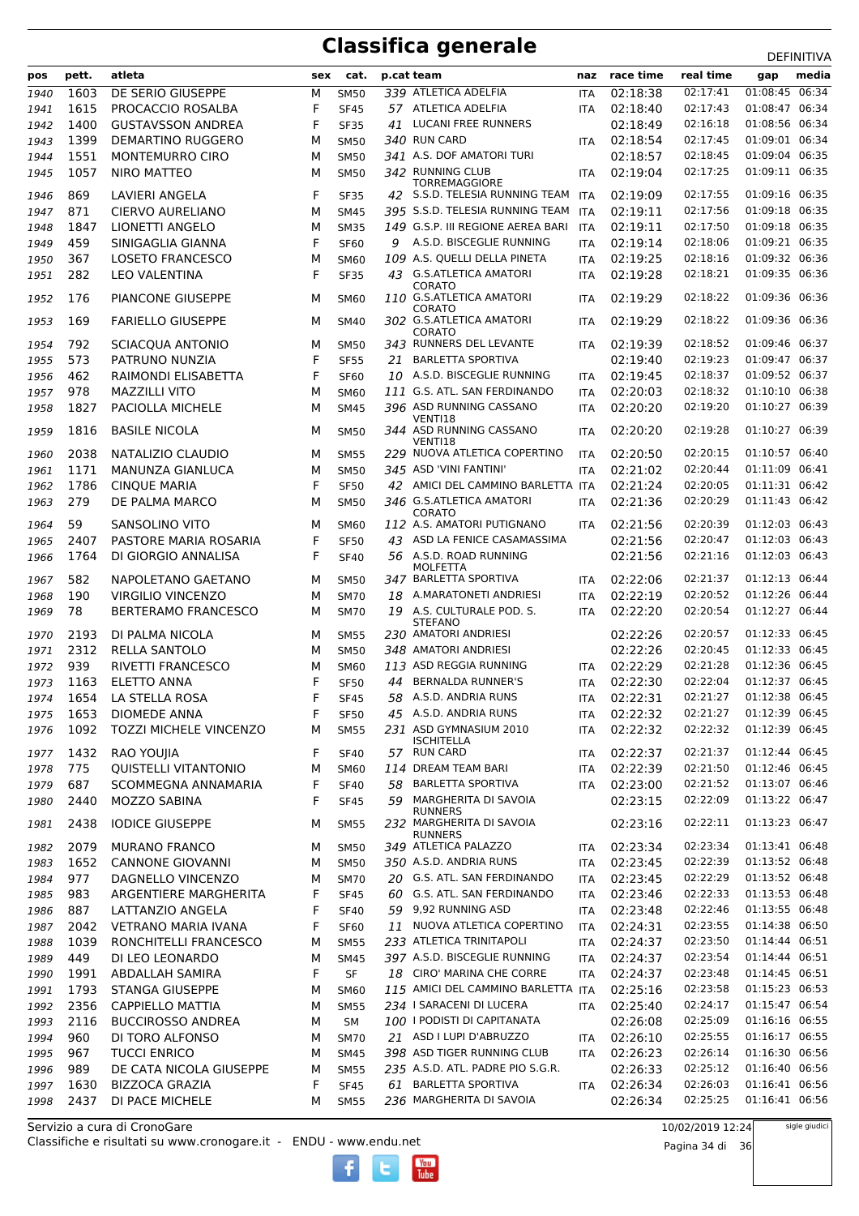# Classifica generale

DEFINITIVA

| pos | pett. | atleta | sex | cat. | p.cat | team | naz | race time | real time | gap | media |
|---|---|---|---|---|---|---|---|---|---|---|---|
| 1940 | 1603 | DE SERIO GIUSEPPE | M | SM50 | 339 | ATLETICA ADELFIA | ITA | 02:18:38 | 02:17:41 | 01:08:45 | 06:34 |
| 1941 | 1615 | PROCACCIO ROSALBA | F | SF45 | 57 | ATLETICA ADELFIA | ITA | 02:18:40 | 02:17:43 | 01:08:47 | 06:34 |
| 1942 | 1400 | GUSTAVSSON ANDREA | F | SF35 | 41 | LUCANI FREE RUNNERS | | 02:18:49 | 02:16:18 | 01:08:56 | 06:34 |
| 1943 | 1399 | DEMARTINO RUGGERO | M | SM50 | 340 | RUN CARD | ITA | 02:18:54 | 02:17:45 | 01:09:01 | 06:34 |
| 1944 | 1551 | MONTEMURRO CIRO | M | SM50 | 341 | A.S. DOF AMATORI TURI | | 02:18:57 | 02:18:45 | 01:09:04 | 06:35 |
| 1945 | 1057 | NIRO MATTEO | M | SM50 | 342 | RUNNING CLUB TORREMAGGIORE | ITA | 02:19:04 | 02:17:25 | 01:09:11 | 06:35 |
| 1946 | 869 | LAVIERI ANGELA | F | SF35 | 42 | S.S.D. TELESIA RUNNING TEAM | ITA | 02:19:09 | 02:17:55 | 01:09:16 | 06:35 |
| 1947 | 871 | CIERVO AURELIANO | M | SM45 | 395 | S.S.D. TELESIA RUNNING TEAM | ITA | 02:19:11 | 02:17:56 | 01:09:18 | 06:35 |
| 1948 | 1847 | LIONETTI ANGELO | M | SM35 | 149 | G.S.P. III REGIONE AEREA BARI | ITA | 02:19:11 | 02:17:50 | 01:09:18 | 06:35 |
| 1949 | 459 | SINIGAGLIA GIANNA | F | SF60 | 9 | A.S.D. BISCEGLIE RUNNING | ITA | 02:19:14 | 02:18:06 | 01:09:21 | 06:35 |
| 1950 | 367 | LOSETO FRANCESCO | M | SM60 | 109 | A.S. QUELLI DELLA PINETA | ITA | 02:19:25 | 02:18:16 | 01:09:32 | 06:36 |
| 1951 | 282 | LEO VALENTINA | F | SF35 | 43 | G.S.ATLETICA AMATORI CORATO | ITA | 02:19:28 | 02:18:21 | 01:09:35 | 06:36 |
| 1952 | 176 | PIANCONE GIUSEPPE | M | SM60 | 110 | G.S.ATLETICA AMATORI CORATO | ITA | 02:19:29 | 02:18:22 | 01:09:36 | 06:36 |
| 1953 | 169 | FARIELLO GIUSEPPE | M | SM40 | 302 | G.S.ATLETICA AMATORI CORATO | ITA | 02:19:29 | 02:18:22 | 01:09:36 | 06:36 |
| 1954 | 792 | SCIACQUA ANTONIO | M | SM50 | 343 | RUNNERS DEL LEVANTE | ITA | 02:19:39 | 02:18:52 | 01:09:46 | 06:37 |
| 1955 | 573 | PATRUNO NUNZIA | F | SF55 | 21 | BARLETTA SPORTIVA | | 02:19:40 | 02:19:23 | 01:09:47 | 06:37 |
| 1956 | 462 | RAIMONDI ELISABETTA | F | SF60 | 10 | A.S.D. BISCEGLIE RUNNING | ITA | 02:19:45 | 02:18:37 | 01:09:52 | 06:37 |
| 1957 | 978 | MAZZILLI VITO | M | SM60 | 111 | G.S. ATL. SAN FERDINANDO | ITA | 02:20:03 | 02:18:32 | 01:10:10 | 06:38 |
| 1958 | 1827 | PACIOLLA MICHELE | M | SM45 | 396 | ASD RUNNING CASSANO VENTI18 | ITA | 02:20:20 | 02:19:20 | 01:10:27 | 06:39 |
| 1959 | 1816 | BASILE NICOLA | M | SM50 | 344 | ASD RUNNING CASSANO VENTI18 | ITA | 02:20:20 | 02:19:28 | 01:10:27 | 06:39 |
| 1960 | 2038 | NATALIZIO CLAUDIO | M | SM55 | 229 | NUOVA ATLETICA COPERTINO | ITA | 02:20:50 | 02:20:15 | 01:10:57 | 06:40 |
| 1961 | 1171 | MANUNZA GIANLUCA | M | SM50 | 345 | ASD 'VINI FANTINI' | ITA | 02:21:02 | 02:20:44 | 01:11:09 | 06:41 |
| 1962 | 1786 | CINQUE MARIA | F | SF50 | 42 | AMICI DEL CAMMINO BARLETTA | ITA | 02:21:24 | 02:20:05 | 01:11:31 | 06:42 |
| 1963 | 279 | DE PALMA MARCO | M | SM50 | 346 | G.S.ATLETICA AMATORI CORATO | ITA | 02:21:36 | 02:20:29 | 01:11:43 | 06:42 |
| 1964 | 59 | SANSOLINO VITO | M | SM60 | 112 | A.S. AMATORI PUTIGNANO | ITA | 02:21:56 | 02:20:39 | 01:12:03 | 06:43 |
| 1965 | 2407 | PASTORE MARIA ROSARIA | F | SF50 | 43 | ASD LA FENICE CASAMASSIMA | | 02:21:56 | 02:20:47 | 01:12:03 | 06:43 |
| 1966 | 1764 | DI GIORGIO ANNALISA | F | SF40 | 56 | A.S.D. ROAD RUNNING MOLFETTA | | 02:21:56 | 02:21:16 | 01:12:03 | 06:43 |
| 1967 | 582 | NAPOLETANO GAETANO | M | SM50 | 347 | BARLETTA SPORTIVA | ITA | 02:22:06 | 02:21:37 | 01:12:13 | 06:44 |
| 1968 | 190 | VIRGILIO VINCENZO | M | SM70 | 18 | A.MARATONETI ANDRIESI | ITA | 02:22:19 | 02:20:52 | 01:12:26 | 06:44 |
| 1969 | 78 | BERTERAMO FRANCESCO | M | SM70 | 19 | A.S. CULTURALE POD. S. STEFANO | ITA | 02:22:20 | 02:20:54 | 01:12:27 | 06:44 |
| 1970 | 2193 | DI PALMA NICOLA | M | SM55 | 230 | AMATORI ANDRIESI | | 02:22:26 | 02:20:57 | 01:12:33 | 06:45 |
| 1971 | 2312 | RELLA SANTOLO | M | SM50 | 348 | AMATORI ANDRIESI | | 02:22:26 | 02:20:45 | 01:12:33 | 06:45 |
| 1972 | 939 | RIVETTI FRANCESCO | M | SM60 | 113 | ASD REGGIA RUNNING | ITA | 02:22:29 | 02:21:28 | 01:12:36 | 06:45 |
| 1973 | 1163 | ELETTO ANNA | F | SF50 | 44 | BERNALDA RUNNER'S | ITA | 02:22:30 | 02:22:04 | 01:12:37 | 06:45 |
| 1974 | 1654 | LA STELLA ROSA | F | SF45 | 58 | A.S.D. ANDRIA RUNS | ITA | 02:22:31 | 02:21:27 | 01:12:38 | 06:45 |
| 1975 | 1653 | DIOMEDE ANNA | F | SF50 | 45 | A.S.D. ANDRIA RUNS | ITA | 02:22:32 | 02:21:27 | 01:12:39 | 06:45 |
| 1976 | 1092 | TOZZI MICHELE VINCENZO | M | SM55 | 231 | ASD GYMNASIUM 2010 ISCHITELLA | ITA | 02:22:32 | 02:22:32 | 01:12:39 | 06:45 |
| 1977 | 1432 | RAO YOUJIA | F | SF40 | 57 | RUN CARD | ITA | 02:22:37 | 02:21:37 | 01:12:44 | 06:45 |
| 1978 | 775 | QUISTELLI VITANTONIO | M | SM60 | 114 | DREAM TEAM BARI | ITA | 02:22:39 | 02:21:50 | 01:12:46 | 06:45 |
| 1979 | 687 | SCOMMEGNA ANNAMARIA | F | SF40 | 58 | BARLETTA SPORTIVA | ITA | 02:23:00 | 02:21:52 | 01:13:07 | 06:46 |
| 1980 | 2440 | MOZZO SABINA | F | SF45 | 59 | MARGHERITA DI SAVOIA RUNNERS | | 02:23:15 | 02:22:09 | 01:13:22 | 06:47 |
| 1981 | 2438 | IODICE GIUSEPPE | M | SM55 | 232 | MARGHERITA DI SAVOIA RUNNERS | | 02:23:16 | 02:22:11 | 01:13:23 | 06:47 |
| 1982 | 2079 | MURANO FRANCO | M | SM50 | 349 | ATLETICA PALAZZO | ITA | 02:23:34 | 02:23:34 | 01:13:41 | 06:48 |
| 1983 | 1652 | CANNONE GIOVANNI | M | SM50 | 350 | A.S.D. ANDRIA RUNS | ITA | 02:23:45 | 02:22:39 | 01:13:52 | 06:48 |
| 1984 | 977 | DAGNELLO VINCENZO | M | SM70 | 20 | G.S. ATL. SAN FERDINANDO | ITA | 02:23:45 | 02:22:29 | 01:13:52 | 06:48 |
| 1985 | 983 | ARGENTIERE MARGHERITA | F | SF45 | 60 | G.S. ATL. SAN FERDINANDO | ITA | 02:23:46 | 02:22:33 | 01:13:53 | 06:48 |
| 1986 | 887 | LATTANZIO ANGELA | F | SF40 | 59 | 9,92 RUNNING ASD | ITA | 02:23:48 | 02:22:46 | 01:13:55 | 06:48 |
| 1987 | 2042 | VETRANO MARIA IVANA | F | SF60 | 11 | NUOVA ATLETICA COPERTINO | ITA | 02:24:31 | 02:23:55 | 01:14:38 | 06:50 |
| 1988 | 1039 | RONCHITELLI FRANCESCO | M | SM55 | 233 | ATLETICA TRINITAPOLI | ITA | 02:24:37 | 02:23:50 | 01:14:44 | 06:51 |
| 1989 | 449 | DI LEO LEONARDO | M | SM45 | 397 | A.S.D. BISCEGLIE RUNNING | ITA | 02:24:37 | 02:23:54 | 01:14:44 | 06:51 |
| 1990 | 1991 | ABDALLAH SAMIRA | F | SF | 18 | CIRO' MARINA CHE CORRE | ITA | 02:24:37 | 02:23:48 | 01:14:45 | 06:51 |
| 1991 | 1793 | STANGA GIUSEPPE | M | SM60 | 115 | AMICI DEL CAMMINO BARLETTA | ITA | 02:25:16 | 02:23:58 | 01:15:23 | 06:53 |
| 1992 | 2356 | CAPPIELLO MATTIA | M | SM55 | 234 | I SARACENI DI LUCERA | ITA | 02:25:40 | 02:24:17 | 01:15:47 | 06:54 |
| 1993 | 2116 | BUCCIROSSO ANDREA | M | SM | 100 | I PODISTI DI CAPITANATA | | 02:26:08 | 02:25:09 | 01:16:16 | 06:55 |
| 1994 | 960 | DI TORO ALFONSO | M | SM70 | 21 | ASD I LUPI D'ABRUZZO | ITA | 02:26:10 | 02:25:55 | 01:16:17 | 06:55 |
| 1995 | 967 | TUCCI ENRICO | M | SM45 | 398 | ASD TIGER RUNNING CLUB | ITA | 02:26:23 | 02:26:14 | 01:16:30 | 06:56 |
| 1996 | 989 | DE CATA NICOLA GIUSEPPE | M | SM55 | 235 | A.S.D. ATL. PADRE PIO S.G.R. | | 02:26:33 | 02:25:12 | 01:16:40 | 06:56 |
| 1997 | 1630 | BIZZOCA GRAZIA | F | SF45 | 61 | BARLETTA SPORTIVA | ITA | 02:26:34 | 02:26:03 | 01:16:41 | 06:56 |
| 1998 | 2437 | DI PACE MICHELE | M | SM55 | 236 | MARGHERITA DI SAVOIA | | 02:26:34 | 02:25:25 | 01:16:41 | 06:56 |

Servizio a cura di CronoGare
Classifiche e risultati su www.cronogare.it - ENDU - www.endu.net

10/02/2019 12:24

sigle giudici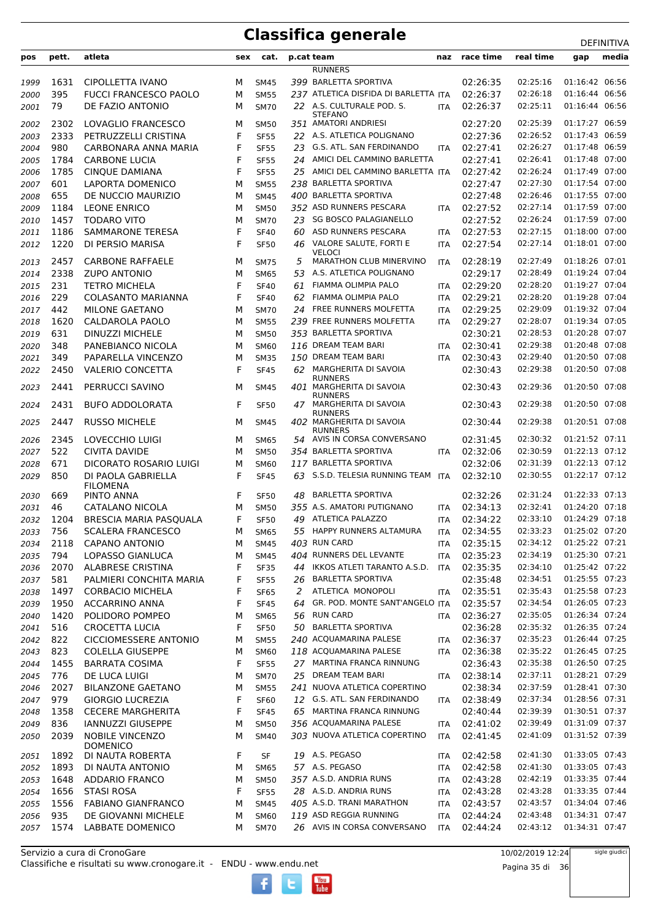# Classifica generale

DEFINITIVA

| pos | pett. | atleta | sex | cat. | p.cat | team | naz | race time | real time | gap | media |
|---|---|---|---|---|---|---|---|---|---|---|---|
| | | | | | | RUNNERS | | | | | |
| 1999 | 1631 | CIPOLLETTA IVANO | M | SM45 | 399 | BARLETTA SPORTIVA | | 02:26:35 | 02:25:16 | 01:16:42 | 06:56 |
| 2000 | 395 | FUCCI FRANCESCO PAOLO | M | SM55 | 237 | ATLETICA DISFIDA DI BARLETTA | ITA | 02:26:37 | 02:26:18 | 01:16:44 | 06:56 |
| 2001 | 79 | DE FAZIO ANTONIO | M | SM70 | 22 | A.S. CULTURALE POD. S. STEFANO | ITA | 02:26:37 | 02:25:11 | 01:16:44 | 06:56 |
| 2002 | 2302 | LOVAGLIO FRANCESCO | M | SM50 | 351 | AMATORI ANDRIESI | | 02:27:20 | 02:25:39 | 01:17:27 | 06:59 |
| 2003 | 2333 | PETRUZZELLI CRISTINA | F | SF55 | 22 | A.S. ATLETICA POLIGNANO | | 02:27:36 | 02:26:52 | 01:17:43 | 06:59 |
| 2004 | 980 | CARBONARA ANNA MARIA | F | SF55 | 23 | G.S. ATL. SAN FERDINANDO | ITA | 02:27:41 | 02:26:27 | 01:17:48 | 06:59 |
| 2005 | 1784 | CARBONE LUCIA | F | SF55 | 24 | AMICI DEL CAMMINO BARLETTA | | 02:27:41 | 02:26:41 | 01:17:48 | 07:00 |
| 2006 | 1785 | CINQUE DAMIANA | F | SF55 | 25 | AMICI DEL CAMMINO BARLETTA | ITA | 02:27:42 | 02:26:24 | 01:17:49 | 07:00 |
| 2007 | 601 | LAPORTA DOMENICO | M | SM55 | 238 | BARLETTA SPORTIVA | | 02:27:47 | 02:27:30 | 01:17:54 | 07:00 |
| 2008 | 655 | DE NUCCIO MAURIZIO | M | SM45 | 400 | BARLETTA SPORTIVA | | 02:27:48 | 02:26:46 | 01:17:55 | 07:00 |
| 2009 | 1184 | LEONE ENRICO | M | SM50 | 352 | ASD RUNNERS PESCARA | ITA | 02:27:52 | 02:27:14 | 01:17:59 | 07:00 |
| 2010 | 1457 | TODARO VITO | M | SM70 | 23 | SG BOSCO PALAGIANELLO | | 02:27:52 | 02:26:24 | 01:17:59 | 07:00 |
| 2011 | 1186 | SAMMARONE TERESA | F | SF40 | 60 | ASD RUNNERS PESCARA | ITA | 02:27:53 | 02:27:15 | 01:18:00 | 07:00 |
| 2012 | 1220 | DI PERSIO MARISA | F | SF50 | 46 | VALORE SALUTE, FORTI E VELOCI | ITA | 02:27:54 | 02:27:14 | 01:18:01 | 07:00 |
| 2013 | 2457 | CARBONE RAFFAELE | M | SM75 | 5 | MARATHON CLUB MINERVINO | ITA | 02:28:19 | 02:27:49 | 01:18:26 | 07:01 |
| 2014 | 2338 | ZUPO ANTONIO | M | SM65 | 53 | A.S. ATLETICA POLIGNANO | | 02:29:17 | 02:28:49 | 01:19:24 | 07:04 |
| 2015 | 231 | TETRO MICHELA | F | SF40 | 61 | FIAMMA OLIMPIA PALO | ITA | 02:29:20 | 02:28:20 | 01:19:27 | 07:04 |
| 2016 | 229 | COLASANTO MARIANNA | F | SF40 | 62 | FIAMMA OLIMPIA PALO | ITA | 02:29:21 | 02:28:20 | 01:19:28 | 07:04 |
| 2017 | 442 | MILONE GAETANO | M | SM70 | 24 | FREE RUNNERS MOLFETTA | ITA | 02:29:25 | 02:29:09 | 01:19:32 | 07:04 |
| 2018 | 1620 | CALDAROLA PAOLO | M | SM55 | 239 | FREE RUNNERS MOLFETTA | ITA | 02:29:27 | 02:28:07 | 01:19:34 | 07:05 |
| 2019 | 631 | DINUZZI MICHELE | M | SM50 | 353 | BARLETTA SPORTIVA | | 02:30:21 | 02:28:53 | 01:20:28 | 07:07 |
| 2020 | 348 | PANEBIANCO NICOLA | M | SM60 | 116 | DREAM TEAM BARI | ITA | 02:30:41 | 02:29:38 | 01:20:48 | 07:08 |
| 2021 | 349 | PAPARELLA VINCENZO | M | SM35 | 150 | DREAM TEAM BARI | ITA | 02:30:43 | 02:29:40 | 01:20:50 | 07:08 |
| 2022 | 2450 | VALERIO CONCETTA | F | SF45 | 62 | MARGHERITA DI SAVOIA RUNNERS | | 02:30:43 | 02:29:38 | 01:20:50 | 07:08 |
| 2023 | 2441 | PERRUCCI SAVINO | M | SM45 | 401 | MARGHERITA DI SAVOIA RUNNERS | | 02:30:43 | 02:29:36 | 01:20:50 | 07:08 |
| 2024 | 2431 | BUFO ADDOLORATA | F | SF50 | 47 | MARGHERITA DI SAVOIA RUNNERS | | 02:30:43 | 02:29:38 | 01:20:50 | 07:08 |
| 2025 | 2447 | RUSSO MICHELE | M | SM45 | 402 | MARGHERITA DI SAVOIA RUNNERS | | 02:30:44 | 02:29:38 | 01:20:51 | 07:08 |
| 2026 | 2345 | LOVECCHIO LUIGI | M | SM65 | 54 | AVIS IN CORSA CONVERSANO | | 02:31:45 | 02:30:32 | 01:21:52 | 07:11 |
| 2027 | 522 | CIVITA DAVIDE | M | SM50 | 354 | BARLETTA SPORTIVA | ITA | 02:32:06 | 02:30:59 | 01:22:13 | 07:12 |
| 2028 | 671 | DICORATO ROSARIO LUIGI | M | SM60 | 117 | BARLETTA SPORTIVA | | 02:32:06 | 02:31:39 | 01:22:13 | 07:12 |
| 2029 | 850 | DI PAOLA GABRIELLA FILOMENA | F | SF45 | 63 | S.S.D. TELESIA RUNNING TEAM | ITA | 02:32:10 | 02:30:55 | 01:22:17 | 07:12 |
| 2030 | 669 | PINTO ANNA | F | SF50 | 48 | BARLETTA SPORTIVA | | 02:32:26 | 02:31:24 | 01:22:33 | 07:13 |
| 2031 | 46 | CATALANO NICOLA | M | SM50 | 355 | A.S. AMATORI PUTIGNANO | ITA | 02:34:13 | 02:32:41 | 01:24:20 | 07:18 |
| 2032 | 1204 | BRESCIA MARIA PASQUALA | F | SF50 | 49 | ATLETICA PALAZZO | ITA | 02:34:22 | 02:33:10 | 01:24:29 | 07:18 |
| 2033 | 756 | SCALERA FRANCESCO | M | SM65 | 55 | HAPPY RUNNERS ALTAMURA | ITA | 02:34:55 | 02:33:23 | 01:25:02 | 07:20 |
| 2034 | 2118 | CAPANO ANTONIO | M | SM45 | 403 | RUN CARD | ITA | 02:35:15 | 02:34:12 | 01:25:22 | 07:21 |
| 2035 | 794 | LOPASSO GIANLUCA | M | SM45 | 404 | RUNNERS DEL LEVANTE | ITA | 02:35:23 | 02:34:19 | 01:25:30 | 07:21 |
| 2036 | 2070 | ALABRESE CRISTINA | F | SF35 | 44 | IKKOS ATLETI TARANTO A.S.D. | ITA | 02:35:35 | 02:34:10 | 01:25:42 | 07:22 |
| 2037 | 581 | PALMIERI CONCHITA MARIA | F | SF55 | 26 | BARLETTA SPORTIVA | | 02:35:48 | 02:34:51 | 01:25:55 | 07:23 |
| 2038 | 1497 | CORBACIO MICHELA | F | SF65 | 2 | ATLETICA MONOPOLI | ITA | 02:35:51 | 02:35:43 | 01:25:58 | 07:23 |
| 2039 | 1950 | ACCARRINO ANNA | F | SF45 | 64 | GR. POD. MONTE SANT'ANGELO | ITA | 02:35:57 | 02:34:54 | 01:26:05 | 07:23 |
| 2040 | 1420 | POLIDORO POMPEO | M | SM65 | 56 | RUN CARD | ITA | 02:36:27 | 02:35:05 | 01:26:34 | 07:24 |
| 2041 | 516 | CROCETTA LUCIA | F | SF50 | 50 | BARLETTA SPORTIVA | | 02:36:28 | 02:35:32 | 01:26:35 | 07:24 |
| 2042 | 822 | CICCIOMESSERE ANTONIO | M | SM55 | 240 | ACQUAMARINA PALESE | ITA | 02:36:37 | 02:35:23 | 01:26:44 | 07:25 |
| 2043 | 823 | COLELLA GIUSEPPE | M | SM60 | 118 | ACQUAMARINA PALESE | ITA | 02:36:38 | 02:35:22 | 01:26:45 | 07:25 |
| 2044 | 1455 | BARRATA COSIMA | F | SF55 | 27 | MARTINA FRANCA RINNUNG | | 02:36:43 | 02:35:38 | 01:26:50 | 07:25 |
| 2045 | 776 | DE LUCA LUIGI | M | SM70 | 25 | DREAM TEAM BARI | ITA | 02:38:14 | 02:37:11 | 01:28:21 | 07:29 |
| 2046 | 2027 | BILANZONE GAETANO | M | SM55 | 241 | NUOVA ATLETICA COPERTINO | | 02:38:34 | 02:37:59 | 01:28:41 | 07:30 |
| 2047 | 979 | GIORGIO LUCREZIA | F | SF60 | 12 | G.S. ATL. SAN FERDINANDO | ITA | 02:38:49 | 02:37:34 | 01:28:56 | 07:31 |
| 2048 | 1358 | CECERE MARGHERITA | F | SF45 | 65 | MARTINA FRANCA RINNUNG | | 02:40:44 | 02:39:39 | 01:30:51 | 07:37 |
| 2049 | 836 | IANNUZZI GIUSEPPE | M | SM50 | 356 | ACQUAMARINA PALESE | ITA | 02:41:02 | 02:39:49 | 01:31:09 | 07:37 |
| 2050 | 2039 | NOBILE VINCENZO DOMENICO | M | SM40 | 303 | NUOVA ATLETICA COPERTINO | ITA | 02:41:45 | 02:41:09 | 01:31:52 | 07:39 |
| 2051 | 1892 | DI NAUTA ROBERTA | F | SF | 19 | A.S. PEGASO | ITA | 02:42:58 | 02:41:30 | 01:33:05 | 07:43 |
| 2052 | 1893 | DI NAUTA ANTONIO | M | SM65 | 57 | A.S. PEGASO | ITA | 02:42:58 | 02:41:30 | 01:33:05 | 07:43 |
| 2053 | 1648 | ADDARIO FRANCO | M | SM50 | 357 | A.S.D. ANDRIA RUNS | ITA | 02:43:28 | 02:42:19 | 01:33:35 | 07:44 |
| 2054 | 1656 | STASI ROSA | F | SF55 | 28 | A.S.D. ANDRIA RUNS | ITA | 02:43:28 | 02:43:28 | 01:33:35 | 07:44 |
| 2055 | 1556 | FABIANO GIANFRANCO | M | SM45 | 405 | A.S.D. TRANI MARATHON | ITA | 02:43:57 | 02:43:57 | 01:34:04 | 07:46 |
| 2056 | 935 | DE GIOVANNI MICHELE | M | SM60 | 119 | ASD REGGIA RUNNING | ITA | 02:44:24 | 02:43:48 | 01:34:31 | 07:47 |
| 2057 | 1574 | LABBATE DOMENICO | M | SM70 | 26 | AVIS IN CORSA CONVERSANO | ITA | 02:44:24 | 02:43:12 | 01:34:31 | 07:47 |

Servizio a cura di CronoGare
Classifiche e risultati su www.cronogare.it - ENDU - www.endu.net

10/02/2019 12:24

sigle giudici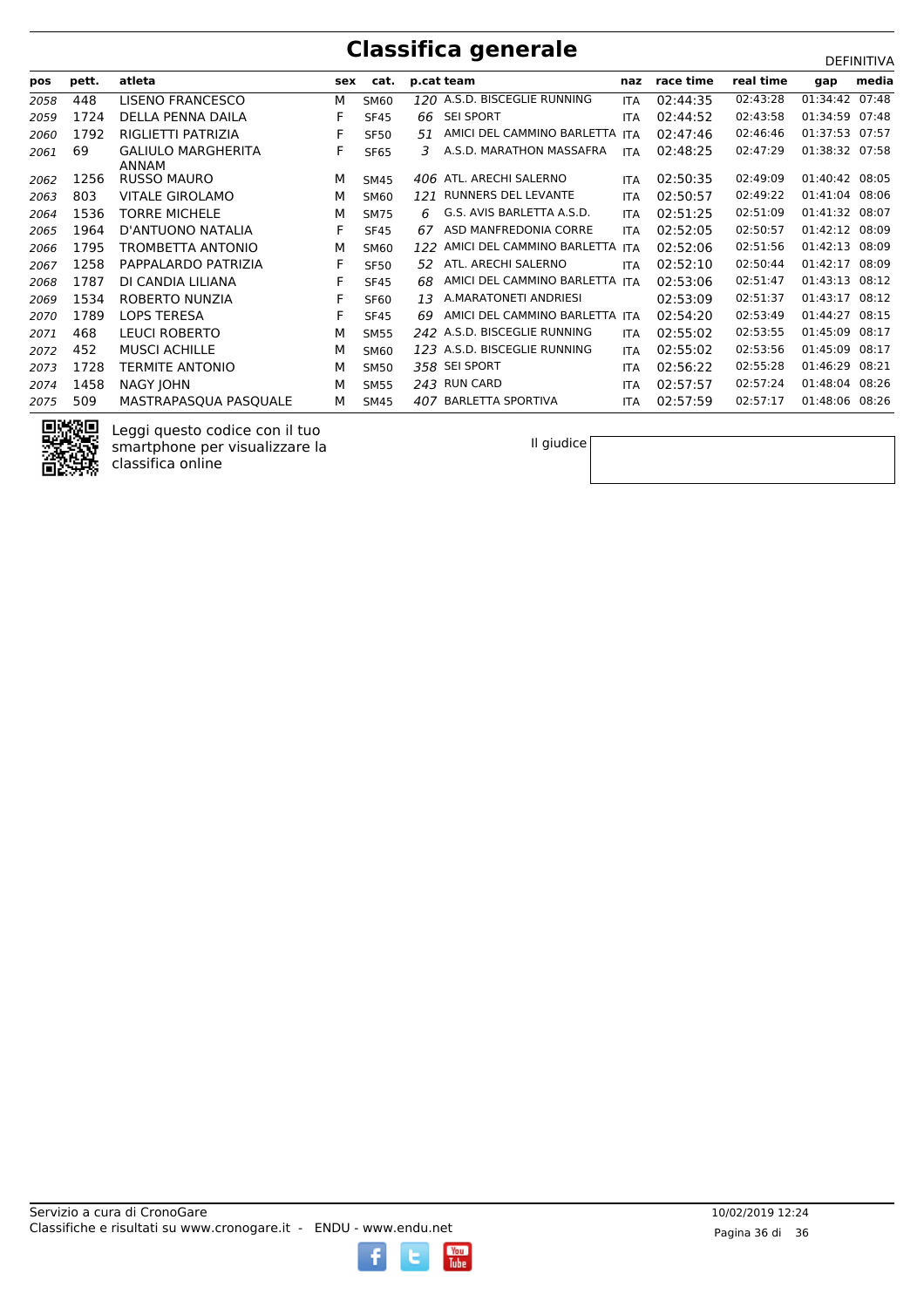# Classifica generale

DEFINITIVA

| pos | pett. | atleta | sex | cat. | p.cat | team | naz | race time | real time | gap | media |
|---|---|---|---|---|---|---|---|---|---|---|---|
| 2058 | 448 | LISENO FRANCESCO | M | SM60 | 120 | A.S.D. BISCEGLIE RUNNING | ITA | 02:44:35 | 02:43:28 | 01:34:42 | 07:48 |
| 2059 | 1724 | DELLA PENNA DAILA | F | SF45 | 66 | SEI SPORT | ITA | 02:44:52 | 02:43:58 | 01:34:59 | 07:48 |
| 2060 | 1792 | RIGLIETTI PATRIZIA | F | SF50 | 51 | AMICI DEL CAMMINO BARLETTA | ITA | 02:47:46 | 02:46:46 | 01:37:53 | 07:57 |
| 2061 | 69 | GALIULO MARGHERITA ANNAM | F | SF65 | 3 | A.S.D. MARATHON MASSAFRA | ITA | 02:48:25 | 02:47:29 | 01:38:32 | 07:58 |
| 2062 | 1256 | RUSSO MAURO | M | SM45 | 406 | ATL. ARECHI SALERNO | ITA | 02:50:35 | 02:49:09 | 01:40:42 | 08:05 |
| 2063 | 803 | VITALE GIROLAMO | M | SM60 | 121 | RUNNERS DEL LEVANTE | ITA | 02:50:57 | 02:49:22 | 01:41:04 | 08:06 |
| 2064 | 1536 | TORRE MICHELE | M | SM75 | 6 | G.S. AVIS BARLETTA A.S.D. | ITA | 02:51:25 | 02:51:09 | 01:41:32 | 08:07 |
| 2065 | 1964 | D'ANTUONO NATALIA | F | SF45 | 67 | ASD MANFREDONIA CORRE | ITA | 02:52:05 | 02:50:57 | 01:42:12 | 08:09 |
| 2066 | 1795 | TROMBETTA ANTONIO | M | SM60 | 122 | AMICI DEL CAMMINO BARLETTA | ITA | 02:52:06 | 02:51:56 | 01:42:13 | 08:09 |
| 2067 | 1258 | PAPPALARDO PATRIZIA | F | SF50 | 52 | ATL. ARECHI SALERNO | ITA | 02:52:10 | 02:50:44 | 01:42:17 | 08:09 |
| 2068 | 1787 | DI CANDIA LILIANA | F | SF45 | 68 | AMICI DEL CAMMINO BARLETTA | ITA | 02:53:06 | 02:51:47 | 01:43:13 | 08:12 |
| 2069 | 1534 | ROBERTO NUNZIA | F | SF60 | 13 | A.MARATONETI ANDRIESI | | 02:53:09 | 02:51:37 | 01:43:17 | 08:12 |
| 2070 | 1789 | LOPS TERESA | F | SF45 | 69 | AMICI DEL CAMMINO BARLETTA | ITA | 02:54:20 | 02:53:49 | 01:44:27 | 08:15 |
| 2071 | 468 | LEUCI ROBERTO | M | SM55 | 242 | A.S.D. BISCEGLIE RUNNING | ITA | 02:55:02 | 02:53:55 | 01:45:09 | 08:17 |
| 2072 | 452 | MUSCI ACHILLE | M | SM60 | 123 | A.S.D. BISCEGLIE RUNNING | ITA | 02:55:02 | 02:53:56 | 01:45:09 | 08:17 |
| 2073 | 1728 | TERMITE ANTONIO | M | SM50 | 358 | SEI SPORT | ITA | 02:56:22 | 02:55:28 | 01:46:29 | 08:21 |
| 2074 | 1458 | NAGY JOHN | M | SM55 | 243 | RUN CARD | ITA | 02:57:57 | 02:57:24 | 01:48:04 | 08:26 |
| 2075 | 509 | MASTRAPASQUA PASQUALE | M | SM45 | 407 | BARLETTA SPORTIVA | ITA | 02:57:59 | 02:57:17 | 01:48:06 | 08:26 |

Leggi questo codice con il tuo smartphone per visualizzare la classifica online

Il giudice

Servizio a cura di CronoGare
Classifiche e risultati su www.cronogare.it - ENDU - www.endu.net

10/02/2019 12:24